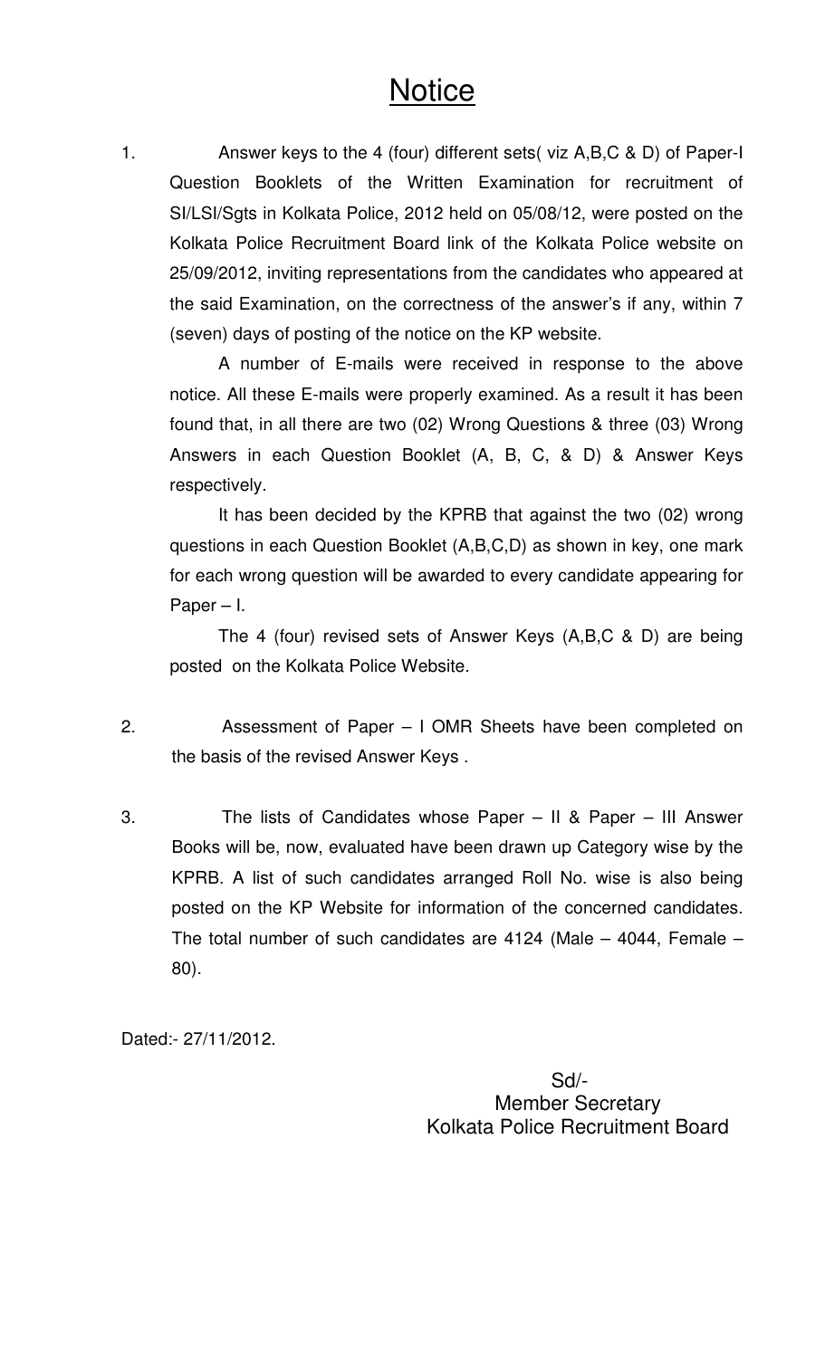# Notice

1. Answer keys to the 4 (four) different sets( viz A,B,C & D) of Paper-I Question Booklets of the Written Examination for recruitment of SI/LSI/Sgts in Kolkata Police, 2012 held on 05/08/12, were posted on the Kolkata Police Recruitment Board link of the Kolkata Police website on 25/09/2012, inviting representations from the candidates who appeared at the said Examination, on the correctness of the answer's if any, within 7 (seven) days of posting of the notice on the KP website.

   A number of E-mails were received in response to the above notice. All these E-mails were properly examined. As a result it has been found that, in all there are two (02) Wrong Questions & three (03) Wrong Answers in each Question Booklet (A, B, C, & D) & Answer Keys respectively.

   It has been decided by the KPRB that against the two (02) wrong questions in each Question Booklet (A,B,C,D) as shown in key, one mark for each wrong question will be awarded to every candidate appearing for Paper – I.

   The 4 (four) revised sets of Answer Keys (A,B,C & D) are being posted on the Kolkata Police Website.

2. Assessment of Paper – I OMR Sheets have been completed on the basis of the revised Answer Keys .

3. The lists of Candidates whose Paper – II & Paper – III Answer Books will be, now, evaluated have been drawn up Category wise by the KPRB. A list of such candidates arranged Roll No. wise is also being posted on the KP Website for information of the concerned candidates. The total number of such candidates are 4124 (Male – 4044, Female – 80).

Dated:- 27/11/2012.

Sd/-
Member Secretary
Kolkata Police Recruitment Board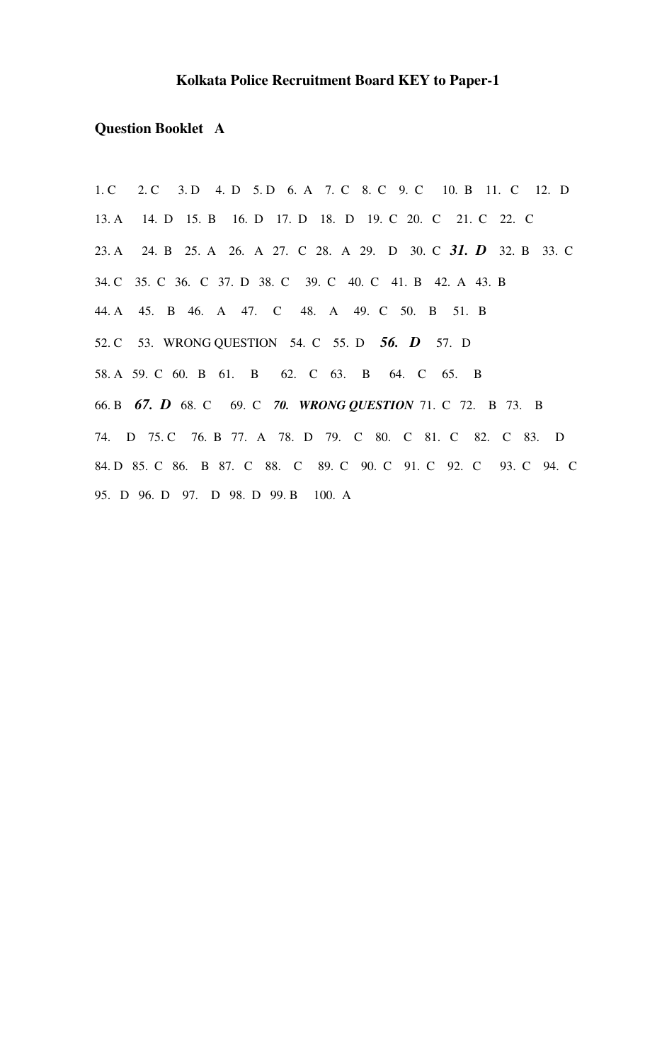**Kolkata Police Recruitment Board KEY to Paper-1**

**Question Booklet A**

1. C 2. C 3. D 4. D 5. D 6. A 7. C 8. C 9. C 10. B 11. C 12. D

13. A 14. D 15. B 16. D 17. D 18. D 19. C 20. C 21. C 22. C

23. A 24. B 25. A 26. A 27. C 28. A 29. D 30. C ***31. D*** 32. B 33. C

34. C 35. C 36. C 37. D 38. C 39. C 40. C 41. B 42. A 43. B

44. A 45. B 46. A 47. C 48. A 49. C 50. B 51. B

52. C 53. WRONG QUESTION 54. C 55. D ***56. D*** 57. D

58. A 59. C 60. B 61. B 62. C 63. B 64. C 65. B

66. B ***67. D*** 68. C 69. C ***70. WRONG QUESTION*** 71. C 72. B 73. B

74. D 75. C 76. B 77. A 78. D 79. C 80. C 81. C 82. C 83. D

84. D 85. C 86. B 87. C 88. C 89. C 90. C 91. C 92. C 93. C 94. C

95. D 96. D 97. D 98. D 99. B 100. A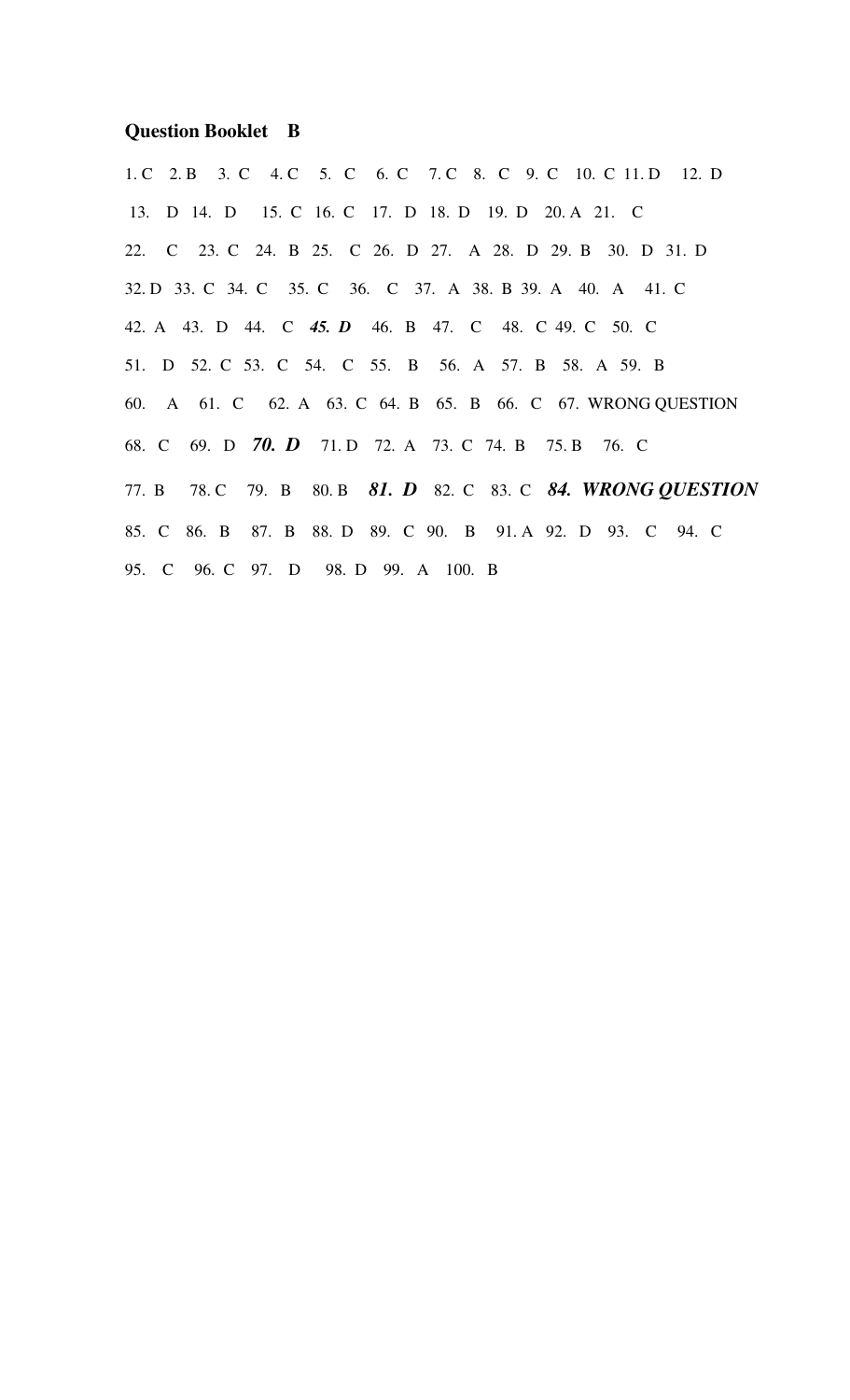**Question Booklet B**

1. C 2. B 3. C 4. C 5. C 6. C 7. C 8. C 9. C 10. C 11. D 12. D

13. D 14. D 15. C 16. C 17. D 18. D 19. D 20. A 21. C

22. C 23. C 24. B 25. C 26. D 27. A 28. D 29. B 30. D 31. D

32. D 33. C 34. C 35. C 36. C 37. A 38. B 39. A 40. A 41. C

42. A 43. D 44. C ***45. D*** 46. B 47. C 48. C 49. C 50. C

51. D 52. C 53. C 54. C 55. B 56. A 57. B 58. A 59. B

60. A 61. C 62. A 63. C 64. B 65. B 66. C 67. WRONG QUESTION

68. C 69. D ***70. D*** 71. D 72. A 73. C 74. B 75. B 76. C

77. B 78. C 79. B 80. B ***81. D*** 82. C 83. C ***84. WRONG QUESTION***

85. C 86. B 87. B 88. D 89. C 90. B 91. A 92. D 93. C 94. C

95. C 96. C 97. D 98. D 99. A 100. B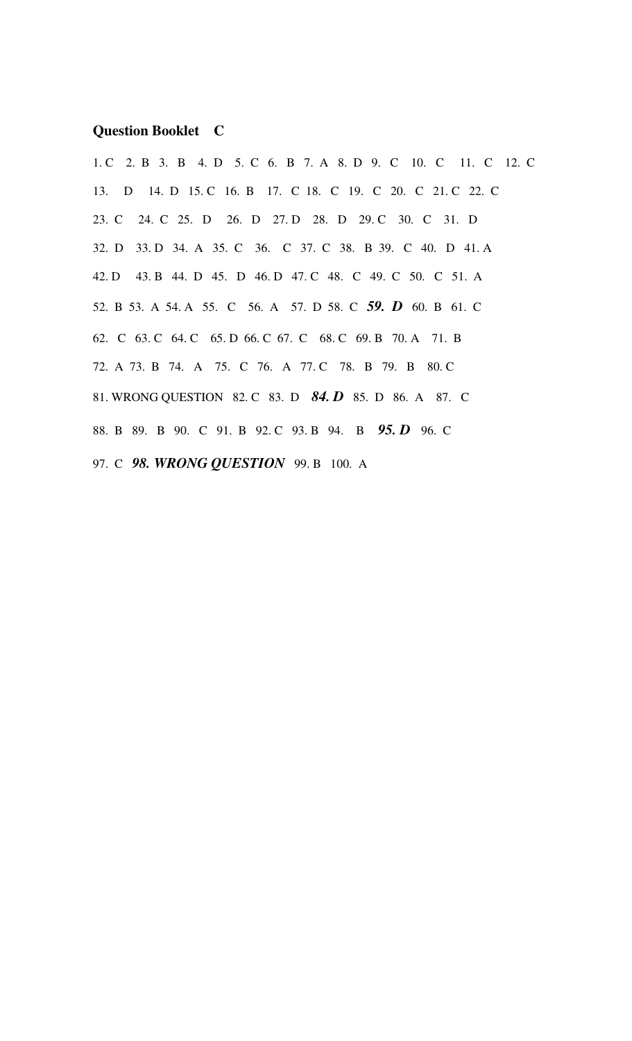**Question Booklet C**

1. C 2. B 3. B 4. D 5. C 6. B 7. A 8. D 9. C 10. C 11. C 12. C

13. D 14. D 15. C 16. B 17. C 18. C 19. C 20. C 21. C 22. C

23. C 24. C 25. D 26. D 27. D 28. D 29. C 30. C 31. D

32. D 33. D 34. A 35. C 36. C 37. C 38. B 39. C 40. D 41. A

42. D 43. B 44. D 45. D 46. D 47. C 48. C 49. C 50. C 51. A

52. B 53. A 54. A 55. C 56. A 57. D 58. C ***59. D*** 60. B 61. C

62. C 63. C 64. C 65. D 66. C 67. C 68. C 69. B 70. A 71. B

72. A 73. B 74. A 75. C 76. A 77. C 78. B 79. B 80. C

81. WRONG QUESTION 82. C 83. D ***84. D*** 85. D 86. A 87. C

88. B 89. B 90. C 91. B 92. C 93. B 94. B ***95. D*** 96. C

97. C ***98. WRONG QUESTION*** 99. B 100. A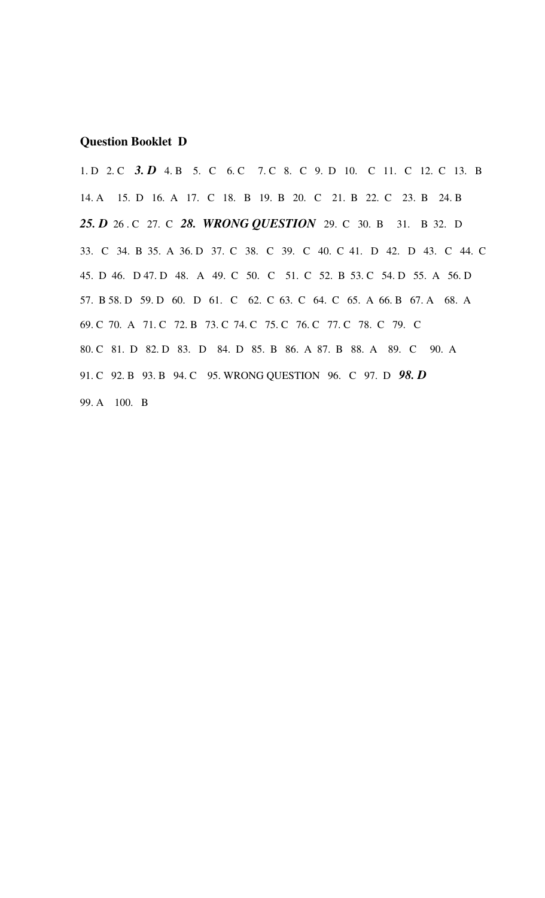**Question Booklet D**

1. D 2. C ***3. D*** 4. B 5. C 6. C 7. C 8. C 9. D 10. C 11. C 12. C 13. B

14. A 15. D 16. A 17. C 18. B 19. B 20. C 21. B 22. C 23. B 24. B

***25. D*** 26 . C 27. C ***28. WRONG QUESTION*** 29. C 30. B 31. B 32. D

33. C 34. B 35. A 36. D 37. C 38. C 39. C 40. C 41. D 42. D 43. C 44. C

45. D 46. D 47. D 48. A 49. C 50. C 51. C 52. B 53. C 54. D 55. A 56. D

57. B 58. D 59. D 60. D 61. C 62. C 63. C 64. C 65. A 66. B 67. A 68. A

69. C 70. A 71. C 72. B 73. C 74. C 75. C 76. C 77. C 78. C 79. C

80. C 81. D 82. D 83. D 84. D 85. B 86. A 87. B 88. A 89. C 90. A

91. C 92. B 93. B 94. C 95. WRONG QUESTION 96. C 97. D ***98. D***

99. A 100. B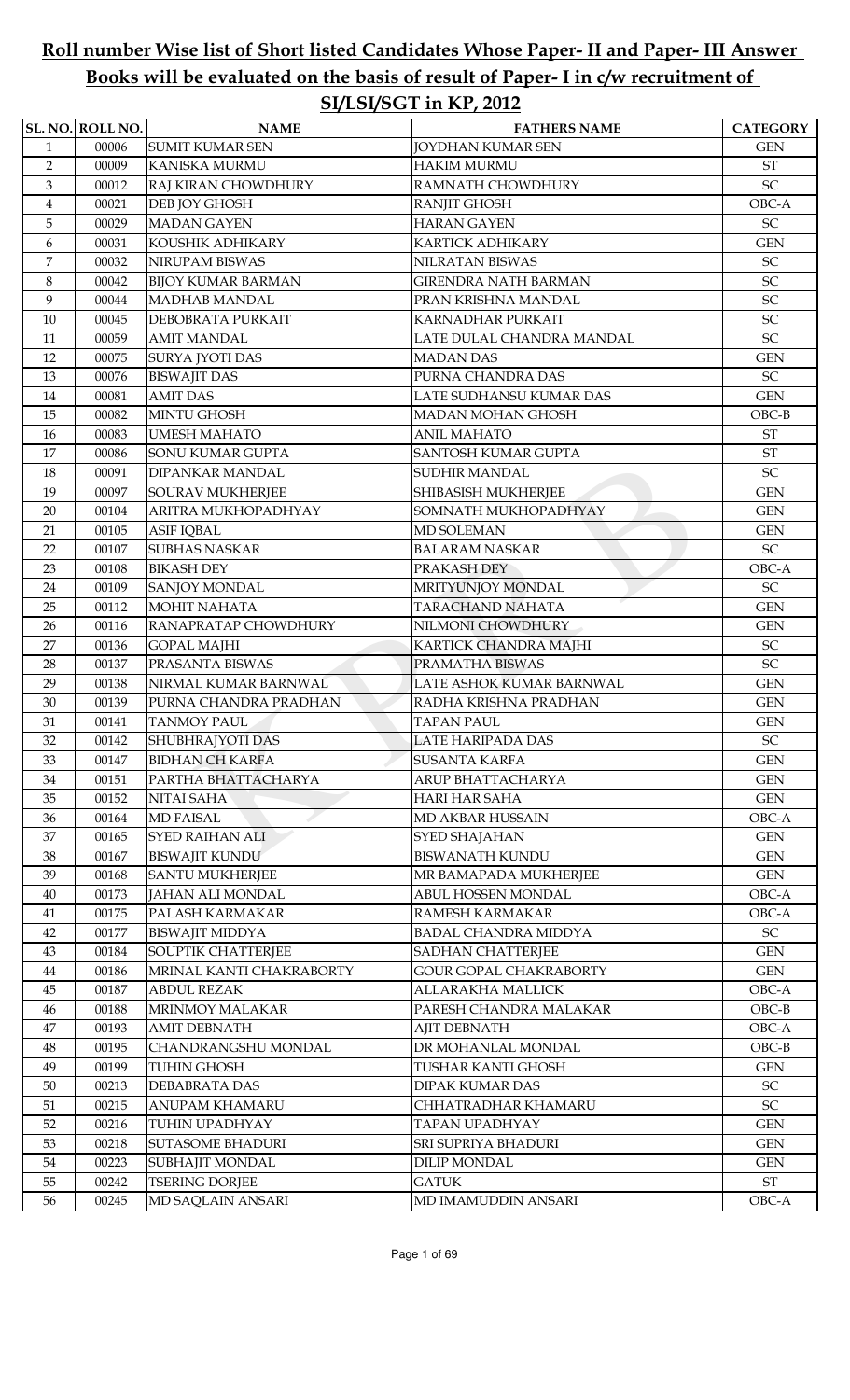# Roll number Wise list of Short listed Candidates Whose Paper- II and Paper- III Answer Books will be evaluated on the basis of result of Paper- I in c/w recruitment of SI/LSI/SGT in KP, 2012

| SL. NO. | ROLL NO. | NAME | FATHERS NAME | CATEGORY |
|---|---|---|---|---|
| 1 | 00006 | SUMIT KUMAR SEN | JOYDHAN KUMAR SEN | GEN |
| 2 | 00009 | KANISKA MURMU | HAKIM MURMU | ST |
| 3 | 00012 | RAJ KIRAN CHOWDHURY | RAMNATH CHOWDHURY | SC |
| 4 | 00021 | DEB JOY GHOSH | RANJIT GHOSH | OBC-A |
| 5 | 00029 | MADAN GAYEN | HARAN GAYEN | SC |
| 6 | 00031 | KOUSHIK ADHIKARY | KARTICK ADHIKARY | GEN |
| 7 | 00032 | NIRUPAM BISWAS | NILRATAN BISWAS | SC |
| 8 | 00042 | BIJOY KUMAR BARMAN | GIRENDRA NATH BARMAN | SC |
| 9 | 00044 | MADHAB MANDAL | PRAN KRISHNA MANDAL | SC |
| 10 | 00045 | DEBOBRATA PURKAIT | KARNADHAR PURKAIT | SC |
| 11 | 00059 | AMIT MANDAL | LATE DULAL CHANDRA MANDAL | SC |
| 12 | 00075 | SURYA JYOTI DAS | MADAN DAS | GEN |
| 13 | 00076 | BISWAJIT DAS | PURNA CHANDRA DAS | SC |
| 14 | 00081 | AMIT DAS | LATE SUDHANSU KUMAR DAS | GEN |
| 15 | 00082 | MINTU GHOSH | MADAN MOHAN GHOSH | OBC-B |
| 16 | 00083 | UMESH MAHATO | ANIL MAHATO | ST |
| 17 | 00086 | SONU KUMAR GUPTA | SANTOSH KUMAR GUPTA | ST |
| 18 | 00091 | DIPANKAR MANDAL | SUDHIR MANDAL | SC |
| 19 | 00097 | SOURAV MUKHERJEE | SHIBASISH MUKHERJEE | GEN |
| 20 | 00104 | ARITRA MUKHOPADHYAY | SOMNATH MUKHOPADHYAY | GEN |
| 21 | 00105 | ASIF IQBAL | MD SOLEMAN | GEN |
| 22 | 00107 | SUBHAS NASKAR | BALARAM NASKAR | SC |
| 23 | 00108 | BIKASH DEY | PRAKASH DEY | OBC-A |
| 24 | 00109 | SANJOY MONDAL | MRITYUNJOY MONDAL | SC |
| 25 | 00112 | MOHIT NAHATA | TARACHAND NAHATA | GEN |
| 26 | 00116 | RANAPRATAP CHOWDHURY | NILMONI CHOWDHURY | GEN |
| 27 | 00136 | GOPAL MAJHI | KARTICK CHANDRA MAJHI | SC |
| 28 | 00137 | PRASANTA BISWAS | PRAMATHA BISWAS | SC |
| 29 | 00138 | NIRMAL KUMAR BARNWAL | LATE ASHOK KUMAR BARNWAL | GEN |
| 30 | 00139 | PURNA CHANDRA PRADHAN | RADHA KRISHNA PRADHAN | GEN |
| 31 | 00141 | TANMOY PAUL | TAPAN PAUL | GEN |
| 32 | 00142 | SHUBHRAJYOTI DAS | LATE HARIPADA DAS | SC |
| 33 | 00147 | BIDHAN CH KARFA | SUSANTA KARFA | GEN |
| 34 | 00151 | PARTHA BHATTACHARYA | ARUP BHATTACHARYA | GEN |
| 35 | 00152 | NITAI SAHA | HARI HAR SAHA | GEN |
| 36 | 00164 | MD FAISAL | MD AKBAR HUSSAIN | OBC-A |
| 37 | 00165 | SYED RAIHAN ALI | SYED SHAJAHAN | GEN |
| 38 | 00167 | BISWAJIT KUNDU | BISWANATH KUNDU | GEN |
| 39 | 00168 | SANTU MUKHERJEE | MR BAMAPADA MUKHERJEE | GEN |
| 40 | 00173 | JAHAN ALI MONDAL | ABUL HOSSEN MONDAL | OBC-A |
| 41 | 00175 | PALASH KARMAKAR | RAMESH KARMAKAR | OBC-A |
| 42 | 00177 | BISWAJIT MIDDYA | BADAL CHANDRA MIDDYA | SC |
| 43 | 00184 | SOUPTIK CHATTERJEE | SADHAN CHATTERJEE | GEN |
| 44 | 00186 | MRINAL KANTI CHAKRABORTY | GOUR GOPAL CHAKRABORTY | GEN |
| 45 | 00187 | ABDUL REZAK | ALLARAKHA MALLICK | OBC-A |
| 46 | 00188 | MRINMOY MALAKAR | PARESH CHANDRA MALAKAR | OBC-B |
| 47 | 00193 | AMIT DEBNATH | AJIT DEBNATH | OBC-A |
| 48 | 00195 | CHANDRANGSHU MONDAL | DR MOHANLAL MONDAL | OBC-B |
| 49 | 00199 | TUHIN GHOSH | TUSHAR KANTI GHOSH | GEN |
| 50 | 00213 | DEBABRATA DAS | DIPAK KUMAR DAS | SC |
| 51 | 00215 | ANUPAM KHAMARU | CHHATRADHAR KHAMARU | SC |
| 52 | 00216 | TUHIN UPADHYAY | TAPAN UPADHYAY | GEN |
| 53 | 00218 | SUTASOME BHADURI | SRI SUPRIYA BHADURI | GEN |
| 54 | 00223 | SUBHAJIT MONDAL | DILIP MONDAL | GEN |
| 55 | 00242 | TSERING DORJEE | GATUK | ST |
| 56 | 00245 | MD SAQLAIN ANSARI | MD IMAMUDDIN ANSARI | OBC-A |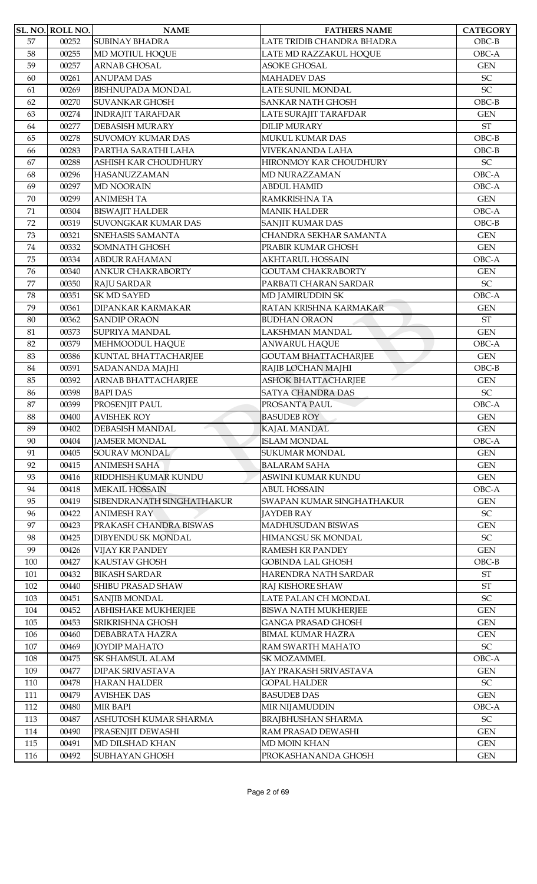| SL. NO. | ROLL NO. | NAME | FATHERS NAME | CATEGORY |
|---|---|---|---|---|
| 57 | 00252 | SUBINAY BHADRA | LATE TRIDIB CHANDRA BHADRA | OBC-B |
| 58 | 00255 | MD MOTIUL HOQUE | LATE MD RAZZAKUL HOQUE | OBC-A |
| 59 | 00257 | ARNAB GHOSAL | ASOKE GHOSAL | GEN |
| 60 | 00261 | ANUPAM DAS | MAHADEV DAS | SC |
| 61 | 00269 | BISHNUPADA MONDAL | LATE SUNIL MONDAL | SC |
| 62 | 00270 | SUVANKAR GHOSH | SANKAR NATH GHOSH | OBC-B |
| 63 | 00274 | INDRAJIT TARAFDAR | LATE SURAJIT TARAFDAR | GEN |
| 64 | 00277 | DEBASISH MURARY | DILIP MURARY | ST |
| 65 | 00278 | SUVOMOY KUMAR DAS | MUKUL KUMAR DAS | OBC-B |
| 66 | 00283 | PARTHA SARATHI LAHA | VIVEKANANDA LAHA | OBC-B |
| 67 | 00288 | ASHISH KAR CHOUDHURY | HIRONMOY KAR CHOUDHURY | SC |
| 68 | 00296 | HASANUZZAMAN | MD NURAZZAMAN | OBC-A |
| 69 | 00297 | MD NOORAIN | ABDUL HAMID | OBC-A |
| 70 | 00299 | ANIMESH TA | RAMKRISHNA TA | GEN |
| 71 | 00304 | BISWAJIT HALDER | MANIK HALDER | OBC-A |
| 72 | 00319 | SUVONGKAR KUMAR DAS | SANJIT KUMAR DAS | OBC-B |
| 73 | 00321 | SNEHASIS SAMANTA | CHANDRA SEKHAR SAMANTA | GEN |
| 74 | 00332 | SOMNATH GHOSH | PRABIR KUMAR GHOSH | GEN |
| 75 | 00334 | ABDUR RAHAMAN | AKHTARUL HOSSAIN | OBC-A |
| 76 | 00340 | ANKUR CHAKRABORTY | GOUTAM CHAKRABORTY | GEN |
| 77 | 00350 | RAJU SARDAR | PARBATI CHARAN SARDAR | SC |
| 78 | 00351 | SK MD SAYED | MD JAMIRUDDIN SK | OBC-A |
| 79 | 00361 | DIPANKAR KARMAKAR | RATAN KRISHNA KARMAKAR | GEN |
| 80 | 00362 | SANDIP ORAON | BUDHAN ORAON | ST |
| 81 | 00373 | SUPRIYA MANDAL | LAKSHMAN MANDAL | GEN |
| 82 | 00379 | MEHMOODUL HAQUE | ANWARUL HAQUE | OBC-A |
| 83 | 00386 | KUNTAL BHATTACHARJEE | GOUTAM BHATTACHARJEE | GEN |
| 84 | 00391 | SADANANDA MAJHI | RAJIB LOCHAN MAJHI | OBC-B |
| 85 | 00392 | ARNAB BHATTACHARJEE | ASHOK BHATTACHARJEE | GEN |
| 86 | 00398 | BAPI DAS | SATYA CHANDRA DAS | SC |
| 87 | 00399 | PROSENJIT PAUL | PROSANTA PAUL | OBC-A |
| 88 | 00400 | AVISHEK ROY | BASUDEB ROY | GEN |
| 89 | 00402 | DEBASISH MANDAL | KAJAL MANDAL | GEN |
| 90 | 00404 | JAMSER MONDAL | ISLAM MONDAL | OBC-A |
| 91 | 00405 | SOURAV MONDAL | SUKUMAR MONDAL | GEN |
| 92 | 00415 | ANIMESH SAHA | BALARAM SAHA | GEN |
| 93 | 00416 | RIDDHISH KUMAR KUNDU | ASWINI KUMAR KUNDU | GEN |
| 94 | 00418 | MEKAIL HOSSAIN | ABUL HOSSAIN | OBC-A |
| 95 | 00419 | SIBENDRANATH SINGHATHAKUR | SWAPAN KUMAR SINGHATHAKUR | GEN |
| 96 | 00422 | ANIMESH RAY | JAYDEB RAY | SC |
| 97 | 00423 | PRAKASH CHANDRA BISWAS | MADHUSUDAN BISWAS | GEN |
| 98 | 00425 | DIBYENDU SK MONDAL | HIMANGSU SK MONDAL | SC |
| 99 | 00426 | VIJAY KR PANDEY | RAMESH KR PANDEY | GEN |
| 100 | 00427 | KAUSTAV GHOSH | GOBINDA LAL GHOSH | OBC-B |
| 101 | 00432 | BIKASH SARDAR | HARENDRA NATH SARDAR | ST |
| 102 | 00440 | SHIBU PRASAD SHAW | RAJ KISHORE SHAW | ST |
| 103 | 00451 | SANJIB MONDAL | LATE PALAN CH MONDAL | SC |
| 104 | 00452 | ABHISHAKE MUKHERJEE | BISWA NATH MUKHERJEE | GEN |
| 105 | 00453 | SRIKRISHNA GHOSH | GANGA PRASAD GHOSH | GEN |
| 106 | 00460 | DEBABRATA HAZRA | BIMAL KUMAR HAZRA | GEN |
| 107 | 00469 | JOYDIP MAHATO | RAM SWARTH MAHATO | SC |
| 108 | 00475 | SK SHAMSUL ALAM | SK MOZAMMEL | OBC-A |
| 109 | 00477 | DIPAK SRIVASTAVA | JAY PRAKASH SRIVASTAVA | GEN |
| 110 | 00478 | HARAN HALDER | GOPAL HALDER | SC |
| 111 | 00479 | AVISHEK DAS | BASUDEB DAS | GEN |
| 112 | 00480 | MIR BAPI | MIR NIJAMUDDIN | OBC-A |
| 113 | 00487 | ASHUTOSH KUMAR SHARMA | BRAJBHUSHAN SHARMA | SC |
| 114 | 00490 | PRASENJIT DEWASHI | RAM PRASAD DEWASHI | GEN |
| 115 | 00491 | MD DILSHAD KHAN | MD MOIN KHAN | GEN |
| 116 | 00492 | SUBHAYAN GHOSH | PROKASHANANDA GHOSH | GEN |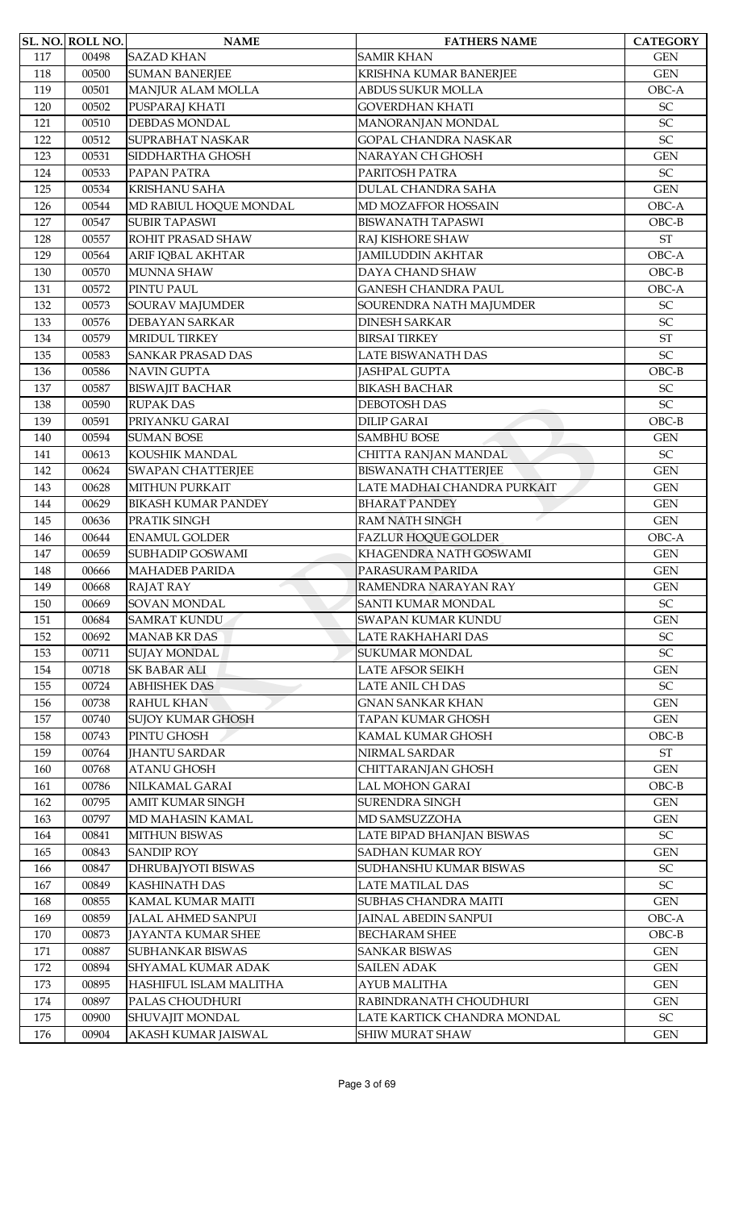| SL. NO. | ROLL NO. | NAME | FATHERS NAME | CATEGORY |
|---|---|---|---|---|
| 117 | 00498 | SAZAD KHAN | SAMIR KHAN | GEN |
| 118 | 00500 | SUMAN BANERJEE | KRISHNA KUMAR BANERJEE | GEN |
| 119 | 00501 | MANJUR ALAM MOLLA | ABDUS SUKUR MOLLA | OBC-A |
| 120 | 00502 | PUSPARAJ KHATI | GOVERDHAN KHATI | SC |
| 121 | 00510 | DEBDAS MONDAL | MANORANJAN MONDAL | SC |
| 122 | 00512 | SUPRABHAT NASKAR | GOPAL CHANDRA NASKAR | SC |
| 123 | 00531 | SIDDHARTHA GHOSH | NARAYAN CH GHOSH | GEN |
| 124 | 00533 | PAPAN PATRA | PARITOSH PATRA | SC |
| 125 | 00534 | KRISHANU SAHA | DULAL CHANDRA SAHA | GEN |
| 126 | 00544 | MD RABIUL HOQUE MONDAL | MD MOZAFFOR HOSSAIN | OBC-A |
| 127 | 00547 | SUBIR TAPASWI | BISWANATH TAPASWI | OBC-B |
| 128 | 00557 | ROHIT PRASAD SHAW | RAJ KISHORE SHAW | ST |
| 129 | 00564 | ARIF IQBAL AKHTAR | JAMILUDDIN AKHTAR | OBC-A |
| 130 | 00570 | MUNNA SHAW | DAYA CHAND SHAW | OBC-B |
| 131 | 00572 | PINTU PAUL | GANESH CHANDRA PAUL | OBC-A |
| 132 | 00573 | SOURAV MAJUMDER | SOURENDRA NATH MAJUMDER | SC |
| 133 | 00576 | DEBAYAN SARKAR | DINESH SARKAR | SC |
| 134 | 00579 | MRIDUL TIRKEY | BIRSAI TIRKEY | ST |
| 135 | 00583 | SANKAR PRASAD DAS | LATE BISWANATH DAS | SC |
| 136 | 00586 | NAVIN GUPTA | JASHPAL GUPTA | OBC-B |
| 137 | 00587 | BISWAJIT BACHAR | BIKASH BACHAR | SC |
| 138 | 00590 | RUPAK DAS | DEBOTOSH DAS | SC |
| 139 | 00591 | PRIYANKU GARAI | DILIP GARAI | OBC-B |
| 140 | 00594 | SUMAN BOSE | SAMBHU BOSE | GEN |
| 141 | 00613 | KOUSHIK MANDAL | CHITTA RANJAN MANDAL | SC |
| 142 | 00624 | SWAPAN CHATTERJEE | BISWANATH CHATTERJEE | GEN |
| 143 | 00628 | MITHUN PURKAIT | LATE MADHAI CHANDRA PURKAIT | GEN |
| 144 | 00629 | BIKASH KUMAR PANDEY | BHARAT PANDEY | GEN |
| 145 | 00636 | PRATIK SINGH | RAM NATH SINGH | GEN |
| 146 | 00644 | ENAMUL GOLDER | FAZLUR HOQUE GOLDER | OBC-A |
| 147 | 00659 | SUBHADIP GOSWAMI | KHAGENDRA NATH GOSWAMI | GEN |
| 148 | 00666 | MAHADEB PARIDA | PARASURAM PARIDA | GEN |
| 149 | 00668 | RAJAT RAY | RAMENDRA NARAYAN RAY | GEN |
| 150 | 00669 | SOVAN MONDAL | SANTI KUMAR MONDAL | SC |
| 151 | 00684 | SAMRAT KUNDU | SWAPAN KUMAR KUNDU | GEN |
| 152 | 00692 | MANAB KR DAS | LATE RAKHAHARI DAS | SC |
| 153 | 00711 | SUJAY MONDAL | SUKUMAR MONDAL | SC |
| 154 | 00718 | SK BABAR ALI | LATE AFSOR SEIKH | GEN |
| 155 | 00724 | ABHISHEK DAS | LATE ANIL CH DAS | SC |
| 156 | 00738 | RAHUL KHAN | GNAN SANKAR KHAN | GEN |
| 157 | 00740 | SUJOY KUMAR GHOSH | TAPAN KUMAR GHOSH | GEN |
| 158 | 00743 | PINTU GHOSH | KAMAL KUMAR GHOSH | OBC-B |
| 159 | 00764 | JHANTU SARDAR | NIRMAL SARDAR | ST |
| 160 | 00768 | ATANU GHOSH | CHITTARANJAN GHOSH | GEN |
| 161 | 00786 | NILKAMAL GARAI | LAL MOHON GARAI | OBC-B |
| 162 | 00795 | AMIT KUMAR SINGH | SURENDRA SINGH | GEN |
| 163 | 00797 | MD MAHASIN KAMAL | MD SAMSUZZOHA | GEN |
| 164 | 00841 | MITHUN BISWAS | LATE BIPAD BHANJAN BISWAS | SC |
| 165 | 00843 | SANDIP ROY | SADHAN KUMAR ROY | GEN |
| 166 | 00847 | DHRUBAJYOTI BISWAS | SUDHANSHU KUMAR BISWAS | SC |
| 167 | 00849 | KASHINATH DAS | LATE MATILAL DAS | SC |
| 168 | 00855 | KAMAL KUMAR MAITI | SUBHAS CHANDRA MAITI | GEN |
| 169 | 00859 | JALAL AHMED SANPUI | JAINAL ABEDIN SANPUI | OBC-A |
| 170 | 00873 | JAYANTA KUMAR SHEE | BECHARAM SHEE | OBC-B |
| 171 | 00887 | SUBHANKAR BISWAS | SANKAR BISWAS | GEN |
| 172 | 00894 | SHYAMAL KUMAR ADAK | SAILEN ADAK | GEN |
| 173 | 00895 | HASHIFUL ISLAM MALITHA | AYUB MALITHA | GEN |
| 174 | 00897 | PALAS CHOUDHURI | RABINDRANATH CHOUDHURI | GEN |
| 175 | 00900 | SHUVAJIT MONDAL | LATE KARTICK CHANDRA MONDAL | SC |
| 176 | 00904 | AKASH KUMAR JAISWAL | SHIW MURAT SHAW | GEN |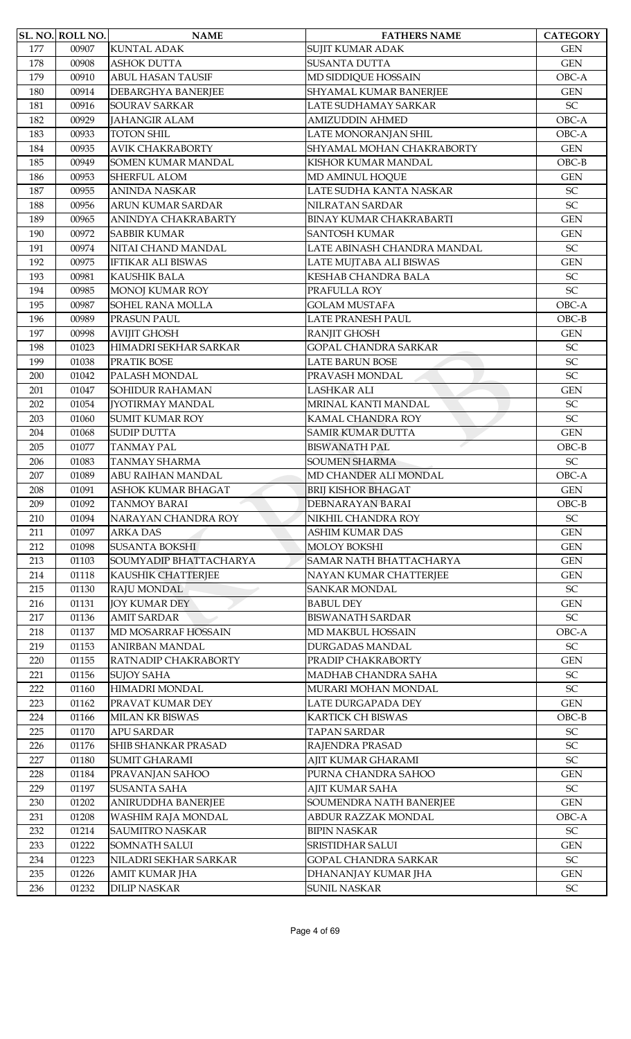| SL. NO. | ROLL NO. | NAME | FATHERS NAME | CATEGORY |
|---|---|---|---|---|
| 177 | 00907 | KUNTAL ADAK | SUJIT KUMAR ADAK | GEN |
| 178 | 00908 | ASHOK DUTTA | SUSANTA DUTTA | GEN |
| 179 | 00910 | ABUL HASAN TAUSIF | MD SIDDIQUE HOSSAIN | OBC-A |
| 180 | 00914 | DEBARGHYA BANERJEE | SHYAMAL KUMAR BANERJEE | GEN |
| 181 | 00916 | SOURAV SARKAR | LATE SUDHAMAY SARKAR | SC |
| 182 | 00929 | JAHANGIR ALAM | AMIZUDDIN AHMED | OBC-A |
| 183 | 00933 | TOTON SHIL | LATE MONORANJAN SHIL | OBC-A |
| 184 | 00935 | AVIK CHAKRABORTY | SHYAMAL MOHAN CHAKRABORTY | GEN |
| 185 | 00949 | SOMEN KUMAR MANDAL | KISHOR KUMAR MANDAL | OBC-B |
| 186 | 00953 | SHERFUL ALOM | MD AMINUL HOQUE | GEN |
| 187 | 00955 | ANINDA NASKAR | LATE SUDHA KANTA NASKAR | SC |
| 188 | 00956 | ARUN KUMAR SARDAR | NILRATAN SARDAR | SC |
| 189 | 00965 | ANINDYA CHAKRABARTY | BINAY KUMAR CHAKRABARTI | GEN |
| 190 | 00972 | SABBIR KUMAR | SANTOSH KUMAR | GEN |
| 191 | 00974 | NITAI CHAND MANDAL | LATE ABINASH CHANDRA MANDAL | SC |
| 192 | 00975 | IFTIKAR ALI BISWAS | LATE MUJTABA ALI BISWAS | GEN |
| 193 | 00981 | KAUSHIK BALA | KESHAB CHANDRA BALA | SC |
| 194 | 00985 | MONOJ KUMAR ROY | PRAFULLA ROY | SC |
| 195 | 00987 | SOHEL RANA MOLLA | GOLAM MUSTAFA | OBC-A |
| 196 | 00989 | PRASUN PAUL | LATE PRANESH PAUL | OBC-B |
| 197 | 00998 | AVIJIT GHOSH | RANJIT GHOSH | GEN |
| 198 | 01023 | HIMADRI SEKHAR SARKAR | GOPAL CHANDRA SARKAR | SC |
| 199 | 01038 | PRATIK BOSE | LATE BARUN BOSE | SC |
| 200 | 01042 | PALASH MONDAL | PRAVASH MONDAL | SC |
| 201 | 01047 | SOHIDUR RAHAMAN | LASHKAR ALI | GEN |
| 202 | 01054 | JYOTIRMAY MANDAL | MRINAL KANTI MANDAL | SC |
| 203 | 01060 | SUMIT KUMAR ROY | KAMAL CHANDRA ROY | SC |
| 204 | 01068 | SUDIP DUTTA | SAMIR KUMAR DUTTA | GEN |
| 205 | 01077 | TANMAY PAL | BISWANATH PAL | OBC-B |
| 206 | 01083 | TANMAY SHARMA | SOUMEN SHARMA | SC |
| 207 | 01089 | ABU RAIHAN MANDAL | MD CHANDER ALI MONDAL | OBC-A |
| 208 | 01091 | ASHOK KUMAR BHAGAT | BRIJ KISHOR BHAGAT | GEN |
| 209 | 01092 | TANMOY BARAI | DEBNARAYAN BARAI | OBC-B |
| 210 | 01094 | NARAYAN CHANDRA ROY | NIKHIL CHANDRA ROY | SC |
| 211 | 01097 | ARKA DAS | ASHIM KUMAR DAS | GEN |
| 212 | 01098 | SUSANTA BOKSHI | MOLOY BOKSHI | GEN |
| 213 | 01103 | SOUMYADIP BHATTACHARYA | SAMAR NATH BHATTACHARYA | GEN |
| 214 | 01118 | KAUSHIK CHATTERJEE | NAYAN KUMAR CHATTERJEE | GEN |
| 215 | 01130 | RAJU MONDAL | SANKAR MONDAL | SC |
| 216 | 01131 | JOY KUMAR DEY | BABUL DEY | GEN |
| 217 | 01136 | AMIT SARDAR | BISWANATH SARDAR | SC |
| 218 | 01137 | MD MOSARRAF HOSSAIN | MD MAKBUL HOSSAIN | OBC-A |
| 219 | 01153 | ANIRBAN MANDAL | DURGADAS MANDAL | SC |
| 220 | 01155 | RATNADIP CHAKRABORTY | PRADIP CHAKRABORTY | GEN |
| 221 | 01156 | SUJOY SAHA | MADHAB CHANDRA SAHA | SC |
| 222 | 01160 | HIMADRI MONDAL | MURARI MOHAN MONDAL | SC |
| 223 | 01162 | PRAVAT KUMAR DEY | LATE DURGAPADA DEY | GEN |
| 224 | 01166 | MILAN KR BISWAS | KARTICK CH BISWAS | OBC-B |
| 225 | 01170 | APU SARDAR | TAPAN SARDAR | SC |
| 226 | 01176 | SHIB SHANKAR PRASAD | RAJENDRA PRASAD | SC |
| 227 | 01180 | SUMIT GHARAMI | AJIT KUMAR GHARAMI | SC |
| 228 | 01184 | PRAVANJAN SAHOO | PURNA CHANDRA SAHOO | GEN |
| 229 | 01197 | SUSANTA SAHA | AJIT KUMAR SAHA | SC |
| 230 | 01202 | ANIRUDDHA BANERJEE | SOUMENDRA NATH BANERJEE | GEN |
| 231 | 01208 | WASHIM RAJA MONDAL | ABDUR RAZZAK MONDAL | OBC-A |
| 232 | 01214 | SAUMITRO NASKAR | BIPIN NASKAR | SC |
| 233 | 01222 | SOMNATH SALUI | SRISTIDHAR SALUI | GEN |
| 234 | 01223 | NILADRI SEKHAR SARKAR | GOPAL CHANDRA SARKAR | SC |
| 235 | 01226 | AMIT KUMAR JHA | DHANANJAY KUMAR JHA | GEN |
| 236 | 01232 | DILIP NASKAR | SUNIL NASKAR | SC |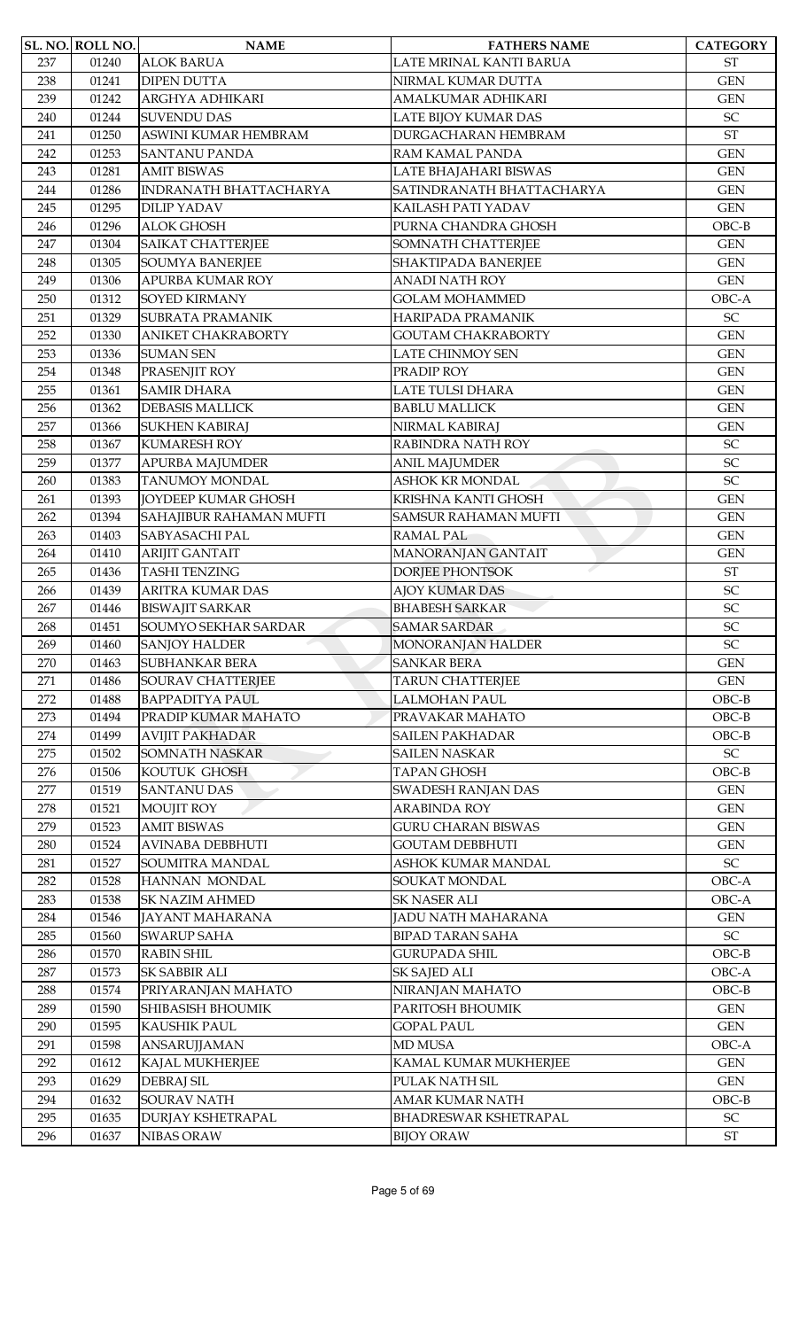| SL. NO. | ROLL NO. | NAME | FATHERS NAME | CATEGORY |
|---|---|---|---|---|
| 237 | 01240 | ALOK BARUA | LATE MRINAL KANTI BARUA | ST |
| 238 | 01241 | DIPEN DUTTA | NIRMAL KUMAR DUTTA | GEN |
| 239 | 01242 | ARGHYA ADHIKARI | AMALKUMAR ADHIKARI | GEN |
| 240 | 01244 | SUVENDU DAS | LATE BIJOY KUMAR DAS | SC |
| 241 | 01250 | ASWINI KUMAR HEMBRAM | DURGACHARAN HEMBRAM | ST |
| 242 | 01253 | SANTANU PANDA | RAM KAMAL PANDA | GEN |
| 243 | 01281 | AMIT BISWAS | LATE BHAJAHARI BISWAS | GEN |
| 244 | 01286 | INDRANATH BHATTACHARYA | SATINDRANATH BHATTACHARYA | GEN |
| 245 | 01295 | DILIP YADAV | KAILASH PATI YADAV | GEN |
| 246 | 01296 | ALOK GHOSH | PURNA CHANDRA GHOSH | OBC-B |
| 247 | 01304 | SAIKAT CHATTERJEE | SOMNATH CHATTERJEE | GEN |
| 248 | 01305 | SOUMYA BANERJEE | SHAKTIPADA BANERJEE | GEN |
| 249 | 01306 | APURBA KUMAR ROY | ANADI NATH ROY | GEN |
| 250 | 01312 | SOYED KIRMANY | GOLAM MOHAMMED | OBC-A |
| 251 | 01329 | SUBRATA PRAMANIK | HARIPADA PRAMANIK | SC |
| 252 | 01330 | ANIKET CHAKRABORTY | GOUTAM CHAKRABORTY | GEN |
| 253 | 01336 | SUMAN SEN | LATE CHINMOY SEN | GEN |
| 254 | 01348 | PRASENJIT ROY | PRADIP ROY | GEN |
| 255 | 01361 | SAMIR DHARA | LATE TULSI DHARA | GEN |
| 256 | 01362 | DEBASIS MALLICK | BABLU MALLICK | GEN |
| 257 | 01366 | SUKHEN KABIRAJ | NIRMAL KABIRAJ | GEN |
| 258 | 01367 | KUMARESH ROY | RABINDRA NATH ROY | SC |
| 259 | 01377 | APURBA MAJUMDER | ANIL MAJUMDER | SC |
| 260 | 01383 | TANUMOY MONDAL | ASHOK KR MONDAL | SC |
| 261 | 01393 | JOYDEEP KUMAR GHOSH | KRISHNA KANTI GHOSH | GEN |
| 262 | 01394 | SAHAJIBUR RAHAMAN MUFTI | SAMSUR RAHAMAN MUFTI | GEN |
| 263 | 01403 | SABYASACHI PAL | RAMAL PAL | GEN |
| 264 | 01410 | ARIJIT GANTAIT | MANORANJAN GANTAIT | GEN |
| 265 | 01436 | TASHI TENZING | DORJEE PHONTSOK | ST |
| 266 | 01439 | ARITRA KUMAR DAS | AJOY KUMAR DAS | SC |
| 267 | 01446 | BISWAJIT SARKAR | BHABESH SARKAR | SC |
| 268 | 01451 | SOUMYO SEKHAR SARDAR | SAMAR SARDAR | SC |
| 269 | 01460 | SANJOY HALDER | MONORANJAN HALDER | SC |
| 270 | 01463 | SUBHANKAR BERA | SANKAR BERA | GEN |
| 271 | 01486 | SOURAV CHATTERJEE | TARUN CHATTERJEE | GEN |
| 272 | 01488 | BAPPADITYA PAUL | LALMOHAN PAUL | OBC-B |
| 273 | 01494 | PRADIP KUMAR MAHATO | PRAVAKAR MAHATO | OBC-B |
| 274 | 01499 | AVIJIT PAKHADAR | SAILEN PAKHADAR | OBC-B |
| 275 | 01502 | SOMNATH NASKAR | SAILEN NASKAR | SC |
| 276 | 01506 | KOUTUK GHOSH | TAPAN GHOSH | OBC-B |
| 277 | 01519 | SANTANU DAS | SWADESH RANJAN DAS | GEN |
| 278 | 01521 | MOUJIT ROY | ARABINDA ROY | GEN |
| 279 | 01523 | AMIT BISWAS | GURU CHARAN BISWAS | GEN |
| 280 | 01524 | AVINABA DEBBHUTI | GOUTAM DEBBHUTI | GEN |
| 281 | 01527 | SOUMITRA MANDAL | ASHOK KUMAR MANDAL | SC |
| 282 | 01528 | HANNAN MONDAL | SOUKAT MONDAL | OBC-A |
| 283 | 01538 | SK NAZIM AHMED | SK NASER ALI | OBC-A |
| 284 | 01546 | JAYANT MAHARANA | JADU NATH MAHARANA | GEN |
| 285 | 01560 | SWARUP SAHA | BIPAD TARAN SAHA | SC |
| 286 | 01570 | RABIN SHIL | GURUPADA SHIL | OBC-B |
| 287 | 01573 | SK SABBIR ALI | SK SAJED ALI | OBC-A |
| 288 | 01574 | PRIYARANJAN MAHATO | NIRANJAN MAHATO | OBC-B |
| 289 | 01590 | SHIBASISH BHOUMIK | PARITOSH BHOUMIK | GEN |
| 290 | 01595 | KAUSHIK PAUL | GOPAL PAUL | GEN |
| 291 | 01598 | ANSARUJJAMAN | MD MUSA | OBC-A |
| 292 | 01612 | KAJAL MUKHERJEE | KAMAL KUMAR MUKHERJEE | GEN |
| 293 | 01629 | DEBRAJ SIL | PULAK NATH SIL | GEN |
| 294 | 01632 | SOURAV NATH | AMAR KUMAR NATH | OBC-B |
| 295 | 01635 | DURJAY KSHETRAPAL | BHADRESWAR KSHETRAPAL | SC |
| 296 | 01637 | NIBAS ORAW | BIJOY ORAW | ST |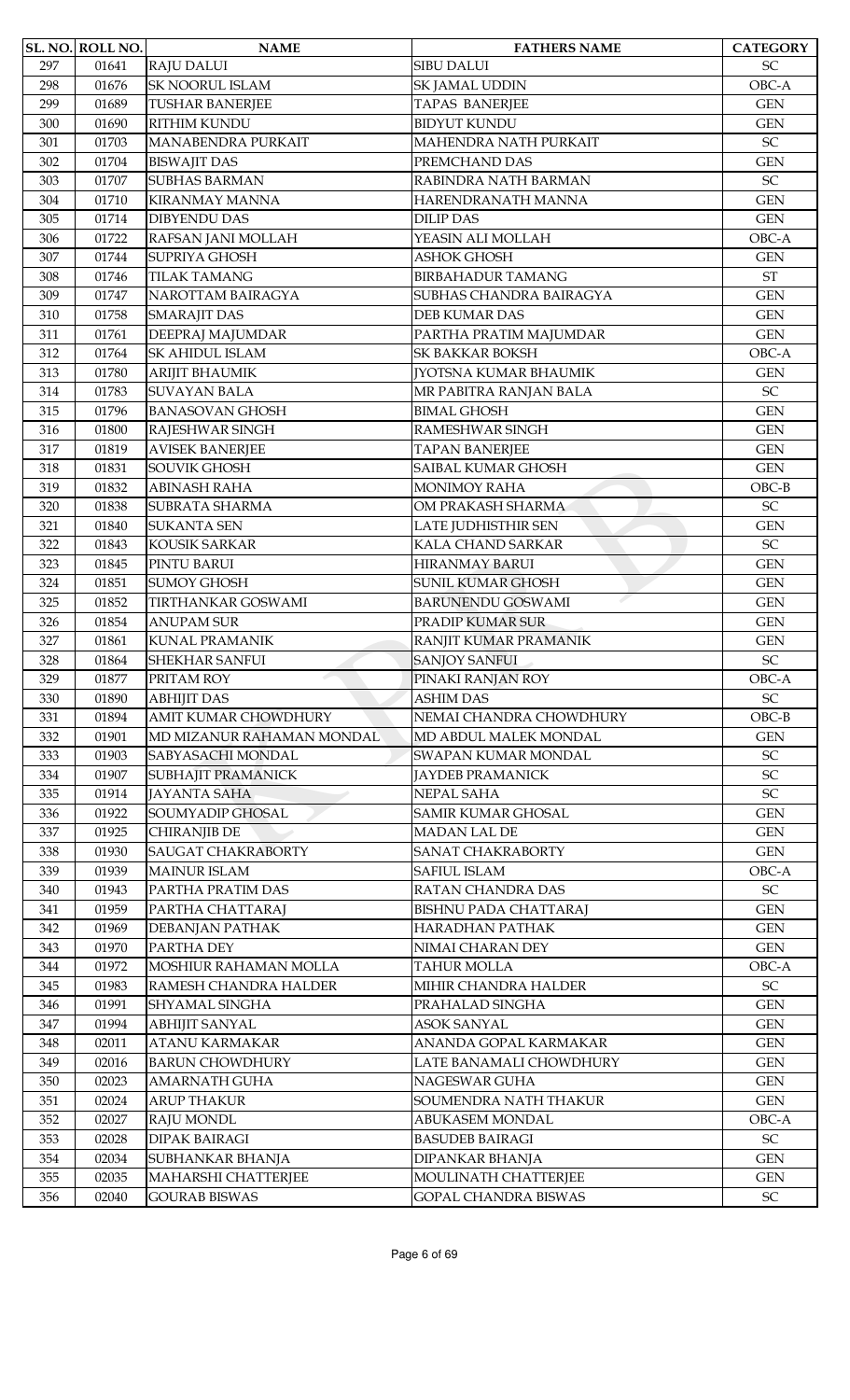| SL. NO. | ROLL NO. | NAME | FATHERS NAME | CATEGORY |
|---|---|---|---|---|
| 297 | 01641 | RAJU DALUI | SIBU DALUI | SC |
| 298 | 01676 | SK NOORUL ISLAM | SK JAMAL UDDIN | OBC-A |
| 299 | 01689 | TUSHAR BANERJEE | TAPAS BANERJEE | GEN |
| 300 | 01690 | RITHIM KUNDU | BIDYUT KUNDU | GEN |
| 301 | 01703 | MANABENDRA PURKAIT | MAHENDRA NATH PURKAIT | SC |
| 302 | 01704 | BISWAJIT DAS | PREMCHAND DAS | GEN |
| 303 | 01707 | SUBHAS BARMAN | RABINDRA NATH BARMAN | SC |
| 304 | 01710 | KIRANMAY MANNA | HARENDRANATH MANNA | GEN |
| 305 | 01714 | DIBYENDU DAS | DILIP DAS | GEN |
| 306 | 01722 | RAFSAN JANI MOLLAH | YEASIN ALI MOLLAH | OBC-A |
| 307 | 01744 | SUPRIYA GHOSH | ASHOK GHOSH | GEN |
| 308 | 01746 | TILAK TAMANG | BIRBAHADUR TAMANG | ST |
| 309 | 01747 | NAROTTAM BAIRAGYA | SUBHAS CHANDRA BAIRAGYA | GEN |
| 310 | 01758 | SMARAJIT DAS | DEB KUMAR DAS | GEN |
| 311 | 01761 | DEEPRAJ MAJUMDAR | PARTHA PRATIM MAJUMDAR | GEN |
| 312 | 01764 | SK AHIDUL ISLAM | SK BAKKAR BOKSH | OBC-A |
| 313 | 01780 | ARIJIT BHAUMIK | JYOTSNA KUMAR BHAUMIK | GEN |
| 314 | 01783 | SUVAYAN BALA | MR PABITRA RANJAN BALA | SC |
| 315 | 01796 | BANASOVAN GHOSH | BIMAL GHOSH | GEN |
| 316 | 01800 | RAJESHWAR SINGH | RAMESHWAR SINGH | GEN |
| 317 | 01819 | AVISEK BANERJEE | TAPAN BANERJEE | GEN |
| 318 | 01831 | SOUVIK GHOSH | SAIBAL KUMAR GHOSH | GEN |
| 319 | 01832 | ABINASH RAHA | MONIMOY RAHA | OBC-B |
| 320 | 01838 | SUBRATA SHARMA | OM PRAKASH SHARMA | SC |
| 321 | 01840 | SUKANTA SEN | LATE JUDHISTHIR SEN | GEN |
| 322 | 01843 | KOUSIK SARKAR | KALA CHAND SARKAR | SC |
| 323 | 01845 | PINTU BARUI | HIRANMAY BARUI | GEN |
| 324 | 01851 | SUMOY GHOSH | SUNIL KUMAR GHOSH | GEN |
| 325 | 01852 | TIRTHANKAR GOSWAMI | BARUNENDU GOSWAMI | GEN |
| 326 | 01854 | ANUPAM SUR | PRADIP KUMAR SUR | GEN |
| 327 | 01861 | KUNAL PRAMANIK | RANJIT KUMAR PRAMANIK | GEN |
| 328 | 01864 | SHEKHAR SANFUI | SANJOY SANFUI | SC |
| 329 | 01877 | PRITAM ROY | PINAKI RANJAN ROY | OBC-A |
| 330 | 01890 | ABHIJIT DAS | ASHIM DAS | SC |
| 331 | 01894 | AMIT KUMAR CHOWDHURY | NEMAI CHANDRA CHOWDHURY | OBC-B |
| 332 | 01901 | MD MIZANUR RAHAMAN MONDAL | MD ABDUL MALEK MONDAL | GEN |
| 333 | 01903 | SABYASACHI MONDAL | SWAPAN KUMAR MONDAL | SC |
| 334 | 01907 | SUBHAJIT PRAMANICK | JAYDEB PRAMANICK | SC |
| 335 | 01914 | JAYANTA SAHA | NEPAL SAHA | SC |
| 336 | 01922 | SOUMYADIP GHOSAL | SAMIR KUMAR GHOSAL | GEN |
| 337 | 01925 | CHIRANJIB DE | MADAN LAL DE | GEN |
| 338 | 01930 | SAUGAT CHAKRABORTY | SANAT CHAKRABORTY | GEN |
| 339 | 01939 | MAINUR ISLAM | SAFIUL ISLAM | OBC-A |
| 340 | 01943 | PARTHA PRATIM DAS | RATAN CHANDRA DAS | SC |
| 341 | 01959 | PARTHA CHATTARAJ | BISHNU PADA CHATTARAJ | GEN |
| 342 | 01969 | DEBANJAN PATHAK | HARADHAN PATHAK | GEN |
| 343 | 01970 | PARTHA DEY | NIMAI CHARAN DEY | GEN |
| 344 | 01972 | MOSHIUR RAHAMAN MOLLA | TAHUR MOLLA | OBC-A |
| 345 | 01983 | RAMESH CHANDRA HALDER | MIHIR CHANDRA HALDER | SC |
| 346 | 01991 | SHYAMAL SINGHA | PRAHALAD SINGHA | GEN |
| 347 | 01994 | ABHIJIT SANYAL | ASOK SANYAL | GEN |
| 348 | 02011 | ATANU KARMAKAR | ANANDA GOPAL KARMAKAR | GEN |
| 349 | 02016 | BARUN CHOWDHURY | LATE BANAMALI CHOWDHURY | GEN |
| 350 | 02023 | AMARNATH GUHA | NAGESWAR GUHA | GEN |
| 351 | 02024 | ARUP THAKUR | SOUMENDRA NATH THAKUR | GEN |
| 352 | 02027 | RAJU MONDL | ABUKASEM MONDAL | OBC-A |
| 353 | 02028 | DIPAK BAIRAGI | BASUDEB BAIRAGI | SC |
| 354 | 02034 | SUBHANKAR BHANJA | DIPANKAR BHANJA | GEN |
| 355 | 02035 | MAHARSHI CHATTERJEE | MOULINATH CHATTERJEE | GEN |
| 356 | 02040 | GOURAB BISWAS | GOPAL CHANDRA BISWAS | SC |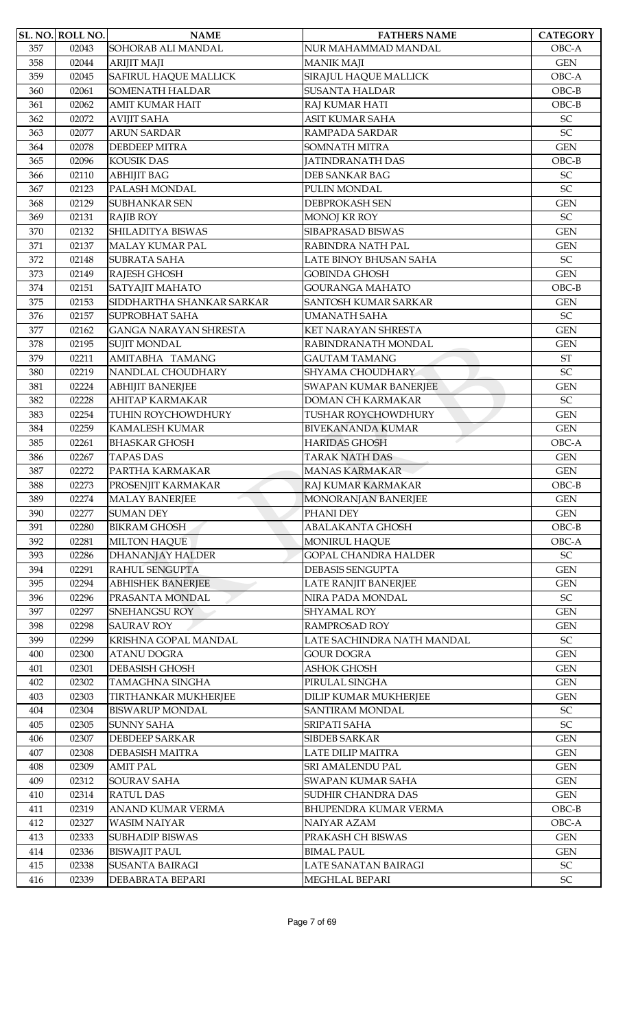| SL. NO. | ROLL NO. | NAME | FATHERS NAME | CATEGORY |
|---|---|---|---|---|
| 357 | 02043 | SOHORAB ALI MANDAL | NUR MAHAMMAD MANDAL | OBC-A |
| 358 | 02044 | ARIJIT MAJI | MANIK MAJI | GEN |
| 359 | 02045 | SAFIRUL HAQUE MALLICK | SIRAJUL HAQUE MALLICK | OBC-A |
| 360 | 02061 | SOMENATH HALDAR | SUSANTA HALDAR | OBC-B |
| 361 | 02062 | AMIT KUMAR HAIT | RAJ KUMAR HATI | OBC-B |
| 362 | 02072 | AVIJIT SAHA | ASIT KUMAR SAHA | SC |
| 363 | 02077 | ARUN SARDAR | RAMPADA SARDAR | SC |
| 364 | 02078 | DEBDEEP MITRA | SOMNATH MITRA | GEN |
| 365 | 02096 | KOUSIK DAS | JATINDRANATH DAS | OBC-B |
| 366 | 02110 | ABHIJIT BAG | DEB SANKAR BAG | SC |
| 367 | 02123 | PALASH MONDAL | PULIN MONDAL | SC |
| 368 | 02129 | SUBHANKAR SEN | DEBPROKASH SEN | GEN |
| 369 | 02131 | RAJIB ROY | MONOJ KR ROY | SC |
| 370 | 02132 | SHILADITYA BISWAS | SIBAPRASAD BISWAS | GEN |
| 371 | 02137 | MALAY KUMAR PAL | RABINDRA NATH PAL | GEN |
| 372 | 02148 | SUBRATA SAHA | LATE BINOY BHUSAN SAHA | SC |
| 373 | 02149 | RAJESH GHOSH | GOBINDA GHOSH | GEN |
| 374 | 02151 | SATYAJIT MAHATO | GOURANGA MAHATO | OBC-B |
| 375 | 02153 | SIDDHARTHA SHANKAR SARKAR | SANTOSH KUMAR SARKAR | GEN |
| 376 | 02157 | SUPROBHAT SAHA | UMANATH SAHA | SC |
| 377 | 02162 | GANGA NARAYAN SHRESTA | KET NARAYAN SHRESTA | GEN |
| 378 | 02195 | SUJIT MONDAL | RABINDRANATH MONDAL | GEN |
| 379 | 02211 | AMITABHA TAMANG | GAUTAM TAMANG | ST |
| 380 | 02219 | NANDLAL CHOUDHARY | SHYAMA CHOUDHARY | SC |
| 381 | 02224 | ABHIJIT BANERJEE | SWAPAN KUMAR BANERJEE | GEN |
| 382 | 02228 | AHITAP KARMAKAR | DOMAN CH KARMAKAR | SC |
| 383 | 02254 | TUHIN ROYCHOWDHURY | TUSHAR ROYCHOWDHURY | GEN |
| 384 | 02259 | KAMALESH KUMAR | BIVEKANANDA KUMAR | GEN |
| 385 | 02261 | BHASKAR GHOSH | HARIDAS GHOSH | OBC-A |
| 386 | 02267 | TAPAS DAS | TARAK NATH DAS | GEN |
| 387 | 02272 | PARTHA KARMAKAR | MANAS KARMAKAR | GEN |
| 388 | 02273 | PROSENJIT KARMAKAR | RAJ KUMAR KARMAKAR | OBC-B |
| 389 | 02274 | MALAY BANERJEE | MONORANJAN BANERJEE | GEN |
| 390 | 02277 | SUMAN DEY | PHANI DEY | GEN |
| 391 | 02280 | BIKRAM GHOSH | ABALAKANTA GHOSH | OBC-B |
| 392 | 02281 | MILTON HAQUE | MONIRUL HAQUE | OBC-A |
| 393 | 02286 | DHANANJAY HALDER | GOPAL CHANDRA HALDER | SC |
| 394 | 02291 | RAHUL SENGUPTA | DEBASIS SENGUPTA | GEN |
| 395 | 02294 | ABHISHEK BANERJEE | LATE RANJIT BANERJEE | GEN |
| 396 | 02296 | PRASANTA MONDAL | NIRA PADA MONDAL | SC |
| 397 | 02297 | SNEHANGSU ROY | SHYAMAL ROY | GEN |
| 398 | 02298 | SAURAV ROY | RAMPROSAD ROY | GEN |
| 399 | 02299 | KRISHNA GOPAL MANDAL | LATE SACHINDRA NATH MANDAL | SC |
| 400 | 02300 | ATANU DOGRA | GOUR DOGRA | GEN |
| 401 | 02301 | DEBASISH GHOSH | ASHOK GHOSH | GEN |
| 402 | 02302 | TAMAGHNA SINGHA | PIRULAL SINGHA | GEN |
| 403 | 02303 | TIRTHANKAR MUKHERJEE | DILIP KUMAR MUKHERJEE | GEN |
| 404 | 02304 | BISWARUP MONDAL | SANTIRAM MONDAL | SC |
| 405 | 02305 | SUNNY SAHA | SRIPATI SAHA | SC |
| 406 | 02307 | DEBDEEP SARKAR | SIBDEB SARKAR | GEN |
| 407 | 02308 | DEBASISH MAITRA | LATE DILIP MAITRA | GEN |
| 408 | 02309 | AMIT PAL | SRI AMALENDU PAL | GEN |
| 409 | 02312 | SOURAV SAHA | SWAPAN KUMAR SAHA | GEN |
| 410 | 02314 | RATUL DAS | SUDHIR CHANDRA DAS | GEN |
| 411 | 02319 | ANAND KUMAR VERMA | BHUPENDRA KUMAR VERMA | OBC-B |
| 412 | 02327 | WASIM NAIYAR | NAIYAR AZAM | OBC-A |
| 413 | 02333 | SUBHADIP BISWAS | PRAKASH CH BISWAS | GEN |
| 414 | 02336 | BISWAJIT PAUL | BIMAL PAUL | GEN |
| 415 | 02338 | SUSANTA BAIRAGI | LATE SANATAN BAIRAGI | SC |
| 416 | 02339 | DEBABRATA BEPARI | MEGHLAL BEPARI | SC |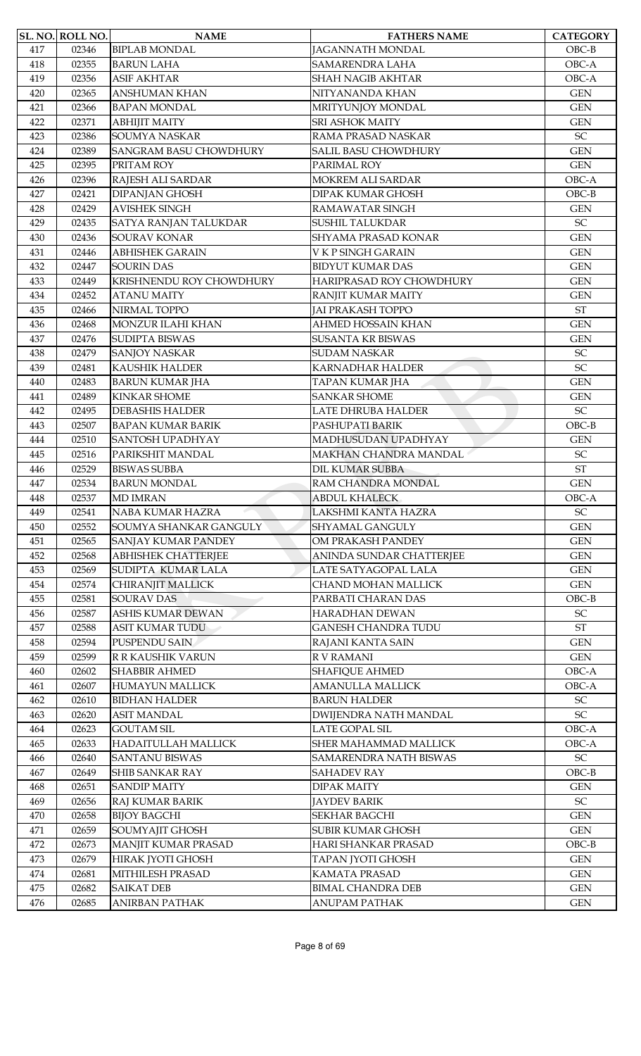| SL. NO. | ROLL NO. | NAME | FATHERS NAME | CATEGORY |
|---|---|---|---|---|
| 417 | 02346 | BIPLAB MONDAL | JAGANNATH MONDAL | OBC-B |
| 418 | 02355 | BARUN LAHA | SAMARENDRA LAHA | OBC-A |
| 419 | 02356 | ASIF AKHTAR | SHAH NAGIB AKHTAR | OBC-A |
| 420 | 02365 | ANSHUMAN KHAN | NITYANANDA KHAN | GEN |
| 421 | 02366 | BAPAN MONDAL | MRITYUNJOY MONDAL | GEN |
| 422 | 02371 | ABHIJIT MAITY | SRI ASHOK MAITY | GEN |
| 423 | 02386 | SOUMYA NASKAR | RAMA PRASAD NASKAR | SC |
| 424 | 02389 | SANGRAM BASU CHOWDHURY | SALIL BASU CHOWDHURY | GEN |
| 425 | 02395 | PRITAM ROY | PARIMAL ROY | GEN |
| 426 | 02396 | RAJESH ALI SARDAR | MOKREM ALI SARDAR | OBC-A |
| 427 | 02421 | DIPANJAN GHOSH | DIPAK KUMAR GHOSH | OBC-B |
| 428 | 02429 | AVISHEK SINGH | RAMAWATAR SINGH | GEN |
| 429 | 02435 | SATYA RANJAN TALUKDAR | SUSHIL TALUKDAR | SC |
| 430 | 02436 | SOURAV KONAR | SHYAMA PRASAD KONAR | GEN |
| 431 | 02446 | ABHISHEK GARAIN | V K P SINGH GARAIN | GEN |
| 432 | 02447 | SOURIN DAS | BIDYUT KUMAR DAS | GEN |
| 433 | 02449 | KRISHNENDU ROY CHOWDHURY | HARIPRASAD ROY CHOWDHURY | GEN |
| 434 | 02452 | ATANU MAITY | RANJIT KUMAR MAITY | GEN |
| 435 | 02466 | NIRMAL TOPPO | JAI PRAKASH TOPPO | ST |
| 436 | 02468 | MONZUR ILAHI KHAN | AHMED HOSSAIN KHAN | GEN |
| 437 | 02476 | SUDIPTA BISWAS | SUSANTA KR BISWAS | GEN |
| 438 | 02479 | SANJOY NASKAR | SUDAM NASKAR | SC |
| 439 | 02481 | KAUSHIK HALDER | KARNADHAR HALDER | SC |
| 440 | 02483 | BARUN KUMAR JHA | TAPAN KUMAR JHA | GEN |
| 441 | 02489 | KINKAR SHOME | SANKAR SHOME | GEN |
| 442 | 02495 | DEBASHIS HALDER | LATE DHRUBA HALDER | SC |
| 443 | 02507 | BAPAN KUMAR BARIK | PASHUPATI BARIK | OBC-B |
| 444 | 02510 | SANTOSH UPADHYAY | MADHUSUDAN UPADHYAY | GEN |
| 445 | 02516 | PARIKSHIT MANDAL | MAKHAN CHANDRA MANDAL | SC |
| 446 | 02529 | BISWAS SUBBA | DIL KUMAR SUBBA | ST |
| 447 | 02534 | BARUN MONDAL | RAM CHANDRA MONDAL | GEN |
| 448 | 02537 | MD IMRAN | ABDUL KHALECK | OBC-A |
| 449 | 02541 | NABA KUMAR HAZRA | LAKSHMI KANTA HAZRA | SC |
| 450 | 02552 | SOUMYA SHANKAR GANGULY | SHYAMAL GANGULY | GEN |
| 451 | 02565 | SANJAY KUMAR PANDEY | OM PRAKASH PANDEY | GEN |
| 452 | 02568 | ABHISHEK CHATTERJEE | ANINDA SUNDAR CHATTERJEE | GEN |
| 453 | 02569 | SUDIPTA KUMAR LALA | LATE SATYAGOPAL LALA | GEN |
| 454 | 02574 | CHIRANJIT MALLICK | CHAND MOHAN MALLICK | GEN |
| 455 | 02581 | SOURAV DAS | PARBATI CHARAN DAS | OBC-B |
| 456 | 02587 | ASHIS KUMAR DEWAN | HARADHAN DEWAN | SC |
| 457 | 02588 | ASIT KUMAR TUDU | GANESH CHANDRA TUDU | ST |
| 458 | 02594 | PUSPENDU SAIN | RAJANI KANTA SAIN | GEN |
| 459 | 02599 | R R KAUSHIK VARUN | R V RAMANI | GEN |
| 460 | 02602 | SHABBIR AHMED | SHAFIQUE AHMED | OBC-A |
| 461 | 02607 | HUMAYUN MALLICK | AMANULLA MALLICK | OBC-A |
| 462 | 02610 | BIDHAN HALDER | BARUN HALDER | SC |
| 463 | 02620 | ASIT MANDAL | DWIJENDRA NATH MANDAL | SC |
| 464 | 02623 | GOUTAM SIL | LATE GOPAL SIL | OBC-A |
| 465 | 02633 | HADAITULLAH MALLICK | SHER MAHAMMAD MALLICK | OBC-A |
| 466 | 02640 | SANTANU BISWAS | SAMARENDRA NATH BISWAS | SC |
| 467 | 02649 | SHIB SANKAR RAY | SAHADEV RAY | OBC-B |
| 468 | 02651 | SANDIP MAITY | DIPAK MAITY | GEN |
| 469 | 02656 | RAJ KUMAR BARIK | JAYDEV BARIK | SC |
| 470 | 02658 | BIJOY BAGCHI | SEKHAR BAGCHI | GEN |
| 471 | 02659 | SOUMYAJIT GHOSH | SUBIR KUMAR GHOSH | GEN |
| 472 | 02673 | MANJIT KUMAR PRASAD | HARI SHANKAR PRASAD | OBC-B |
| 473 | 02679 | HIRAK JYOTI GHOSH | TAPAN JYOTI GHOSH | GEN |
| 474 | 02681 | MITHILESH PRASAD | KAMATA PRASAD | GEN |
| 475 | 02682 | SAIKAT DEB | BIMAL CHANDRA DEB | GEN |
| 476 | 02685 | ANIRBAN PATHAK | ANUPAM PATHAK | GEN |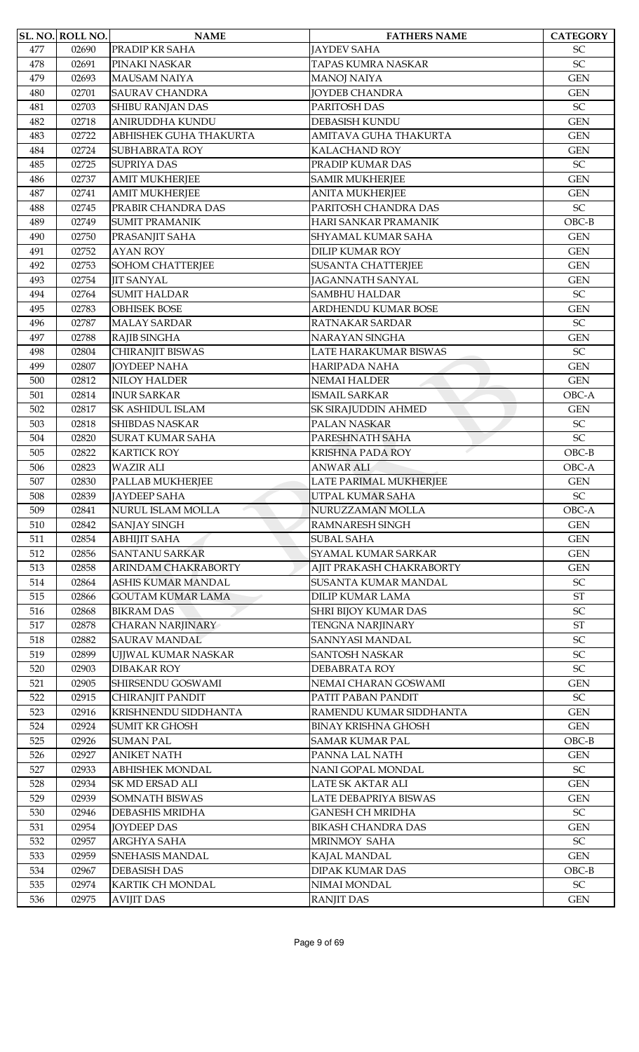| SL. NO. | ROLL NO. | NAME | FATHERS NAME | CATEGORY |
|---|---|---|---|---|
| 477 | 02690 | PRADIP KR SAHA | JAYDEV SAHA | SC |
| 478 | 02691 | PINAKI NASKAR | TAPAS KUMRA NASKAR | SC |
| 479 | 02693 | MAUSAM NAIYA | MANOJ NAIYA | GEN |
| 480 | 02701 | SAURAV CHANDRA | JOYDEB CHANDRA | GEN |
| 481 | 02703 | SHIBU RANJAN DAS | PARITOSH DAS | SC |
| 482 | 02718 | ANIRUDDHA KUNDU | DEBASISH KUNDU | GEN |
| 483 | 02722 | ABHISHEK GUHA THAKURTA | AMITAVA GUHA THAKURTA | GEN |
| 484 | 02724 | SUBHABRATA ROY | KALACHAND ROY | GEN |
| 485 | 02725 | SUPRIYA DAS | PRADIP KUMAR DAS | SC |
| 486 | 02737 | AMIT MUKHERJEE | SAMIR MUKHERJEE | GEN |
| 487 | 02741 | AMIT MUKHERJEE | ANITA MUKHERJEE | GEN |
| 488 | 02745 | PRABIR CHANDRA DAS | PARITOSH CHANDRA DAS | SC |
| 489 | 02749 | SUMIT PRAMANIK | HARI SANKAR PRAMANIK | OBC-B |
| 490 | 02750 | PRASANJIT SAHA | SHYAMAL KUMAR SAHA | GEN |
| 491 | 02752 | AYAN ROY | DILIP KUMAR ROY | GEN |
| 492 | 02753 | SOHOM CHATTERJEE | SUSANTA CHATTERJEE | GEN |
| 493 | 02754 | JIT SANYAL | JAGANNATH SANYAL | GEN |
| 494 | 02764 | SUMIT HALDAR | SAMBHU HALDAR | SC |
| 495 | 02783 | OBHISEK BOSE | ARDHENDU KUMAR BOSE | GEN |
| 496 | 02787 | MALAY SARDAR | RATNAKAR SARDAR | SC |
| 497 | 02788 | RAJIB SINGHA | NARAYAN SINGHA | GEN |
| 498 | 02804 | CHIRANJIT BISWAS | LATE HARAKUMAR BISWAS | SC |
| 499 | 02807 | JOYDEEP NAHA | HARIPADA NAHA | GEN |
| 500 | 02812 | NILOY HALDER | NEMAI HALDER | GEN |
| 501 | 02814 | INUR SARKAR | ISMAIL SARKAR | OBC-A |
| 502 | 02817 | SK ASHIDUL ISLAM | SK SIRAJUDDIN AHMED | GEN |
| 503 | 02818 | SHIBDAS NASKAR | PALAN NASKAR | SC |
| 504 | 02820 | SURAT KUMAR SAHA | PARESHNATH SAHA | SC |
| 505 | 02822 | KARTICK ROY | KRISHNA PADA ROY | OBC-B |
| 506 | 02823 | WAZIR ALI | ANWAR ALI | OBC-A |
| 507 | 02830 | PALLAB MUKHERJEE | LATE PARIMAL MUKHERJEE | GEN |
| 508 | 02839 | JAYDEEP SAHA | UTPAL KUMAR SAHA | SC |
| 509 | 02841 | NURUL ISLAM MOLLA | NURUZZAMAN MOLLA | OBC-A |
| 510 | 02842 | SANJAY SINGH | RAMNARESH SINGH | GEN |
| 511 | 02854 | ABHIJIT SAHA | SUBAL SAHA | GEN |
| 512 | 02856 | SANTANU SARKAR | SYAMAL KUMAR SARKAR | GEN |
| 513 | 02858 | ARINDAM CHAKRABORTY | AJIT PRAKASH CHAKRABORTY | GEN |
| 514 | 02864 | ASHIS KUMAR MANDAL | SUSANTA KUMAR MANDAL | SC |
| 515 | 02866 | GOUTAM KUMAR LAMA | DILIP KUMAR LAMA | ST |
| 516 | 02868 | BIKRAM DAS | SHRI BIJOY KUMAR DAS | SC |
| 517 | 02878 | CHARAN NARJINARY | TENGNA NARJINARY | ST |
| 518 | 02882 | SAURAV MANDAL | SANNYASI MANDAL | SC |
| 519 | 02899 | UJJWAL KUMAR NASKAR | SANTOSH NASKAR | SC |
| 520 | 02903 | DIBAKAR ROY | DEBABRATA ROY | SC |
| 521 | 02905 | SHIRSENDU GOSWAMI | NEMAI CHARAN GOSWAMI | GEN |
| 522 | 02915 | CHIRANJIT PANDIT | PATIT PABAN PANDIT | SC |
| 523 | 02916 | KRISHNENDU SIDDHANTA | RAMENDU KUMAR SIDDHANTA | GEN |
| 524 | 02924 | SUMIT KR GHOSH | BINAY KRISHNA GHOSH | GEN |
| 525 | 02926 | SUMAN PAL | SAMAR KUMAR PAL | OBC-B |
| 526 | 02927 | ANIKET NATH | PANNA LAL NATH | GEN |
| 527 | 02933 | ABHISHEK MONDAL | NANI GOPAL MONDAL | SC |
| 528 | 02934 | SK MD ERSAD ALI | LATE SK AKTAR ALI | GEN |
| 529 | 02939 | SOMNATH BISWAS | LATE DEBAPRIYA BISWAS | GEN |
| 530 | 02946 | DEBASHIS MRIDHA | GANESH CH MRIDHA | SC |
| 531 | 02954 | JOYDEEP DAS | BIKASH CHANDRA DAS | GEN |
| 532 | 02957 | ARGHYA SAHA | MRINMOY SAHA | SC |
| 533 | 02959 | SNEHASIS MANDAL | KAJAL MANDAL | GEN |
| 534 | 02967 | DEBASISH DAS | DIPAK KUMAR DAS | OBC-B |
| 535 | 02974 | KARTIK CH MONDAL | NIMAI MONDAL | SC |
| 536 | 02975 | AVIJIT DAS | RANJIT DAS | GEN |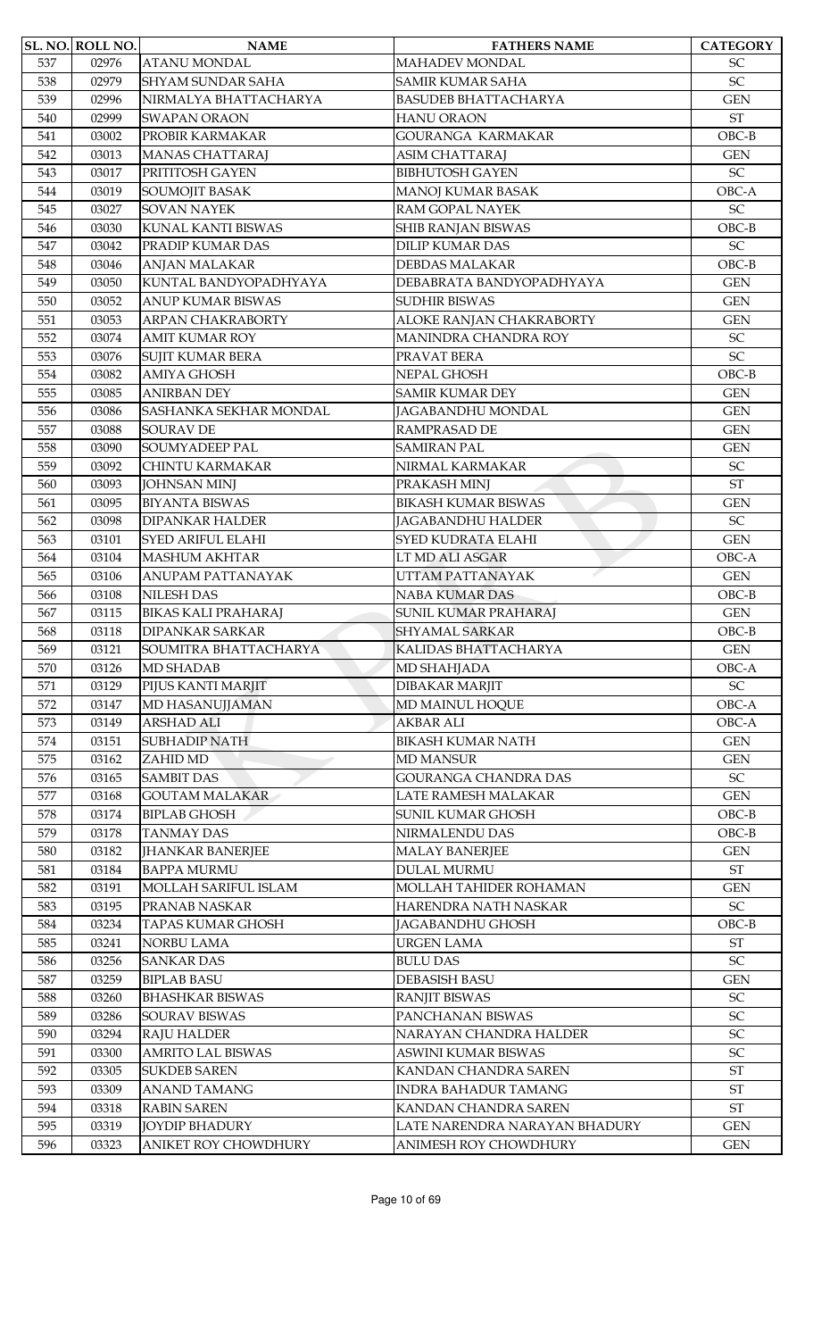| SL. NO. | ROLL NO. | NAME | FATHERS NAME | CATEGORY |
|---|---|---|---|---|
| 537 | 02976 | ATANU MONDAL | MAHADEV MONDAL | SC |
| 538 | 02979 | SHYAM SUNDAR SAHA | SAMIR KUMAR SAHA | SC |
| 539 | 02996 | NIRMALYA BHATTACHARYA | BASUDEB BHATTACHARYA | GEN |
| 540 | 02999 | SWAPAN ORAON | HANU ORAON | ST |
| 541 | 03002 | PROBIR KARMAKAR | GOURANGA KARMAKAR | OBC-B |
| 542 | 03013 | MANAS CHATTARAJ | ASIM CHATTARAJ | GEN |
| 543 | 03017 | PRITITOSH GAYEN | BIBHUTOSH GAYEN | SC |
| 544 | 03019 | SOUMOJIT BASAK | MANOJ KUMAR BASAK | OBC-A |
| 545 | 03027 | SOVAN NAYEK | RAM GOPAL NAYEK | SC |
| 546 | 03030 | KUNAL KANTI BISWAS | SHIB RANJAN BISWAS | OBC-B |
| 547 | 03042 | PRADIP KUMAR DAS | DILIP KUMAR DAS | SC |
| 548 | 03046 | ANJAN MALAKAR | DEBDAS MALAKAR | OBC-B |
| 549 | 03050 | KUNTAL BANDYOPADHYAYA | DEBABRATA BANDYOPADHYAYA | GEN |
| 550 | 03052 | ANUP KUMAR BISWAS | SUDHIR BISWAS | GEN |
| 551 | 03053 | ARPAN CHAKRABORTY | ALOKE RANJAN CHAKRABORTY | GEN |
| 552 | 03074 | AMIT KUMAR ROY | MANINDRA CHANDRA ROY | SC |
| 553 | 03076 | SUJIT KUMAR BERA | PRAVAT BERA | SC |
| 554 | 03082 | AMIYA GHOSH | NEPAL GHOSH | OBC-B |
| 555 | 03085 | ANIRBAN DEY | SAMIR KUMAR DEY | GEN |
| 556 | 03086 | SASHANKA SEKHAR MONDAL | JAGABANDHU MONDAL | GEN |
| 557 | 03088 | SOURAV DE | RAMPRASAD DE | GEN |
| 558 | 03090 | SOUMYADEEP PAL | SAMIRAN PAL | GEN |
| 559 | 03092 | CHINTU KARMAKAR | NIRMAL KARMAKAR | SC |
| 560 | 03093 | JOHNSAN MINJ | PRAKASH MINJ | ST |
| 561 | 03095 | BIYANTA BISWAS | BIKASH KUMAR BISWAS | GEN |
| 562 | 03098 | DIPANKAR HALDER | JAGABANDHU HALDER | SC |
| 563 | 03101 | SYED ARIFUL ELAHI | SYED KUDRATA ELAHI | GEN |
| 564 | 03104 | MASHUM AKHTAR | LT MD ALI ASGAR | OBC-A |
| 565 | 03106 | ANUPAM PATTANAYAK | UTTAM PATTANAYAK | GEN |
| 566 | 03108 | NILESH DAS | NABA KUMAR DAS | OBC-B |
| 567 | 03115 | BIKAS KALI PRAHARAJ | SUNIL KUMAR PRAHARAJ | GEN |
| 568 | 03118 | DIPANKAR SARKAR | SHYAMAL SARKAR | OBC-B |
| 569 | 03121 | SOUMITRA BHATTACHARYA | KALIDAS BHATTACHARYA | GEN |
| 570 | 03126 | MD SHADAB | MD SHAHJADA | OBC-A |
| 571 | 03129 | PIJUS KANTI MARJIT | DIBAKAR MARJIT | SC |
| 572 | 03147 | MD HASANUJJAMAN | MD MAINUL HOQUE | OBC-A |
| 573 | 03149 | ARSHAD ALI | AKBAR ALI | OBC-A |
| 574 | 03151 | SUBHADIP NATH | BIKASH KUMAR NATH | GEN |
| 575 | 03162 | ZAHID MD | MD MANSUR | GEN |
| 576 | 03165 | SAMBIT DAS | GOURANGA CHANDRA DAS | SC |
| 577 | 03168 | GOUTAM MALAKAR | LATE RAMESH MALAKAR | GEN |
| 578 | 03174 | BIPLAB GHOSH | SUNIL KUMAR GHOSH | OBC-B |
| 579 | 03178 | TANMAY DAS | NIRMALENDU DAS | OBC-B |
| 580 | 03182 | JHANKAR BANERJEE | MALAY BANERJEE | GEN |
| 581 | 03184 | BAPPA MURMU | DULAL MURMU | ST |
| 582 | 03191 | MOLLAH SARIFUL ISLAM | MOLLAH TAHIDER ROHAMAN | GEN |
| 583 | 03195 | PRANAB NASKAR | HARENDRA NATH NASKAR | SC |
| 584 | 03234 | TAPAS KUMAR GHOSH | JAGABANDHU GHOSH | OBC-B |
| 585 | 03241 | NORBU LAMA | URGEN LAMA | ST |
| 586 | 03256 | SANKAR DAS | BULU DAS | SC |
| 587 | 03259 | BIPLAB BASU | DEBASISH BASU | GEN |
| 588 | 03260 | BHASHKAR BISWAS | RANJIT BISWAS | SC |
| 589 | 03286 | SOURAV BISWAS | PANCHANAN BISWAS | SC |
| 590 | 03294 | RAJU HALDER | NARAYAN CHANDRA HALDER | SC |
| 591 | 03300 | AMRITO LAL BISWAS | ASWINI KUMAR BISWAS | SC |
| 592 | 03305 | SUKDEB SAREN | KANDAN CHANDRA SAREN | ST |
| 593 | 03309 | ANAND TAMANG | INDRA BAHADUR TAMANG | ST |
| 594 | 03318 | RABIN SAREN | KANDAN CHANDRA SAREN | ST |
| 595 | 03319 | JOYDIP BHADURY | LATE NARENDRA NARAYAN BHADURY | GEN |
| 596 | 03323 | ANIKET ROY CHOWDHURY | ANIMESH ROY CHOWDHURY | GEN |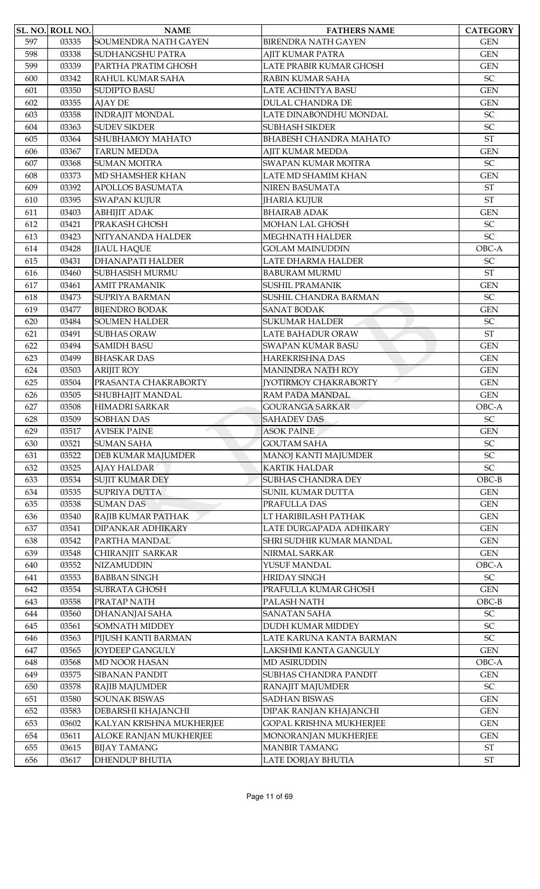| SL. NO. | ROLL NO. | NAME | FATHERS NAME | CATEGORY |
|---|---|---|---|---|
| 597 | 03335 | SOUMENDRA NATH GAYEN | BIRENDRA NATH GAYEN | GEN |
| 598 | 03338 | SUDHANGSHU PATRA | AJIT KUMAR PATRA | GEN |
| 599 | 03339 | PARTHA PRATIM GHOSH | LATE PRABIR KUMAR GHOSH | GEN |
| 600 | 03342 | RAHUL KUMAR SAHA | RABIN KUMAR SAHA | SC |
| 601 | 03350 | SUDIPTO BASU | LATE ACHINTYA BASU | GEN |
| 602 | 03355 | AJAY DE | DULAL CHANDRA DE | GEN |
| 603 | 03358 | INDRAJIT MONDAL | LATE DINABONDHU MONDAL | SC |
| 604 | 03363 | SUDEV SIKDER | SUBHASH SIKDER | SC |
| 605 | 03364 | SHUBHAMOY MAHATO | BHABESH CHANDRA MAHATO | ST |
| 606 | 03367 | TARUN MEDDA | AJIT KUMAR MEDDA | GEN |
| 607 | 03368 | SUMAN MOITRA | SWAPAN KUMAR MOITRA | SC |
| 608 | 03373 | MD SHAMSHER KHAN | LATE MD SHAMIM KHAN | GEN |
| 609 | 03392 | APOLLOS BASUMATA | NIREN BASUMATA | ST |
| 610 | 03395 | SWAPAN KUJUR | JHARIA KUJUR | ST |
| 611 | 03403 | ABHIJIT ADAK | BHAIRAB ADAK | GEN |
| 612 | 03421 | PRAKASH GHOSH | MOHAN LAL GHOSH | SC |
| 613 | 03423 | NITYANANDA HALDER | MEGHNATH HALDER | SC |
| 614 | 03428 | JIAUL HAQUE | GOLAM MAINUDDIN | OBC-A |
| 615 | 03431 | DHANAPATI HALDER | LATE DHARMA HALDER | SC |
| 616 | 03460 | SUBHASISH MURMU | BABURAM MURMU | ST |
| 617 | 03461 | AMIT PRAMANIK | SUSHIL PRAMANIK | GEN |
| 618 | 03473 | SUPRIYA BARMAN | SUSHIL CHANDRA BARMAN | SC |
| 619 | 03477 | BIJENDRO BODAK | SANAT BODAK | GEN |
| 620 | 03484 | SOUMEN HALDER | SUKUMAR HALDER | SC |
| 621 | 03491 | SUBHAS ORAW | LATE BAHADUR ORAW | ST |
| 622 | 03494 | SAMIDH BASU | SWAPAN KUMAR BASU | GEN |
| 623 | 03499 | BHASKAR DAS | HAREKRISHNA DAS | GEN |
| 624 | 03503 | ARIJIT ROY | MANINDRA NATH ROY | GEN |
| 625 | 03504 | PRASANTA CHAKRABORTY | JYOTIRMOY CHAKRABORTY | GEN |
| 626 | 03505 | SHUBHAJIT MANDAL | RAM PADA MANDAL | GEN |
| 627 | 03508 | HIMADRI SARKAR | GOURANGA SARKAR | OBC-A |
| 628 | 03509 | SOBHAN DAS | SAHADEV DAS | SC |
| 629 | 03517 | AVISEK PAINE | ASOK PAINE | GEN |
| 630 | 03521 | SUMAN SAHA | GOUTAM SAHA | SC |
| 631 | 03522 | DEB KUMAR MAJUMDER | MANOJ KANTI MAJUMDER | SC |
| 632 | 03525 | AJAY HALDAR | KARTIK HALDAR | SC |
| 633 | 03534 | SUJIT KUMAR DEY | SUBHAS CHANDRA DEY | OBC-B |
| 634 | 03535 | SUPRIYA DUTTA | SUNIL KUMAR DUTTA | GEN |
| 635 | 03538 | SUMAN DAS | PRAFULLA DAS | GEN |
| 636 | 03540 | RAJIB KUMAR PATHAK | LT HARIBILASH PATHAK | GEN |
| 637 | 03541 | DIPANKAR ADHIKARY | LATE DURGAPADA ADHIKARY | GEN |
| 638 | 03542 | PARTHA MANDAL | SHRI SUDHIR KUMAR MANDAL | GEN |
| 639 | 03548 | CHIRANJIT SARKAR | NIRMAL SARKAR | GEN |
| 640 | 03552 | NIZAMUDDIN | YUSUF MANDAL | OBC-A |
| 641 | 03553 | BABBAN SINGH | HRIDAY SINGH | SC |
| 642 | 03554 | SUBRATA GHOSH | PRAFULLA KUMAR GHOSH | GEN |
| 643 | 03558 | PRATAP NATH | PALASH NATH | OBC-B |
| 644 | 03560 | DHANANJAI SAHA | SANATAN SAHA | SC |
| 645 | 03561 | SOMNATH MIDDEY | DUDH KUMAR MIDDEY | SC |
| 646 | 03563 | PIJUSH KANTI BARMAN | LATE KARUNA KANTA BARMAN | SC |
| 647 | 03565 | JOYDEEP GANGULY | LAKSHMI KANTA GANGULY | GEN |
| 648 | 03568 | MD NOOR HASAN | MD ASIRUDDIN | OBC-A |
| 649 | 03575 | SIBANAN PANDIT | SUBHAS CHANDRA PANDIT | GEN |
| 650 | 03578 | RAJIB MAJUMDER | RANAJIT MAJUMDER | SC |
| 651 | 03580 | SOUNAK BISWAS | SADHAN BISWAS | GEN |
| 652 | 03583 | DEBARSHI KHAJANCHI | DIPAK RANJAN KHAJANCHI | GEN |
| 653 | 03602 | KALYAN KRISHNA MUKHERJEE | GOPAL KRISHNA MUKHERJEE | GEN |
| 654 | 03611 | ALOKE RANJAN MUKHERJEE | MONORANJAN MUKHERJEE | GEN |
| 655 | 03615 | BIJAY TAMANG | MANBIR TAMANG | ST |
| 656 | 03617 | DHENDUP BHUTIA | LATE DORJAY BHUTIA | ST |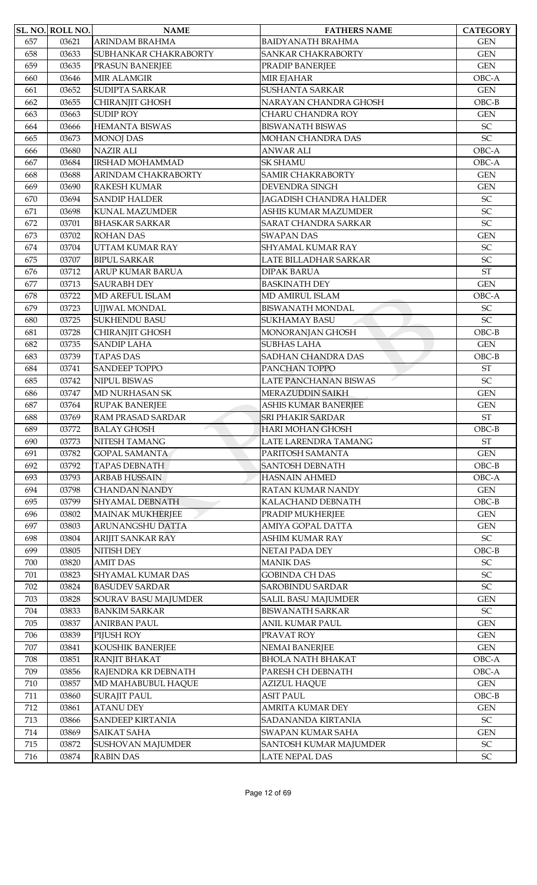| SL. NO. | ROLL NO. | NAME | FATHERS NAME | CATEGORY |
|---|---|---|---|---|
| 657 | 03621 | ARINDAM BRAHMA | BAIDYANATH BRAHMA | GEN |
| 658 | 03633 | SUBHANKAR CHAKRABORTY | SANKAR CHAKRABORTY | GEN |
| 659 | 03635 | PRASUN BANERJEE | PRADIP BANERJEE | GEN |
| 660 | 03646 | MIR ALAMGIR | MIR EJAHAR | OBC-A |
| 661 | 03652 | SUDIPTA SARKAR | SUSHANTA SARKAR | GEN |
| 662 | 03655 | CHIRANJIT GHOSH | NARAYAN CHANDRA GHOSH | OBC-B |
| 663 | 03663 | SUDIP ROY | CHARU CHANDRA ROY | GEN |
| 664 | 03666 | HEMANTA BISWAS | BISWANATH BISWAS | SC |
| 665 | 03673 | MONOJ DAS | MOHAN CHANDRA DAS | SC |
| 666 | 03680 | NAZIR ALI | ANWAR ALI | OBC-A |
| 667 | 03684 | IRSHAD MOHAMMAD | SK SHAMU | OBC-A |
| 668 | 03688 | ARINDAM CHAKRABORTY | SAMIR CHAKRABORTY | GEN |
| 669 | 03690 | RAKESH KUMAR | DEVENDRA SINGH | GEN |
| 670 | 03694 | SANDIP HALDER | JAGADISH CHANDRA HALDER | SC |
| 671 | 03698 | KUNAL MAZUMDER | ASHIS KUMAR MAZUMDER | SC |
| 672 | 03701 | BHASKAR SARKAR | SARAT CHANDRA SARKAR | SC |
| 673 | 03702 | ROHAN DAS | SWAPAN DAS | GEN |
| 674 | 03704 | UTTAM KUMAR RAY | SHYAMAL KUMAR RAY | SC |
| 675 | 03707 | BIPUL SARKAR | LATE BILLADHAR SARKAR | SC |
| 676 | 03712 | ARUP KUMAR BARUA | DIPAK BARUA | ST |
| 677 | 03713 | SAURABH DEY | BASKINATH DEY | GEN |
| 678 | 03722 | MD AREFUL ISLAM | MD AMIRUL ISLAM | OBC-A |
| 679 | 03723 | UJJWAL MONDAL | BISWANATH MONDAL | SC |
| 680 | 03725 | SUKHENDU BASU | SUKHAMAY BASU | SC |
| 681 | 03728 | CHIRANJIT GHOSH | MONORANJAN GHOSH | OBC-B |
| 682 | 03735 | SANDIP LAHA | SUBHAS LAHA | GEN |
| 683 | 03739 | TAPAS DAS | SADHAN CHANDRA DAS | OBC-B |
| 684 | 03741 | SANDEEP TOPPO | PANCHAN TOPPO | ST |
| 685 | 03742 | NIPUL BISWAS | LATE PANCHANAN BISWAS | SC |
| 686 | 03747 | MD NURHASAN SK | MERAZUDDIN SAIKH | GEN |
| 687 | 03764 | RUPAK BANERJEE | ASHIS KUMAR BANERJEE | GEN |
| 688 | 03769 | RAM PRASAD SARDAR | SRI PHAKIR SARDAR | ST |
| 689 | 03772 | BALAY GHOSH | HARI MOHAN GHOSH | OBC-B |
| 690 | 03773 | NITESH TAMANG | LATE LARENDRA TAMANG | ST |
| 691 | 03782 | GOPAL SAMANTA | PARITOSH SAMANTA | GEN |
| 692 | 03792 | TAPAS DEBNATH | SANTOSH DEBNATH | OBC-B |
| 693 | 03793 | ARBAB HUSSAIN | HASNAIN AHMED | OBC-A |
| 694 | 03798 | CHANDAN NANDY | RATAN KUMAR NANDY | GEN |
| 695 | 03799 | SHYAMAL DEBNATH | KALACHAND DEBNATH | OBC-B |
| 696 | 03802 | MAINAK MUKHERJEE | PRADIP MUKHERJEE | GEN |
| 697 | 03803 | ARUNANGSHU DATTA | AMIYA GOPAL DATTA | GEN |
| 698 | 03804 | ARIJIT SANKAR RAY | ASHIM KUMAR RAY | SC |
| 699 | 03805 | NITISH DEY | NETAI PADA DEY | OBC-B |
| 700 | 03820 | AMIT DAS | MANIK DAS | SC |
| 701 | 03823 | SHYAMAL KUMAR DAS | GOBINDA CH DAS | SC |
| 702 | 03824 | BASUDEV SARDAR | SAROBINDU SARDAR | SC |
| 703 | 03828 | SOURAV BASU MAJUMDER | SALIL BASU MAJUMDER | GEN |
| 704 | 03833 | BANKIM SARKAR | BISWANATH SARKAR | SC |
| 705 | 03837 | ANIRBAN PAUL | ANIL KUMAR PAUL | GEN |
| 706 | 03839 | PIJUSH ROY | PRAVAT ROY | GEN |
| 707 | 03841 | KOUSHIK BANERJEE | NEMAI BANERJEE | GEN |
| 708 | 03851 | RANJIT BHAKAT | BHOLA NATH BHAKAT | OBC-A |
| 709 | 03856 | RAJENDRA KR DEBNATH | PARESH CH DEBNATH | OBC-A |
| 710 | 03857 | MD MAHABUBUL HAQUE | AZIZUL HAQUE | GEN |
| 711 | 03860 | SURAJIT PAUL | ASIT PAUL | OBC-B |
| 712 | 03861 | ATANU DEY | AMRITA KUMAR DEY | GEN |
| 713 | 03866 | SANDEEP KIRTANIA | SADANANDA KIRTANIA | SC |
| 714 | 03869 | SAIKAT SAHA | SWAPAN KUMAR SAHA | GEN |
| 715 | 03872 | SUSHOVAN MAJUMDER | SANTOSH KUMAR MAJUMDER | SC |
| 716 | 03874 | RABIN DAS | LATE NEPAL DAS | SC |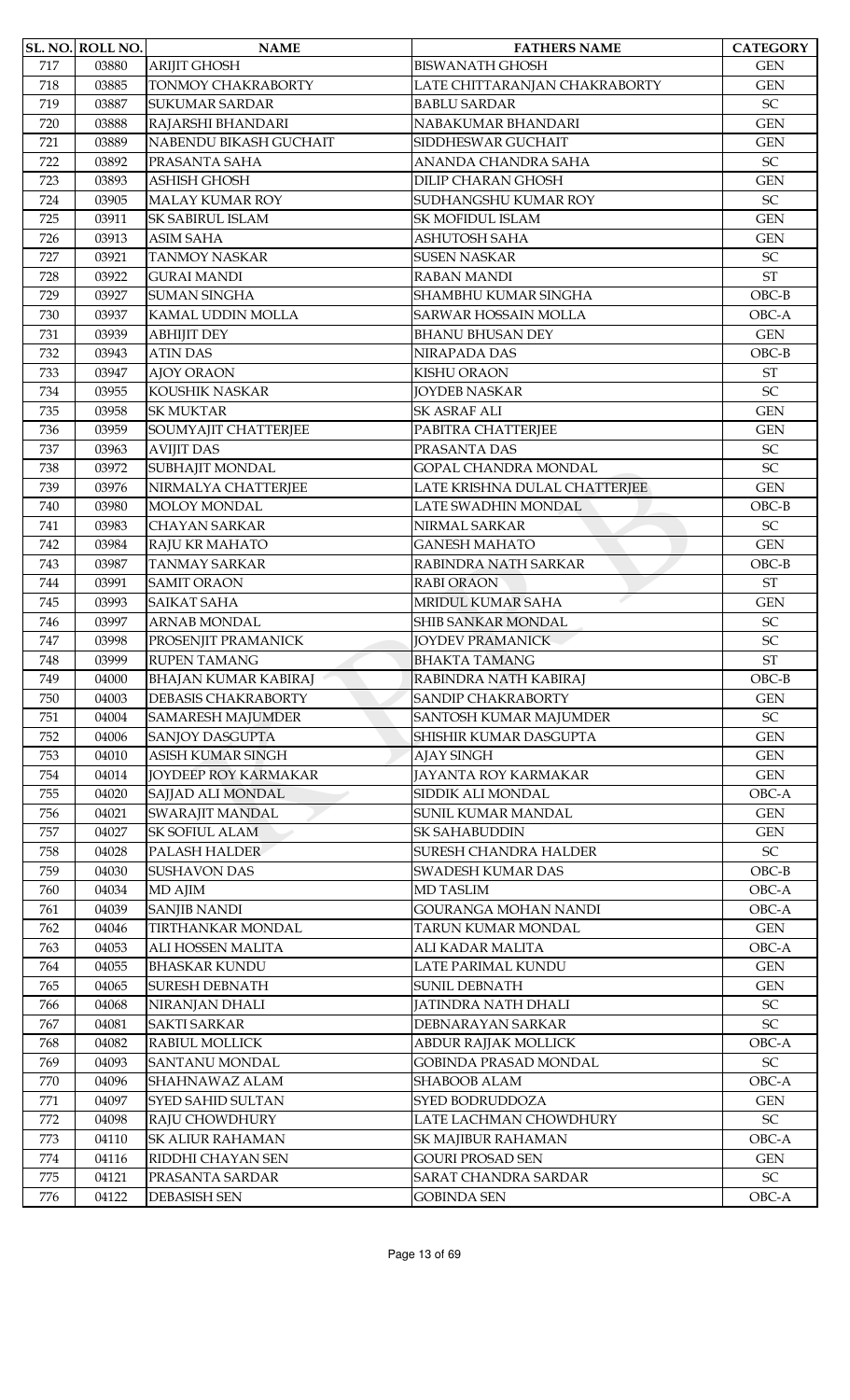| SL. NO. | ROLL NO. | NAME | FATHERS NAME | CATEGORY |
|---|---|---|---|---|
| 717 | 03880 | ARIJIT GHOSH | BISWANATH GHOSH | GEN |
| 718 | 03885 | TONMOY CHAKRABORTY | LATE CHITTARANJAN CHAKRABORTY | GEN |
| 719 | 03887 | SUKUMAR SARDAR | BABLU SARDAR | SC |
| 720 | 03888 | RAJARSHI BHANDARI | NABAKUMAR BHANDARI | GEN |
| 721 | 03889 | NABENDU BIKASH GUCHAIT | SIDDHESWAR GUCHAIT | GEN |
| 722 | 03892 | PRASANTA SAHA | ANANDA CHANDRA SAHA | SC |
| 723 | 03893 | ASHISH GHOSH | DILIP CHARAN GHOSH | GEN |
| 724 | 03905 | MALAY KUMAR ROY | SUDHANGSHU KUMAR ROY | SC |
| 725 | 03911 | SK SABIRUL ISLAM | SK MOFIDUL ISLAM | GEN |
| 726 | 03913 | ASIM SAHA | ASHUTOSH SAHA | GEN |
| 727 | 03921 | TANMOY NASKAR | SUSEN NASKAR | SC |
| 728 | 03922 | GURAI MANDI | RABAN MANDI | ST |
| 729 | 03927 | SUMAN SINGHA | SHAMBHU KUMAR SINGHA | OBC-B |
| 730 | 03937 | KAMAL UDDIN MOLLA | SARWAR HOSSAIN MOLLA | OBC-A |
| 731 | 03939 | ABHIJIT DEY | BHANU BHUSAN DEY | GEN |
| 732 | 03943 | ATIN DAS | NIRAPADA DAS | OBC-B |
| 733 | 03947 | AJOY ORAON | KISHU ORAON | ST |
| 734 | 03955 | KOUSHIK NASKAR | JOYDEB NASKAR | SC |
| 735 | 03958 | SK MUKTAR | SK ASRAF ALI | GEN |
| 736 | 03959 | SOUMYAJIT CHATTERJEE | PABITRA CHATTERJEE | GEN |
| 737 | 03963 | AVIJIT DAS | PRASANTA DAS | SC |
| 738 | 03972 | SUBHAJIT MONDAL | GOPAL CHANDRA MONDAL | SC |
| 739 | 03976 | NIRMALYA CHATTERJEE | LATE KRISHNA DULAL CHATTERJEE | GEN |
| 740 | 03980 | MOLOY MONDAL | LATE SWADHIN MONDAL | OBC-B |
| 741 | 03983 | CHAYAN SARKAR | NIRMAL SARKAR | SC |
| 742 | 03984 | RAJU KR MAHATO | GANESH MAHATO | GEN |
| 743 | 03987 | TANMAY SARKAR | RABINDRA NATH SARKAR | OBC-B |
| 744 | 03991 | SAMIT ORAON | RABI ORAON | ST |
| 745 | 03993 | SAIKAT SAHA | MRIDUL KUMAR SAHA | GEN |
| 746 | 03997 | ARNAB MONDAL | SHIB SANKAR MONDAL | SC |
| 747 | 03998 | PROSENJIT PRAMANICK | JOYDEV PRAMANICK | SC |
| 748 | 03999 | RUPEN TAMANG | BHAKTA TAMANG | ST |
| 749 | 04000 | BHAJAN KUMAR KABIRAJ | RABINDRA NATH KABIRAJ | OBC-B |
| 750 | 04003 | DEBASIS CHAKRABORTY | SANDIP CHAKRABORTY | GEN |
| 751 | 04004 | SAMARESH MAJUMDER | SANTOSH KUMAR MAJUMDER | SC |
| 752 | 04006 | SANJOY DASGUPTA | SHISHIR KUMAR DASGUPTA | GEN |
| 753 | 04010 | ASISH KUMAR SINGH | AJAY SINGH | GEN |
| 754 | 04014 | JOYDEEP ROY KARMAKAR | JAYANTA ROY KARMAKAR | GEN |
| 755 | 04020 | SAJJAD ALI MONDAL | SIDDIK ALI MONDAL | OBC-A |
| 756 | 04021 | SWARAJIT MANDAL | SUNIL KUMAR MANDAL | GEN |
| 757 | 04027 | SK SOFIUL ALAM | SK SAHABUDDIN | GEN |
| 758 | 04028 | PALASH HALDER | SURESH CHANDRA HALDER | SC |
| 759 | 04030 | SUSHAVON DAS | SWADESH KUMAR DAS | OBC-B |
| 760 | 04034 | MD AJIM | MD TASLIM | OBC-A |
| 761 | 04039 | SANJIB NANDI | GOURANGA MOHAN NANDI | OBC-A |
| 762 | 04046 | TIRTHANKAR MONDAL | TARUN KUMAR MONDAL | GEN |
| 763 | 04053 | ALI HOSSEN MALITA | ALI KADAR MALITA | OBC-A |
| 764 | 04055 | BHASKAR KUNDU | LATE PARIMAL KUNDU | GEN |
| 765 | 04065 | SURESH DEBNATH | SUNIL DEBNATH | GEN |
| 766 | 04068 | NIRANJAN DHALI | JATINDRA NATH DHALI | SC |
| 767 | 04081 | SAKTI SARKAR | DEBNARAYAN SARKAR | SC |
| 768 | 04082 | RABIUL MOLLICK | ABDUR RAJJAK MOLLICK | OBC-A |
| 769 | 04093 | SANTANU MONDAL | GOBINDA PRASAD MONDAL | SC |
| 770 | 04096 | SHAHNAWAZ ALAM | SHABOOB ALAM | OBC-A |
| 771 | 04097 | SYED SAHID SULTAN | SYED BODRUDDOZA | GEN |
| 772 | 04098 | RAJU CHOWDHURY | LATE LACHMAN CHOWDHURY | SC |
| 773 | 04110 | SK ALIUR RAHAMAN | SK MAJIBUR RAHAMAN | OBC-A |
| 774 | 04116 | RIDDHI CHAYAN SEN | GOURI PROSAD SEN | GEN |
| 775 | 04121 | PRASANTA SARDAR | SARAT CHANDRA SARDAR | SC |
| 776 | 04122 | DEBASISH SEN | GOBINDA SEN | OBC-A |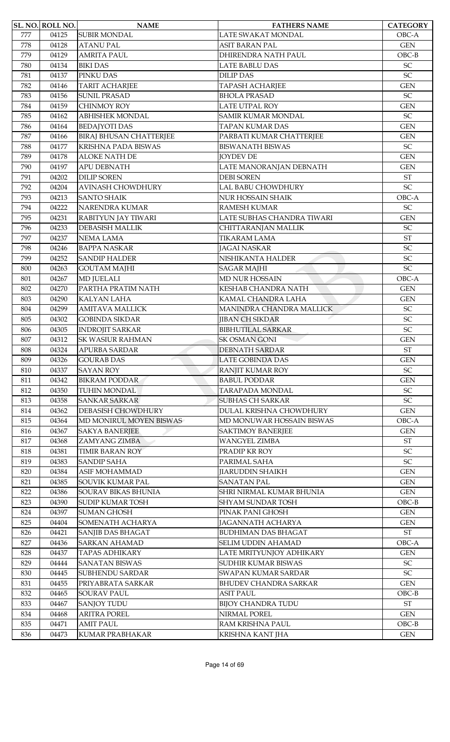| SL. NO. | ROLL NO. | NAME | FATHERS NAME | CATEGORY |
|---|---|---|---|---|
| 777 | 04125 | SUBIR MONDAL | LATE SWAKAT MONDAL | OBC-A |
| 778 | 04128 | ATANU PAL | ASIT BARAN PAL | GEN |
| 779 | 04129 | AMRITA PAUL | DHIRENDRA NATH PAUL | OBC-B |
| 780 | 04134 | BIKI DAS | LATE BABLU DAS | SC |
| 781 | 04137 | PINKU DAS | DILIP DAS | SC |
| 782 | 04146 | TARIT ACHARJEE | TAPASH ACHARJEE | GEN |
| 783 | 04156 | SUNIL PRASAD | BHOLA PRASAD | SC |
| 784 | 04159 | CHINMOY ROY | LATE UTPAL ROY | GEN |
| 785 | 04162 | ABHISHEK MONDAL | SAMIR KUMAR MONDAL | SC |
| 786 | 04164 | BEDAJYOTI DAS | TAPAN KUMAR DAS | GEN |
| 787 | 04166 | BIRAJ BHUSAN CHATTERJEE | PARBATI KUMAR CHATTERJEE | GEN |
| 788 | 04177 | KRISHNA PADA BISWAS | BISWANATH BISWAS | SC |
| 789 | 04178 | ALOKE NATH DE | JOYDEV DE | GEN |
| 790 | 04197 | APU DEBNATH | LATE MANORANJAN DEBNATH | GEN |
| 791 | 04202 | DILIP SOREN | DEBI SOREN | ST |
| 792 | 04204 | AVINASH CHOWDHURY | LAL BABU CHOWDHURY | SC |
| 793 | 04213 | SANTO SHAIK | NUR HOSSAIN SHAIK | OBC-A |
| 794 | 04222 | NARENDRA KUMAR | RAMESH KUMAR | SC |
| 795 | 04231 | RABITYUN JAY TIWARI | LATE SUBHAS CHANDRA TIWARI | GEN |
| 796 | 04233 | DEBASISH MALLIK | CHITTARANJAN MALLIK | SC |
| 797 | 04237 | NEMA LAMA | TIKARAM LAMA | ST |
| 798 | 04246 | BAPPA NASKAR | JAGAI NASKAR | SC |
| 799 | 04252 | SANDIP HALDER | NISHIKANTA HALDER | SC |
| 800 | 04263 | GOUTAM MAJHI | SAGAR MAJHI | SC |
| 801 | 04267 | MD JUELALI | MD NUR HOSSAIN | OBC-A |
| 802 | 04270 | PARTHA PRATIM NATH | KESHAB CHANDRA NATH | GEN |
| 803 | 04290 | KALYAN LAHA | KAMAL CHANDRA LAHA | GEN |
| 804 | 04299 | AMITAVA MALLICK | MANINDRA CHANDRA MALLICK | SC |
| 805 | 04302 | GOBINDA SIKDAR | JIBAN CH SIKDAR | SC |
| 806 | 04305 | INDROJIT SARKAR | BIBHUTILAL SARKAR | SC |
| 807 | 04312 | SK WASIUR RAHMAN | SK OSMAN GONI | GEN |
| 808 | 04324 | APURBA SARDAR | DEBNATH SARDAR | ST |
| 809 | 04326 | GOURAB DAS | LATE GOBINDA DAS | GEN |
| 810 | 04337 | SAYAN ROY | RANJIT KUMAR ROY | SC |
| 811 | 04342 | BIKRAM PODDAR | BABUL PODDAR | GEN |
| 812 | 04350 | TUHIN MONDAL | TARAPADA MONDAL | SC |
| 813 | 04358 | SANKAR SARKAR | SUBHAS CH SARKAR | SC |
| 814 | 04362 | DEBASISH CHOWDHURY | DULAL KRISHNA CHOWDHURY | GEN |
| 815 | 04364 | MD MONIRUL MOYEN BISWAS | MD MONUWAR HOSSAIN BISWAS | OBC-A |
| 816 | 04367 | SAKYA BANERJEE | SAKTIMOY BANERJEE | GEN |
| 817 | 04368 | ZAMYANG ZIMBA | WANGYEL ZIMBA | ST |
| 818 | 04381 | TIMIR BARAN ROY | PRADIP KR ROY | SC |
| 819 | 04383 | SANDIP SAHA | PARIMAL SAHA | SC |
| 820 | 04384 | ASIF MOHAMMAD | JIARUDDIN SHAIKH | GEN |
| 821 | 04385 | SOUVIK KUMAR PAL | SANATAN PAL | GEN |
| 822 | 04386 | SOURAV BIKAS BHUNIA | SHRI NIRMAL KUMAR BHUNIA | GEN |
| 823 | 04390 | SUDIP KUMAR TOSH | SHYAM SUNDAR TOSH | OBC-B |
| 824 | 04397 | SUMAN GHOSH | PINAK PANI GHOSH | GEN |
| 825 | 04404 | SOMENATH ACHARYA | JAGANNATH ACHARYA | GEN |
| 826 | 04421 | SANJIB DAS BHAGAT | BUDHIMAN DAS BHAGAT | ST |
| 827 | 04436 | SARKAN AHAMAD | SELIM UDDIN AHAMAD | OBC-A |
| 828 | 04437 | TAPAS ADHIKARY | LATE MRITYUNJOY ADHIKARY | GEN |
| 829 | 04444 | SANATAN BISWAS | SUDHIR KUMAR BISWAS | SC |
| 830 | 04445 | SUBHENDU SARDAR | SWAPAN KUMAR SARDAR | SC |
| 831 | 04455 | PRIYABRATA SARKAR | BHUDEV CHANDRA SARKAR | GEN |
| 832 | 04465 | SOURAV PAUL | ASIT PAUL | OBC-B |
| 833 | 04467 | SANJOY TUDU | BIJOY CHANDRA TUDU | ST |
| 834 | 04468 | ARITRA POREL | NIRMAL POREL | GEN |
| 835 | 04471 | AMIT PAUL | RAM KRISHNA PAUL | OBC-B |
| 836 | 04473 | KUMAR PRABHAKAR | KRISHNA KANT JHA | GEN |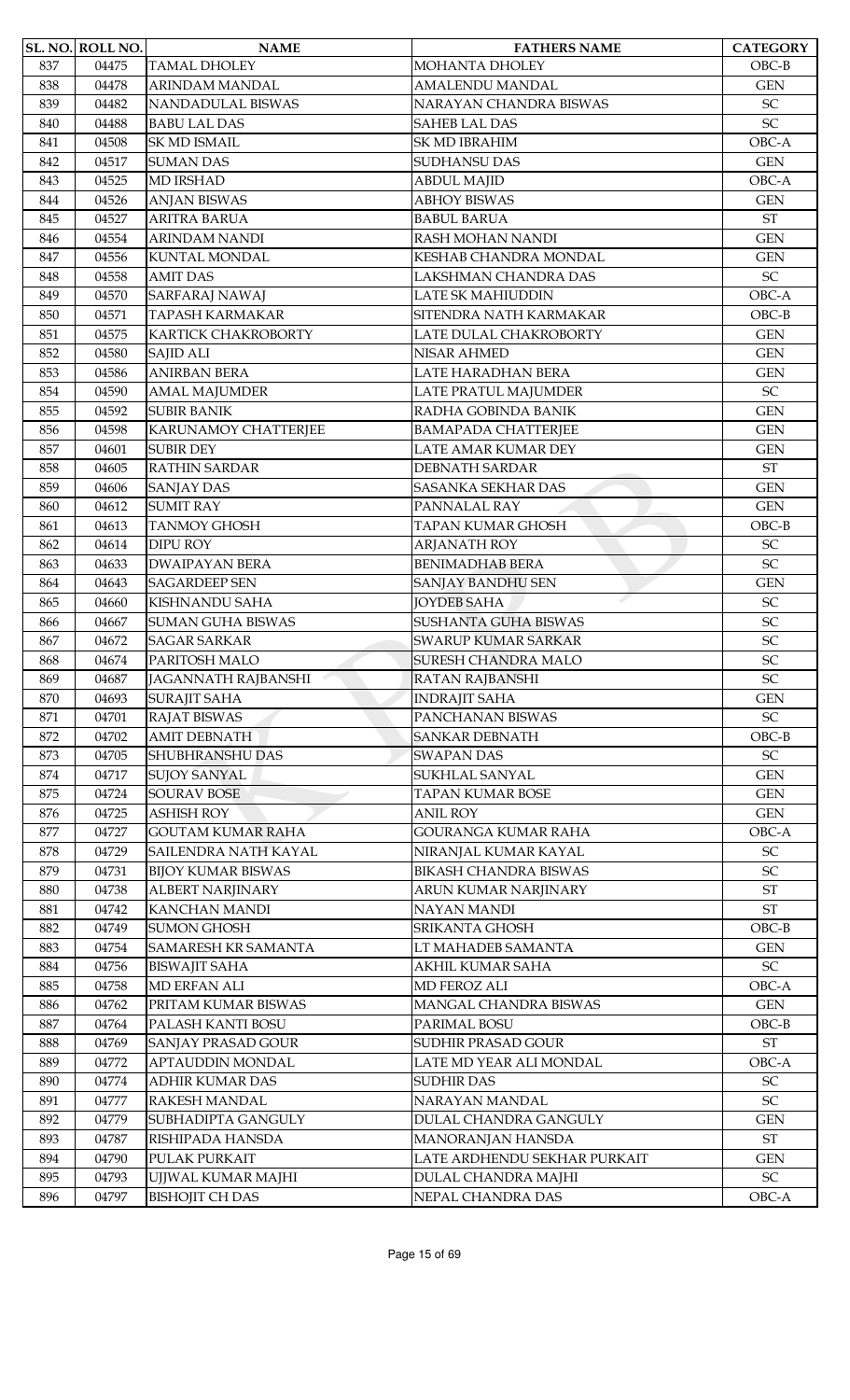| SL. NO. | ROLL NO. | NAME | FATHERS NAME | CATEGORY |
|---|---|---|---|---|
| 837 | 04475 | TAMAL DHOLEY | MOHANTA DHOLEY | OBC-B |
| 838 | 04478 | ARINDAM MANDAL | AMALENDU MANDAL | GEN |
| 839 | 04482 | NANDADULAL BISWAS | NARAYAN CHANDRA BISWAS | SC |
| 840 | 04488 | BABU LAL DAS | SAHEB LAL DAS | SC |
| 841 | 04508 | SK MD ISMAIL | SK MD IBRAHIM | OBC-A |
| 842 | 04517 | SUMAN DAS | SUDHANSU DAS | GEN |
| 843 | 04525 | MD IRSHAD | ABDUL MAJID | OBC-A |
| 844 | 04526 | ANJAN BISWAS | ABHOY BISWAS | GEN |
| 845 | 04527 | ARITRA BARUA | BABUL BARUA | ST |
| 846 | 04554 | ARINDAM NANDI | RASH MOHAN NANDI | GEN |
| 847 | 04556 | KUNTAL MONDAL | KESHAB CHANDRA MONDAL | GEN |
| 848 | 04558 | AMIT DAS | LAKSHMAN CHANDRA DAS | SC |
| 849 | 04570 | SARFARAJ NAWAJ | LATE SK MAHIUDDIN | OBC-A |
| 850 | 04571 | TAPASH KARMAKAR | SITENDRA NATH KARMAKAR | OBC-B |
| 851 | 04575 | KARTICK CHAKROBORTY | LATE DULAL CHAKROBORTY | GEN |
| 852 | 04580 | SAJID ALI | NISAR AHMED | GEN |
| 853 | 04586 | ANIRBAN BERA | LATE HARADHAN BERA | GEN |
| 854 | 04590 | AMAL MAJUMDER | LATE PRATUL MAJUMDER | SC |
| 855 | 04592 | SUBIR BANIK | RADHA GOBINDA BANIK | GEN |
| 856 | 04598 | KARUNAMOY CHATTERJEE | BAMAPADA CHATTERJEE | GEN |
| 857 | 04601 | SUBIR DEY | LATE AMAR KUMAR DEY | GEN |
| 858 | 04605 | RATHIN SARDAR | DEBNATH SARDAR | ST |
| 859 | 04606 | SANJAY DAS | SASANKA SEKHAR DAS | GEN |
| 860 | 04612 | SUMIT RAY | PANNALAL RAY | GEN |
| 861 | 04613 | TANMOY GHOSH | TAPAN KUMAR GHOSH | OBC-B |
| 862 | 04614 | DIPU ROY | ARJANATH ROY | SC |
| 863 | 04633 | DWAIPAYAN BERA | BENIMADHAB BERA | SC |
| 864 | 04643 | SAGARDEEP SEN | SANJAY BANDHU SEN | GEN |
| 865 | 04660 | KISHNANDU SAHA | JOYDEB SAHA | SC |
| 866 | 04667 | SUMAN GUHA BISWAS | SUSHANTA GUHA BISWAS | SC |
| 867 | 04672 | SAGAR SARKAR | SWARUP KUMAR SARKAR | SC |
| 868 | 04674 | PARITOSH MALO | SURESH CHANDRA MALO | SC |
| 869 | 04687 | JAGANNATH RAJBANSHI | RATAN RAJBANSHI | SC |
| 870 | 04693 | SURAJIT SAHA | INDRAJIT SAHA | GEN |
| 871 | 04701 | RAJAT BISWAS | PANCHANAN BISWAS | SC |
| 872 | 04702 | AMIT DEBNATH | SANKAR DEBNATH | OBC-B |
| 873 | 04705 | SHUBHRANSHU DAS | SWAPAN DAS | SC |
| 874 | 04717 | SUJOY SANYAL | SUKHLAL SANYAL | GEN |
| 875 | 04724 | SOURAV BOSE | TAPAN KUMAR BOSE | GEN |
| 876 | 04725 | ASHISH ROY | ANIL ROY | GEN |
| 877 | 04727 | GOUTAM KUMAR RAHA | GOURANGA KUMAR RAHA | OBC-A |
| 878 | 04729 | SAILENDRA NATH KAYAL | NIRANJAL KUMAR KAYAL | SC |
| 879 | 04731 | BIJOY KUMAR BISWAS | BIKASH CHANDRA BISWAS | SC |
| 880 | 04738 | ALBERT NARJINARY | ARUN KUMAR NARJINARY | ST |
| 881 | 04742 | KANCHAN MANDI | NAYAN MANDI | ST |
| 882 | 04749 | SUMON GHOSH | SRIKANTA GHOSH | OBC-B |
| 883 | 04754 | SAMARESH KR SAMANTA | LT MAHADEB SAMANTA | GEN |
| 884 | 04756 | BISWAJIT SAHA | AKHIL KUMAR SAHA | SC |
| 885 | 04758 | MD ERFAN ALI | MD FEROZ ALI | OBC-A |
| 886 | 04762 | PRITAM KUMAR BISWAS | MANGAL CHANDRA BISWAS | GEN |
| 887 | 04764 | PALASH KANTI BOSU | PARIMAL BOSU | OBC-B |
| 888 | 04769 | SANJAY PRASAD GOUR | SUDHIR PRASAD GOUR | ST |
| 889 | 04772 | APTAUDDIN MONDAL | LATE MD YEAR ALI MONDAL | OBC-A |
| 890 | 04774 | ADHIR KUMAR DAS | SUDHIR DAS | SC |
| 891 | 04777 | RAKESH MANDAL | NARAYAN MANDAL | SC |
| 892 | 04779 | SUBHADIPTA GANGULY | DULAL CHANDRA GANGULY | GEN |
| 893 | 04787 | RISHIPADA HANSDA | MANORANJAN HANSDA | ST |
| 894 | 04790 | PULAK PURKAIT | LATE ARDHENDU SEKHAR PURKAIT | GEN |
| 895 | 04793 | UJJWAL KUMAR MAJHI | DULAL CHANDRA MAJHI | SC |
| 896 | 04797 | BISHOJIT CH DAS | NEPAL CHANDRA DAS | OBC-A |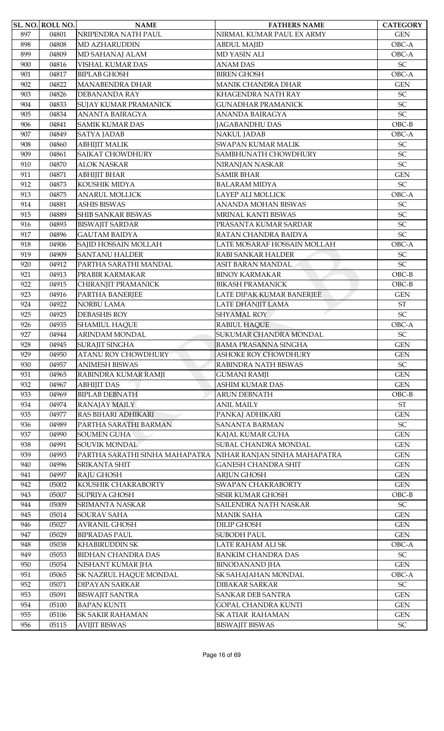| SL. NO. | ROLL NO. | NAME | FATHERS NAME | CATEGORY |
|---|---|---|---|---|
| 897 | 04801 | NRIPENDRA NATH PAUL | NIRMAL KUMAR PAUL EX ARMY | GEN |
| 898 | 04808 | MD AZHARUDDIN | ABDUL MAJID | OBC-A |
| 899 | 04809 | MD SAHANAJ ALAM | MD YASIN ALI | OBC-A |
| 900 | 04816 | VISHAL KUMAR DAS | ANAM DAS | SC |
| 901 | 04817 | BIPLAB GHOSH | BIREN GHOSH | OBC-A |
| 902 | 04822 | MANABENDRA DHAR | MANIK CHANDRA DHAR | GEN |
| 903 | 04826 | DEBANANDA RAY | KHAGENDRA NATH RAY | SC |
| 904 | 04833 | SUJAY KUMAR PRAMANICK | GUNADHAR PRAMANICK | SC |
| 905 | 04834 | ANANTA BAIRAGYA | ANANDA BAIRAGYA | SC |
| 906 | 04841 | SAMIK KUMAR DAS | JAGABANDHU DAS | OBC-B |
| 907 | 04849 | SATYA JADAB | NAKUL JADAB | OBC-A |
| 908 | 04860 | ABHIJIT MALIK | SWAPAN KUMAR MALIK | SC |
| 909 | 04861 | SAIKAT CHOWDHURY | SAMBHUNATH CHOWDHURY | SC |
| 910 | 04870 | ALOK NASKAR | NIRANJAN NASKAR | SC |
| 911 | 04871 | ABHIJIT BHAR | SAMIR BHAR | GEN |
| 912 | 04873 | KOUSHIK MIDYA | BALARAM MIDYA | SC |
| 913 | 04875 | ANARUL MOLLICK | LAYEP ALI MOLLICK | OBC-A |
| 914 | 04881 | ASHIS BISWAS | ANANDA MOHAN BISWAS | SC |
| 915 | 04889 | SHIB SANKAR BISWAS | MRINAL KANTI BISWAS | SC |
| 916 | 04893 | BISWAJIT SARDAR | PRASANTA KUMAR SARDAR | SC |
| 917 | 04896 | GAUTAM BAIDYA | RATAN CHANDRA BAIDYA | SC |
| 918 | 04906 | SAJID HOSSAIN MOLLAH | LATE MOSARAF HOSSAIN MOLLAH | OBC-A |
| 919 | 04909 | SANTANU HALDER | RABI SANKAR HALDER | SC |
| 920 | 04912 | PARTHA SARATHI MANDAL | ASIT BARAN MANDAL | SC |
| 921 | 04913 | PRABIR KARMAKAR | BINOY KARMAKAR | OBC-B |
| 922 | 04915 | CHIRANJIT PRAMANICK | BIKASH PRAMANICK | OBC-B |
| 923 | 04916 | PARTHA BANERJEE | LATE DIPAK KUMAR BANERJEE | GEN |
| 924 | 04922 | NORBU LAMA | LATE DHANJIT LAMA | ST |
| 925 | 04925 | DEBASHIS ROY | SHYAMAL ROY | SC |
| 926 | 04935 | SHAMIUL HAQUE | RABIUL HAQUE | OBC-A |
| 927 | 04944 | ARINDAM MONDAL | SUKUMAR CHANDRA MONDAL | SC |
| 928 | 04945 | SURAJIT SINGHA | BAMA PRASANNA SINGHA | GEN |
| 929 | 04950 | ATANU ROY CHOWDHURY | ASHOKE ROY CHOWDHURY | GEN |
| 930 | 04957 | ANIMESH BISWAS | RABINDRA NATH BISWAS | SC |
| 931 | 04965 | RABINDRA KUMAR RAMJI | GUMANI RAMJI | GEN |
| 932 | 04967 | ABHIJIT DAS | ASHIM KUMAR DAS | GEN |
| 933 | 04969 | BIPLAB DEBNATH | ARUN DEBNATH | OBC-B |
| 934 | 04974 | RANAJAY MAILY | ANIL MAILY | ST |
| 935 | 04977 | RAS BIHARI ADHIKARI | PANKAJ ADHIKARI | GEN |
| 936 | 04989 | PARTHA SARATHI BARMAN | SANANTA BARMAN | SC |
| 937 | 04990 | SOUMEN GUHA | KAJAL KUMAR GUHA | GEN |
| 938 | 04991 | SOUVIK MONDAL | SUBAL CHANDRA MONDAL | GEN |
| 939 | 04993 | PARTHA SARATHI SINHA MAHAPATRA | NIHAR RANJAN SINHA MAHAPATRA | GEN |
| 940 | 04996 | SRIKANTA SHIT | GANESH CHANDRA SHIT | GEN |
| 941 | 04997 | RAJU GHOSH | ARJUN GHOSH | GEN |
| 942 | 05002 | KOUSHIK CHAKRABORTY | SWAPAN CHAKRABORTY | GEN |
| 943 | 05007 | SUPRIYA GHOSH | SISIR KUMAR GHOSH | OBC-B |
| 944 | 05009 | SRIMANTA NASKAR | SAILENDRA NATH NASKAR | SC |
| 945 | 05014 | SOURAV SAHA | MANIK SAHA | GEN |
| 946 | 05027 | AVRANIL GHOSH | DILIP GHOSH | GEN |
| 947 | 05029 | BIPRADAS PAUL | SUBODH PAUL | GEN |
| 948 | 05038 | KHABIRUDDIN SK | LATE RAHAM ALI SK | OBC-A |
| 949 | 05053 | BIDHAN CHANDRA DAS | BANKIM CHANDRA DAS | SC |
| 950 | 05054 | NISHANT KUMAR JHA | BINODANAND JHA | GEN |
| 951 | 05065 | SK NAZRUL HAQUE MONDAL | SK SAHAJAHAN MONDAL | OBC-A |
| 952 | 05071 | DIPAYAN SARKAR | DIBAKAR SARKAR | SC |
| 953 | 05091 | BISWAJIT SANTRA | SANKAR DEB SANTRA | GEN |
| 954 | 05100 | BAPAN KUNTI | GOPAL CHANDRA KUNTI | GEN |
| 955 | 05106 | SK SAKIR RAHAMAN | SK ATIAR RAHAMAN | GEN |
| 956 | 05115 | AVIJIT BISWAS | BISWAJIT BISWAS | SC |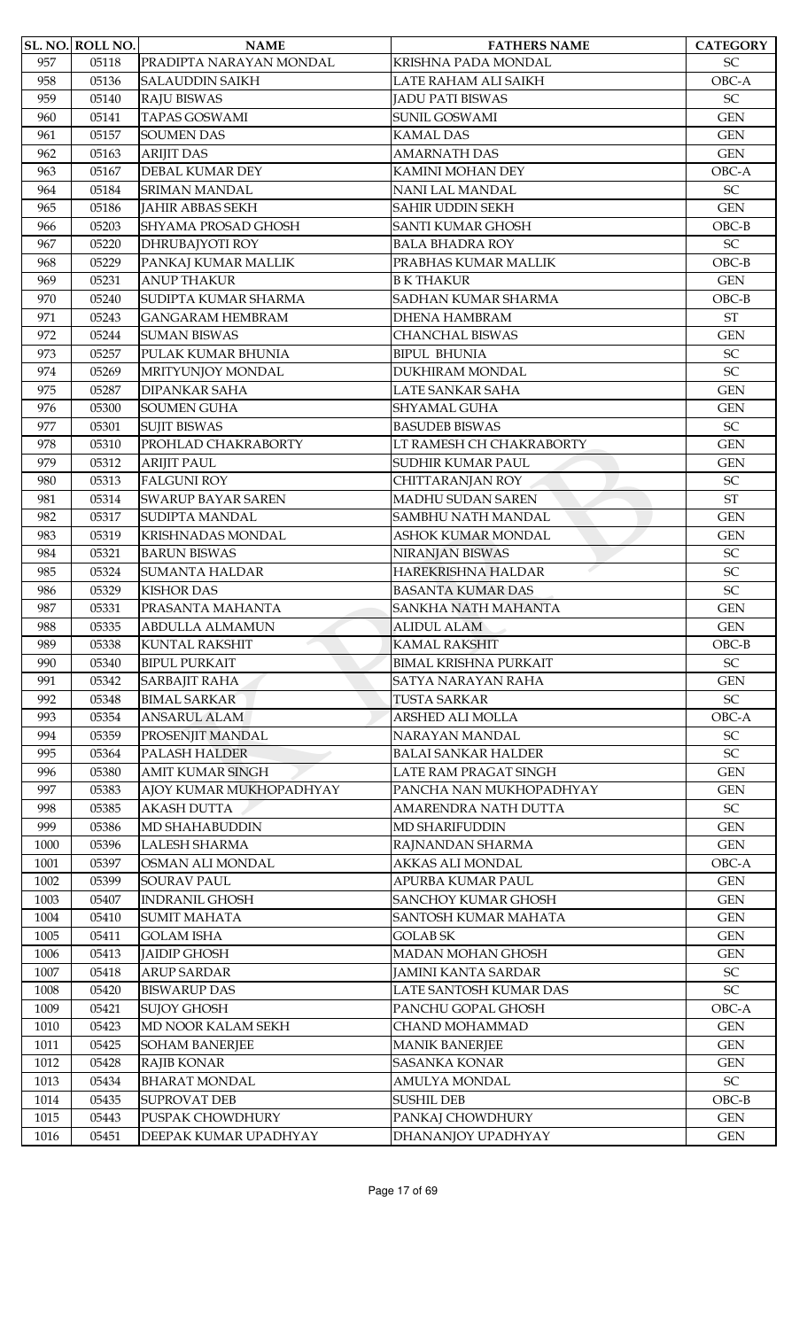| SL. NO. | ROLL NO. | NAME | FATHERS NAME | CATEGORY |
|---|---|---|---|---|
| 957 | 05118 | PRADIPTA NARAYAN MONDAL | KRISHNA PADA MONDAL | SC |
| 958 | 05136 | SALAUDDIN SAIKH | LATE RAHAM ALI SAIKH | OBC-A |
| 959 | 05140 | RAJU BISWAS | JADU PATI BISWAS | SC |
| 960 | 05141 | TAPAS GOSWAMI | SUNIL GOSWAMI | GEN |
| 961 | 05157 | SOUMEN DAS | KAMAL DAS | GEN |
| 962 | 05163 | ARIJIT DAS | AMARNATH DAS | GEN |
| 963 | 05167 | DEBAL KUMAR DEY | KAMINI MOHAN DEY | OBC-A |
| 964 | 05184 | SRIMAN MANDAL | NANI LAL MANDAL | SC |
| 965 | 05186 | JAHIR ABBAS SEKH | SAHIR UDDIN SEKH | GEN |
| 966 | 05203 | SHYAMA PROSAD GHOSH | SANTI KUMAR GHOSH | OBC-B |
| 967 | 05220 | DHRUBAJYOTI ROY | BALA BHADRA ROY | SC |
| 968 | 05229 | PANKAJ KUMAR MALLIK | PRABHAS KUMAR MALLIK | OBC-B |
| 969 | 05231 | ANUP THAKUR | B K THAKUR | GEN |
| 970 | 05240 | SUDIPTA KUMAR SHARMA | SADHAN KUMAR SHARMA | OBC-B |
| 971 | 05243 | GANGARAM HEMBRAM | DHENA HAMBRAM | ST |
| 972 | 05244 | SUMAN BISWAS | CHANCHAL BISWAS | GEN |
| 973 | 05257 | PULAK KUMAR BHUNIA | BIPUL BHUNIA | SC |
| 974 | 05269 | MRITYUNJOY MONDAL | DUKHIRAM MONDAL | SC |
| 975 | 05287 | DIPANKAR SAHA | LATE SANKAR SAHA | GEN |
| 976 | 05300 | SOUMEN GUHA | SHYAMAL GUHA | GEN |
| 977 | 05301 | SUJIT BISWAS | BASUDEB BISWAS | SC |
| 978 | 05310 | PROHLAD CHAKRABORTY | LT RAMESH CH CHAKRABORTY | GEN |
| 979 | 05312 | ARIJIT PAUL | SUDHIR KUMAR PAUL | GEN |
| 980 | 05313 | FALGUNI ROY | CHITTARANJAN ROY | SC |
| 981 | 05314 | SWARUP BAYAR SAREN | MADHU SUDAN SAREN | ST |
| 982 | 05317 | SUDIPTA MANDAL | SAMBHU NATH MANDAL | GEN |
| 983 | 05319 | KRISHNADAS MONDAL | ASHOK KUMAR MONDAL | GEN |
| 984 | 05321 | BARUN BISWAS | NIRANJAN BISWAS | SC |
| 985 | 05324 | SUMANTA HALDAR | HAREKRISHNA HALDAR | SC |
| 986 | 05329 | KISHOR DAS | BASANTA KUMAR DAS | SC |
| 987 | 05331 | PRASANTA MAHANTA | SANKHA NATH MAHANTA | GEN |
| 988 | 05335 | ABDULLA ALMAMUN | ALIDUL ALAM | GEN |
| 989 | 05338 | KUNTAL RAKSHIT | KAMAL RAKSHIT | OBC-B |
| 990 | 05340 | BIPUL PURKAIT | BIMAL KRISHNA PURKAIT | SC |
| 991 | 05342 | SARBAJIT RAHA | SATYA NARAYAN RAHA | GEN |
| 992 | 05348 | BIMAL SARKAR | TUSTA SARKAR | SC |
| 993 | 05354 | ANSARUL ALAM | ARSHED ALI MOLLA | OBC-A |
| 994 | 05359 | PROSENJIT MANDAL | NARAYAN MANDAL | SC |
| 995 | 05364 | PALASH HALDER | BALAI SANKAR HALDER | SC |
| 996 | 05380 | AMIT KUMAR SINGH | LATE RAM PRAGAT SINGH | GEN |
| 997 | 05383 | AJOY KUMAR MUKHOPADHYAY | PANCHA NAN MUKHOPADHYAY | GEN |
| 998 | 05385 | AKASH DUTTA | AMARENDRA NATH DUTTA | SC |
| 999 | 05386 | MD SHAHABUDDIN | MD SHARIFUDDIN | GEN |
| 1000 | 05396 | LALESH SHARMA | RAJNANDAN SHARMA | GEN |
| 1001 | 05397 | OSMAN ALI MONDAL | AKKAS ALI MONDAL | OBC-A |
| 1002 | 05399 | SOURAV PAUL | APURBA KUMAR PAUL | GEN |
| 1003 | 05407 | INDRANIL GHOSH | SANCHOY KUMAR GHOSH | GEN |
| 1004 | 05410 | SUMIT MAHATA | SANTOSH KUMAR MAHATA | GEN |
| 1005 | 05411 | GOLAM ISHA | GOLAB SK | GEN |
| 1006 | 05413 | JAIDIP GHOSH | MADAN MOHAN GHOSH | GEN |
| 1007 | 05418 | ARUP SARDAR | JAMINI KANTA SARDAR | SC |
| 1008 | 05420 | BISWARUP DAS | LATE SANTOSH KUMAR DAS | SC |
| 1009 | 05421 | SUJOY GHOSH | PANCHU GOPAL GHOSH | OBC-A |
| 1010 | 05423 | MD NOOR KALAM SEKH | CHAND MOHAMMAD | GEN |
| 1011 | 05425 | SOHAM BANERJEE | MANIK BANERJEE | GEN |
| 1012 | 05428 | RAJIB KONAR | SASANKA KONAR | GEN |
| 1013 | 05434 | BHARAT MONDAL | AMULYA MONDAL | SC |
| 1014 | 05435 | SUPROVAT DEB | SUSHIL DEB | OBC-B |
| 1015 | 05443 | PUSPAK CHOWDHURY | PANKAJ CHOWDHURY | GEN |
| 1016 | 05451 | DEEPAK KUMAR UPADHYAY | DHANANJOY UPADHYAY | GEN |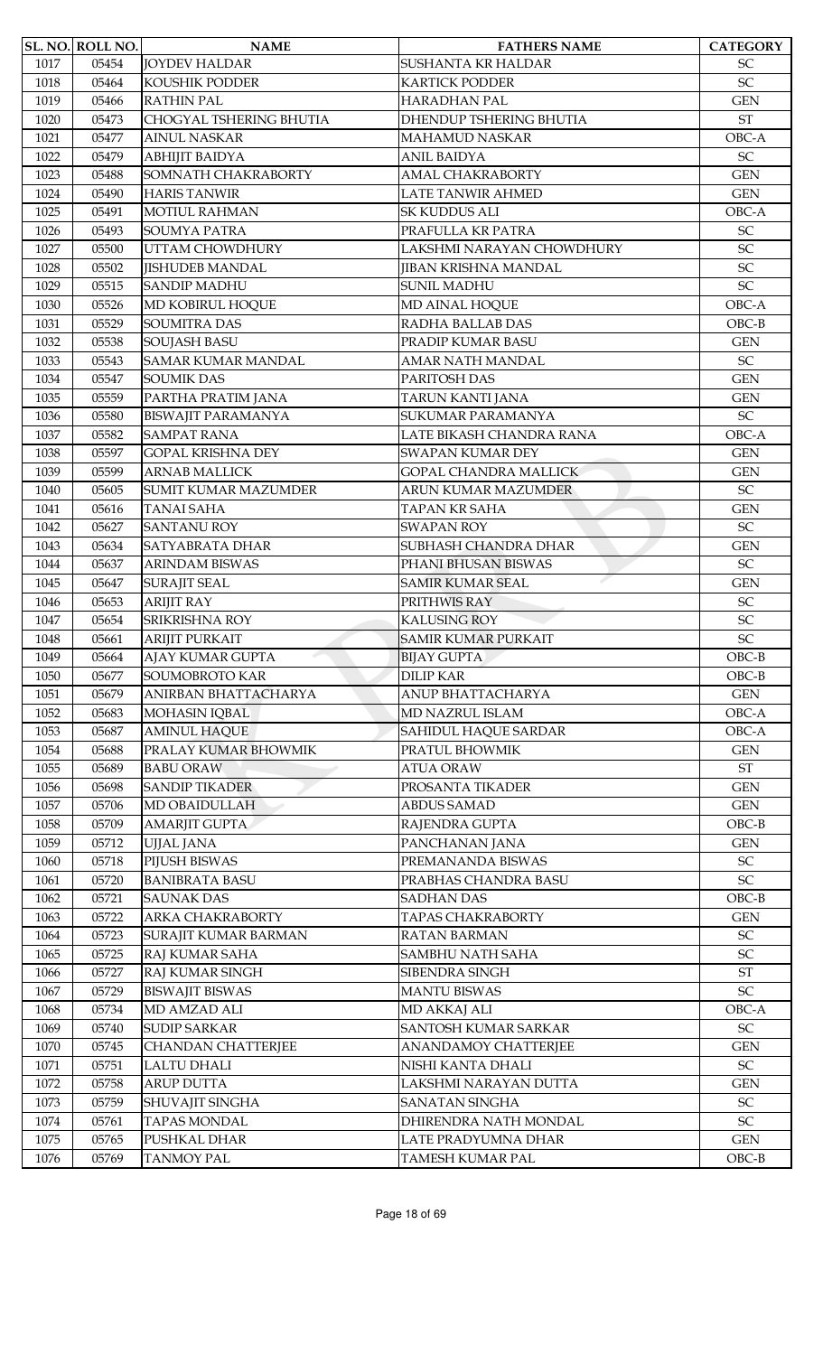| SL. NO. | ROLL NO. | NAME | FATHERS NAME | CATEGORY |
|---|---|---|---|---|
| 1017 | 05454 | JOYDEV HALDAR | SUSHANTA KR HALDAR | SC |
| 1018 | 05464 | KOUSHIK PODDER | KARTICK PODDER | SC |
| 1019 | 05466 | RATHIN PAL | HARADHAN PAL | GEN |
| 1020 | 05473 | CHOGYAL TSHERING BHUTIA | DHENDUP TSHERING BHUTIA | ST |
| 1021 | 05477 | AINUL NASKAR | MAHAMUD NASKAR | OBC-A |
| 1022 | 05479 | ABHIJIT BAIDYA | ANIL BAIDYA | SC |
| 1023 | 05488 | SOMNATH CHAKRABORTY | AMAL CHAKRABORTY | GEN |
| 1024 | 05490 | HARIS TANWIR | LATE TANWIR AHMED | GEN |
| 1025 | 05491 | MOTIUL RAHMAN | SK KUDDUS ALI | OBC-A |
| 1026 | 05493 | SOUMYA PATRA | PRAFULLA KR PATRA | SC |
| 1027 | 05500 | UTTAM CHOWDHURY | LAKSHMI NARAYAN CHOWDHURY | SC |
| 1028 | 05502 | JISHUDEB MANDAL | JIBAN KRISHNA MANDAL | SC |
| 1029 | 05515 | SANDIP MADHU | SUNIL MADHU | SC |
| 1030 | 05526 | MD KOBIRUL HOQUE | MD AINAL HOQUE | OBC-A |
| 1031 | 05529 | SOUMITRA DAS | RADHA BALLAB DAS | OBC-B |
| 1032 | 05538 | SOUJASH BASU | PRADIP KUMAR BASU | GEN |
| 1033 | 05543 | SAMAR KUMAR MANDAL | AMAR NATH MANDAL | SC |
| 1034 | 05547 | SOUMIK DAS | PARITOSH DAS | GEN |
| 1035 | 05559 | PARTHA PRATIM JANA | TARUN KANTI JANA | GEN |
| 1036 | 05580 | BISWAJIT PARAMANYA | SUKUMAR PARAMANYA | SC |
| 1037 | 05582 | SAMPAT RANA | LATE BIKASH CHANDRA RANA | OBC-A |
| 1038 | 05597 | GOPAL KRISHNA DEY | SWAPAN KUMAR DEY | GEN |
| 1039 | 05599 | ARNAB MALLICK | GOPAL CHANDRA MALLICK | GEN |
| 1040 | 05605 | SUMIT KUMAR MAZUMDER | ARUN KUMAR MAZUMDER | SC |
| 1041 | 05616 | TANAI SAHA | TAPAN KR SAHA | GEN |
| 1042 | 05627 | SANTANU ROY | SWAPAN ROY | SC |
| 1043 | 05634 | SATYABRATA DHAR | SUBHASH CHANDRA DHAR | GEN |
| 1044 | 05637 | ARINDAM BISWAS | PHANI BHUSAN BISWAS | SC |
| 1045 | 05647 | SURAJIT SEAL | SAMIR KUMAR SEAL | GEN |
| 1046 | 05653 | ARIJIT RAY | PRITHWIS RAY | SC |
| 1047 | 05654 | SRIKRISHNA ROY | KALUSING ROY | SC |
| 1048 | 05661 | ARIJIT PURKAIT | SAMIR KUMAR PURKAIT | SC |
| 1049 | 05664 | AJAY KUMAR GUPTA | BIJAY GUPTA | OBC-B |
| 1050 | 05677 | SOUMOBROTO KAR | DILIP KAR | OBC-B |
| 1051 | 05679 | ANIRBAN BHATTACHARYA | ANUP BHATTACHARYA | GEN |
| 1052 | 05683 | MOHASIN IQBAL | MD NAZRUL ISLAM | OBC-A |
| 1053 | 05687 | AMINUL HAQUE | SAHIDUL HAQUE SARDAR | OBC-A |
| 1054 | 05688 | PRALAY KUMAR BHOWMIK | PRATUL BHOWMIK | GEN |
| 1055 | 05689 | BABU ORAW | ATUA ORAW | ST |
| 1056 | 05698 | SANDIP TIKADER | PROSANTA TIKADER | GEN |
| 1057 | 05706 | MD OBAIDULLAH | ABDUS SAMAD | GEN |
| 1058 | 05709 | AMARJIT GUPTA | RAJENDRA GUPTA | OBC-B |
| 1059 | 05712 | UJJAL JANA | PANCHANAN JANA | GEN |
| 1060 | 05718 | PIJUSH BISWAS | PREMANANDA BISWAS | SC |
| 1061 | 05720 | BANIBRATA BASU | PRABHAS CHANDRA BASU | SC |
| 1062 | 05721 | SAUNAK DAS | SADHAN DAS | OBC-B |
| 1063 | 05722 | ARKA CHAKRABORTY | TAPAS CHAKRABORTY | GEN |
| 1064 | 05723 | SURAJIT KUMAR BARMAN | RATAN BARMAN | SC |
| 1065 | 05725 | RAJ KUMAR SAHA | SAMBHU NATH SAHA | SC |
| 1066 | 05727 | RAJ KUMAR SINGH | SIBENDRA SINGH | ST |
| 1067 | 05729 | BISWAJIT BISWAS | MANTU BISWAS | SC |
| 1068 | 05734 | MD AMZAD ALI | MD AKKAJ ALI | OBC-A |
| 1069 | 05740 | SUDIP SARKAR | SANTOSH KUMAR SARKAR | SC |
| 1070 | 05745 | CHANDAN CHATTERJEE | ANANDAMOY CHATTERJEE | GEN |
| 1071 | 05751 | LALTU DHALI | NISHI KANTA DHALI | SC |
| 1072 | 05758 | ARUP DUTTA | LAKSHMI NARAYAN DUTTA | GEN |
| 1073 | 05759 | SHUVAJIT SINGHA | SANATAN SINGHA | SC |
| 1074 | 05761 | TAPAS MONDAL | DHIRENDRA NATH MONDAL | SC |
| 1075 | 05765 | PUSHKAL DHAR | LATE PRADYUMNA DHAR | GEN |
| 1076 | 05769 | TANMOY PAL | TAMESH KUMAR PAL | OBC-B |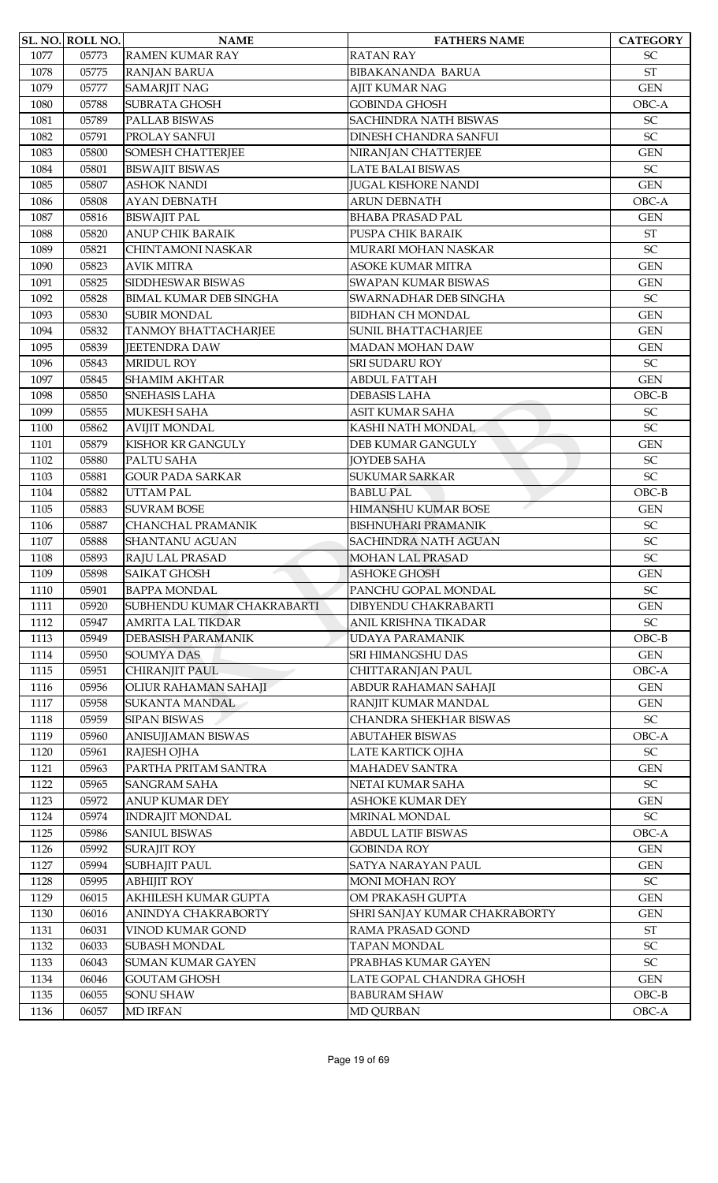| SL. NO. | ROLL NO. | NAME | FATHERS NAME | CATEGORY |
|---|---|---|---|---|
| 1077 | 05773 | RAMEN KUMAR RAY | RATAN RAY | SC |
| 1078 | 05775 | RANJAN BARUA | BIBAKANANDA BARUA | ST |
| 1079 | 05777 | SAMARJIT NAG | AJIT KUMAR NAG | GEN |
| 1080 | 05788 | SUBRATA GHOSH | GOBINDA GHOSH | OBC-A |
| 1081 | 05789 | PALLAB BISWAS | SACHINDRA NATH BISWAS | SC |
| 1082 | 05791 | PROLAY SANFUI | DINESH CHANDRA SANFUI | SC |
| 1083 | 05800 | SOMESH CHATTERJEE | NIRANJAN CHATTERJEE | GEN |
| 1084 | 05801 | BISWAJIT BISWAS | LATE BALAI BISWAS | SC |
| 1085 | 05807 | ASHOK NANDI | JUGAL KISHORE NANDI | GEN |
| 1086 | 05808 | AYAN DEBNATH | ARUN DEBNATH | OBC-A |
| 1087 | 05816 | BISWAJIT PAL | BHABA PRASAD PAL | GEN |
| 1088 | 05820 | ANUP CHIK BARAIK | PUSPA CHIK BARAIK | ST |
| 1089 | 05821 | CHINTAMONI NASKAR | MURARI MOHAN NASKAR | SC |
| 1090 | 05823 | AVIK MITRA | ASOKE KUMAR MITRA | GEN |
| 1091 | 05825 | SIDDHESWAR BISWAS | SWAPAN KUMAR BISWAS | GEN |
| 1092 | 05828 | BIMAL KUMAR DEB SINGHA | SWARNADHAR DEB SINGHA | SC |
| 1093 | 05830 | SUBIR MONDAL | BIDHAN CH MONDAL | GEN |
| 1094 | 05832 | TANMOY BHATTACHARJEE | SUNIL BHATTACHARJEE | GEN |
| 1095 | 05839 | JEETENDRA DAW | MADAN MOHAN DAW | GEN |
| 1096 | 05843 | MRIDUL ROY | SRI SUDARU ROY | SC |
| 1097 | 05845 | SHAMIM AKHTAR | ABDUL FATTAH | GEN |
| 1098 | 05850 | SNEHASIS LAHA | DEBASIS LAHA | OBC-B |
| 1099 | 05855 | MUKESH SAHA | ASIT KUMAR SAHA | SC |
| 1100 | 05862 | AVIJIT MONDAL | KASHI NATH MONDAL | SC |
| 1101 | 05879 | KISHOR KR GANGULY | DEB KUMAR GANGULY | GEN |
| 1102 | 05880 | PALTU SAHA | JOYDEB SAHA | SC |
| 1103 | 05881 | GOUR PADA SARKAR | SUKUMAR SARKAR | SC |
| 1104 | 05882 | UTTAM PAL | BABLU PAL | OBC-B |
| 1105 | 05883 | SUVRAM BOSE | HIMANSHU KUMAR BOSE | GEN |
| 1106 | 05887 | CHANCHAL PRAMANIK | BISHNUHARI PRAMANIK | SC |
| 1107 | 05888 | SHANTANU AGUAN | SACHINDRA NATH AGUAN | SC |
| 1108 | 05893 | RAJU LAL PRASAD | MOHAN LAL PRASAD | SC |
| 1109 | 05898 | SAIKAT GHOSH | ASHOKE GHOSH | GEN |
| 1110 | 05901 | BAPPA MONDAL | PANCHU GOPAL MONDAL | SC |
| 1111 | 05920 | SUBHENDU KUMAR CHAKRABARTI | DIBYENDU CHAKRABARTI | GEN |
| 1112 | 05947 | AMRITA LAL TIKDAR | ANIL KRISHNA TIKADAR | SC |
| 1113 | 05949 | DEBASISH PARAMANIK | UDAYA PARAMANIK | OBC-B |
| 1114 | 05950 | SOUMYA DAS | SRI HIMANGSHU DAS | GEN |
| 1115 | 05951 | CHIRANJIT PAUL | CHITTARANJAN PAUL | OBC-A |
| 1116 | 05956 | OLIUR RAHAMAN SAHAJI | ABDUR RAHAMAN SAHAJI | GEN |
| 1117 | 05958 | SUKANTA MANDAL | RANJIT KUMAR MANDAL | GEN |
| 1118 | 05959 | SIPAN BISWAS | CHANDRA SHEKHAR BISWAS | SC |
| 1119 | 05960 | ANISUJJAMAN BISWAS | ABUTAHER BISWAS | OBC-A |
| 1120 | 05961 | RAJESH OJHA | LATE KARTICK OJHA | SC |
| 1121 | 05963 | PARTHA PRITAM SANTRA | MAHADEV SANTRA | GEN |
| 1122 | 05965 | SANGRAM SAHA | NETAI KUMAR SAHA | SC |
| 1123 | 05972 | ANUP KUMAR DEY | ASHOKE KUMAR DEY | GEN |
| 1124 | 05974 | INDRAJIT MONDAL | MRINAL MONDAL | SC |
| 1125 | 05986 | SANIUL BISWAS | ABDUL LATIF BISWAS | OBC-A |
| 1126 | 05992 | SURAJIT ROY | GOBINDA ROY | GEN |
| 1127 | 05994 | SUBHAJIT PAUL | SATYA NARAYAN PAUL | GEN |
| 1128 | 05995 | ABHIJIT ROY | MONI MOHAN ROY | SC |
| 1129 | 06015 | AKHILESH KUMAR GUPTA | OM PRAKASH GUPTA | GEN |
| 1130 | 06016 | ANINDYA CHAKRABORTY | SHRI SANJAY KUMAR CHAKRABORTY | GEN |
| 1131 | 06031 | VINOD KUMAR GOND | RAMA PRASAD GOND | ST |
| 1132 | 06033 | SUBASH MONDAL | TAPAN MONDAL | SC |
| 1133 | 06043 | SUMAN KUMAR GAYEN | PRABHAS KUMAR GAYEN | SC |
| 1134 | 06046 | GOUTAM GHOSH | LATE GOPAL CHANDRA GHOSH | GEN |
| 1135 | 06055 | SONU SHAW | BABURAM SHAW | OBC-B |
| 1136 | 06057 | MD IRFAN | MD QURBAN | OBC-A |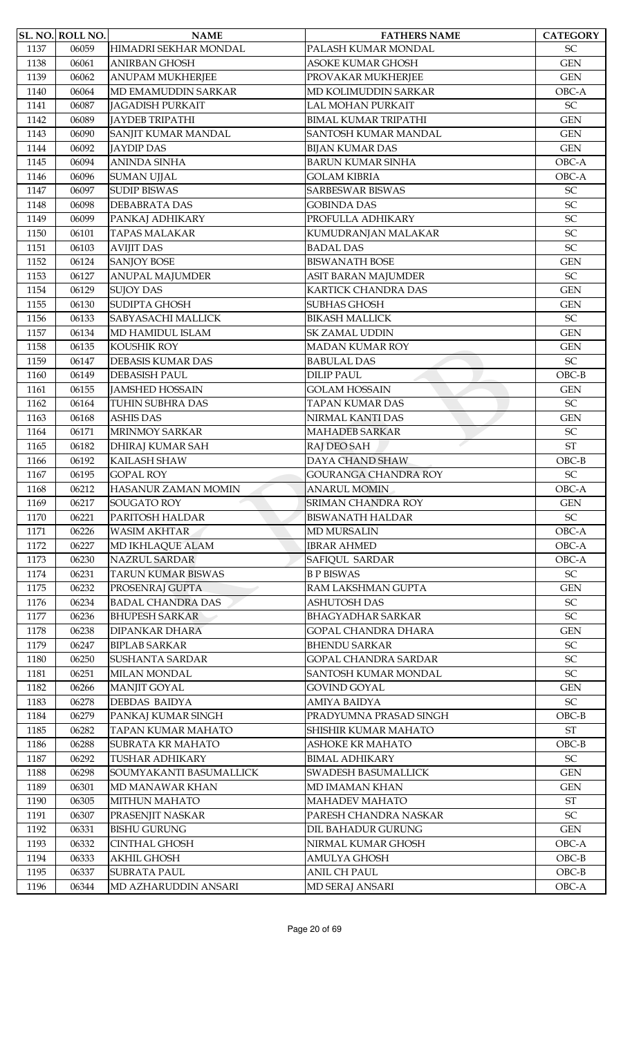| SL. NO. | ROLL NO. | NAME | FATHERS NAME | CATEGORY |
|---|---|---|---|---|
| 1137 | 06059 | HIMADRI SEKHAR MONDAL | PALASH KUMAR MONDAL | SC |
| 1138 | 06061 | ANIRBAN GHOSH | ASOKE KUMAR GHOSH | GEN |
| 1139 | 06062 | ANUPAM MUKHERJEE | PROVAKAR MUKHERJEE | GEN |
| 1140 | 06064 | MD EMAMUDDIN SARKAR | MD KOLIMUDDIN SARKAR | OBC-A |
| 1141 | 06087 | JAGADISH PURKAIT | LAL MOHAN PURKAIT | SC |
| 1142 | 06089 | JAYDEB TRIPATHI | BIMAL KUMAR TRIPATHI | GEN |
| 1143 | 06090 | SANJIT KUMAR MANDAL | SANTOSH KUMAR MANDAL | GEN |
| 1144 | 06092 | JAYDIP DAS | BIJAN KUMAR DAS | GEN |
| 1145 | 06094 | ANINDA SINHA | BARUN KUMAR SINHA | OBC-A |
| 1146 | 06096 | SUMAN UJJAL | GOLAM KIBRIA | OBC-A |
| 1147 | 06097 | SUDIP BISWAS | SARBESWAR BISWAS | SC |
| 1148 | 06098 | DEBABRATA DAS | GOBINDA DAS | SC |
| 1149 | 06099 | PANKAJ ADHIKARY | PROFULLA ADHIKARY | SC |
| 1150 | 06101 | TAPAS MALAKAR | KUMUDRANJAN MALAKAR | SC |
| 1151 | 06103 | AVIJIT DAS | BADAL DAS | SC |
| 1152 | 06124 | SANJOY BOSE | BISWANATH BOSE | GEN |
| 1153 | 06127 | ANUPAL MAJUMDER | ASIT BARAN MAJUMDER | SC |
| 1154 | 06129 | SUJOY DAS | KARTICK CHANDRA DAS | GEN |
| 1155 | 06130 | SUDIPTA GHOSH | SUBHAS GHOSH | GEN |
| 1156 | 06133 | SABYASACHI MALLICK | BIKASH MALLICK | SC |
| 1157 | 06134 | MD HAMIDUL ISLAM | SK ZAMAL UDDIN | GEN |
| 1158 | 06135 | KOUSHIK ROY | MADAN KUMAR ROY | GEN |
| 1159 | 06147 | DEBASIS KUMAR DAS | BABULAL DAS | SC |
| 1160 | 06149 | DEBASISH PAUL | DILIP PAUL | OBC-B |
| 1161 | 06155 | JAMSHED HOSSAIN | GOLAM HOSSAIN | GEN |
| 1162 | 06164 | TUHIN SUBHRA DAS | TAPAN KUMAR DAS | SC |
| 1163 | 06168 | ASHIS DAS | NIRMAL KANTI DAS | GEN |
| 1164 | 06171 | MRINMOY SARKAR | MAHADEB SARKAR | SC |
| 1165 | 06182 | DHIRAJ KUMAR SAH | RAJ DEO SAH | ST |
| 1166 | 06192 | KAILASH SHAW | DAYA CHAND SHAW | OBC-B |
| 1167 | 06195 | GOPAL ROY | GOURANGA CHANDRA ROY | SC |
| 1168 | 06212 | HASANUR ZAMAN MOMIN | ANARUL MOMIN | OBC-A |
| 1169 | 06217 | SOUGATO ROY | SRIMAN CHANDRA ROY | GEN |
| 1170 | 06221 | PARITOSH HALDAR | BISWANATH HALDAR | SC |
| 1171 | 06226 | WASIM AKHTAR | MD MURSALIN | OBC-A |
| 1172 | 06227 | MD IKHLAQUE ALAM | IBRAR AHMED | OBC-A |
| 1173 | 06230 | NAZRUL SARDAR | SAFIQUL SARDAR | OBC-A |
| 1174 | 06231 | TARUN KUMAR BISWAS | B P BISWAS | SC |
| 1175 | 06232 | PROSENRAJ GUPTA | RAM LAKSHMAN GUPTA | GEN |
| 1176 | 06234 | BADAL CHANDRA DAS | ASHUTOSH DAS | SC |
| 1177 | 06236 | BHUPESH SARKAR | BHAGYADHAR SARKAR | SC |
| 1178 | 06238 | DIPANKAR DHARA | GOPAL CHANDRA DHARA | GEN |
| 1179 | 06247 | BIPLAB SARKAR | BHENDU SARKAR | SC |
| 1180 | 06250 | SUSHANTA SARDAR | GOPAL CHANDRA SARDAR | SC |
| 1181 | 06251 | MILAN MONDAL | SANTOSH KUMAR MONDAL | SC |
| 1182 | 06266 | MANJIT GOYAL | GOVIND GOYAL | GEN |
| 1183 | 06278 | DEBDAS BAIDYA | AMIYA BAIDYA | SC |
| 1184 | 06279 | PANKAJ KUMAR SINGH | PRADYUMNA PRASAD SINGH | OBC-B |
| 1185 | 06282 | TAPAN KUMAR MAHATO | SHISHIR KUMAR MAHATO | ST |
| 1186 | 06288 | SUBRATA KR MAHATO | ASHOKE KR MAHATO | OBC-B |
| 1187 | 06292 | TUSHAR ADHIKARY | BIMAL ADHIKARY | SC |
| 1188 | 06298 | SOUMYAKANTI BASUMALLICK | SWADESH BASUMALLICK | GEN |
| 1189 | 06301 | MD MANAWAR KHAN | MD IMAMAN KHAN | GEN |
| 1190 | 06305 | MITHUN MAHATO | MAHADEV MAHATO | ST |
| 1191 | 06307 | PRASENJIT NASKAR | PARESH CHANDRA NASKAR | SC |
| 1192 | 06331 | BISHU GURUNG | DIL BAHADUR GURUNG | GEN |
| 1193 | 06332 | CINTHAL GHOSH | NIRMAL KUMAR GHOSH | OBC-A |
| 1194 | 06333 | AKHIL GHOSH | AMULYA GHOSH | OBC-B |
| 1195 | 06337 | SUBRATA PAUL | ANIL CH PAUL | OBC-B |
| 1196 | 06344 | MD AZHARUDDIN ANSARI | MD SERAJ ANSARI | OBC-A |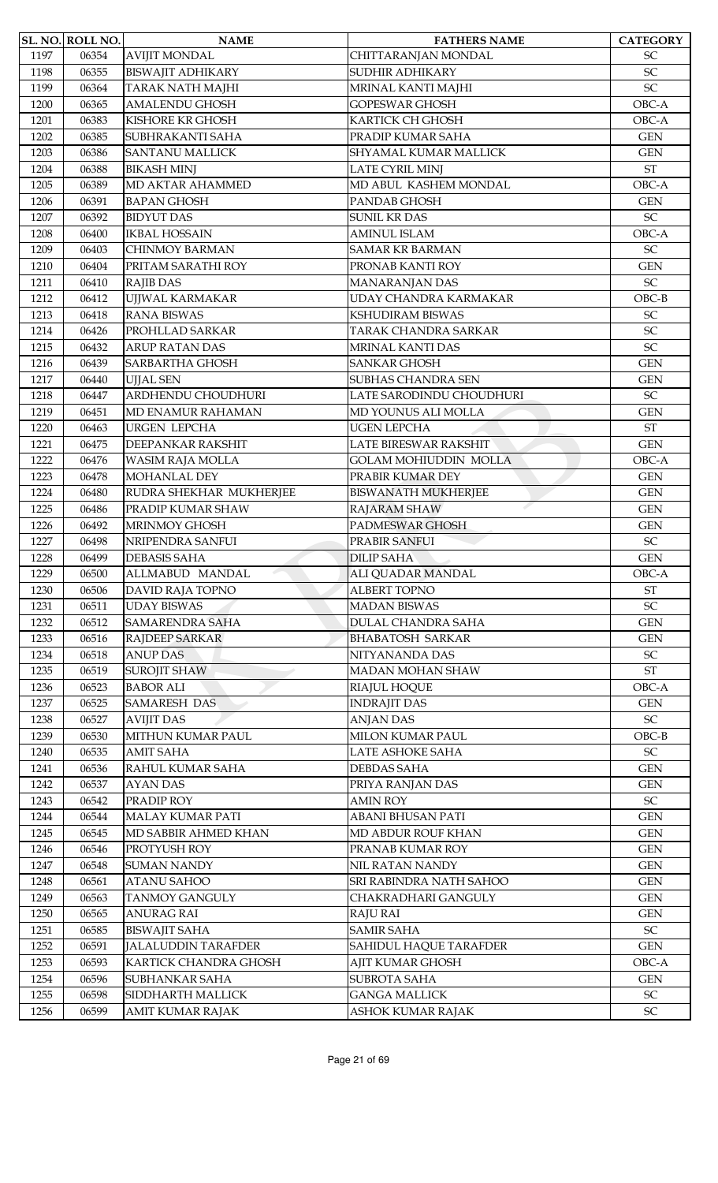| SL. NO. | ROLL NO. | NAME | FATHERS NAME | CATEGORY |
|---|---|---|---|---|
| 1197 | 06354 | AVIJIT MONDAL | CHITTARANJAN MONDAL | SC |
| 1198 | 06355 | BISWAJIT ADHIKARY | SUDHIR ADHIKARY | SC |
| 1199 | 06364 | TARAK NATH MAJHI | MRINAL KANTI MAJHI | SC |
| 1200 | 06365 | AMALENDU GHOSH | GOPESWAR GHOSH | OBC-A |
| 1201 | 06383 | KISHORE KR GHOSH | KARTICK CH GHOSH | OBC-A |
| 1202 | 06385 | SUBHRAKANTI SAHA | PRADIP KUMAR SAHA | GEN |
| 1203 | 06386 | SANTANU MALLICK | SHYAMAL KUMAR MALLICK | GEN |
| 1204 | 06388 | BIKASH MINJ | LATE CYRIL MINJ | ST |
| 1205 | 06389 | MD AKTAR AHAMMED | MD ABUL KASHEM MONDAL | OBC-A |
| 1206 | 06391 | BAPAN GHOSH | PANDAB GHOSH | GEN |
| 1207 | 06392 | BIDYUT DAS | SUNIL KR DAS | SC |
| 1208 | 06400 | IKBAL HOSSAIN | AMINUL ISLAM | OBC-A |
| 1209 | 06403 | CHINMOY BARMAN | SAMAR KR BARMAN | SC |
| 1210 | 06404 | PRITAM SARATHI ROY | PRONAB KANTI ROY | GEN |
| 1211 | 06410 | RAJIB DAS | MANARANJAN DAS | SC |
| 1212 | 06412 | UJJWAL KARMAKAR | UDAY CHANDRA KARMAKAR | OBC-B |
| 1213 | 06418 | RANA BISWAS | KSHUDIRAM BISWAS | SC |
| 1214 | 06426 | PROHLLAD SARKAR | TARAK CHANDRA SARKAR | SC |
| 1215 | 06432 | ARUP RATAN DAS | MRINAL KANTI DAS | SC |
| 1216 | 06439 | SARBARTHA GHOSH | SANKAR GHOSH | GEN |
| 1217 | 06440 | UJJAL SEN | SUBHAS CHANDRA SEN | GEN |
| 1218 | 06447 | ARDHENDU CHOUDHURI | LATE SARODINDU CHOUDHURI | SC |
| 1219 | 06451 | MD ENAMUR RAHAMAN | MD YOUNUS ALI MOLLA | GEN |
| 1220 | 06463 | URGEN LEPCHA | UGEN LEPCHA | ST |
| 1221 | 06475 | DEEPANKAR RAKSHIT | LATE BIRESWAR RAKSHIT | GEN |
| 1222 | 06476 | WASIM RAJA MOLLA | GOLAM MOHIUDDIN MOLLA | OBC-A |
| 1223 | 06478 | MOHANLAL DEY | PRABIR KUMAR DEY | GEN |
| 1224 | 06480 | RUDRA SHEKHAR MUKHERJEE | BISWANATH MUKHERJEE | GEN |
| 1225 | 06486 | PRADIP KUMAR SHAW | RAJARAM SHAW | GEN |
| 1226 | 06492 | MRINMOY GHOSH | PADMESWAR GHOSH | GEN |
| 1227 | 06498 | NRIPENDRA SANFUI | PRABIR SANFUI | SC |
| 1228 | 06499 | DEBASIS SAHA | DILIP SAHA | GEN |
| 1229 | 06500 | ALLMABUD MANDAL | ALI QUADAR MANDAL | OBC-A |
| 1230 | 06506 | DAVID RAJA TOPNO | ALBERT TOPNO | ST |
| 1231 | 06511 | UDAY BISWAS | MADAN BISWAS | SC |
| 1232 | 06512 | SAMARENDRA SAHA | DULAL CHANDRA SAHA | GEN |
| 1233 | 06516 | RAJDEEP SARKAR | BHABATOSH SARKAR | GEN |
| 1234 | 06518 | ANUP DAS | NITYANANDA DAS | SC |
| 1235 | 06519 | SUROJIT SHAW | MADAN MOHAN SHAW | ST |
| 1236 | 06523 | BABOR ALI | RIAJUL HOQUE | OBC-A |
| 1237 | 06525 | SAMARESH DAS | INDRAJIT DAS | GEN |
| 1238 | 06527 | AVIJIT DAS | ANJAN DAS | SC |
| 1239 | 06530 | MITHUN KUMAR PAUL | MILON KUMAR PAUL | OBC-B |
| 1240 | 06535 | AMIT SAHA | LATE ASHOKE SAHA | SC |
| 1241 | 06536 | RAHUL KUMAR SAHA | DEBDAS SAHA | GEN |
| 1242 | 06537 | AYAN DAS | PRIYA RANJAN DAS | GEN |
| 1243 | 06542 | PRADIP ROY | AMIN ROY | SC |
| 1244 | 06544 | MALAY KUMAR PATI | ABANI BHUSAN PATI | GEN |
| 1245 | 06545 | MD SABBIR AHMED KHAN | MD ABDUR ROUF KHAN | GEN |
| 1246 | 06546 | PROTYUSH ROY | PRANAB KUMAR ROY | GEN |
| 1247 | 06548 | SUMAN NANDY | NIL RATAN NANDY | GEN |
| 1248 | 06561 | ATANU SAHOO | SRI RABINDRA NATH SAHOO | GEN |
| 1249 | 06563 | TANMOY GANGULY | CHAKRADHARI GANGULY | GEN |
| 1250 | 06565 | ANURAG RAI | RAJU RAI | GEN |
| 1251 | 06585 | BISWAJIT SAHA | SAMIR SAHA | SC |
| 1252 | 06591 | JALALUDDIN TARAFDER | SAHIDUL HAQUE TARAFDER | GEN |
| 1253 | 06593 | KARTICK CHANDRA GHOSH | AJIT KUMAR GHOSH | OBC-A |
| 1254 | 06596 | SUBHANKAR SAHA | SUBROTA SAHA | GEN |
| 1255 | 06598 | SIDDHARTH MALLICK | GANGA MALLICK | SC |
| 1256 | 06599 | AMIT KUMAR RAJAK | ASHOK KUMAR RAJAK | SC |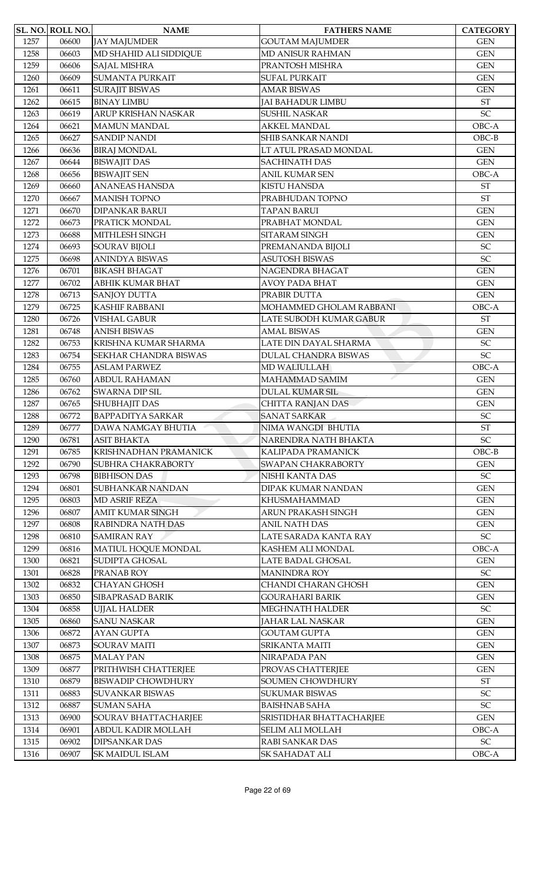| SL. NO. | ROLL NO. | NAME | FATHERS NAME | CATEGORY |
| --- | --- | --- | --- | --- |
| 1257 | 06600 | JAY MAJUMDER | GOUTAM MAJUMDER | GEN |
| 1258 | 06603 | MD SHAHID ALI SIDDIQUE | MD ANISUR RAHMAN | GEN |
| 1259 | 06606 | SAJAL MISHRA | PRANTOSH MISHRA | GEN |
| 1260 | 06609 | SUMANTA PURKAIT | SUFAL PURKAIT | GEN |
| 1261 | 06611 | SURAJIT BISWAS | AMAR BISWAS | GEN |
| 1262 | 06615 | BINAY LIMBU | JAI BAHADUR LIMBU | ST |
| 1263 | 06619 | ARUP KRISHAN NASKAR | SUSHIL NASKAR | SC |
| 1264 | 06621 | MAMUN MANDAL | AKKEL MANDAL | OBC-A |
| 1265 | 06627 | SANDIP NANDI | SHIB SANKAR NANDI | OBC-B |
| 1266 | 06636 | BIRAJ MONDAL | LT ATUL PRASAD MONDAL | GEN |
| 1267 | 06644 | BISWAJIT DAS | SACHINATH DAS | GEN |
| 1268 | 06656 | BISWAJIT SEN | ANIL KUMAR SEN | OBC-A |
| 1269 | 06660 | ANANEAS HANSDA | KISTU HANSDA | ST |
| 1270 | 06667 | MANISH TOPNO | PRABHUDAN TOPNO | ST |
| 1271 | 06670 | DIPANKAR BARUI | TAPAN BARUI | GEN |
| 1272 | 06673 | PRATICK MONDAL | PRABHAT MONDAL | GEN |
| 1273 | 06688 | MITHLESH SINGH | SITARAM SINGH | GEN |
| 1274 | 06693 | SOURAV BIJOLI | PREMANANDA BIJOLI | SC |
| 1275 | 06698 | ANINDYA BISWAS | ASUTOSH BISWAS | SC |
| 1276 | 06701 | BIKASH BHAGAT | NAGENDRA BHAGAT | GEN |
| 1277 | 06702 | ABHIK KUMAR BHAT | AVOY PADA BHAT | GEN |
| 1278 | 06713 | SANJOY DUTTA | PRABIR DUTTA | GEN |
| 1279 | 06725 | KASHIF RABBANI | MOHAMMED GHOLAM RABBANI | OBC-A |
| 1280 | 06726 | VISHAL GABUR | LATE SUBODH KUMAR GABUR | ST |
| 1281 | 06748 | ANISH BISWAS | AMAL BISWAS | GEN |
| 1282 | 06753 | KRISHNA KUMAR SHARMA | LATE DIN DAYAL SHARMA | SC |
| 1283 | 06754 | SEKHAR CHANDRA BISWAS | DULAL CHANDRA BISWAS | SC |
| 1284 | 06755 | ASLAM PARWEZ | MD WALIULLAH | OBC-A |
| 1285 | 06760 | ABDUL RAHAMAN | MAHAMMAD SAMIM | GEN |
| 1286 | 06762 | SWARNA DIP SIL | DULAL KUMAR SIL | GEN |
| 1287 | 06765 | SHUBHAJIT DAS | CHITTA RANJAN DAS | GEN |
| 1288 | 06772 | BAPPADITYA SARKAR | SANAT SARKAR | SC |
| 1289 | 06777 | DAWA NAMGAY BHUTIA | NIMA WANGDI BHUTIA | ST |
| 1290 | 06781 | ASIT BHAKTA | NARENDRA NATH BHAKTA | SC |
| 1291 | 06785 | KRISHNADHAN PRAMANICK | KALIPADA PRAMANICK | OBC-B |
| 1292 | 06790 | SUBHRA CHAKRABORTY | SWAPAN CHAKRABORTY | GEN |
| 1293 | 06798 | BIBHISON DAS | NISHI KANTA DAS | SC |
| 1294 | 06801 | SUBHANKAR NANDAN | DIPAK KUMAR NANDAN | GEN |
| 1295 | 06803 | MD ASRIF REZA | KHUSMAHAMMAD | GEN |
| 1296 | 06807 | AMIT KUMAR SINGH | ARUN PRAKASH SINGH | GEN |
| 1297 | 06808 | RABINDRA NATH DAS | ANIL NATH DAS | GEN |
| 1298 | 06810 | SAMIRAN RAY | LATE SARADA KANTA RAY | SC |
| 1299 | 06816 | MATIUL HOQUE MONDAL | KASHEM ALI MONDAL | OBC-A |
| 1300 | 06821 | SUDIPTA GHOSAL | LATE BADAL GHOSAL | GEN |
| 1301 | 06828 | PRANAB ROY | MANINDRA ROY | SC |
| 1302 | 06832 | CHAYAN GHOSH | CHANDI CHARAN GHOSH | GEN |
| 1303 | 06850 | SIBAPRASAD BARIK | GOURAHARI BARIK | GEN |
| 1304 | 06858 | UJJAL HALDER | MEGHNATH HALDER | SC |
| 1305 | 06860 | SANU NASKAR | JAHAR LAL NASKAR | GEN |
| 1306 | 06872 | AYAN GUPTA | GOUTAM GUPTA | GEN |
| 1307 | 06873 | SOURAV MAITI | SRIKANTA MAITI | GEN |
| 1308 | 06875 | MALAY PAN | NIRAPADA PAN | GEN |
| 1309 | 06877 | PRITHWISH CHATTERJEE | PROVAS CHATTERJEE | GEN |
| 1310 | 06879 | BISWADIP CHOWDHURY | SOUMEN CHOWDHURY | ST |
| 1311 | 06883 | SUVANKAR BISWAS | SUKUMAR BISWAS | SC |
| 1312 | 06887 | SUMAN SAHA | BAISHNAB SAHA | SC |
| 1313 | 06900 | SOURAV BHATTACHARJEE | SRISTIDHAR BHATTACHARJEE | GEN |
| 1314 | 06901 | ABDUL KADIR MOLLAH | SELIM ALI MOLLAH | OBC-A |
| 1315 | 06902 | DIPSANKAR DAS | RABI SANKAR DAS | SC |
| 1316 | 06907 | SK MAIDUL ISLAM | SK SAHADAT ALI | OBC-A |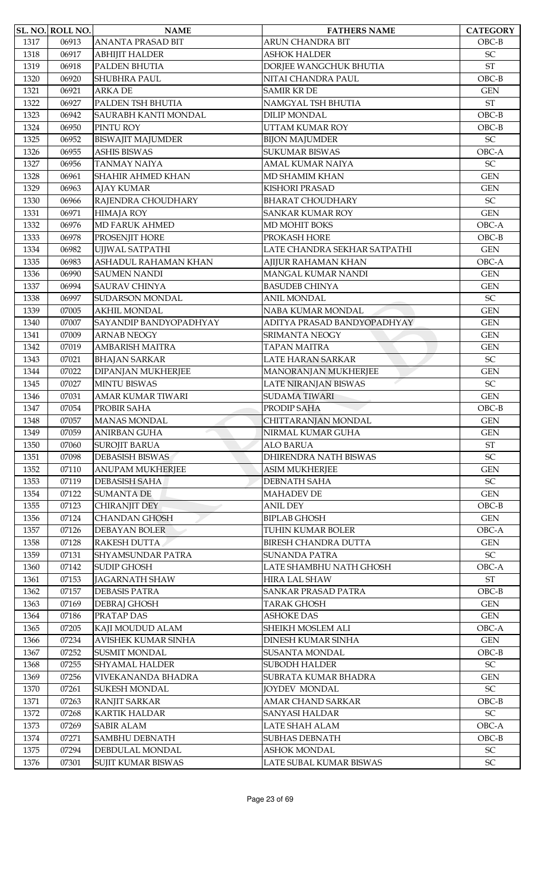| SL. NO. | ROLL NO. | NAME | FATHERS NAME | CATEGORY |
|---|---|---|---|---|
| 1317 | 06913 | ANANTA PRASAD BIT | ARUN CHANDRA BIT | OBC-B |
| 1318 | 06917 | ABHIJIT HALDER | ASHOK HALDER | SC |
| 1319 | 06918 | PALDEN BHUTIA | DORJEE WANGCHUK BHUTIA | ST |
| 1320 | 06920 | SHUBHRA PAUL | NITAI CHANDRA PAUL | OBC-B |
| 1321 | 06921 | ARKA DE | SAMIR KR DE | GEN |
| 1322 | 06927 | PALDEN TSH BHUTIA | NAMGYAL TSH BHUTIA | ST |
| 1323 | 06942 | SAURABH KANTI MONDAL | DILIP MONDAL | OBC-B |
| 1324 | 06950 | PINTU ROY | UTTAM KUMAR ROY | OBC-B |
| 1325 | 06952 | BISWAJIT MAJUMDER | BIJON MAJUMDER | SC |
| 1326 | 06955 | ASHIS BISWAS | SUKUMAR BISWAS | OBC-A |
| 1327 | 06956 | TANMAY NAIYA | AMAL KUMAR NAIYA | SC |
| 1328 | 06961 | SHAHIR AHMED KHAN | MD SHAMIM KHAN | GEN |
| 1329 | 06963 | AJAY KUMAR | KISHORI PRASAD | GEN |
| 1330 | 06966 | RAJENDRA CHOUDHARY | BHARAT CHOUDHARY | SC |
| 1331 | 06971 | HIMAJA ROY | SANKAR KUMAR ROY | GEN |
| 1332 | 06976 | MD FARUK AHMED | MD MOHIT BOKS | OBC-A |
| 1333 | 06978 | PROSENJIT HORE | PROKASH HORE | OBC-B |
| 1334 | 06982 | UJJWAL SATPATHI | LATE CHANDRA SEKHAR SATPATHI | GEN |
| 1335 | 06983 | ASHADUL RAHAMAN KHAN | AJIJUR RAHAMAN KHAN | OBC-A |
| 1336 | 06990 | SAUMEN NANDI | MANGAL KUMAR NANDI | GEN |
| 1337 | 06994 | SAURAV CHINYA | BASUDEB CHINYA | GEN |
| 1338 | 06997 | SUDARSON MONDAL | ANIL MONDAL | SC |
| 1339 | 07005 | AKHIL MONDAL | NABA KUMAR MONDAL | GEN |
| 1340 | 07007 | SAYANDIP BANDYOPADHYAY | ADITYA PRASAD BANDYOPADHYAY | GEN |
| 1341 | 07009 | ARNAB NEOGY | SRIMANTA NEOGY | GEN |
| 1342 | 07019 | AMBARISH MAITRA | TAPAN MAITRA | GEN |
| 1343 | 07021 | BHAJAN SARKAR | LATE HARAN SARKAR | SC |
| 1344 | 07022 | DIPANJAN MUKHERJEE | MANORANJAN MUKHERJEE | GEN |
| 1345 | 07027 | MINTU BISWAS | LATE NIRANJAN BISWAS | SC |
| 1346 | 07031 | AMAR KUMAR TIWARI | SUDAMA TIWARI | GEN |
| 1347 | 07054 | PROBIR SAHA | PRODIP SAHA | OBC-B |
| 1348 | 07057 | MANAS MONDAL | CHITTARANJAN MONDAL | GEN |
| 1349 | 07059 | ANIRBAN GUHA | NIRMAL KUMAR GUHA | GEN |
| 1350 | 07060 | SUROJIT BARUA | ALO BARUA | ST |
| 1351 | 07098 | DEBASISH BISWAS | DHIRENDRA NATH BISWAS | SC |
| 1352 | 07110 | ANUPAM MUKHERJEE | ASIM MUKHERJEE | GEN |
| 1353 | 07119 | DEBASISH SAHA | DEBNATH SAHA | SC |
| 1354 | 07122 | SUMANTA DE | MAHADEV DE | GEN |
| 1355 | 07123 | CHIRANJIT DEY | ANIL DEY | OBC-B |
| 1356 | 07124 | CHANDAN GHOSH | BIPLAB GHOSH | GEN |
| 1357 | 07126 | DEBAYAN BOLER | TUHIN KUMAR BOLER | OBC-A |
| 1358 | 07128 | RAKESH DUTTA | BIRESH CHANDRA DUTTA | GEN |
| 1359 | 07131 | SHYAMSUNDAR PATRA | SUNANDA PATRA | SC |
| 1360 | 07142 | SUDIP GHOSH | LATE SHAMBHU NATH GHOSH | OBC-A |
| 1361 | 07153 | JAGARNATH SHAW | HIRA LAL SHAW | ST |
| 1362 | 07157 | DEBASIS PATRA | SANKAR PRASAD PATRA | OBC-B |
| 1363 | 07169 | DEBRAJ GHOSH | TARAK GHOSH | GEN |
| 1364 | 07186 | PRATAP DAS | ASHOKE DAS | GEN |
| 1365 | 07205 | KAJI MOUDUD ALAM | SHEIKH MOSLEM ALI | OBC-A |
| 1366 | 07234 | AVISHEK KUMAR SINHA | DINESH KUMAR SINHA | GEN |
| 1367 | 07252 | SUSMIT MONDAL | SUSANTA MONDAL | OBC-B |
| 1368 | 07255 | SHYAMAL HALDER | SUBODH HALDER | SC |
| 1369 | 07256 | VIVEKANANDA BHADRA | SUBRATA KUMAR BHADRA | GEN |
| 1370 | 07261 | SUKESH MONDAL | JOYDEV MONDAL | SC |
| 1371 | 07263 | RANJIT SARKAR | AMAR CHAND SARKAR | OBC-B |
| 1372 | 07268 | KARTIK HALDAR | SANYASI HALDAR | SC |
| 1373 | 07269 | SABIR ALAM | LATE SHAH ALAM | OBC-A |
| 1374 | 07271 | SAMBHU DEBNATH | SUBHAS DEBNATH | OBC-B |
| 1375 | 07294 | DEBDULAL MONDAL | ASHOK MONDAL | SC |
| 1376 | 07301 | SUJIT KUMAR BISWAS | LATE SUBAL KUMAR BISWAS | SC |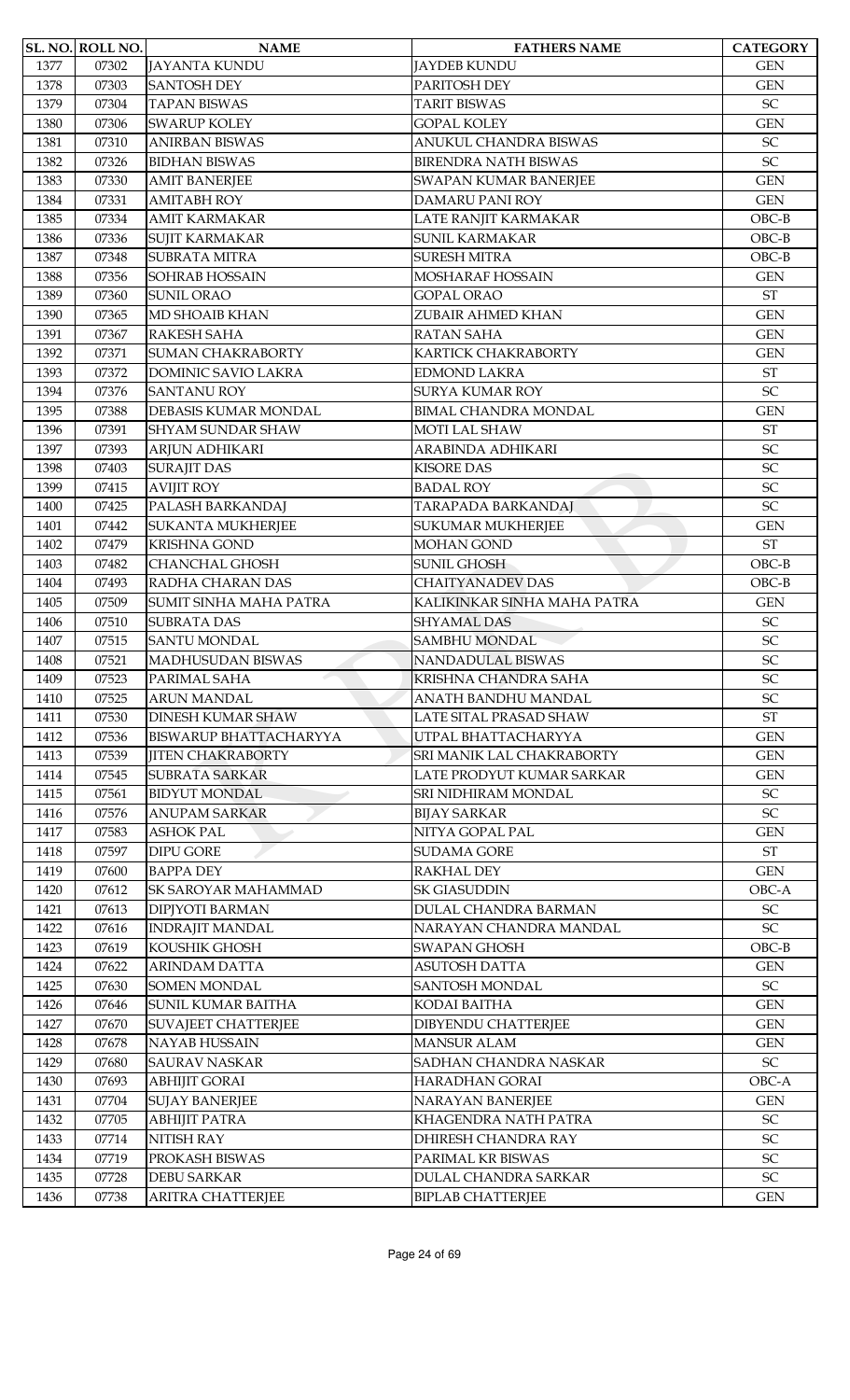| SL. NO. | ROLL NO. | NAME | FATHERS NAME | CATEGORY |
|---|---|---|---|---|
| 1377 | 07302 | JAYANTA KUNDU | JAYDEB KUNDU | GEN |
| 1378 | 07303 | SANTOSH DEY | PARITOSH DEY | GEN |
| 1379 | 07304 | TAPAN BISWAS | TARIT BISWAS | SC |
| 1380 | 07306 | SWARUP KOLEY | GOPAL KOLEY | GEN |
| 1381 | 07310 | ANIRBAN BISWAS | ANUKUL CHANDRA BISWAS | SC |
| 1382 | 07326 | BIDHAN BISWAS | BIRENDRA NATH BISWAS | SC |
| 1383 | 07330 | AMIT BANERJEE | SWAPAN KUMAR BANERJEE | GEN |
| 1384 | 07331 | AMITABH ROY | DAMARU PANI ROY | GEN |
| 1385 | 07334 | AMIT KARMAKAR | LATE RANJIT KARMAKAR | OBC-B |
| 1386 | 07336 | SUJIT KARMAKAR | SUNIL KARMAKAR | OBC-B |
| 1387 | 07348 | SUBRATA MITRA | SURESH MITRA | OBC-B |
| 1388 | 07356 | SOHRAB HOSSAIN | MOSHARAF HOSSAIN | GEN |
| 1389 | 07360 | SUNIL ORAO | GOPAL ORAO | ST |
| 1390 | 07365 | MD SHOAIB KHAN | ZUBAIR AHMED KHAN | GEN |
| 1391 | 07367 | RAKESH SAHA | RATAN SAHA | GEN |
| 1392 | 07371 | SUMAN CHAKRABORTY | KARTICK CHAKRABORTY | GEN |
| 1393 | 07372 | DOMINIC SAVIO LAKRA | EDMOND LAKRA | ST |
| 1394 | 07376 | SANTANU ROY | SURYA KUMAR ROY | SC |
| 1395 | 07388 | DEBASIS KUMAR MONDAL | BIMAL CHANDRA MONDAL | GEN |
| 1396 | 07391 | SHYAM SUNDAR SHAW | MOTI LAL SHAW | ST |
| 1397 | 07393 | ARJUN ADHIKARI | ARABINDA ADHIKARI | SC |
| 1398 | 07403 | SURAJIT DAS | KISORE DAS | SC |
| 1399 | 07415 | AVIJIT ROY | BADAL ROY | SC |
| 1400 | 07425 | PALASH BARKANDAJ | TARAPADA BARKANDAJ | SC |
| 1401 | 07442 | SUKANTA MUKHERJEE | SUKUMAR MUKHERJEE | GEN |
| 1402 | 07479 | KRISHNA GOND | MOHAN GOND | ST |
| 1403 | 07482 | CHANCHAL GHOSH | SUNIL GHOSH | OBC-B |
| 1404 | 07493 | RADHA CHARAN DAS | CHAITYANADEV DAS | OBC-B |
| 1405 | 07509 | SUMIT SINHA MAHA PATRA | KALIKINKAR SINHA MAHA PATRA | GEN |
| 1406 | 07510 | SUBRATA DAS | SHYAMAL DAS | SC |
| 1407 | 07515 | SANTU MONDAL | SAMBHU MONDAL | SC |
| 1408 | 07521 | MADHUSUDAN BISWAS | NANDADULAL BISWAS | SC |
| 1409 | 07523 | PARIMAL SAHA | KRISHNA CHANDRA SAHA | SC |
| 1410 | 07525 | ARUN MANDAL | ANATH BANDHU MANDAL | SC |
| 1411 | 07530 | DINESH KUMAR SHAW | LATE SITAL PRASAD SHAW | ST |
| 1412 | 07536 | BISWARUP BHATTACHARYYA | UTPAL BHATTACHARYYA | GEN |
| 1413 | 07539 | JITEN CHAKRABORTY | SRI MANIK LAL CHAKRABORTY | GEN |
| 1414 | 07545 | SUBRATA SARKAR | LATE PRODYUT KUMAR SARKAR | GEN |
| 1415 | 07561 | BIDYUT MONDAL | SRI NIDHIRAM MONDAL | SC |
| 1416 | 07576 | ANUPAM SARKAR | BIJAY SARKAR | SC |
| 1417 | 07583 | ASHOK PAL | NITYA GOPAL PAL | GEN |
| 1418 | 07597 | DIPU GORE | SUDAMA GORE | ST |
| 1419 | 07600 | BAPPA DEY | RAKHAL DEY | GEN |
| 1420 | 07612 | SK SAROYAR MAHAMMAD | SK GIASUDDIN | OBC-A |
| 1421 | 07613 | DIPJYOTI BARMAN | DULAL CHANDRA BARMAN | SC |
| 1422 | 07616 | INDRAJIT MANDAL | NARAYAN CHANDRA MANDAL | SC |
| 1423 | 07619 | KOUSHIK GHOSH | SWAPAN GHOSH | OBC-B |
| 1424 | 07622 | ARINDAM DATTA | ASUTOSH DATTA | GEN |
| 1425 | 07630 | SOMEN MONDAL | SANTOSH MONDAL | SC |
| 1426 | 07646 | SUNIL KUMAR BAITHA | KODAI BAITHA | GEN |
| 1427 | 07670 | SUVAJEET CHATTERJEE | DIBYENDU CHATTERJEE | GEN |
| 1428 | 07678 | NAYAB HUSSAIN | MANSUR ALAM | GEN |
| 1429 | 07680 | SAURAV NASKAR | SADHAN CHANDRA NASKAR | SC |
| 1430 | 07693 | ABHIJIT GORAI | HARADHAN GORAI | OBC-A |
| 1431 | 07704 | SUJAY BANERJEE | NARAYAN BANERJEE | GEN |
| 1432 | 07705 | ABHIJIT PATRA | KHAGENDRA NATH PATRA | SC |
| 1433 | 07714 | NITISH RAY | DHIRESH CHANDRA RAY | SC |
| 1434 | 07719 | PROKASH BISWAS | PARIMAL KR BISWAS | SC |
| 1435 | 07728 | DEBU SARKAR | DULAL CHANDRA SARKAR | SC |
| 1436 | 07738 | ARITRA CHATTERJEE | BIPLAB CHATTERJEE | GEN |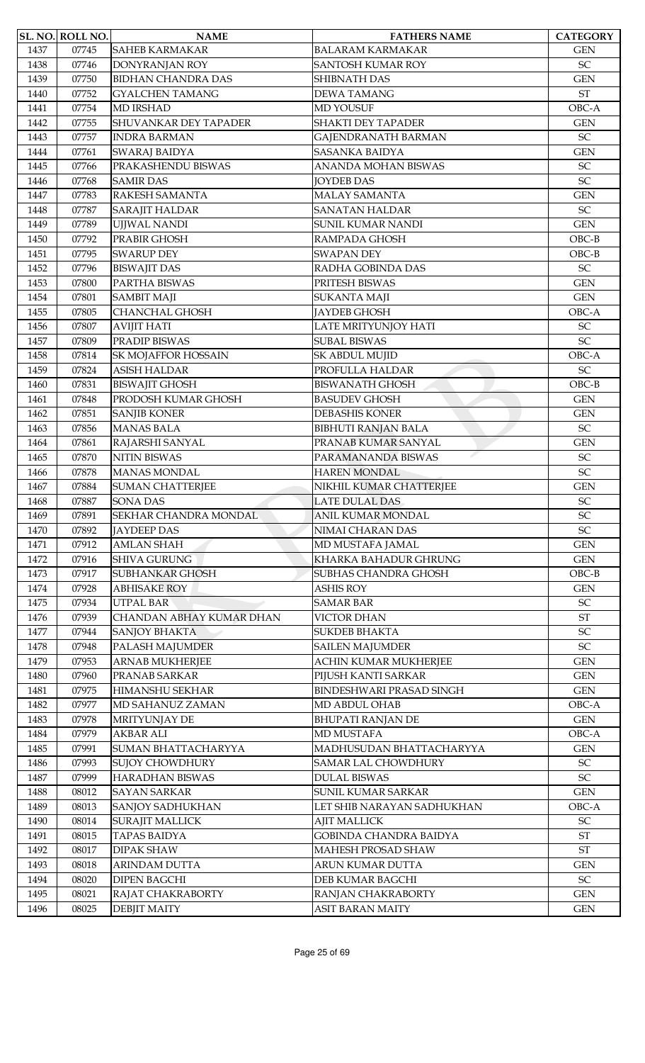| SL. NO. | ROLL NO. | NAME | FATHERS NAME | CATEGORY |
|---|---|---|---|---|
| 1437 | 07745 | SAHEB KARMAKAR | BALARAM KARMAKAR | GEN |
| 1438 | 07746 | DONYRANJAN ROY | SANTOSH KUMAR ROY | SC |
| 1439 | 07750 | BIDHAN CHANDRA DAS | SHIBNATH DAS | GEN |
| 1440 | 07752 | GYALCHEN TAMANG | DEWA TAMANG | ST |
| 1441 | 07754 | MD IRSHAD | MD YOUSUF | OBC-A |
| 1442 | 07755 | SHUVANKAR DEY TAPADER | SHAKTI DEY TAPADER | GEN |
| 1443 | 07757 | INDRA BARMAN | GAJENDRANATH BARMAN | SC |
| 1444 | 07761 | SWARAJ BAIDYA | SASANKA BAIDYA | GEN |
| 1445 | 07766 | PRAKASHENDU BISWAS | ANANDA MOHAN BISWAS | SC |
| 1446 | 07768 | SAMIR DAS | JOYDEB DAS | SC |
| 1447 | 07783 | RAKESH SAMANTA | MALAY SAMANTA | GEN |
| 1448 | 07787 | SARAJIT HALDAR | SANATAN HALDAR | SC |
| 1449 | 07789 | UJJWAL NANDI | SUNIL KUMAR NANDI | GEN |
| 1450 | 07792 | PRABIR GHOSH | RAMPADA GHOSH | OBC-B |
| 1451 | 07795 | SWARUP DEY | SWAPAN DEY | OBC-B |
| 1452 | 07796 | BISWAJIT DAS | RADHA GOBINDA DAS | SC |
| 1453 | 07800 | PARTHA BISWAS | PRITESH BISWAS | GEN |
| 1454 | 07801 | SAMBIT MAJI | SUKANTA MAJI | GEN |
| 1455 | 07805 | CHANCHAL GHOSH | JAYDEB GHOSH | OBC-A |
| 1456 | 07807 | AVIJIT HATI | LATE MRITYUNJOY HATI | SC |
| 1457 | 07809 | PRADIP BISWAS | SUBAL BISWAS | SC |
| 1458 | 07814 | SK MOJAFFOR HOSSAIN | SK ABDUL MUJID | OBC-A |
| 1459 | 07824 | ASISH HALDAR | PROFULLA HALDAR | SC |
| 1460 | 07831 | BISWAJIT GHOSH | BISWANATH GHOSH | OBC-B |
| 1461 | 07848 | PRODOSH KUMAR GHOSH | BASUDEV GHOSH | GEN |
| 1462 | 07851 | SANJIB KONER | DEBASHIS KONER | GEN |
| 1463 | 07856 | MANAS BALA | BIBHUTI RANJAN BALA | SC |
| 1464 | 07861 | RAJARSHI SANYAL | PRANAB KUMAR SANYAL | GEN |
| 1465 | 07870 | NITIN BISWAS | PARAMANANDA BISWAS | SC |
| 1466 | 07878 | MANAS MONDAL | HAREN MONDAL | SC |
| 1467 | 07884 | SUMAN CHATTERJEE | NIKHIL KUMAR CHATTERJEE | GEN |
| 1468 | 07887 | SONA DAS | LATE DULAL DAS | SC |
| 1469 | 07891 | SEKHAR CHANDRA MONDAL | ANIL KUMAR MONDAL | SC |
| 1470 | 07892 | JAYDEEP DAS | NIMAI CHARAN DAS | SC |
| 1471 | 07912 | AMLAN SHAH | MD MUSTAFA JAMAL | GEN |
| 1472 | 07916 | SHIVA GURUNG | KHARKA BAHADUR GHRUNG | GEN |
| 1473 | 07917 | SUBHANKAR GHOSH | SUBHAS CHANDRA GHOSH | OBC-B |
| 1474 | 07928 | ABHISAKE ROY | ASHIS ROY | GEN |
| 1475 | 07934 | UTPAL BAR | SAMAR BAR | SC |
| 1476 | 07939 | CHANDAN ABHAY KUMAR DHAN | VICTOR DHAN | ST |
| 1477 | 07944 | SANJOY BHAKTA | SUKDEB BHAKTA | SC |
| 1478 | 07948 | PALASH MAJUMDER | SAILEN MAJUMDER | SC |
| 1479 | 07953 | ARNAB MUKHERJEE | ACHIN KUMAR MUKHERJEE | GEN |
| 1480 | 07960 | PRANAB SARKAR | PIJUSH KANTI SARKAR | GEN |
| 1481 | 07975 | HIMANSHU SEKHAR | BINDESHWARI PRASAD SINGH | GEN |
| 1482 | 07977 | MD SAHANUZ ZAMAN | MD ABDUL OHAB | OBC-A |
| 1483 | 07978 | MRITYUNJAY DE | BHUPATI RANJAN DE | GEN |
| 1484 | 07979 | AKBAR ALI | MD MUSTAFA | OBC-A |
| 1485 | 07991 | SUMAN BHATTACHARYYA | MADHUSUDAN BHATTACHARYYA | GEN |
| 1486 | 07993 | SUJOY CHOWDHURY | SAMAR LAL CHOWDHURY | SC |
| 1487 | 07999 | HARADHAN BISWAS | DULAL BISWAS | SC |
| 1488 | 08012 | SAYAN SARKAR | SUNIL KUMAR SARKAR | GEN |
| 1489 | 08013 | SANJOY SADHUKHAN | LET SHIB NARAYAN SADHUKHAN | OBC-A |
| 1490 | 08014 | SURAJIT MALLICK | AJIT MALLICK | SC |
| 1491 | 08015 | TAPAS BAIDYA | GOBINDA CHANDRA BAIDYA | ST |
| 1492 | 08017 | DIPAK SHAW | MAHESH PROSAD SHAW | ST |
| 1493 | 08018 | ARINDAM DUTTA | ARUN KUMAR DUTTA | GEN |
| 1494 | 08020 | DIPEN BAGCHI | DEB KUMAR BAGCHI | SC |
| 1495 | 08021 | RAJAT CHAKRABORTY | RANJAN CHAKRABORTY | GEN |
| 1496 | 08025 | DEBJIT MAITY | ASIT BARAN MAITY | GEN |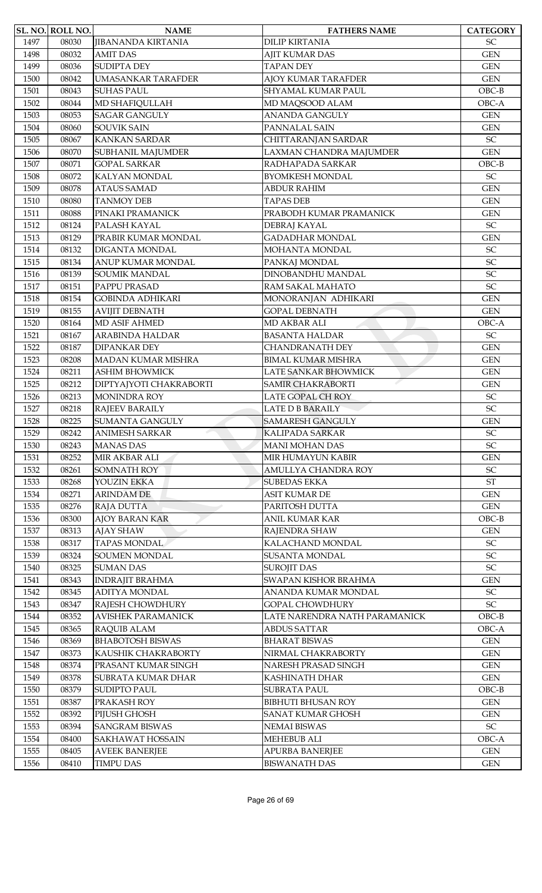| SL. NO. | ROLL NO. | NAME | FATHERS NAME | CATEGORY |
|---|---|---|---|---|
| 1497 | 08030 | JIBANANDA KIRTANIA | DILIP KIRTANIA | SC |
| 1498 | 08032 | AMIT DAS | AJIT KUMAR DAS | GEN |
| 1499 | 08036 | SUDIPTA DEY | TAPAN DEY | GEN |
| 1500 | 08042 | UMASANKAR TARAFDER | AJOY KUMAR TARAFDER | GEN |
| 1501 | 08043 | SUHAS PAUL | SHYAMAL KUMAR PAUL | OBC-B |
| 1502 | 08044 | MD SHAFIQULLAH | MD MAQSOOD ALAM | OBC-A |
| 1503 | 08053 | SAGAR GANGULY | ANANDA GANGULY | GEN |
| 1504 | 08060 | SOUVIK SAIN | PANNALAL SAIN | GEN |
| 1505 | 08067 | KANKAN SARDAR | CHITTARANJAN SARDAR | SC |
| 1506 | 08070 | SUBHANIL MAJUMDER | LAXMAN CHANDRA MAJUMDER | GEN |
| 1507 | 08071 | GOPAL SARKAR | RADHAPADA SARKAR | OBC-B |
| 1508 | 08072 | KALYAN MONDAL | BYOMKESH MONDAL | SC |
| 1509 | 08078 | ATAUS SAMAD | ABDUR RAHIM | GEN |
| 1510 | 08080 | TANMOY DEB | TAPAS DEB | GEN |
| 1511 | 08088 | PINAKI PRAMANICK | PRABODH KUMAR PRAMANICK | GEN |
| 1512 | 08124 | PALASH KAYAL | DEBRAJ KAYAL | SC |
| 1513 | 08129 | PRABIR KUMAR MONDAL | GADADHAR MONDAL | GEN |
| 1514 | 08132 | DIGANTA MONDAL | MOHANTA MONDAL | SC |
| 1515 | 08134 | ANUP KUMAR MONDAL | PANKAJ MONDAL | SC |
| 1516 | 08139 | SOUMIK MANDAL | DINOBANDHU MANDAL | SC |
| 1517 | 08151 | PAPPU PRASAD | RAM SAKAL MAHATO | SC |
| 1518 | 08154 | GOBINDA ADHIKARI | MONORANJAN ADHIKARI | GEN |
| 1519 | 08155 | AVIJIT DEBNATH | GOPAL DEBNATH | GEN |
| 1520 | 08164 | MD ASIF AHMED | MD AKBAR ALI | OBC-A |
| 1521 | 08167 | ARABINDA HALDAR | BASANTA HALDAR | SC |
| 1522 | 08187 | DIPANKAR DEY | CHANDRANATH DEY | GEN |
| 1523 | 08208 | MADAN KUMAR MISHRA | BIMAL KUMAR MISHRA | GEN |
| 1524 | 08211 | ASHIM BHOWMICK | LATE SANKAR BHOWMICK | GEN |
| 1525 | 08212 | DIPTYAJYOTI CHAKRABORTI | SAMIR CHAKRABORTI | GEN |
| 1526 | 08213 | MONINDRA ROY | LATE GOPAL CH ROY | SC |
| 1527 | 08218 | RAJEEV BARAILY | LATE D B BARAILY | SC |
| 1528 | 08225 | SUMANTA GANGULY | SAMARESH GANGULY | GEN |
| 1529 | 08242 | ANIMESH SARKAR | KALIPADA SARKAR | SC |
| 1530 | 08243 | MANAS DAS | MANI MOHAN DAS | SC |
| 1531 | 08252 | MIR AKBAR ALI | MIR HUMAYUN KABIR | GEN |
| 1532 | 08261 | SOMNATH ROY | AMULLYA CHANDRA ROY | SC |
| 1533 | 08268 | YOUZIN EKKA | SUBEDAS EKKA | ST |
| 1534 | 08271 | ARINDAM DE | ASIT KUMAR DE | GEN |
| 1535 | 08276 | RAJA DUTTA | PARITOSH DUTTA | GEN |
| 1536 | 08300 | AJOY BARAN KAR | ANIL KUMAR KAR | OBC-B |
| 1537 | 08313 | AJAY SHAW | RAJENDRA SHAW | GEN |
| 1538 | 08317 | TAPAS MONDAL | KALACHAND MONDAL | SC |
| 1539 | 08324 | SOUMEN MONDAL | SUSANTA MONDAL | SC |
| 1540 | 08325 | SUMAN DAS | SUROJIT DAS | SC |
| 1541 | 08343 | INDRAJIT BRAHMA | SWAPAN KISHOR BRAHMA | GEN |
| 1542 | 08345 | ADITYA MONDAL | ANANDA KUMAR MONDAL | SC |
| 1543 | 08347 | RAJESH CHOWDHURY | GOPAL CHOWDHURY | SC |
| 1544 | 08352 | AVISHEK PARAMANICK | LATE NARENDRA NATH PARAMANICK | OBC-B |
| 1545 | 08365 | RAQUIB ALAM | ABDUS SATTAR | OBC-A |
| 1546 | 08369 | BHABOTOSH BISWAS | BHARAT BISWAS | GEN |
| 1547 | 08373 | KAUSHIK CHAKRABORTY | NIRMAL CHAKRABORTY | GEN |
| 1548 | 08374 | PRASANT KUMAR SINGH | NARESH PRASAD SINGH | GEN |
| 1549 | 08378 | SUBRATA KUMAR DHAR | KASHINATH DHAR | GEN |
| 1550 | 08379 | SUDIPTO PAUL | SUBRATA PAUL | OBC-B |
| 1551 | 08387 | PRAKASH ROY | BIBHUTI BHUSAN ROY | GEN |
| 1552 | 08392 | PIJUSH GHOSH | SANAT KUMAR GHOSH | GEN |
| 1553 | 08394 | SANGRAM BISWAS | NEMAI BISWAS | SC |
| 1554 | 08400 | SAKHAWAT HOSSAIN | MEHEBUB ALI | OBC-A |
| 1555 | 08405 | AVEEK BANERJEE | APURBA BANERJEE | GEN |
| 1556 | 08410 | TIMPU DAS | BISWANATH DAS | GEN |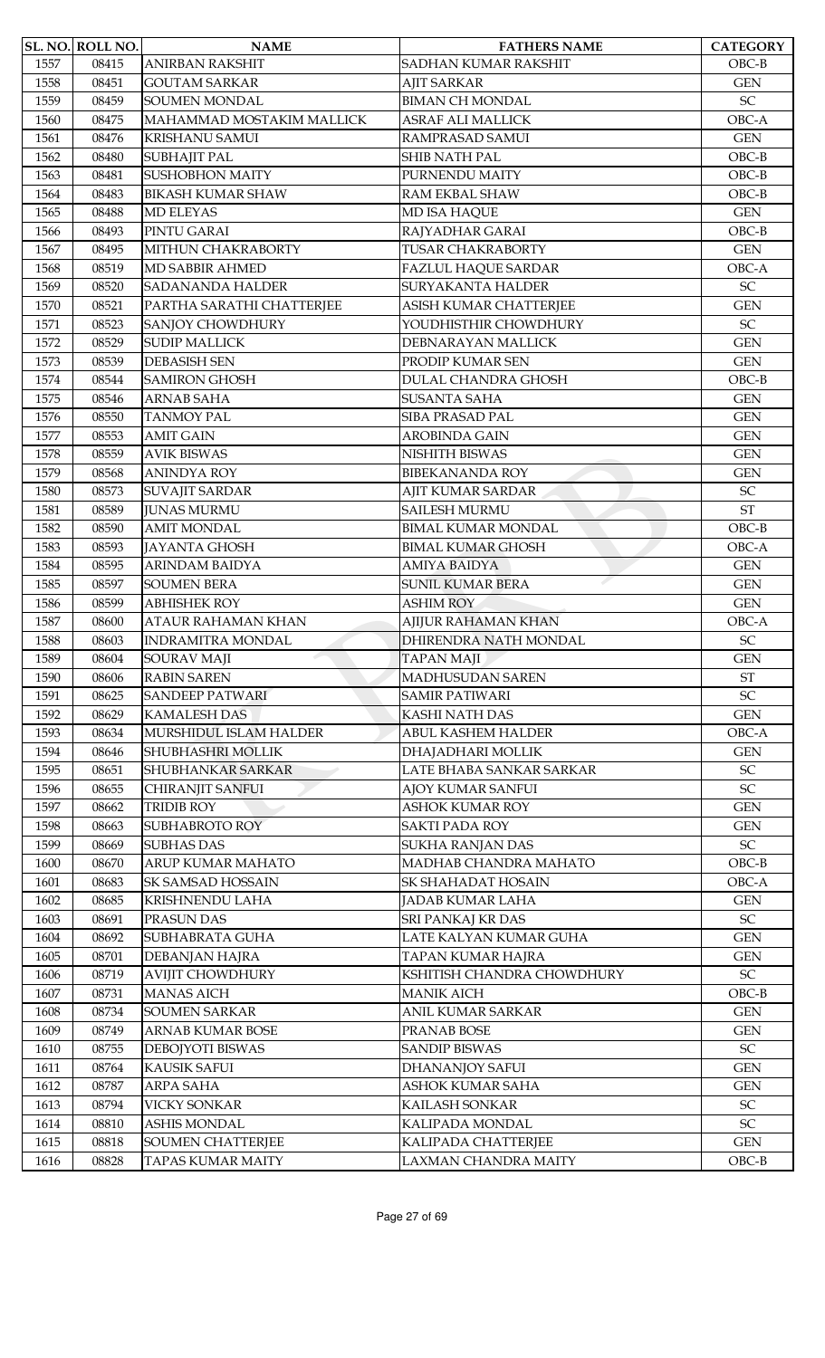| SL. NO. | ROLL NO. | NAME | FATHERS NAME | CATEGORY |
|---|---|---|---|---|
| 1557 | 08415 | ANIRBAN RAKSHIT | SADHAN KUMAR RAKSHIT | OBC-B |
| 1558 | 08451 | GOUTAM SARKAR | AJIT SARKAR | GEN |
| 1559 | 08459 | SOUMEN MONDAL | BIMAN CH MONDAL | SC |
| 1560 | 08475 | MAHAMMAD MOSTAKIM MALLICK | ASRAF ALI MALLICK | OBC-A |
| 1561 | 08476 | KRISHANU SAMUI | RAMPRASAD SAMUI | GEN |
| 1562 | 08480 | SUBHAJIT PAL | SHIB NATH PAL | OBC-B |
| 1563 | 08481 | SUSHOBHON MAITY | PURNENDU MAITY | OBC-B |
| 1564 | 08483 | BIKASH KUMAR SHAW | RAM EKBAL SHAW | OBC-B |
| 1565 | 08488 | MD ELEYAS | MD ISA HAQUE | GEN |
| 1566 | 08493 | PINTU GARAI | RAJYADHAR GARAI | OBC-B |
| 1567 | 08495 | MITHUN CHAKRABORTY | TUSAR CHAKRABORTY | GEN |
| 1568 | 08519 | MD SABBIR AHMED | FAZLUL HAQUE SARDAR | OBC-A |
| 1569 | 08520 | SADANANDA HALDER | SURYAKANTA HALDER | SC |
| 1570 | 08521 | PARTHA SARATHI CHATTERJEE | ASISH KUMAR CHATTERJEE | GEN |
| 1571 | 08523 | SANJOY CHOWDHURY | YOUDHISTHIR CHOWDHURY | SC |
| 1572 | 08529 | SUDIP MALLICK | DEBNARAYAN MALLICK | GEN |
| 1573 | 08539 | DEBASISH SEN | PRODIP KUMAR SEN | GEN |
| 1574 | 08544 | SAMIRON GHOSH | DULAL CHANDRA GHOSH | OBC-B |
| 1575 | 08546 | ARNAB SAHA | SUSANTA SAHA | GEN |
| 1576 | 08550 | TANMOY PAL | SIBA PRASAD PAL | GEN |
| 1577 | 08553 | AMIT GAIN | AROBINDA GAIN | GEN |
| 1578 | 08559 | AVIK BISWAS | NISHITH BISWAS | GEN |
| 1579 | 08568 | ANINDYA ROY | BIBEKANANDA ROY | GEN |
| 1580 | 08573 | SUVAJIT SARDAR | AJIT KUMAR SARDAR | SC |
| 1581 | 08589 | JUNAS MURMU | SAILESH MURMU | ST |
| 1582 | 08590 | AMIT MONDAL | BIMAL KUMAR MONDAL | OBC-B |
| 1583 | 08593 | JAYANTA GHOSH | BIMAL KUMAR GHOSH | OBC-A |
| 1584 | 08595 | ARINDAM BAIDYA | AMIYA BAIDYA | GEN |
| 1585 | 08597 | SOUMEN BERA | SUNIL KUMAR BERA | GEN |
| 1586 | 08599 | ABHISHEK ROY | ASHIM ROY | GEN |
| 1587 | 08600 | ATAUR RAHAMAN KHAN | AJIJUR RAHAMAN KHAN | OBC-A |
| 1588 | 08603 | INDRAMITRA MONDAL | DHIRENDRA NATH MONDAL | SC |
| 1589 | 08604 | SOURAV MAJI | TAPAN MAJI | GEN |
| 1590 | 08606 | RABIN SAREN | MADHUSUDAN SAREN | ST |
| 1591 | 08625 | SANDEEP PATWARI | SAMIR PATIWARI | SC |
| 1592 | 08629 | KAMALESH DAS | KASHI NATH DAS | GEN |
| 1593 | 08634 | MURSHIDUL ISLAM HALDER | ABUL KASHEM HALDER | OBC-A |
| 1594 | 08646 | SHUBHASHRI MOLLIK | DHAJADHARI MOLLIK | GEN |
| 1595 | 08651 | SHUBHANKAR SARKAR | LATE BHABA SANKAR SARKAR | SC |
| 1596 | 08655 | CHIRANJIT SANFUI | AJOY KUMAR SANFUI | SC |
| 1597 | 08662 | TRIDIB ROY | ASHOK KUMAR ROY | GEN |
| 1598 | 08663 | SUBHABROTO ROY | SAKTI PADA ROY | GEN |
| 1599 | 08669 | SUBHAS DAS | SUKHA RANJAN DAS | SC |
| 1600 | 08670 | ARUP KUMAR MAHATO | MADHAB CHANDRA MAHATO | OBC-B |
| 1601 | 08683 | SK SAMSAD HOSSAIN | SK SHAHADAT HOSAIN | OBC-A |
| 1602 | 08685 | KRISHNENDU LAHA | JADAB KUMAR LAHA | GEN |
| 1603 | 08691 | PRASUN DAS | SRI PANKAJ KR DAS | SC |
| 1604 | 08692 | SUBHABRATA GUHA | LATE KALYAN KUMAR GUHA | GEN |
| 1605 | 08701 | DEBANJAN HAJRA | TAPAN KUMAR HAJRA | GEN |
| 1606 | 08719 | AVIJIT CHOWDHURY | KSHITISH CHANDRA CHOWDHURY | SC |
| 1607 | 08731 | MANAS AICH | MANIK AICH | OBC-B |
| 1608 | 08734 | SOUMEN SARKAR | ANIL KUMAR SARKAR | GEN |
| 1609 | 08749 | ARNAB KUMAR BOSE | PRANAB BOSE | GEN |
| 1610 | 08755 | DEBOJYOTI BISWAS | SANDIP BISWAS | SC |
| 1611 | 08764 | KAUSIK SAFUI | DHANANJOY SAFUI | GEN |
| 1612 | 08787 | ARPA SAHA | ASHOK KUMAR SAHA | GEN |
| 1613 | 08794 | VICKY SONKAR | KAILASH SONKAR | SC |
| 1614 | 08810 | ASHIS MONDAL | KALIPADA MONDAL | SC |
| 1615 | 08818 | SOUMEN CHATTERJEE | KALIPADA CHATTERJEE | GEN |
| 1616 | 08828 | TAPAS KUMAR MAITY | LAXMAN CHANDRA MAITY | OBC-B |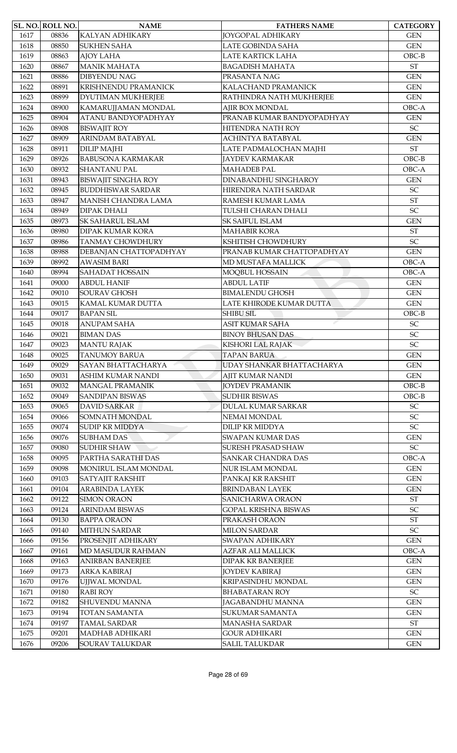| SL. NO. | ROLL NO. | NAME | FATHERS NAME | CATEGORY |
|---|---|---|---|---|
| 1617 | 08836 | KALYAN ADHIKARY | JOYGOPAL ADHIKARY | GEN |
| 1618 | 08850 | SUKHEN SAHA | LATE GOBINDA SAHA | GEN |
| 1619 | 08863 | AJOY LAHA | LATE KARTICK LAHA | OBC-B |
| 1620 | 08867 | MANIK MAHATA | BAGADISH MAHATA | ST |
| 1621 | 08886 | DIBYENDU NAG | PRASANTA NAG | GEN |
| 1622 | 08891 | KRISHNENDU PRAMANICK | KALACHAND PRAMANICK | GEN |
| 1623 | 08899 | DYUTIMAN MUKHERJEE | RATHINDRA NATH MUKHERJEE | GEN |
| 1624 | 08900 | KAMARUJJAMAN MONDAL | AJIR BOX MONDAL | OBC-A |
| 1625 | 08904 | ATANU BANDYOPADHYAY | PRANAB KUMAR BANDYOPADHYAY | GEN |
| 1626 | 08908 | BISWAJIT ROY | HITENDRA NATH ROY | SC |
| 1627 | 08909 | ARINDAM BATABYAL | ACHINTYA BATABYAL | GEN |
| 1628 | 08911 | DILIP MAJHI | LATE PADMALOCHAN MAJHI | ST |
| 1629 | 08926 | BABUSONA KARMAKAR | JAYDEV KARMAKAR | OBC-B |
| 1630 | 08932 | SHANTANU PAL | MAHADEB PAL | OBC-A |
| 1631 | 08943 | BISWAJIT SINGHA ROY | DINABANDHU SINGHAROY | GEN |
| 1632 | 08945 | BUDDHISWAR SARDAR | HIRENDRA NATH SARDAR | SC |
| 1633 | 08947 | MANISH CHANDRA LAMA | RAMESH KUMAR LAMA | ST |
| 1634 | 08949 | DIPAK DHALI | TULSHI CHARAN DHALI | SC |
| 1635 | 08973 | SK SAHARUL ISLAM | SK SAIFUL ISLAM | GEN |
| 1636 | 08980 | DIPAK KUMAR KORA | MAHABIR KORA | ST |
| 1637 | 08986 | TANMAY CHOWDHURY | KSHITISH CHOWDHURY | SC |
| 1638 | 08988 | DEBANJAN CHATTOPADHYAY | PRANAB KUMAR CHATTOPADHYAY | GEN |
| 1639 | 08992 | AWASIM BARI | MD MUSTAFA MALLICK | OBC-A |
| 1640 | 08994 | SAHADAT HOSSAIN | MOQBUL HOSSAIN | OBC-A |
| 1641 | 09000 | ABDUL HANIF | ABDUL LATIF | GEN |
| 1642 | 09010 | SOURAV GHOSH | BIMALENDU GHOSH | GEN |
| 1643 | 09015 | KAMAL KUMAR DUTTA | LATE KHIRODE KUMAR DUTTA | GEN |
| 1644 | 09017 | BAPAN SIL | SHIBU SIL | OBC-B |
| 1645 | 09018 | ANUPAM SAHA | ASIT KUMAR SAHA | SC |
| 1646 | 09021 | BIMAN DAS | BINOY BHUSAN DAS | SC |
| 1647 | 09023 | MANTU RAJAK | KISHORI LAL RAJAK | SC |
| 1648 | 09025 | TANUMOY BARUA | TAPAN BARUA | GEN |
| 1649 | 09029 | SAYAN BHATTACHARYA | UDAY SHANKAR BHATTACHARYA | GEN |
| 1650 | 09031 | ASHIM KUMAR NANDI | AJIT KUMAR NANDI | GEN |
| 1651 | 09032 | MANGAL PRAMANIK | JOYDEV PRAMANIK | OBC-B |
| 1652 | 09049 | SANDIPAN BISWAS | SUDHIR BISWAS | OBC-B |
| 1653 | 09065 | DAVID SARKAR | DULAL KUMAR SARKAR | SC |
| 1654 | 09066 | SOMNATH MONDAL | NEMAI MONDAL | SC |
| 1655 | 09074 | SUDIP KR MIDDYA | DILIP KR MIDDYA | SC |
| 1656 | 09076 | SUBHAM DAS | SWAPAN KUMAR DAS | GEN |
| 1657 | 09080 | SUDHIR SHAW | SURESH PRASAD SHAW | SC |
| 1658 | 09095 | PARTHA SARATHI DAS | SANKAR CHANDRA DAS | OBC-A |
| 1659 | 09098 | MONIRUL ISLAM MONDAL | NUR ISLAM MONDAL | GEN |
| 1660 | 09103 | SATYAJIT RAKSHIT | PANKAJ KR RAKSHIT | GEN |
| 1661 | 09104 | ARABINDA LAYEK | BRINDABAN LAYEK | GEN |
| 1662 | 09122 | SIMON ORAON | SANICHARWA ORAON | ST |
| 1663 | 09124 | ARINDAM BISWAS | GOPAL KRISHNA BISWAS | SC |
| 1664 | 09130 | BAPPA ORAON | PRAKASH ORAON | ST |
| 1665 | 09140 | MITHUN SARDAR | MILON SARDAR | SC |
| 1666 | 09156 | PROSENJIT ADHIKARY | SWAPAN ADHIKARY | GEN |
| 1667 | 09161 | MD MASUDUR RAHMAN | AZFAR ALI MALLICK | OBC-A |
| 1668 | 09163 | ANIRBAN BANERJEE | DIPAK KR BANERJEE | GEN |
| 1669 | 09173 | ARKA KABIRAJ | JOYDEV KABIRAJ | GEN |
| 1670 | 09176 | UJJWAL MONDAL | KRIPASINDHU MONDAL | GEN |
| 1671 | 09180 | RABI ROY | BHABATARAN ROY | SC |
| 1672 | 09182 | SHUVENDU MANNA | JAGABANDHU MANNA | GEN |
| 1673 | 09194 | TOTAN SAMANTA | SUKUMAR SAMANTA | GEN |
| 1674 | 09197 | TAMAL SARDAR | MANASHA SARDAR | ST |
| 1675 | 09201 | MADHAB ADHIKARI | GOUR ADHIKARI | GEN |
| 1676 | 09206 | SOURAV TALUKDAR | SALIL TALUKDAR | GEN |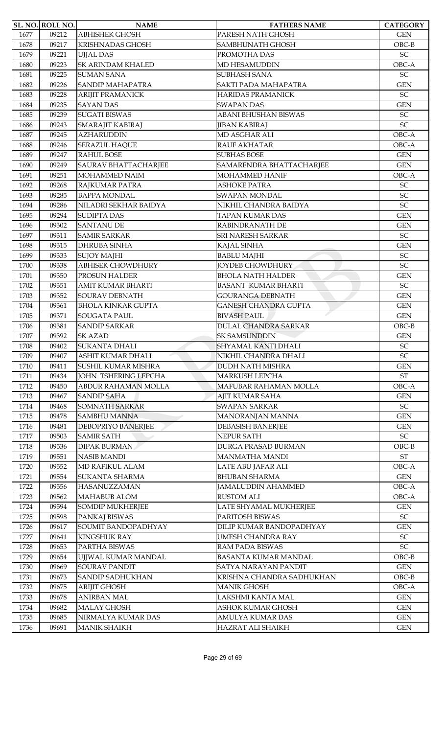| SL. NO. | ROLL NO. | NAME | FATHERS NAME | CATEGORY |
|---|---|---|---|---|
| 1677 | 09212 | ABHISHEK GHOSH | PARESH NATH GHOSH | GEN |
| 1678 | 09217 | KRISHNADAS GHOSH | SAMBHUNATH GHOSH | OBC-B |
| 1679 | 09221 | UJJAL DAS | PROMOTHA DAS | SC |
| 1680 | 09223 | SK ARINDAM KHALED | MD HESAMUDDIN | OBC-A |
| 1681 | 09225 | SUMAN SANA | SUBHASH SANA | SC |
| 1682 | 09226 | SANDIP MAHAPATRA | SAKTI PADA MAHAPATRA | GEN |
| 1683 | 09228 | ARIJIT PRAMANICK | HARIDAS PRAMANICK | SC |
| 1684 | 09235 | SAYAN DAS | SWAPAN DAS | GEN |
| 1685 | 09239 | SUGATI BISWAS | ABANI BHUSHAN BISWAS | SC |
| 1686 | 09243 | SMARAJIT KABIRAJ | JIBAN KABIRAJ | SC |
| 1687 | 09245 | AZHARUDDIN | MD ASGHAR ALI | OBC-A |
| 1688 | 09246 | SERAZUL HAQUE | RAUF AKHATAR | OBC-A |
| 1689 | 09247 | RAHUL BOSE | SUBHAS BOSE | GEN |
| 1690 | 09249 | SAURAV BHATTACHARJEE | SAMARENDRA BHATTACHARJEE | GEN |
| 1691 | 09251 | MOHAMMED NAIM | MOHAMMED HANIF | OBC-A |
| 1692 | 09268 | RAJKUMAR PATRA | ASHOKE PATRA | SC |
| 1693 | 09285 | BAPPA MONDAL | SWAPAN MONDAL | SC |
| 1694 | 09286 | NILADRI SEKHAR BAIDYA | NIKHIL CHANDRA BAIDYA | SC |
| 1695 | 09294 | SUDIPTA DAS | TAPAN KUMAR DAS | GEN |
| 1696 | 09302 | SANTANU DE | RABINDRANATH DE | GEN |
| 1697 | 09311 | SAMIR SARKAR | SRI NARESH SARKAR | SC |
| 1698 | 09315 | DHRUBA SINHA | KAJAL SINHA | GEN |
| 1699 | 09333 | SUJOY MAJHI | BABLU MAJHI | SC |
| 1700 | 09338 | ABHISEK CHOWDHURY | JOYDEB CHOWDHURY | SC |
| 1701 | 09350 | PROSUN HALDER | BHOLA NATH HALDER | GEN |
| 1702 | 09351 | AMIT KUMAR BHARTI | BASANT KUMAR BHARTI | SC |
| 1703 | 09352 | SOURAV DEBNATH | GOURANGA DEBNATH | GEN |
| 1704 | 09361 | BHOLA KINKAR GUPTA | GANESH CHANDRA GUPTA | GEN |
| 1705 | 09371 | SOUGATA PAUL | BIVASH PAUL | GEN |
| 1706 | 09381 | SANDIP SARKAR | DULAL CHANDRA SARKAR | OBC-B |
| 1707 | 09392 | SK AZAD | SK SAMSUNDDIN | GEN |
| 1708 | 09402 | SUKANTA DHALI | SHYAMAL KANTI DHALI | SC |
| 1709 | 09407 | ASHIT KUMAR DHALI | NIKHIL CHANDRA DHALI | SC |
| 1710 | 09411 | SUSHIL KUMAR MISHRA | DUDH NATH MISHRA | GEN |
| 1711 | 09434 | JOHN TSHERING LEPCHA | MARKUSH LEPCHA | ST |
| 1712 | 09450 | ABDUR RAHAMAN MOLLA | MAFUBAR RAHAMAN MOLLA | OBC-A |
| 1713 | 09467 | SANDIP SAHA | AJIT KUMAR SAHA | GEN |
| 1714 | 09468 | SOMNATH SARKAR | SWAPAN SARKAR | SC |
| 1715 | 09478 | SAMBHU MANNA | MANORANJAN MANNA | GEN |
| 1716 | 09481 | DEBOPRIYO BANERJEE | DEBASISH BANERJEE | GEN |
| 1717 | 09503 | SAMIR SATH | NEPUR SATH | SC |
| 1718 | 09536 | DIPAK BURMAN | DURGA PRASAD BURMAN | OBC-B |
| 1719 | 09551 | NASIB MANDI | MANMATHA MANDI | ST |
| 1720 | 09552 | MD RAFIKUL ALAM | LATE ABU JAFAR ALI | OBC-A |
| 1721 | 09554 | SUKANTA SHARMA | BHUBAN SHARMA | GEN |
| 1722 | 09556 | HASANUZZAMAN | JAMALUDDIN AHAMMED | OBC-A |
| 1723 | 09562 | MAHABUB ALOM | RUSTOM ALI | OBC-A |
| 1724 | 09594 | SOMDIP MUKHERJEE | LATE SHYAMAL MUKHERJEE | GEN |
| 1725 | 09598 | PANKAJ BISWAS | PARITOSH BISWAS | SC |
| 1726 | 09617 | SOUMIT BANDOPADHYAY | DILIP KUMAR BANDOPADHYAY | GEN |
| 1727 | 09641 | KINGSHUK RAY | UMESH CHANDRA RAY | SC |
| 1728 | 09653 | PARTHA BISWAS | RAM PADA BISWAS | SC |
| 1729 | 09654 | UJJWAL KUMAR MANDAL | BASANTA KUMAR MANDAL | OBC-B |
| 1730 | 09669 | SOURAV PANDIT | SATYA NARAYAN PANDIT | GEN |
| 1731 | 09673 | SANDIP SADHUKHAN | KRISHNA CHANDRA SADHUKHAN | OBC-B |
| 1732 | 09675 | ARIJIT GHOSH | MANIK GHOSH | OBC-A |
| 1733 | 09678 | ANIRBAN MAL | LAKSHMI KANTA MAL | GEN |
| 1734 | 09682 | MALAY GHOSH | ASHOK KUMAR GHOSH | GEN |
| 1735 | 09685 | NIRMALYA KUMAR DAS | AMULYA KUMAR DAS | GEN |
| 1736 | 09691 | MANIK SHAIKH | HAZRAT ALI SHAIKH | GEN |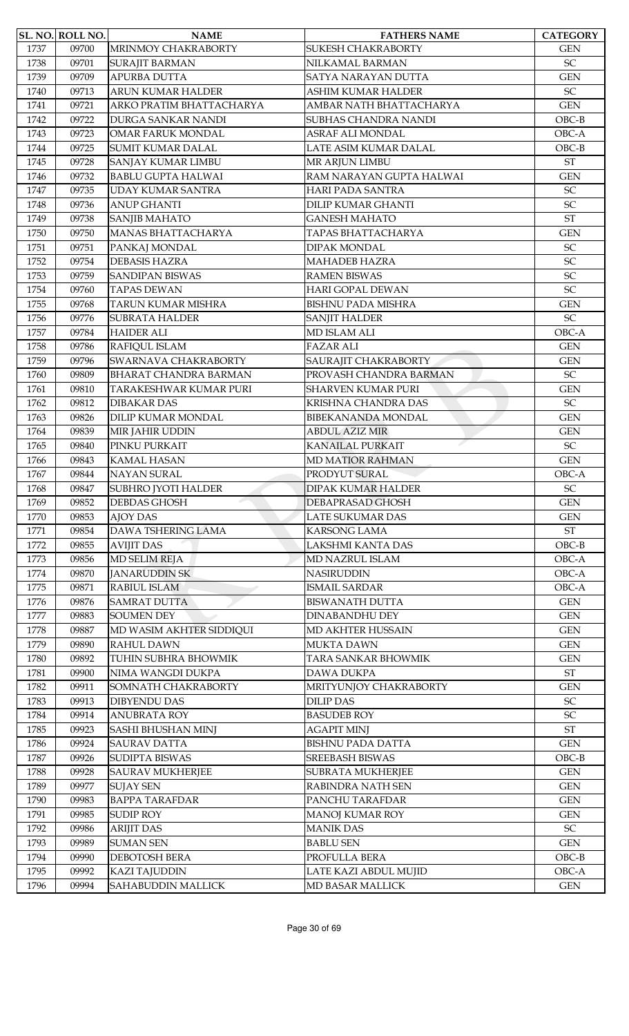| SL. NO. | ROLL NO. | NAME | FATHERS NAME | CATEGORY |
|---|---|---|---|---|
| 1737 | 09700 | MRINMOY CHAKRABORTY | SUKESH CHAKRABORTY | GEN |
| 1738 | 09701 | SURAJIT BARMAN | NILKAMAL BARMAN | SC |
| 1739 | 09709 | APURBA DUTTA | SATYA NARAYAN DUTTA | GEN |
| 1740 | 09713 | ARUN KUMAR HALDER | ASHIM KUMAR HALDER | SC |
| 1741 | 09721 | ARKO PRATIM BHATTACHARYA | AMBAR NATH BHATTACHARYA | GEN |
| 1742 | 09722 | DURGA SANKAR NANDI | SUBHAS CHANDRA NANDI | OBC-B |
| 1743 | 09723 | OMAR FARUK MONDAL | ASRAF ALI MONDAL | OBC-A |
| 1744 | 09725 | SUMIT KUMAR DALAL | LATE ASIM KUMAR DALAL | OBC-B |
| 1745 | 09728 | SANJAY KUMAR LIMBU | MR ARJUN LIMBU | ST |
| 1746 | 09732 | BABLU GUPTA HALWAI | RAM NARAYAN GUPTA HALWAI | GEN |
| 1747 | 09735 | UDAY KUMAR SANTRA | HARI PADA SANTRA | SC |
| 1748 | 09736 | ANUP GHANTI | DILIP KUMAR GHANTI | SC |
| 1749 | 09738 | SANJIB MAHATO | GANESH MAHATO | ST |
| 1750 | 09750 | MANAS BHATTACHARYA | TAPAS BHATTACHARYA | GEN |
| 1751 | 09751 | PANKAJ MONDAL | DIPAK MONDAL | SC |
| 1752 | 09754 | DEBASIS HAZRA | MAHADEB HAZRA | SC |
| 1753 | 09759 | SANDIPAN BISWAS | RAMEN BISWAS | SC |
| 1754 | 09760 | TAPAS DEWAN | HARI GOPAL DEWAN | SC |
| 1755 | 09768 | TARUN KUMAR MISHRA | BISHNU PADA MISHRA | GEN |
| 1756 | 09776 | SUBRATA HALDER | SANJIT HALDER | SC |
| 1757 | 09784 | HAIDER ALI | MD ISLAM ALI | OBC-A |
| 1758 | 09786 | RAFIQUL ISLAM | FAZAR ALI | GEN |
| 1759 | 09796 | SWARNAVA CHAKRABORTY | SAURAJIT CHAKRABORTY | GEN |
| 1760 | 09809 | BHARAT CHANDRA BARMAN | PROVASH CHANDRA BARMAN | SC |
| 1761 | 09810 | TARAKESHWAR KUMAR PURI | SHARVEN KUMAR PURI | GEN |
| 1762 | 09812 | DIBAKAR DAS | KRISHNA CHANDRA DAS | SC |
| 1763 | 09826 | DILIP KUMAR MONDAL | BIBEKANANDA MONDAL | GEN |
| 1764 | 09839 | MIR JAHIR UDDIN | ABDUL AZIZ MIR | GEN |
| 1765 | 09840 | PINKU PURKAIT | KANAILAL PURKAIT | SC |
| 1766 | 09843 | KAMAL HASAN | MD MATIOR RAHMAN | GEN |
| 1767 | 09844 | NAYAN SURAL | PRODYUT SURAL | OBC-A |
| 1768 | 09847 | SUBHRO JYOTI HALDER | DIPAK KUMAR HALDER | SC |
| 1769 | 09852 | DEBDAS GHOSH | DEBAPRASAD GHOSH | GEN |
| 1770 | 09853 | AJOY DAS | LATE SUKUMAR DAS | GEN |
| 1771 | 09854 | DAWA TSHERING LAMA | KARSONG LAMA | ST |
| 1772 | 09855 | AVIJIT DAS | LAKSHMI KANTA DAS | OBC-B |
| 1773 | 09856 | MD SELIM REJA | MD NAZRUL ISLAM | OBC-A |
| 1774 | 09870 | JANARUDDIN SK | NASIRUDDIN | OBC-A |
| 1775 | 09871 | RABIUL ISLAM | ISMAIL SARDAR | OBC-A |
| 1776 | 09876 | SAMRAT DUTTA | BISWANATH DUTTA | GEN |
| 1777 | 09883 | SOUMEN DEY | DINABANDHU DEY | GEN |
| 1778 | 09887 | MD WASIM AKHTER SIDDIQUI | MD AKHTER HUSSAIN | GEN |
| 1779 | 09890 | RAHUL DAWN | MUKTA DAWN | GEN |
| 1780 | 09892 | TUHIN SUBHRA BHOWMIK | TARA SANKAR BHOWMIK | GEN |
| 1781 | 09900 | NIMA WANGDI DUKPA | DAWA DUKPA | ST |
| 1782 | 09911 | SOMNATH CHAKRABORTY | MRITYUNJOY CHAKRABORTY | GEN |
| 1783 | 09913 | DIBYENDU DAS | DILIP DAS | SC |
| 1784 | 09914 | ANUBRATA ROY | BASUDEB ROY | SC |
| 1785 | 09923 | SASHI BHUSHAN MINJ | AGAPIT MINJ | ST |
| 1786 | 09924 | SAURAV DATTA | BISHNU PADA DATTA | GEN |
| 1787 | 09926 | SUDIPTA BISWAS | SREEBASH BISWAS | OBC-B |
| 1788 | 09928 | SAURAV MUKHERJEE | SUBRATA MUKHERJEE | GEN |
| 1789 | 09977 | SUJAY SEN | RABINDRA NATH SEN | GEN |
| 1790 | 09983 | BAPPA TARAFDAR | PANCHU TARAFDAR | GEN |
| 1791 | 09985 | SUDIP ROY | MANOJ KUMAR ROY | GEN |
| 1792 | 09986 | ARIJIT DAS | MANIK DAS | SC |
| 1793 | 09989 | SUMAN SEN | BABLU SEN | GEN |
| 1794 | 09990 | DEBOTOSH BERA | PROFULLA BERA | OBC-B |
| 1795 | 09992 | KAZI TAJUDDIN | LATE KAZI ABDUL MUJID | OBC-A |
| 1796 | 09994 | SAHABUDDIN MALLICK | MD BASAR MALLICK | GEN |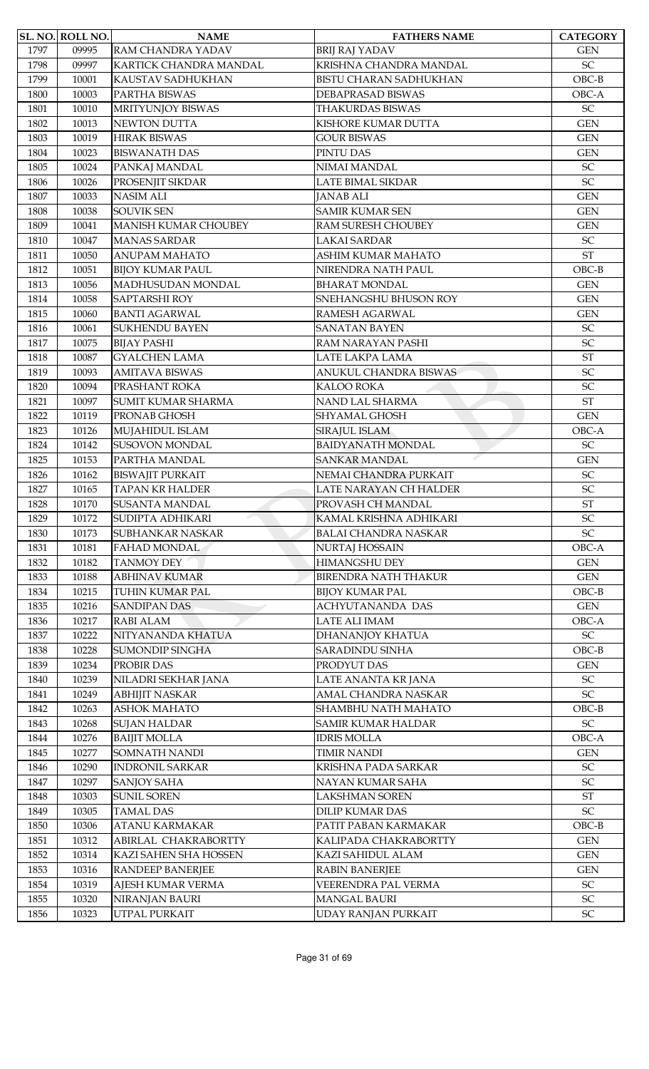| SL. NO. | ROLL NO. | NAME | FATHERS NAME | CATEGORY |
|---|---|---|---|---|
| 1797 | 09995 | RAM CHANDRA YADAV | BRIJ RAJ YADAV | GEN |
| 1798 | 09997 | KARTICK CHANDRA MANDAL | KRISHNA CHANDRA MANDAL | SC |
| 1799 | 10001 | KAUSTAV SADHUKHAN | BISTU CHARAN SADHUKHAN | OBC-B |
| 1800 | 10003 | PARTHA BISWAS | DEBAPRASAD BISWAS | OBC-A |
| 1801 | 10010 | MRITYUNJOY BISWAS | THAKURDAS BISWAS | SC |
| 1802 | 10013 | NEWTON DUTTA | KISHORE KUMAR DUTTA | GEN |
| 1803 | 10019 | HIRAK BISWAS | GOUR BISWAS | GEN |
| 1804 | 10023 | BISWANATH DAS | PINTU DAS | GEN |
| 1805 | 10024 | PANKAJ MANDAL | NIMAI MANDAL | SC |
| 1806 | 10026 | PROSENJIT SIKDAR | LATE BIMAL SIKDAR | SC |
| 1807 | 10033 | NASIM ALI | JANAB ALI | GEN |
| 1808 | 10038 | SOUVIK SEN | SAMIR KUMAR SEN | GEN |
| 1809 | 10041 | MANISH KUMAR CHOUBEY | RAM SURESH CHOUBEY | GEN |
| 1810 | 10047 | MANAS SARDAR | LAKAI SARDAR | SC |
| 1811 | 10050 | ANUPAM MAHATO | ASHIM KUMAR MAHATO | ST |
| 1812 | 10051 | BIJOY KUMAR PAUL | NIRENDRA NATH PAUL | OBC-B |
| 1813 | 10056 | MADHUSUDAN MONDAL | BHARAT MONDAL | GEN |
| 1814 | 10058 | SAPTARSHI ROY | SNEHANGSHU BHUSON ROY | GEN |
| 1815 | 10060 | BANTI AGARWAL | RAMESH AGARWAL | GEN |
| 1816 | 10061 | SUKHENDU BAYEN | SANATAN BAYEN | SC |
| 1817 | 10075 | BIJAY PASHI | RAM NARAYAN PASHI | SC |
| 1818 | 10087 | GYALCHEN LAMA | LATE LAKPA LAMA | ST |
| 1819 | 10093 | AMITAVA BISWAS | ANUKUL CHANDRA BISWAS | SC |
| 1820 | 10094 | PRASHANT ROKA | KALOO ROKA | SC |
| 1821 | 10097 | SUMIT KUMAR SHARMA | NAND LAL SHARMA | ST |
| 1822 | 10119 | PRONAB GHOSH | SHYAMAL GHOSH | GEN |
| 1823 | 10126 | MUJAHIDUL ISLAM | SIRAJUL ISLAM | OBC-A |
| 1824 | 10142 | SUSOVON MONDAL | BAIDYANATH MONDAL | SC |
| 1825 | 10153 | PARTHA MANDAL | SANKAR MANDAL | GEN |
| 1826 | 10162 | BISWAJIT PURKAIT | NEMAI CHANDRA PURKAIT | SC |
| 1827 | 10165 | TAPAN KR HALDER | LATE NARAYAN CH HALDER | SC |
| 1828 | 10170 | SUSANTA MANDAL | PROVASH CH MANDAL | ST |
| 1829 | 10172 | SUDIPTA ADHIKARI | KAMAL KRISHNA ADHIKARI | SC |
| 1830 | 10173 | SUBHANKAR NASKAR | BALAI CHANDRA NASKAR | SC |
| 1831 | 10181 | FAHAD MONDAL | NURTAJ HOSSAIN | OBC-A |
| 1832 | 10182 | TANMOY DEY | HIMANGSHU DEY | GEN |
| 1833 | 10188 | ABHINAV KUMAR | BIRENDRA NATH THAKUR | GEN |
| 1834 | 10215 | TUHIN KUMAR PAL | BIJOY KUMAR PAL | OBC-B |
| 1835 | 10216 | SANDIPAN DAS | ACHYUTANANDA DAS | GEN |
| 1836 | 10217 | RABI ALAM | LATE ALI IMAM | OBC-A |
| 1837 | 10222 | NITYANANDA KHATUA | DHANANJOY KHATUA | SC |
| 1838 | 10228 | SUMONDIP SINGHA | SARADINDU SINHA | OBC-B |
| 1839 | 10234 | PROBIR DAS | PRODYUT DAS | GEN |
| 1840 | 10239 | NILADRI SEKHAR JANA | LATE ANANTA KR JANA | SC |
| 1841 | 10249 | ABHIJIT NASKAR | AMAL CHANDRA NASKAR | SC |
| 1842 | 10263 | ASHOK MAHATO | SHAMBHU NATH MAHATO | OBC-B |
| 1843 | 10268 | SUJAN HALDAR | SAMIR KUMAR HALDAR | SC |
| 1844 | 10276 | BAIJIT MOLLA | IDRIS MOLLA | OBC-A |
| 1845 | 10277 | SOMNATH NANDI | TIMIR NANDI | GEN |
| 1846 | 10290 | INDRONIL SARKAR | KRISHNA PADA SARKAR | SC |
| 1847 | 10297 | SANJOY SAHA | NAYAN KUMAR SAHA | SC |
| 1848 | 10303 | SUNIL SOREN | LAKSHMAN SOREN | ST |
| 1849 | 10305 | TAMAL DAS | DILIP KUMAR DAS | SC |
| 1850 | 10306 | ATANU KARMAKAR | PATIT PABAN KARMAKAR | OBC-B |
| 1851 | 10312 | ABIRLAL CHAKRABORTTY | KALIPADA CHAKRABORTTY | GEN |
| 1852 | 10314 | KAZI SAHEN SHA HOSSEN | KAZI SAHIDUL ALAM | GEN |
| 1853 | 10316 | RANDEEP BANERJEE | RABIN BANERJEE | GEN |
| 1854 | 10319 | AJESH KUMAR VERMA | VEERENDRA PAL VERMA | SC |
| 1855 | 10320 | NIRANJAN BAURI | MANGAL BAURI | SC |
| 1856 | 10323 | UTPAL PURKAIT | UDAY RANJAN PURKAIT | SC |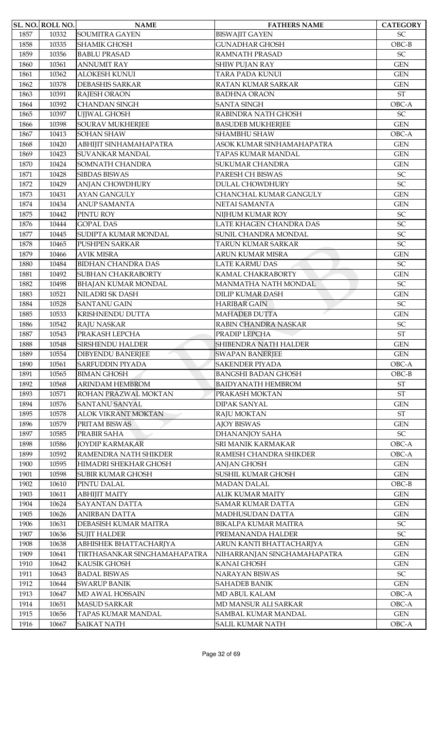| SL. NO. | ROLL NO. | NAME | FATHERS NAME | CATEGORY |
| --- | --- | --- | --- | --- |
| 1857 | 10332 | SOUMITRA GAYEN | BISWAJIT GAYEN | SC |
| 1858 | 10335 | SHAMIK GHOSH | GUNADHAR GHOSH | OBC-B |
| 1859 | 10356 | BABLU PRASAD | RAMNATH PRASAD | SC |
| 1860 | 10361 | ANNUMIT RAY | SHIW PUJAN RAY | GEN |
| 1861 | 10362 | ALOKESH KUNUI | TARA PADA KUNUI | GEN |
| 1862 | 10378 | DEBASHIS SARKAR | RATAN KUMAR SARKAR | GEN |
| 1863 | 10391 | RAJESH ORAON | BADHNA ORAON | ST |
| 1864 | 10392 | CHANDAN SINGH | SANTA SINGH | OBC-A |
| 1865 | 10397 | UJJWAL GHOSH | RABINDRA NATH GHOSH | SC |
| 1866 | 10398 | SOURAV MUKHERJEE | BASUDEB MUKHERJEE | GEN |
| 1867 | 10413 | SOHAN SHAW | SHAMBHU SHAW | OBC-A |
| 1868 | 10420 | ABHIJIT SINHAMAHAPATRA | ASOK KUMAR SINHAMAHAPATRA | GEN |
| 1869 | 10423 | SUVANKAR MANDAL | TAPAS KUMAR MANDAL | GEN |
| 1870 | 10424 | SOMNATH CHANDRA | SUKUMAR CHANDRA | GEN |
| 1871 | 10428 | SIBDAS BISWAS | PARESH CH BISWAS | SC |
| 1872 | 10429 | ANJAN CHOWDHURY | DULAL CHOWDHURY | SC |
| 1873 | 10431 | AYAN GANGULY | CHANCHAL KUMAR GANGULY | GEN |
| 1874 | 10434 | ANUP SAMANTA | NETAI SAMANTA | GEN |
| 1875 | 10442 | PINTU ROY | NIJHUM KUMAR ROY | SC |
| 1876 | 10444 | GOPAL DAS | LATE KHAGEN CHANDRA DAS | SC |
| 1877 | 10445 | SUDIPTA KUMAR MONDAL | SUNIL CHANDRA MONDAL | SC |
| 1878 | 10465 | PUSHPEN SARKAR | TARUN KUMAR SARKAR | SC |
| 1879 | 10466 | AVIK MISRA | ARUN KUMAR MISRA | GEN |
| 1880 | 10484 | BIDHAN CHANDRA DAS | LATE KARMU DAS | SC |
| 1881 | 10492 | SUBHAN CHAKRABORTY | KAMAL CHAKRABORTY | GEN |
| 1882 | 10498 | BHAJAN KUMAR MONDAL | MANMATHA NATH MONDAL | SC |
| 1883 | 10521 | NILADRI SK DASH | DILIP KUMAR DASH | GEN |
| 1884 | 10528 | SANTANU GAIN | HARIBAR GAIN | SC |
| 1885 | 10533 | KRISHNENDU DUTTA | MAHADEB DUTTA | GEN |
| 1886 | 10542 | RAJU NASKAR | RABIN CHANDRA NASKAR | SC |
| 1887 | 10543 | PRAKASH LEPCHA | PRADIP LEPCHA | ST |
| 1888 | 10548 | SIRSHENDU HALDER | SHIBENDRA NATH HALDER | GEN |
| 1889 | 10554 | DIBYENDU BANERJEE | SWAPAN BANERJEE | GEN |
| 1890 | 10561 | SARFUDDIN PIYADA | SAKENDER PIYADA | OBC-A |
| 1891 | 10565 | BIMAN GHOSH | BANGSHI BADAN GHOSH | OBC-B |
| 1892 | 10568 | ARINDAM HEMBROM | BAIDYANATH HEMBROM | ST |
| 1893 | 10571 | ROHAN PRAZWAL MOKTAN | PRAKASH MOKTAN | ST |
| 1894 | 10576 | SANTANU SANYAL | DIPAK SANYAL | GEN |
| 1895 | 10578 | ALOK VIKRANT MOKTAN | RAJU MOKTAN | ST |
| 1896 | 10579 | PRITAM BISWAS | AJOY BISWAS | GEN |
| 1897 | 10585 | PRABIR SAHA | DHANANJOY SAHA | SC |
| 1898 | 10586 | JOYDIP KARMAKAR | SRI MANIK KARMAKAR | OBC-A |
| 1899 | 10592 | RAMENDRA NATH SHIKDER | RAMESH CHANDRA SHIKDER | OBC-A |
| 1900 | 10595 | HIMADRI SHEKHAR GHOSH | ANJAN GHOSH | GEN |
| 1901 | 10598 | SUBIR KUMAR GHOSH | SUSHIL KUMAR GHOSH | GEN |
| 1902 | 10610 | PINTU DALAL | MADAN DALAL | OBC-B |
| 1903 | 10611 | ABHIJIT MAITY | ALIK KUMAR MAITY | GEN |
| 1904 | 10624 | SAYANTAN DATTA | SAMAR KUMAR DATTA | GEN |
| 1905 | 10626 | ANIRBAN DATTA | MADHUSUDAN DATTA | GEN |
| 1906 | 10631 | DEBASISH KUMAR MAITRA | BIKALPA KUMAR MAITRA | SC |
| 1907 | 10636 | SUJIT HALDER | PREMANANDA HALDER | SC |
| 1908 | 10638 | ABHISHEK BHATTACHARJYA | ARUN KANTI BHATTACHARJYA | GEN |
| 1909 | 10641 | TIRTHASANKAR SINGHAMAHAPATRA | NIHARRANJAN SINGHAMAHAPATRA | GEN |
| 1910 | 10642 | KAUSIK GHOSH | KANAI GHOSH | GEN |
| 1911 | 10643 | BADAL BISWAS | NARAYAN BISWAS | SC |
| 1912 | 10644 | SWARUP BANIK | SAHADEB BANIK | GEN |
| 1913 | 10647 | MD AWAL HOSSAIN | MD ABUL KALAM | OBC-A |
| 1914 | 10651 | MASUD SARKAR | MD MANSUR ALI SARKAR | OBC-A |
| 1915 | 10656 | TAPAS KUMAR MANDAL | SAMBAL KUMAR MANDAL | GEN |
| 1916 | 10667 | SAIKAT NATH | SALIL KUMAR NATH | OBC-A |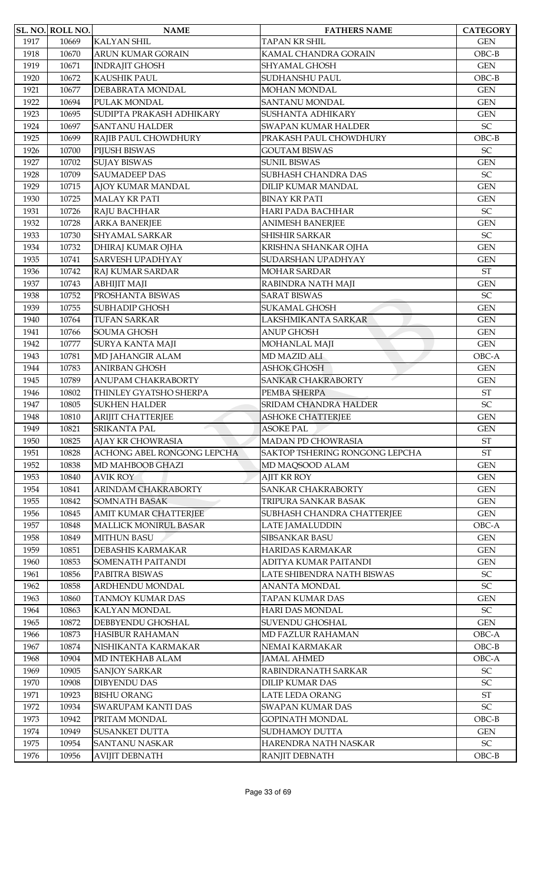| SL. NO. | ROLL NO. | NAME | FATHERS NAME | CATEGORY |
|---|---|---|---|---|
| 1917 | 10669 | KALYAN SHIL | TAPAN KR SHIL | GEN |
| 1918 | 10670 | ARUN KUMAR GORAIN | KAMAL CHANDRA GORAIN | OBC-B |
| 1919 | 10671 | INDRAJIT GHOSH | SHYAMAL GHOSH | GEN |
| 1920 | 10672 | KAUSHIK PAUL | SUDHANSHU PAUL | OBC-B |
| 1921 | 10677 | DEBABRATA MONDAL | MOHAN MONDAL | GEN |
| 1922 | 10694 | PULAK MONDAL | SANTANU MONDAL | GEN |
| 1923 | 10695 | SUDIPTA PRAKASH ADHIKARY | SUSHANTA ADHIKARY | GEN |
| 1924 | 10697 | SANTANU HALDER | SWAPAN KUMAR HALDER | SC |
| 1925 | 10699 | RAJIB PAUL CHOWDHURY | PRAKASH PAUL CHOWDHURY | OBC-B |
| 1926 | 10700 | PIJUSH BISWAS | GOUTAM BISWAS | SC |
| 1927 | 10702 | SUJAY BISWAS | SUNIL BISWAS | GEN |
| 1928 | 10709 | SAUMADEEP DAS | SUBHASH CHANDRA DAS | SC |
| 1929 | 10715 | AJOY KUMAR MANDAL | DILIP KUMAR MANDAL | GEN |
| 1930 | 10725 | MALAY KR PATI | BINAY KR PATI | GEN |
| 1931 | 10726 | RAJU BACHHAR | HARI PADA BACHHAR | SC |
| 1932 | 10728 | ARKA BANERJEE | ANIMESH BANERJEE | GEN |
| 1933 | 10730 | SHYAMAL SARKAR | SHISHIR SARKAR | SC |
| 1934 | 10732 | DHIRAJ KUMAR OJHA | KRISHNA SHANKAR OJHA | GEN |
| 1935 | 10741 | SARVESH UPADHYAY | SUDARSHAN UPADHYAY | GEN |
| 1936 | 10742 | RAJ KUMAR SARDAR | MOHAR SARDAR | ST |
| 1937 | 10743 | ABHIJIT MAJI | RABINDRA NATH MAJI | GEN |
| 1938 | 10752 | PROSHANTA BISWAS | SARAT BISWAS | SC |
| 1939 | 10755 | SUBHADIP GHOSH | SUKAMAL GHOSH | GEN |
| 1940 | 10764 | TUFAN SARKAR | LAKSHMIKANTA SARKAR | GEN |
| 1941 | 10766 | SOUMA GHOSH | ANUP GHOSH | GEN |
| 1942 | 10777 | SURYA KANTA MAJI | MOHANLAL MAJI | GEN |
| 1943 | 10781 | MD JAHANGIR ALAM | MD MAZID ALI | OBC-A |
| 1944 | 10783 | ANIRBAN GHOSH | ASHOK GHOSH | GEN |
| 1945 | 10789 | ANUPAM CHAKRABORTY | SANKAR CHAKRABORTY | GEN |
| 1946 | 10802 | THINLEY GYATSHO SHERPA | PEMBA SHERPA | ST |
| 1947 | 10805 | SUKHEN HALDER | SRIDAM CHANDRA HALDER | SC |
| 1948 | 10810 | ARIJIT CHATTERJEE | ASHOKE CHATTERJEE | GEN |
| 1949 | 10821 | SRIKANTA PAL | ASOKE PAL | GEN |
| 1950 | 10825 | AJAY KR CHOWRASIA | MADAN PD CHOWRASIA | ST |
| 1951 | 10828 | ACHONG ABEL RONGONG LEPCHA | SAKTOP TSHERING RONGONG LEPCHA | ST |
| 1952 | 10838 | MD MAHBOOB GHAZI | MD MAQSOOD ALAM | GEN |
| 1953 | 10840 | AVIK ROY | AJIT KR ROY | GEN |
| 1954 | 10841 | ARINDAM CHAKRABORTY | SANKAR CHAKRABORTY | GEN |
| 1955 | 10842 | SOMNATH BASAK | TRIPURA SANKAR BASAK | GEN |
| 1956 | 10845 | AMIT KUMAR CHATTERJEE | SUBHASH CHANDRA CHATTERJEE | GEN |
| 1957 | 10848 | MALLICK MONIRUL BASAR | LATE JAMALUDDIN | OBC-A |
| 1958 | 10849 | MITHUN BASU | SIBSANKAR BASU | GEN |
| 1959 | 10851 | DEBASHIS KARMAKAR | HARIDAS KARMAKAR | GEN |
| 1960 | 10853 | SOMENATH PAITANDI | ADITYA KUMAR PAITANDI | GEN |
| 1961 | 10856 | PABITRA BISWAS | LATE SHIBENDRA NATH BISWAS | SC |
| 1962 | 10858 | ARDHENDU MONDAL | ANANTA MONDAL | SC |
| 1963 | 10860 | TANMOY KUMAR DAS | TAPAN KUMAR DAS | GEN |
| 1964 | 10863 | KALYAN MONDAL | HARI DAS MONDAL | SC |
| 1965 | 10872 | DEBBYENDU GHOSHAL | SUVENDU GHOSHAL | GEN |
| 1966 | 10873 | HASIBUR RAHAMAN | MD FAZLUR RAHAMAN | OBC-A |
| 1967 | 10874 | NISHIKANTA KARMAKAR | NEMAI KARMAKAR | OBC-B |
| 1968 | 10904 | MD INTEKHAB ALAM | JAMAL AHMED | OBC-A |
| 1969 | 10905 | SANJOY SARKAR | RABINDRANATH SARKAR | SC |
| 1970 | 10908 | DIBYENDU DAS | DILIP KUMAR DAS | SC |
| 1971 | 10923 | BISHU ORANG | LATE LEDA ORANG | ST |
| 1972 | 10934 | SWARUPAM KANTI DAS | SWAPAN KUMAR DAS | SC |
| 1973 | 10942 | PRITAM MONDAL | GOPINATH MONDAL | OBC-B |
| 1974 | 10949 | SUSANKET DUTTA | SUDHAMOY DUTTA | GEN |
| 1975 | 10954 | SANTANU NASKAR | HARENDRA NATH NASKAR | SC |
| 1976 | 10956 | AVIJIT DEBNATH | RANJIT DEBNATH | OBC-B |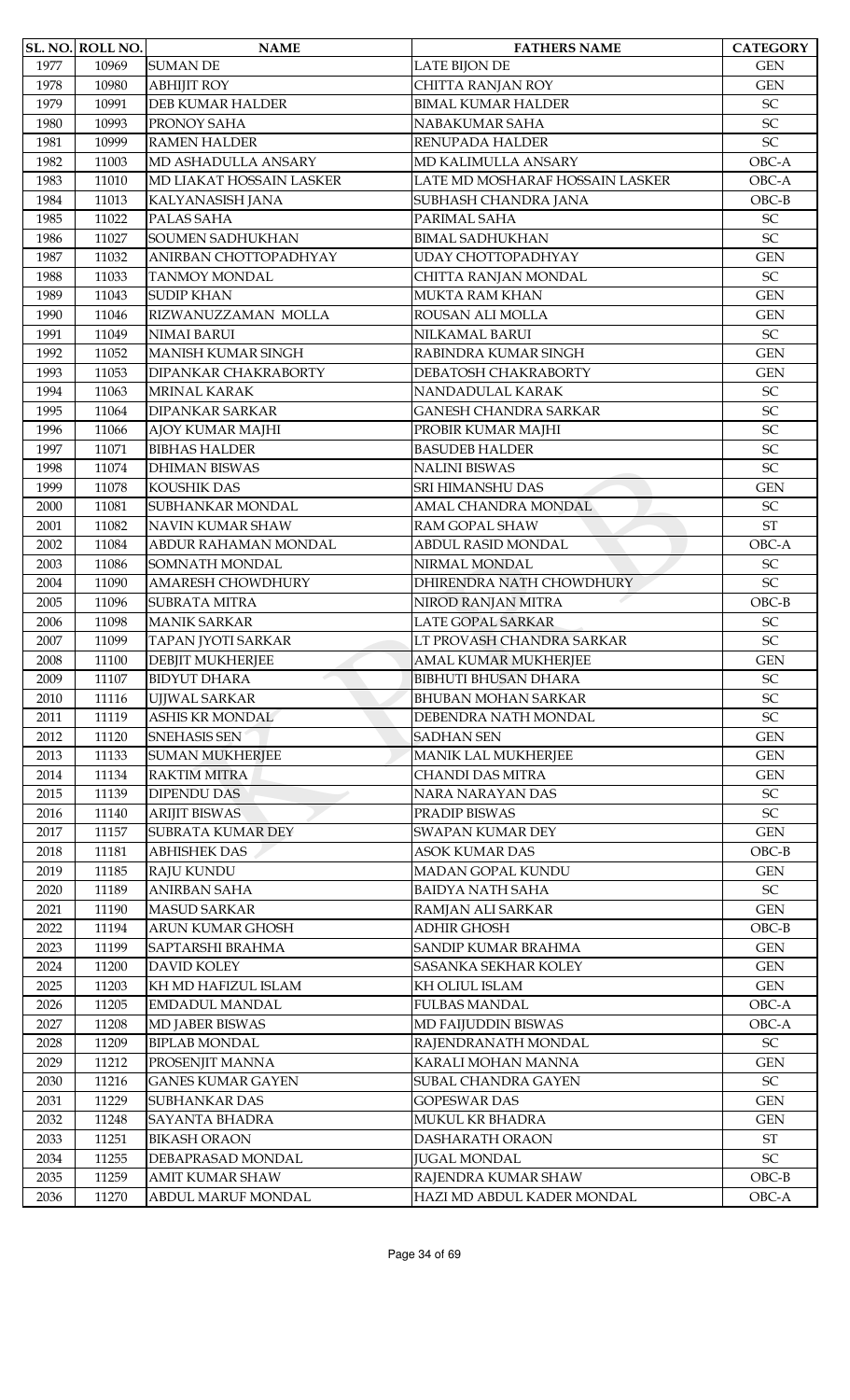| SL. NO. | ROLL NO. | NAME | FATHERS NAME | CATEGORY |
|---|---|---|---|---|
| 1977 | 10969 | SUMAN DE | LATE BIJON DE | GEN |
| 1978 | 10980 | ABHIJIT ROY | CHITTA RANJAN ROY | GEN |
| 1979 | 10991 | DEB KUMAR HALDER | BIMAL KUMAR HALDER | SC |
| 1980 | 10993 | PRONOY SAHA | NABAKUMAR SAHA | SC |
| 1981 | 10999 | RAMEN HALDER | RENUPADA HALDER | SC |
| 1982 | 11003 | MD ASHADULLA ANSARY | MD KALIMULLA ANSARY | OBC-A |
| 1983 | 11010 | MD LIAKAT HOSSAIN LASKER | LATE MD MOSHARAF HOSSAIN LASKER | OBC-A |
| 1984 | 11013 | KALYANASISH JANA | SUBHASH CHANDRA JANA | OBC-B |
| 1985 | 11022 | PALAS SAHA | PARIMAL SAHA | SC |
| 1986 | 11027 | SOUMEN SADHUKHAN | BIMAL SADHUKHAN | SC |
| 1987 | 11032 | ANIRBAN CHOTTOPADHYAY | UDAY CHOTTOPADHYAY | GEN |
| 1988 | 11033 | TANMOY MONDAL | CHITTA RANJAN MONDAL | SC |
| 1989 | 11043 | SUDIP KHAN | MUKTA RAM KHAN | GEN |
| 1990 | 11046 | RIZWANUZZAMAN MOLLA | ROUSAN ALI MOLLA | GEN |
| 1991 | 11049 | NIMAI BARUI | NILKAMAL BARUI | SC |
| 1992 | 11052 | MANISH KUMAR SINGH | RABINDRA KUMAR SINGH | GEN |
| 1993 | 11053 | DIPANKAR CHAKRABORTY | DEBATOSH CHAKRABORTY | GEN |
| 1994 | 11063 | MRINAL KARAK | NANDADULAL KARAK | SC |
| 1995 | 11064 | DIPANKAR SARKAR | GANESH CHANDRA SARKAR | SC |
| 1996 | 11066 | AJOY KUMAR MAJHI | PROBIR KUMAR MAJHI | SC |
| 1997 | 11071 | BIBHAS HALDER | BASUDEB HALDER | SC |
| 1998 | 11074 | DHIMAN BISWAS | NALINI BISWAS | SC |
| 1999 | 11078 | KOUSHIK DAS | SRI HIMANSHU DAS | GEN |
| 2000 | 11081 | SUBHANKAR MONDAL | AMAL CHANDRA MONDAL | SC |
| 2001 | 11082 | NAVIN KUMAR SHAW | RAM GOPAL SHAW | ST |
| 2002 | 11084 | ABDUR RAHAMAN MONDAL | ABDUL RASID MONDAL | OBC-A |
| 2003 | 11086 | SOMNATH MONDAL | NIRMAL MONDAL | SC |
| 2004 | 11090 | AMARESH CHOWDHURY | DHIRENDRA NATH CHOWDHURY | SC |
| 2005 | 11096 | SUBRATA MITRA | NIROD RANJAN MITRA | OBC-B |
| 2006 | 11098 | MANIK SARKAR | LATE GOPAL SARKAR | SC |
| 2007 | 11099 | TAPAN JYOTI SARKAR | LT PROVASH CHANDRA SARKAR | SC |
| 2008 | 11100 | DEBJIT MUKHERJEE | AMAL KUMAR MUKHERJEE | GEN |
| 2009 | 11107 | BIDYUT DHARA | BIBHUTI BHUSAN DHARA | SC |
| 2010 | 11116 | UJJWAL SARKAR | BHUBAN MOHAN SARKAR | SC |
| 2011 | 11119 | ASHIS KR MONDAL | DEBENDRA NATH MONDAL | SC |
| 2012 | 11120 | SNEHASIS SEN | SADHAN SEN | GEN |
| 2013 | 11133 | SUMAN MUKHERJEE | MANIK LAL MUKHERJEE | GEN |
| 2014 | 11134 | RAKTIM MITRA | CHANDI DAS MITRA | GEN |
| 2015 | 11139 | DIPENDU DAS | NARA NARAYAN DAS | SC |
| 2016 | 11140 | ARIJIT BISWAS | PRADIP BISWAS | SC |
| 2017 | 11157 | SUBRATA KUMAR DEY | SWAPAN KUMAR DEY | GEN |
| 2018 | 11181 | ABHISHEK DAS | ASOK KUMAR DAS | OBC-B |
| 2019 | 11185 | RAJU KUNDU | MADAN GOPAL KUNDU | GEN |
| 2020 | 11189 | ANIRBAN SAHA | BAIDYA NATH SAHA | SC |
| 2021 | 11190 | MASUD SARKAR | RAMJAN ALI SARKAR | GEN |
| 2022 | 11194 | ARUN KUMAR GHOSH | ADHIR GHOSH | OBC-B |
| 2023 | 11199 | SAPTARSHI BRAHMA | SANDIP KUMAR BRAHMA | GEN |
| 2024 | 11200 | DAVID KOLEY | SASANKA SEKHAR KOLEY | GEN |
| 2025 | 11203 | KH MD HAFIZUL ISLAM | KH OLIUL ISLAM | GEN |
| 2026 | 11205 | EMDADUL MANDAL | FULBAS MANDAL | OBC-A |
| 2027 | 11208 | MD JABER BISWAS | MD FAIJUDDIN BISWAS | OBC-A |
| 2028 | 11209 | BIPLAB MONDAL | RAJENDRANATH MONDAL | SC |
| 2029 | 11212 | PROSENJIT MANNA | KARALI MOHAN MANNA | GEN |
| 2030 | 11216 | GANES KUMAR GAYEN | SUBAL CHANDRA GAYEN | SC |
| 2031 | 11229 | SUBHANKAR DAS | GOPESWAR DAS | GEN |
| 2032 | 11248 | SAYANTA BHADRA | MUKUL KR BHADRA | GEN |
| 2033 | 11251 | BIKASH ORAON | DASHARATH ORAON | ST |
| 2034 | 11255 | DEBAPRASAD MONDAL | JUGAL MONDAL | SC |
| 2035 | 11259 | AMIT KUMAR SHAW | RAJENDRA KUMAR SHAW | OBC-B |
| 2036 | 11270 | ABDUL MARUF MONDAL | HAZI MD ABDUL KADER MONDAL | OBC-A |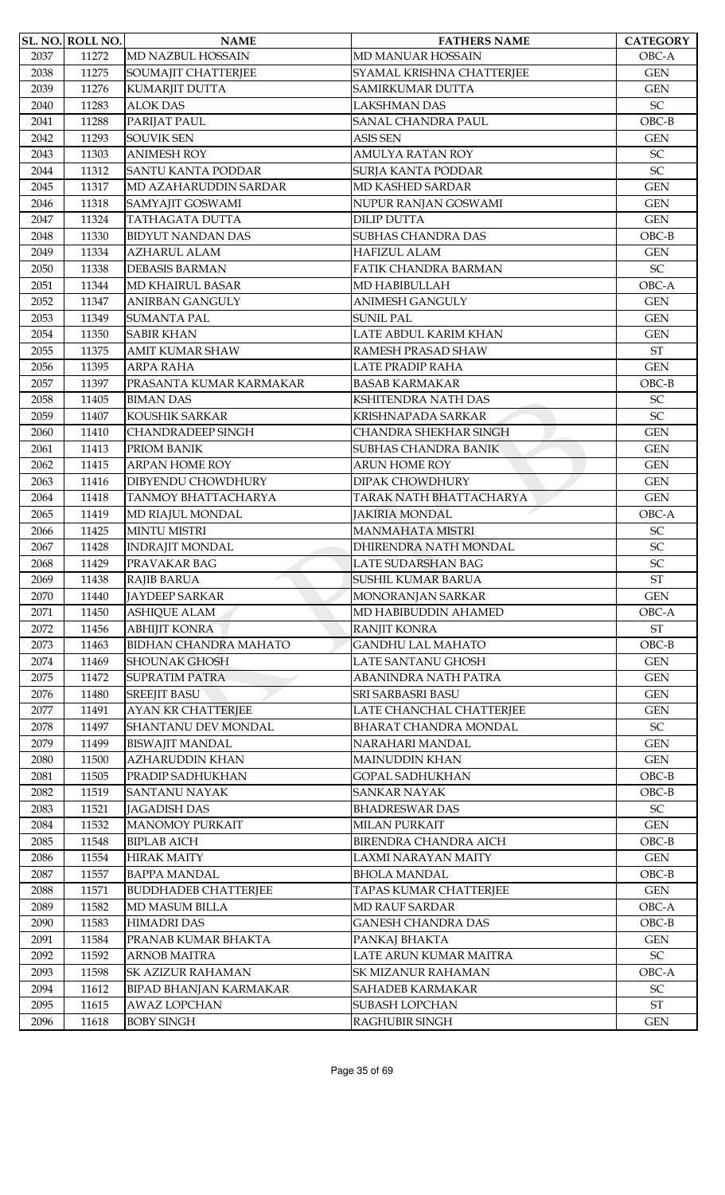| SL. NO. | ROLL NO. | NAME | FATHERS NAME | CATEGORY |
| --- | --- | --- | --- | --- |
| 2037 | 11272 | MD NAZBUL HOSSAIN | MD MANUAR HOSSAIN | OBC-A |
| 2038 | 11275 | SOUMAJIT CHATTERJEE | SYAMAL KRISHNA CHATTERJEE | GEN |
| 2039 | 11276 | KUMARJIT DUTTA | SAMIRKUMAR DUTTA | GEN |
| 2040 | 11283 | ALOK DAS | LAKSHMAN DAS | SC |
| 2041 | 11288 | PARIJAT PAUL | SANAL CHANDRA PAUL | OBC-B |
| 2042 | 11293 | SOUVIK SEN | ASIS SEN | GEN |
| 2043 | 11303 | ANIMESH ROY | AMULYA RATAN ROY | SC |
| 2044 | 11312 | SANTU KANTA PODDAR | SURJA KANTA PODDAR | SC |
| 2045 | 11317 | MD AZAHARUDDIN SARDAR | MD KASHED SARDAR | GEN |
| 2046 | 11318 | SAMYAJIT GOSWAMI | NUPUR RANJAN GOSWAMI | GEN |
| 2047 | 11324 | TATHAGATA DUTTA | DILIP DUTTA | GEN |
| 2048 | 11330 | BIDYUT NANDAN DAS | SUBHAS CHANDRA DAS | OBC-B |
| 2049 | 11334 | AZHARUL ALAM | HAFIZUL ALAM | GEN |
| 2050 | 11338 | DEBASIS BARMAN | FATIK CHANDRA BARMAN | SC |
| 2051 | 11344 | MD KHAIRUL BASAR | MD HABIBULLAH | OBC-A |
| 2052 | 11347 | ANIRBAN GANGULY | ANIMESH GANGULY | GEN |
| 2053 | 11349 | SUMANTA PAL | SUNIL PAL | GEN |
| 2054 | 11350 | SABIR KHAN | LATE ABDUL KARIM KHAN | GEN |
| 2055 | 11375 | AMIT KUMAR SHAW | RAMESH PRASAD SHAW | ST |
| 2056 | 11395 | ARPA RAHA | LATE PRADIP RAHA | GEN |
| 2057 | 11397 | PRASANTA KUMAR KARMAKAR | BASAB KARMAKAR | OBC-B |
| 2058 | 11405 | BIMAN DAS | KSHITENDRA NATH DAS | SC |
| 2059 | 11407 | KOUSHIK SARKAR | KRISHNAPADA SARKAR | SC |
| 2060 | 11410 | CHANDRADEEP SINGH | CHANDRA SHEKHAR SINGH | GEN |
| 2061 | 11413 | PRIOM BANIK | SUBHAS CHANDRA BANIK | GEN |
| 2062 | 11415 | ARPAN HOME ROY | ARUN HOME ROY | GEN |
| 2063 | 11416 | DIBYENDU CHOWDHURY | DIPAK CHOWDHURY | GEN |
| 2064 | 11418 | TANMOY BHATTACHARYA | TARAK NATH BHATTACHARYA | GEN |
| 2065 | 11419 | MD RIAJUL MONDAL | JAKIRIA MONDAL | OBC-A |
| 2066 | 11425 | MINTU MISTRI | MANMAHATA MISTRI | SC |
| 2067 | 11428 | INDRAJIT MONDAL | DHIRENDRA NATH MONDAL | SC |
| 2068 | 11429 | PRAVAKAR BAG | LATE SUDARSHAN BAG | SC |
| 2069 | 11438 | RAJIB BARUA | SUSHIL KUMAR BARUA | ST |
| 2070 | 11440 | JAYDEEP SARKAR | MONORANJAN SARKAR | GEN |
| 2071 | 11450 | ASHIQUE ALAM | MD HABIBUDDIN AHAMED | OBC-A |
| 2072 | 11456 | ABHIJIT KONRA | RANJIT KONRA | ST |
| 2073 | 11463 | BIDHAN CHANDRA MAHATO | GANDHU LAL MAHATO | OBC-B |
| 2074 | 11469 | SHOUNAK GHOSH | LATE SANTANU GHOSH | GEN |
| 2075 | 11472 | SUPRATIM PATRA | ABANINDRA NATH PATRA | GEN |
| 2076 | 11480 | SREEJIT BASU | SRI SARBASRI BASU | GEN |
| 2077 | 11491 | AYAN KR CHATTERJEE | LATE CHANCHAL CHATTERJEE | GEN |
| 2078 | 11497 | SHANTANU DEV MONDAL | BHARAT CHANDRA MONDAL | SC |
| 2079 | 11499 | BISWAJIT MANDAL | NARAHARI MANDAL | GEN |
| 2080 | 11500 | AZHARUDDIN KHAN | MAINUDDIN KHAN | GEN |
| 2081 | 11505 | PRADIP SADHUKHAN | GOPAL SADHUKHAN | OBC-B |
| 2082 | 11519 | SANTANU NAYAK | SANKAR NAYAK | OBC-B |
| 2083 | 11521 | JAGADISH DAS | BHADRESWAR DAS | SC |
| 2084 | 11532 | MANOMOY PURKAIT | MILAN PURKAIT | GEN |
| 2085 | 11548 | BIPLAB AICH | BIRENDRA CHANDRA AICH | OBC-B |
| 2086 | 11554 | HIRAK MAITY | LAXMI NARAYAN MAITY | GEN |
| 2087 | 11557 | BAPPA MANDAL | BHOLA MANDAL | OBC-B |
| 2088 | 11571 | BUDDHADEB CHATTERJEE | TAPAS KUMAR CHATTERJEE | GEN |
| 2089 | 11582 | MD MASUM BILLA | MD RAUF SARDAR | OBC-A |
| 2090 | 11583 | HIMADRI DAS | GANESH CHANDRA DAS | OBC-B |
| 2091 | 11584 | PRANAB KUMAR BHAKTA | PANKAJ BHAKTA | GEN |
| 2092 | 11592 | ARNOB MAITRA | LATE ARUN KUMAR MAITRA | SC |
| 2093 | 11598 | SK AZIZUR RAHAMAN | SK MIZANUR RAHAMAN | OBC-A |
| 2094 | 11612 | BIPAD BHANJAN KARMAKAR | SAHADEB KARMAKAR | SC |
| 2095 | 11615 | AWAZ LOPCHAN | SUBASH LOPCHAN | ST |
| 2096 | 11618 | BOBY SINGH | RAGHUBIR SINGH | GEN |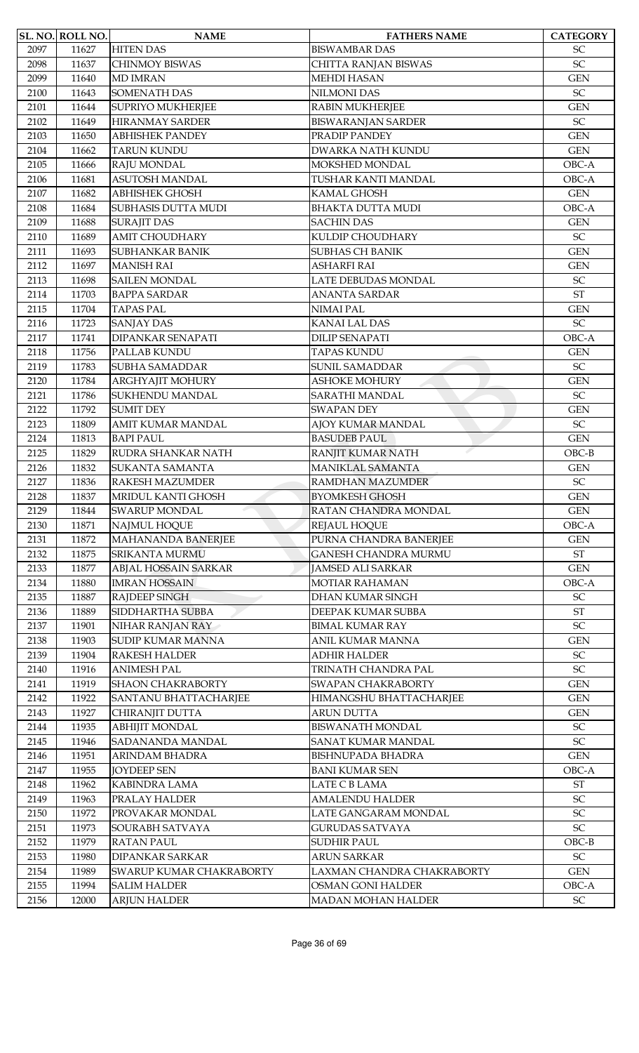| SL. NO. | ROLL NO. | NAME | FATHERS NAME | CATEGORY |
|---|---|---|---|---|
| 2097 | 11627 | HITEN DAS | BISWAMBAR DAS | SC |
| 2098 | 11637 | CHINMOY BISWAS | CHITTA RANJAN BISWAS | SC |
| 2099 | 11640 | MD IMRAN | MEHDI HASAN | GEN |
| 2100 | 11643 | SOMENATH DAS | NILMONI DAS | SC |
| 2101 | 11644 | SUPRIYO MUKHERJEE | RABIN MUKHERJEE | GEN |
| 2102 | 11649 | HIRANMAY SARDER | BISWARANJAN SARDER | SC |
| 2103 | 11650 | ABHISHEK PANDEY | PRADIP PANDEY | GEN |
| 2104 | 11662 | TARUN KUNDU | DWARKA NATH KUNDU | GEN |
| 2105 | 11666 | RAJU MONDAL | MOKSHED MONDAL | OBC-A |
| 2106 | 11681 | ASUTOSH MANDAL | TUSHAR KANTI MANDAL | OBC-A |
| 2107 | 11682 | ABHISHEK GHOSH | KAMAL GHOSH | GEN |
| 2108 | 11684 | SUBHASIS DUTTA MUDI | BHAKTA DUTTA MUDI | OBC-A |
| 2109 | 11688 | SURAJIT DAS | SACHIN DAS | GEN |
| 2110 | 11689 | AMIT CHOUDHARY | KULDIP CHOUDHARY | SC |
| 2111 | 11693 | SUBHANKAR BANIK | SUBHAS CH BANIK | GEN |
| 2112 | 11697 | MANISH RAI | ASHARFI RAI | GEN |
| 2113 | 11698 | SAILEN MONDAL | LATE DEBUDAS MONDAL | SC |
| 2114 | 11703 | BAPPA SARDAR | ANANTA SARDAR | ST |
| 2115 | 11704 | TAPAS PAL | NIMAI PAL | GEN |
| 2116 | 11723 | SANJAY DAS | KANAI LAL DAS | SC |
| 2117 | 11741 | DIPANKAR SENAPATI | DILIP SENAPATI | OBC-A |
| 2118 | 11756 | PALLAB KUNDU | TAPAS KUNDU | GEN |
| 2119 | 11783 | SUBHA SAMADDAR | SUNIL SAMADDAR | SC |
| 2120 | 11784 | ARGHYAJIT MOHURY | ASHOKE MOHURY | GEN |
| 2121 | 11786 | SUKHENDU MANDAL | SARATHI MANDAL | SC |
| 2122 | 11792 | SUMIT DEY | SWAPAN DEY | GEN |
| 2123 | 11809 | AMIT KUMAR MANDAL | AJOY KUMAR MANDAL | SC |
| 2124 | 11813 | BAPI PAUL | BASUDEB PAUL | GEN |
| 2125 | 11829 | RUDRA SHANKAR NATH | RANJIT KUMAR NATH | OBC-B |
| 2126 | 11832 | SUKANTA SAMANTA | MANIKLAL SAMANTA | GEN |
| 2127 | 11836 | RAKESH MAZUMDER | RAMDHAN MAZUMDER | SC |
| 2128 | 11837 | MRIDUL KANTI GHOSH | BYOMKESH GHOSH | GEN |
| 2129 | 11844 | SWARUP MONDAL | RATAN CHANDRA MONDAL | GEN |
| 2130 | 11871 | NAJMUL HOQUE | REJAUL HOQUE | OBC-A |
| 2131 | 11872 | MAHANANDA BANERJEE | PURNA CHANDRA BANERJEE | GEN |
| 2132 | 11875 | SRIKANTA MURMU | GANESH CHANDRA MURMU | ST |
| 2133 | 11877 | ABJAL HOSSAIN SARKAR | JAMSED ALI SARKAR | GEN |
| 2134 | 11880 | IMRAN HOSSAIN | MOTIAR RAHAMAN | OBC-A |
| 2135 | 11887 | RAJDEEP SINGH | DHAN KUMAR SINGH | SC |
| 2136 | 11889 | SIDDHARTHA SUBBA | DEEPAK KUMAR SUBBA | ST |
| 2137 | 11901 | NIHAR RANJAN RAY | BIMAL KUMAR RAY | SC |
| 2138 | 11903 | SUDIP KUMAR MANNA | ANIL KUMAR MANNA | GEN |
| 2139 | 11904 | RAKESH HALDER | ADHIR HALDER | SC |
| 2140 | 11916 | ANIMESH PAL | TRINATH CHANDRA PAL | SC |
| 2141 | 11919 | SHAON CHAKRABORTY | SWAPAN CHAKRABORTY | GEN |
| 2142 | 11922 | SANTANU BHATTACHARJEE | HIMANGSHU BHATTACHARJEE | GEN |
| 2143 | 11927 | CHIRANJIT DUTTA | ARUN DUTTA | GEN |
| 2144 | 11935 | ABHIJIT MONDAL | BISWANATH MONDAL | SC |
| 2145 | 11946 | SADANANDA MANDAL | SANAT KUMAR MANDAL | SC |
| 2146 | 11951 | ARINDAM BHADRA | BISHNUPADA BHADRA | GEN |
| 2147 | 11955 | JOYDEEP SEN | BANI KUMAR SEN | OBC-A |
| 2148 | 11962 | KABINDRA LAMA | LATE C B LAMA | ST |
| 2149 | 11963 | PRALAY HALDER | AMALENDU HALDER | SC |
| 2150 | 11972 | PROVAKAR MONDAL | LATE GANGARAM MONDAL | SC |
| 2151 | 11973 | SOURABH SATVAYA | GURUDAS SATVAYA | SC |
| 2152 | 11979 | RATAN PAUL | SUDHIR PAUL | OBC-B |
| 2153 | 11980 | DIPANKAR SARKAR | ARUN SARKAR | SC |
| 2154 | 11989 | SWARUP KUMAR CHAKRABORTY | LAXMAN CHANDRA CHAKRABORTY | GEN |
| 2155 | 11994 | SALIM HALDER | OSMAN GONI HALDER | OBC-A |
| 2156 | 12000 | ARJUN HALDER | MADAN MOHAN HALDER | SC |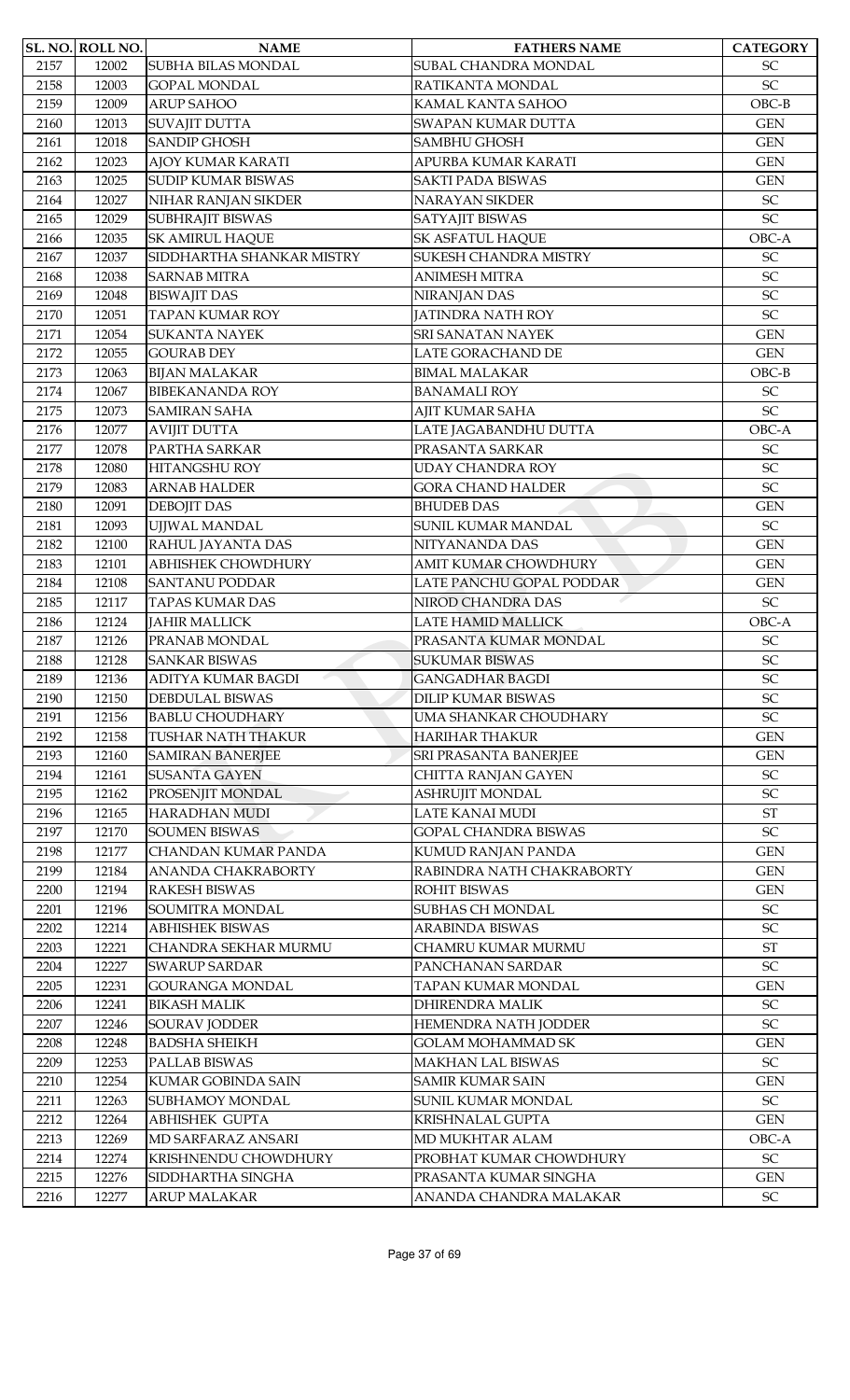| SL. NO. | ROLL NO. | NAME | FATHERS NAME | CATEGORY |
|---|---|---|---|---|
| 2157 | 12002 | SUBHA BILAS MONDAL | SUBAL CHANDRA MONDAL | SC |
| 2158 | 12003 | GOPAL MONDAL | RATIKANTA MONDAL | SC |
| 2159 | 12009 | ARUP SAHOO | KAMAL KANTA SAHOO | OBC-B |
| 2160 | 12013 | SUVAJIT DUTTA | SWAPAN KUMAR DUTTA | GEN |
| 2161 | 12018 | SANDIP GHOSH | SAMBHU GHOSH | GEN |
| 2162 | 12023 | AJOY KUMAR KARATI | APURBA KUMAR KARATI | GEN |
| 2163 | 12025 | SUDIP KUMAR BISWAS | SAKTI PADA BISWAS | GEN |
| 2164 | 12027 | NIHAR RANJAN SIKDER | NARAYAN SIKDER | SC |
| 2165 | 12029 | SUBHRAJIT BISWAS | SATYAJIT BISWAS | SC |
| 2166 | 12035 | SK AMIRUL HAQUE | SK ASFATUL HAQUE | OBC-A |
| 2167 | 12037 | SIDDHARTHA SHANKAR MISTRY | SUKESH CHANDRA MISTRY | SC |
| 2168 | 12038 | SARNAB MITRA | ANIMESH MITRA | SC |
| 2169 | 12048 | BISWAJIT DAS | NIRANJAN DAS | SC |
| 2170 | 12051 | TAPAN KUMAR ROY | JATINDRA NATH ROY | SC |
| 2171 | 12054 | SUKANTA NAYEK | SRI SANATAN NAYEK | GEN |
| 2172 | 12055 | GOURAB DEY | LATE GORACHAND DE | GEN |
| 2173 | 12063 | BIJAN MALAKAR | BIMAL MALAKAR | OBC-B |
| 2174 | 12067 | BIBEKANANDA ROY | BANAMALI ROY | SC |
| 2175 | 12073 | SAMIRAN SAHA | AJIT KUMAR SAHA | SC |
| 2176 | 12077 | AVIJIT DUTTA | LATE JAGABANDHU DUTTA | OBC-A |
| 2177 | 12078 | PARTHA SARKAR | PRASANTA SARKAR | SC |
| 2178 | 12080 | HITANGSHU ROY | UDAY CHANDRA ROY | SC |
| 2179 | 12083 | ARNAB HALDER | GORA CHAND HALDER | SC |
| 2180 | 12091 | DEBOJIT DAS | BHUDEB DAS | GEN |
| 2181 | 12093 | UJJWAL MANDAL | SUNIL KUMAR MANDAL | SC |
| 2182 | 12100 | RAHUL JAYANTA DAS | NITYANANDA DAS | GEN |
| 2183 | 12101 | ABHISHEK CHOWDHURY | AMIT KUMAR CHOWDHURY | GEN |
| 2184 | 12108 | SANTANU PODDAR | LATE PANCHU GOPAL PODDAR | GEN |
| 2185 | 12117 | TAPAS KUMAR DAS | NIROD CHANDRA DAS | SC |
| 2186 | 12124 | JAHIR MALLICK | LATE HAMID MALLICK | OBC-A |
| 2187 | 12126 | PRANAB MONDAL | PRASANTA KUMAR MONDAL | SC |
| 2188 | 12128 | SANKAR BISWAS | SUKUMAR BISWAS | SC |
| 2189 | 12136 | ADITYA KUMAR BAGDI | GANGADHAR BAGDI | SC |
| 2190 | 12150 | DEBDULAL BISWAS | DILIP KUMAR BISWAS | SC |
| 2191 | 12156 | BABLU CHOUDHARY | UMA SHANKAR CHOUDHARY | SC |
| 2192 | 12158 | TUSHAR NATH THAKUR | HARIHAR THAKUR | GEN |
| 2193 | 12160 | SAMIRAN BANERJEE | SRI PRASANTA BANERJEE | GEN |
| 2194 | 12161 | SUSANTA GAYEN | CHITTA RANJAN GAYEN | SC |
| 2195 | 12162 | PROSENJIT MONDAL | ASHRUJIT MONDAL | SC |
| 2196 | 12165 | HARADHAN MUDI | LATE KANAI MUDI | ST |
| 2197 | 12170 | SOUMEN BISWAS | GOPAL CHANDRA BISWAS | SC |
| 2198 | 12177 | CHANDAN KUMAR PANDA | KUMUD RANJAN PANDA | GEN |
| 2199 | 12184 | ANANDA CHAKRABORTY | RABINDRA NATH CHAKRABORTY | GEN |
| 2200 | 12194 | RAKESH BISWAS | ROHIT BISWAS | GEN |
| 2201 | 12196 | SOUMITRA MONDAL | SUBHAS CH MONDAL | SC |
| 2202 | 12214 | ABHISHEK BISWAS | ARABINDA BISWAS | SC |
| 2203 | 12221 | CHANDRA SEKHAR MURMU | CHAMRU KUMAR MURMU | ST |
| 2204 | 12227 | SWARUP SARDAR | PANCHANAN SARDAR | SC |
| 2205 | 12231 | GOURANGA MONDAL | TAPAN KUMAR MONDAL | GEN |
| 2206 | 12241 | BIKASH MALIK | DHIRENDRA MALIK | SC |
| 2207 | 12246 | SOURAV JODDER | HEMENDRA NATH JODDER | SC |
| 2208 | 12248 | BADSHA SHEIKH | GOLAM MOHAMMAD SK | GEN |
| 2209 | 12253 | PALLAB BISWAS | MAKHAN LAL BISWAS | SC |
| 2210 | 12254 | KUMAR GOBINDA SAIN | SAMIR KUMAR SAIN | GEN |
| 2211 | 12263 | SUBHAMOY MONDAL | SUNIL KUMAR MONDAL | SC |
| 2212 | 12264 | ABHISHEK GUPTA | KRISHNALAL GUPTA | GEN |
| 2213 | 12269 | MD SARFARAZ ANSARI | MD MUKHTAR ALAM | OBC-A |
| 2214 | 12274 | KRISHNENDU CHOWDHURY | PROBHAT KUMAR CHOWDHURY | SC |
| 2215 | 12276 | SIDDHARTHA SINGHA | PRASANTA KUMAR SINGHA | GEN |
| 2216 | 12277 | ARUP MALAKAR | ANANDA CHANDRA MALAKAR | SC |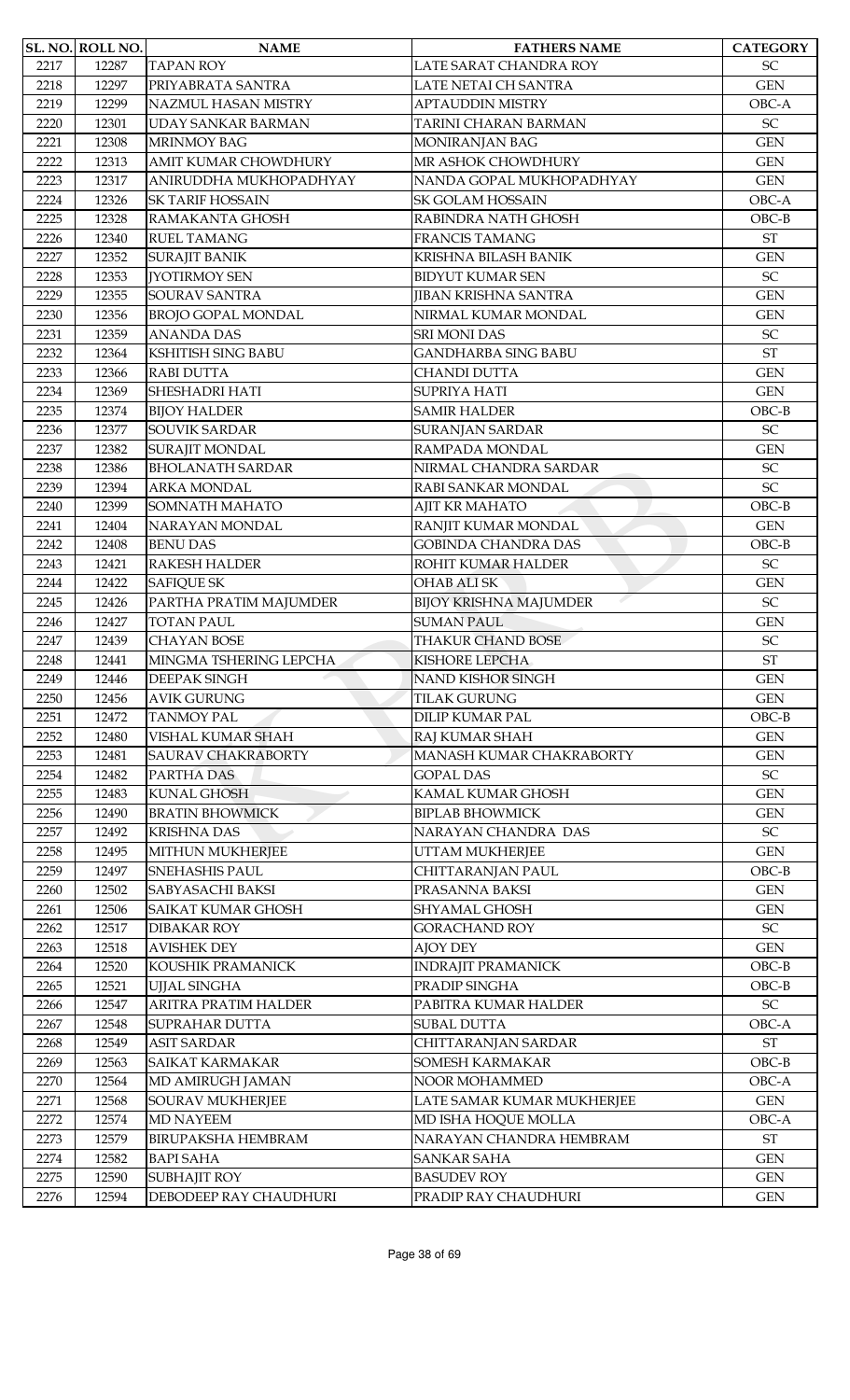| SL. NO. | ROLL NO. | NAME | FATHERS NAME | CATEGORY |
|---|---|---|---|---|
| 2217 | 12287 | TAPAN ROY | LATE SARAT CHANDRA ROY | SC |
| 2218 | 12297 | PRIYABRATA SANTRA | LATE NETAI CH SANTRA | GEN |
| 2219 | 12299 | NAZMUL HASAN MISTRY | APTAUDDIN MISTRY | OBC-A |
| 2220 | 12301 | UDAY SANKAR BARMAN | TARINI CHARAN BARMAN | SC |
| 2221 | 12308 | MRINMOY BAG | MONIRANJAN BAG | GEN |
| 2222 | 12313 | AMIT KUMAR CHOWDHURY | MR ASHOK CHOWDHURY | GEN |
| 2223 | 12317 | ANIRUDDHA MUKHOPADHYAY | NANDA GOPAL MUKHOPADHYAY | GEN |
| 2224 | 12326 | SK TARIF HOSSAIN | SK GOLAM HOSSAIN | OBC-A |
| 2225 | 12328 | RAMAKANTA GHOSH | RABINDRA NATH GHOSH | OBC-B |
| 2226 | 12340 | RUEL TAMANG | FRANCIS TAMANG | ST |
| 2227 | 12352 | SURAJIT BANIK | KRISHNA BILASH BANIK | GEN |
| 2228 | 12353 | JYOTIRMOY SEN | BIDYUT KUMAR SEN | SC |
| 2229 | 12355 | SOURAV SANTRA | JIBAN KRISHNA SANTRA | GEN |
| 2230 | 12356 | BROJO GOPAL MONDAL | NIRMAL KUMAR MONDAL | GEN |
| 2231 | 12359 | ANANDA DAS | SRI MONI DAS | SC |
| 2232 | 12364 | KSHITISH SING BABU | GANDHARBA SING BABU | ST |
| 2233 | 12366 | RABI DUTTA | CHANDI DUTTA | GEN |
| 2234 | 12369 | SHESHADRI HATI | SUPRIYA HATI | GEN |
| 2235 | 12374 | BIJOY HALDER | SAMIR HALDER | OBC-B |
| 2236 | 12377 | SOUVIK SARDAR | SURANJAN SARDAR | SC |
| 2237 | 12382 | SURAJIT MONDAL | RAMPADA MONDAL | GEN |
| 2238 | 12386 | BHOLANATH SARDAR | NIRMAL CHANDRA SARDAR | SC |
| 2239 | 12394 | ARKA MONDAL | RABI SANKAR MONDAL | SC |
| 2240 | 12399 | SOMNATH MAHATO | AJIT KR MAHATO | OBC-B |
| 2241 | 12404 | NARAYAN MONDAL | RANJIT KUMAR MONDAL | GEN |
| 2242 | 12408 | BENU DAS | GOBINDA CHANDRA DAS | OBC-B |
| 2243 | 12421 | RAKESH HALDER | ROHIT KUMAR HALDER | SC |
| 2244 | 12422 | SAFIQUE SK | OHAB ALI SK | GEN |
| 2245 | 12426 | PARTHA PRATIM MAJUMDER | BIJOY KRISHNA MAJUMDER | SC |
| 2246 | 12427 | TOTAN PAUL | SUMAN PAUL | GEN |
| 2247 | 12439 | CHAYAN BOSE | THAKUR CHAND BOSE | SC |
| 2248 | 12441 | MINGMA TSHERING LEPCHA | KISHORE LEPCHA | ST |
| 2249 | 12446 | DEEPAK SINGH | NAND KISHOR SINGH | GEN |
| 2250 | 12456 | AVIK GURUNG | TILAK GURUNG | GEN |
| 2251 | 12472 | TANMOY PAL | DILIP KUMAR PAL | OBC-B |
| 2252 | 12480 | VISHAL KUMAR SHAH | RAJ KUMAR SHAH | GEN |
| 2253 | 12481 | SAURAV CHAKRABORTY | MANASH KUMAR CHAKRABORTY | GEN |
| 2254 | 12482 | PARTHA DAS | GOPAL DAS | SC |
| 2255 | 12483 | KUNAL GHOSH | KAMAL KUMAR GHOSH | GEN |
| 2256 | 12490 | BRATIN BHOWMICK | BIPLAB BHOWMICK | GEN |
| 2257 | 12492 | KRISHNA DAS | NARAYAN CHANDRA DAS | SC |
| 2258 | 12495 | MITHUN MUKHERJEE | UTTAM MUKHERJEE | GEN |
| 2259 | 12497 | SNEHASHIS PAUL | CHITTARANJAN PAUL | OBC-B |
| 2260 | 12502 | SABYASACHI BAKSI | PRASANNA BAKSI | GEN |
| 2261 | 12506 | SAIKAT KUMAR GHOSH | SHYAMAL GHOSH | GEN |
| 2262 | 12517 | DIBAKAR ROY | GORACHAND ROY | SC |
| 2263 | 12518 | AVISHEK DEY | AJOY DEY | GEN |
| 2264 | 12520 | KOUSHIK PRAMANICK | INDRAJIT PRAMANICK | OBC-B |
| 2265 | 12521 | UJJAL SINGHA | PRADIP SINGHA | OBC-B |
| 2266 | 12547 | ARITRA PRATIM HALDER | PABITRA KUMAR HALDER | SC |
| 2267 | 12548 | SUPRAHAR DUTTA | SUBAL DUTTA | OBC-A |
| 2268 | 12549 | ASIT SARDAR | CHITTARANJAN SARDAR | ST |
| 2269 | 12563 | SAIKAT KARMAKAR | SOMESH KARMAKAR | OBC-B |
| 2270 | 12564 | MD AMIRUGH JAMAN | NOOR MOHAMMED | OBC-A |
| 2271 | 12568 | SOURAV MUKHERJEE | LATE SAMAR KUMAR MUKHERJEE | GEN |
| 2272 | 12574 | MD NAYEEM | MD ISHA HOQUE MOLLA | OBC-A |
| 2273 | 12579 | BIRUPAKSHA HEMBRAM | NARAYAN CHANDRA HEMBRAM | ST |
| 2274 | 12582 | BAPI SAHA | SANKAR SAHA | GEN |
| 2275 | 12590 | SUBHAJIT ROY | BASUDEV ROY | GEN |
| 2276 | 12594 | DEBODEEP RAY CHAUDHURI | PRADIP RAY CHAUDHURI | GEN |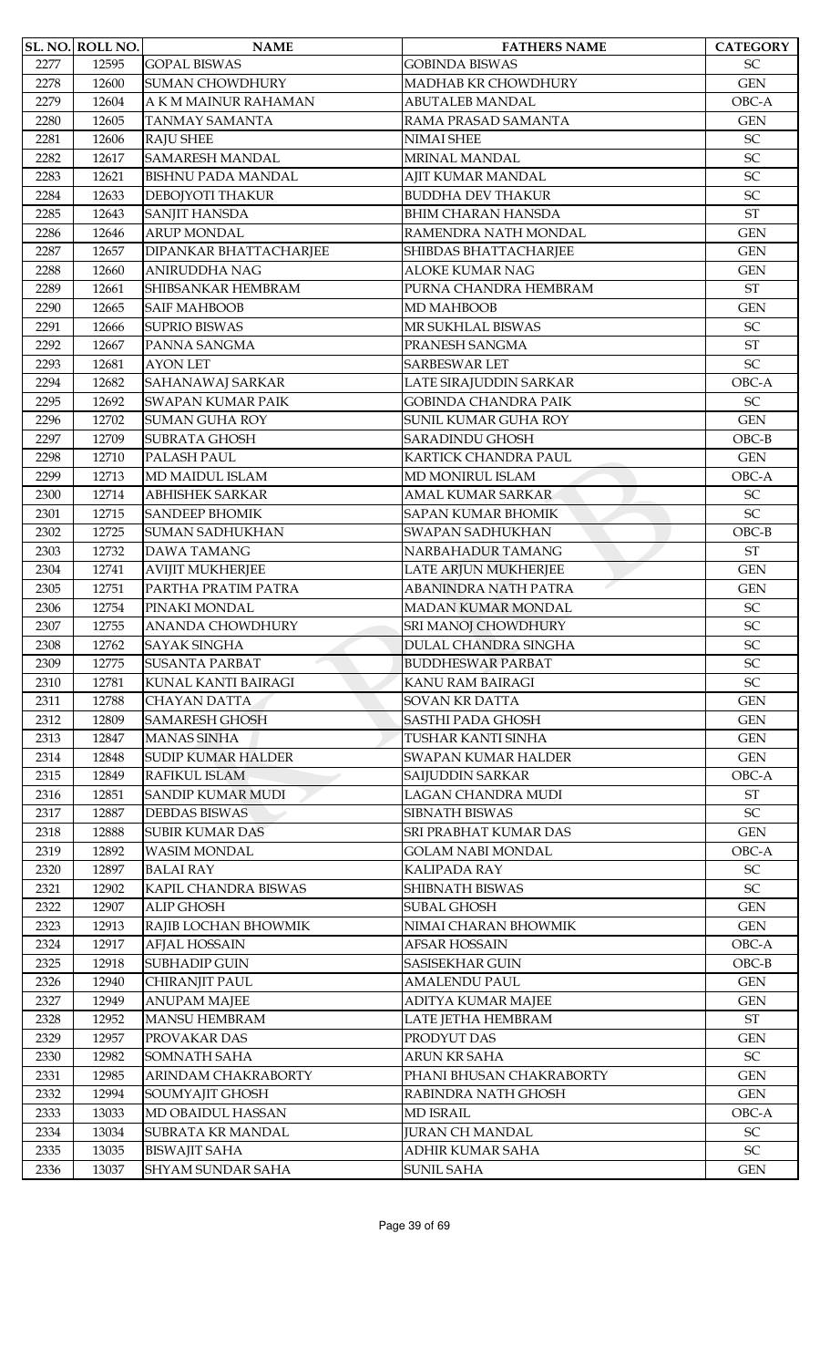| SL. NO. | ROLL NO. | NAME | FATHERS NAME | CATEGORY |
|---|---|---|---|---|
| 2277 | 12595 | GOPAL BISWAS | GOBINDA BISWAS | SC |
| 2278 | 12600 | SUMAN CHOWDHURY | MADHAB KR CHOWDHURY | GEN |
| 2279 | 12604 | A K M MAINUR RAHAMAN | ABUTALEB MANDAL | OBC-A |
| 2280 | 12605 | TANMAY SAMANTA | RAMA PRASAD SAMANTA | GEN |
| 2281 | 12606 | RAJU SHEE | NIMAI SHEE | SC |
| 2282 | 12617 | SAMARESH MANDAL | MRINAL MANDAL | SC |
| 2283 | 12621 | BISHNU PADA MANDAL | AJIT KUMAR MANDAL | SC |
| 2284 | 12633 | DEBOJYOTI THAKUR | BUDDHA DEV THAKUR | SC |
| 2285 | 12643 | SANJIT HANSDA | BHIM CHARAN HANSDA | ST |
| 2286 | 12646 | ARUP MONDAL | RAMENDRA NATH MONDAL | GEN |
| 2287 | 12657 | DIPANKAR BHATTACHARJEE | SHIBDAS BHATTACHARJEE | GEN |
| 2288 | 12660 | ANIRUDDHA NAG | ALOKE KUMAR NAG | GEN |
| 2289 | 12661 | SHIBSANKAR HEMBRAM | PURNA CHANDRA HEMBRAM | ST |
| 2290 | 12665 | SAIF MAHBOOB | MD MAHBOOB | GEN |
| 2291 | 12666 | SUPRIO BISWAS | MR SUKHLAL BISWAS | SC |
| 2292 | 12667 | PANNA SANGMA | PRANESH SANGMA | ST |
| 2293 | 12681 | AYON LET | SARBESWAR LET | SC |
| 2294 | 12682 | SAHANAWAJ SARKAR | LATE SIRAJUDDIN SARKAR | OBC-A |
| 2295 | 12692 | SWAPAN KUMAR PAIK | GOBINDA CHANDRA PAIK | SC |
| 2296 | 12702 | SUMAN GUHA ROY | SUNIL KUMAR GUHA ROY | GEN |
| 2297 | 12709 | SUBRATA GHOSH | SARADINDU GHOSH | OBC-B |
| 2298 | 12710 | PALASH PAUL | KARTICK CHANDRA PAUL | GEN |
| 2299 | 12713 | MD MAIDUL ISLAM | MD MONIRUL ISLAM | OBC-A |
| 2300 | 12714 | ABHISHEK SARKAR | AMAL KUMAR SARKAR | SC |
| 2301 | 12715 | SANDEEP BHOMIK | SAPAN KUMAR BHOMIK | SC |
| 2302 | 12725 | SUMAN SADHUKHAN | SWAPAN SADHUKHAN | OBC-B |
| 2303 | 12732 | DAWA TAMANG | NARBAHADUR TAMANG | ST |
| 2304 | 12741 | AVIJIT MUKHERJEE | LATE ARJUN MUKHERJEE | GEN |
| 2305 | 12751 | PARTHA PRATIM PATRA | ABANINDRA NATH PATRA | GEN |
| 2306 | 12754 | PINAKI MONDAL | MADAN KUMAR MONDAL | SC |
| 2307 | 12755 | ANANDA CHOWDHURY | SRI MANOJ CHOWDHURY | SC |
| 2308 | 12762 | SAYAK SINGHA | DULAL CHANDRA SINGHA | SC |
| 2309 | 12775 | SUSANTA PARBAT | BUDDHESWAR PARBAT | SC |
| 2310 | 12781 | KUNAL KANTI BAIRAGI | KANU RAM BAIRAGI | SC |
| 2311 | 12788 | CHAYAN DATTA | SOVAN KR DATTA | GEN |
| 2312 | 12809 | SAMARESH GHOSH | SASTHI PADA GHOSH | GEN |
| 2313 | 12847 | MANAS SINHA | TUSHAR KANTI SINHA | GEN |
| 2314 | 12848 | SUDIP KUMAR HALDER | SWAPAN KUMAR HALDER | GEN |
| 2315 | 12849 | RAFIKUL ISLAM | SAIJUDDIN SARKAR | OBC-A |
| 2316 | 12851 | SANDIP KUMAR MUDI | LAGAN CHANDRA MUDI | ST |
| 2317 | 12887 | DEBDAS BISWAS | SIBNATH BISWAS | SC |
| 2318 | 12888 | SUBIR KUMAR DAS | SRI PRABHAT KUMAR DAS | GEN |
| 2319 | 12892 | WASIM MONDAL | GOLAM NABI MONDAL | OBC-A |
| 2320 | 12897 | BALAI RAY | KALIPADA RAY | SC |
| 2321 | 12902 | KAPIL CHANDRA BISWAS | SHIBNATH BISWAS | SC |
| 2322 | 12907 | ALIP GHOSH | SUBAL GHOSH | GEN |
| 2323 | 12913 | RAJIB LOCHAN BHOWMIK | NIMAI CHARAN BHOWMIK | GEN |
| 2324 | 12917 | AFJAL HOSSAIN | AFSAR HOSSAIN | OBC-A |
| 2325 | 12918 | SUBHADIP GUIN | SASISEKHAR GUIN | OBC-B |
| 2326 | 12940 | CHIRANJIT PAUL | AMALENDU PAUL | GEN |
| 2327 | 12949 | ANUPAM MAJEE | ADITYA KUMAR MAJEE | GEN |
| 2328 | 12952 | MANSU HEMBRAM | LATE JETHA HEMBRAM | ST |
| 2329 | 12957 | PROVAKAR DAS | PRODYUT DAS | GEN |
| 2330 | 12982 | SOMNATH SAHA | ARUN KR SAHA | SC |
| 2331 | 12985 | ARINDAM CHAKRABORTY | PHANI BHUSAN CHAKRABORTY | GEN |
| 2332 | 12994 | SOUMYAJIT GHOSH | RABINDRA NATH GHOSH | GEN |
| 2333 | 13033 | MD OBAIDUL HASSAN | MD ISRAIL | OBC-A |
| 2334 | 13034 | SUBRATA KR MANDAL | JURAN CH MANDAL | SC |
| 2335 | 13035 | BISWAJIT SAHA | ADHIR KUMAR SAHA | SC |
| 2336 | 13037 | SHYAM SUNDAR SAHA | SUNIL SAHA | GEN |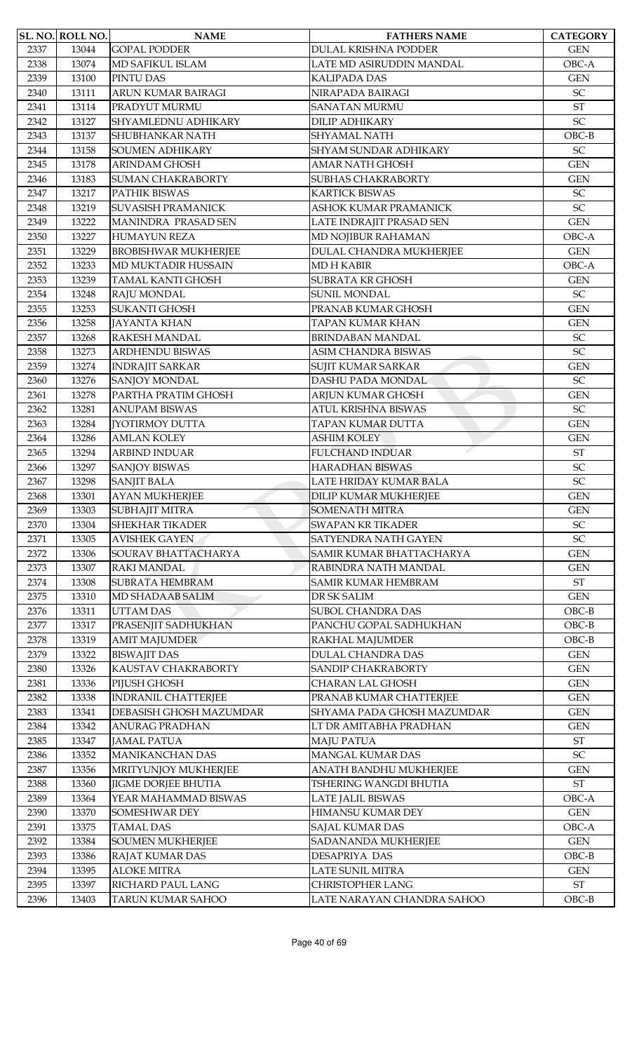| SL. NO. | ROLL NO. | NAME | FATHERS NAME | CATEGORY |
|---|---|---|---|---|
| 2337 | 13044 | GOPAL PODDER | DULAL KRISHNA PODDER | GEN |
| 2338 | 13074 | MD SAFIKUL ISLAM | LATE MD ASIRUDDIN MANDAL | OBC-A |
| 2339 | 13100 | PINTU DAS | KALIPADA DAS | GEN |
| 2340 | 13111 | ARUN KUMAR BAIRAGI | NIRAPADA BAIRAGI | SC |
| 2341 | 13114 | PRADYUT MURMU | SANATAN MURMU | ST |
| 2342 | 13127 | SHYAMLEDNU ADHIKARY | DILIP ADHIKARY | SC |
| 2343 | 13137 | SHUBHANKAR NATH | SHYAMAL NATH | OBC-B |
| 2344 | 13158 | SOUMEN ADHIKARY | SHYAM SUNDAR ADHIKARY | SC |
| 2345 | 13178 | ARINDAM GHOSH | AMAR NATH GHOSH | GEN |
| 2346 | 13183 | SUMAN CHAKRABORTY | SUBHAS CHAKRABORTY | GEN |
| 2347 | 13217 | PATHIK BISWAS | KARTICK BISWAS | SC |
| 2348 | 13219 | SUVASISH PRAMANICK | ASHOK KUMAR PRAMANICK | SC |
| 2349 | 13222 | MANINDRA PRASAD SEN | LATE INDRAJIT PRASAD SEN | GEN |
| 2350 | 13227 | HUMAYUN REZA | MD NOJIBUR RAHAMAN | OBC-A |
| 2351 | 13229 | BROBISHWAR MUKHERJEE | DULAL CHANDRA MUKHERJEE | GEN |
| 2352 | 13233 | MD MUKTADIR HUSSAIN | MD H KABIR | OBC-A |
| 2353 | 13239 | TAMAL KANTI GHOSH | SUBRATA KR GHOSH | GEN |
| 2354 | 13248 | RAJU MONDAL | SUNIL MONDAL | SC |
| 2355 | 13253 | SUKANTI GHOSH | PRANAB KUMAR GHOSH | GEN |
| 2356 | 13258 | JAYANTA KHAN | TAPAN KUMAR KHAN | GEN |
| 2357 | 13268 | RAKESH MANDAL | BRINDABAN MANDAL | SC |
| 2358 | 13273 | ARDHENDU BISWAS | ASIM CHANDRA BISWAS | SC |
| 2359 | 13274 | INDRAJIT SARKAR | SUJIT KUMAR SARKAR | GEN |
| 2360 | 13276 | SANJOY MONDAL | DASHU PADA MONDAL | SC |
| 2361 | 13278 | PARTHA PRATIM GHOSH | ARJUN KUMAR GHOSH | GEN |
| 2362 | 13281 | ANUPAM BISWAS | ATUL KRISHNA BISWAS | SC |
| 2363 | 13284 | JYOTIRMOY DUTTA | TAPAN KUMAR DUTTA | GEN |
| 2364 | 13286 | AMLAN KOLEY | ASHIM KOLEY | GEN |
| 2365 | 13294 | ARBIND INDUAR | FULCHAND INDUAR | ST |
| 2366 | 13297 | SANJOY BISWAS | HARADHAN BISWAS | SC |
| 2367 | 13298 | SANJIT BALA | LATE HRIDAY KUMAR BALA | SC |
| 2368 | 13301 | AYAN MUKHERJEE | DILIP KUMAR MUKHERJEE | GEN |
| 2369 | 13303 | SUBHAJIT MITRA | SOMENATH MITRA | GEN |
| 2370 | 13304 | SHEKHAR TIKADER | SWAPAN KR TIKADER | SC |
| 2371 | 13305 | AVISHEK GAYEN | SATYENDRA NATH GAYEN | SC |
| 2372 | 13306 | SOURAV BHATTACHARYA | SAMIR KUMAR BHATTACHARYA | GEN |
| 2373 | 13307 | RAKI MANDAL | RABINDRA NATH MANDAL | GEN |
| 2374 | 13308 | SUBRATA HEMBRAM | SAMIR KUMAR HEMBRAM | ST |
| 2375 | 13310 | MD SHADAAB SALIM | DR SK SALIM | GEN |
| 2376 | 13311 | UTTAM DAS | SUBOL CHANDRA DAS | OBC-B |
| 2377 | 13317 | PRASENJIT SADHUKHAN | PANCHU GOPAL SADHUKHAN | OBC-B |
| 2378 | 13319 | AMIT MAJUMDER | RAKHAL MAJUMDER | OBC-B |
| 2379 | 13322 | BISWAJIT DAS | DULAL CHANDRA DAS | GEN |
| 2380 | 13326 | KAUSTAV CHAKRABORTY | SANDIP CHAKRABORTY | GEN |
| 2381 | 13336 | PIJUSH GHOSH | CHARAN LAL GHOSH | GEN |
| 2382 | 13338 | INDRANIL CHATTERJEE | PRANAB KUMAR CHATTERJEE | GEN |
| 2383 | 13341 | DEBASISH GHOSH MAZUMDAR | SHYAMA PADA GHOSH MAZUMDAR | GEN |
| 2384 | 13342 | ANURAG PRADHAN | LT DR AMITABHA PRADHAN | GEN |
| 2385 | 13347 | JAMAL PATUA | MAJU PATUA | ST |
| 2386 | 13352 | MANIKANCHAN DAS | MANGAL KUMAR DAS | SC |
| 2387 | 13356 | MRITYUNJOY MUKHERJEE | ANATH BANDHU MUKHERJEE | GEN |
| 2388 | 13360 | JIGME DORJEE BHUTIA | TSHERING WANGDI BHUTIA | ST |
| 2389 | 13364 | YEAR MAHAMMAD BISWAS | LATE JALIL BISWAS | OBC-A |
| 2390 | 13370 | SOMESHWAR DEY | HIMANSU KUMAR DEY | GEN |
| 2391 | 13375 | TAMAL DAS | SAJAL KUMAR DAS | OBC-A |
| 2392 | 13384 | SOUMEN MUKHERJEE | SADANANDA MUKHERJEE | GEN |
| 2393 | 13386 | RAJAT KUMAR DAS | DESAPRIYA DAS | OBC-B |
| 2394 | 13395 | ALOKE MITRA | LATE SUNIL MITRA | GEN |
| 2395 | 13397 | RICHARD PAUL LANG | CHRISTOPHER LANG | ST |
| 2396 | 13403 | TARUN KUMAR SAHOO | LATE NARAYAN CHANDRA SAHOO | OBC-B |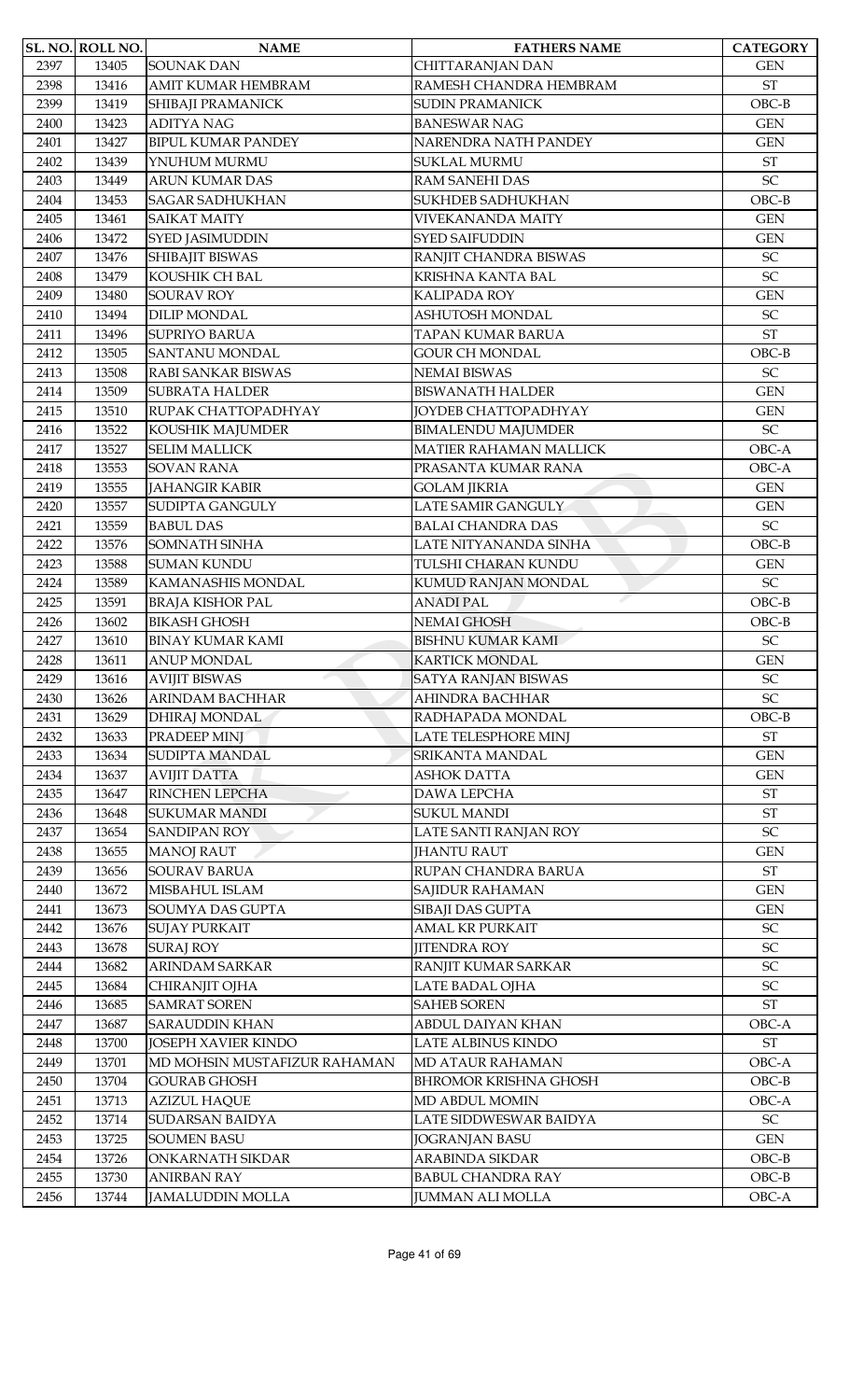| SL. NO. | ROLL NO. | NAME | FATHERS NAME | CATEGORY |
|---|---|---|---|---|
| 2397 | 13405 | SOUNAK DAN | CHITTARANJAN DAN | GEN |
| 2398 | 13416 | AMIT KUMAR HEMBRAM | RAMESH CHANDRA HEMBRAM | ST |
| 2399 | 13419 | SHIBAJI PRAMANICK | SUDIN PRAMANICK | OBC-B |
| 2400 | 13423 | ADITYA NAG | BANESWAR NAG | GEN |
| 2401 | 13427 | BIPUL KUMAR PANDEY | NARENDRA NATH PANDEY | GEN |
| 2402 | 13439 | YNUHUM MURMU | SUKLAL MURMU | ST |
| 2403 | 13449 | ARUN KUMAR DAS | RAM SANEHI DAS | SC |
| 2404 | 13453 | SAGAR SADHUKHAN | SUKHDEB SADHUKHAN | OBC-B |
| 2405 | 13461 | SAIKAT MAITY | VIVEKANANDA MAITY | GEN |
| 2406 | 13472 | SYED JASIMUDDIN | SYED SAIFUDDIN | GEN |
| 2407 | 13476 | SHIBAJIT BISWAS | RANJIT CHANDRA BISWAS | SC |
| 2408 | 13479 | KOUSHIK CH BAL | KRISHNA KANTA BAL | SC |
| 2409 | 13480 | SOURAV ROY | KALIPADA ROY | GEN |
| 2410 | 13494 | DILIP MONDAL | ASHUTOSH MONDAL | SC |
| 2411 | 13496 | SUPRIYO BARUA | TAPAN KUMAR BARUA | ST |
| 2412 | 13505 | SANTANU MONDAL | GOUR CH MONDAL | OBC-B |
| 2413 | 13508 | RABI SANKAR BISWAS | NEMAI BISWAS | SC |
| 2414 | 13509 | SUBRATA HALDER | BISWANATH HALDER | GEN |
| 2415 | 13510 | RUPAK CHATTOPADHYAY | JOYDEB CHATTOPADHYAY | GEN |
| 2416 | 13522 | KOUSHIK MAJUMDER | BIMALENDU MAJUMDER | SC |
| 2417 | 13527 | SELIM MALLICK | MATIER RAHAMAN MALLICK | OBC-A |
| 2418 | 13553 | SOVAN RANA | PRASANTA KUMAR RANA | OBC-A |
| 2419 | 13555 | JAHANGIR KABIR | GOLAM JIKRIA | GEN |
| 2420 | 13557 | SUDIPTA GANGULY | LATE SAMIR GANGULY | GEN |
| 2421 | 13559 | BABUL DAS | BALAI CHANDRA DAS | SC |
| 2422 | 13576 | SOMNATH SINHA | LATE NITYANANDA SINHA | OBC-B |
| 2423 | 13588 | SUMAN KUNDU | TULSHI CHARAN KUNDU | GEN |
| 2424 | 13589 | KAMANASHIS MONDAL | KUMUD RANJAN MONDAL | SC |
| 2425 | 13591 | BRAJA KISHOR PAL | ANADI PAL | OBC-B |
| 2426 | 13602 | BIKASH GHOSH | NEMAI GHOSH | OBC-B |
| 2427 | 13610 | BINAY KUMAR KAMI | BISHNU KUMAR KAMI | SC |
| 2428 | 13611 | ANUP MONDAL | KARTICK MONDAL | GEN |
| 2429 | 13616 | AVIJIT BISWAS | SATYA RANJAN BISWAS | SC |
| 2430 | 13626 | ARINDAM BACHHAR | AHINDRA BACHHAR | SC |
| 2431 | 13629 | DHIRAJ MONDAL | RADHAPADA MONDAL | OBC-B |
| 2432 | 13633 | PRADEEP MINJ | LATE TELESPHORE MINJ | ST |
| 2433 | 13634 | SUDIPTA MANDAL | SRIKANTA MANDAL | GEN |
| 2434 | 13637 | AVIJIT DATTA | ASHOK DATTA | GEN |
| 2435 | 13647 | RINCHEN LEPCHA | DAWA LEPCHA | ST |
| 2436 | 13648 | SUKUMAR MANDI | SUKUL MANDI | ST |
| 2437 | 13654 | SANDIPAN ROY | LATE SANTI RANJAN ROY | SC |
| 2438 | 13655 | MANOJ RAUT | JHANTU RAUT | GEN |
| 2439 | 13656 | SOURAV BARUA | RUPAN CHANDRA BARUA | ST |
| 2440 | 13672 | MISBAHUL ISLAM | SAJIDUR RAHAMAN | GEN |
| 2441 | 13673 | SOUMYA DAS GUPTA | SIBAJI DAS GUPTA | GEN |
| 2442 | 13676 | SUJAY PURKAIT | AMAL KR PURKAIT | SC |
| 2443 | 13678 | SURAJ ROY | JITENDRA ROY | SC |
| 2444 | 13682 | ARINDAM SARKAR | RANJIT KUMAR SARKAR | SC |
| 2445 | 13684 | CHIRANJIT OJHA | LATE BADAL OJHA | SC |
| 2446 | 13685 | SAMRAT SOREN | SAHEB SOREN | ST |
| 2447 | 13687 | SARAUDDIN KHAN | ABDUL DAIYAN KHAN | OBC-A |
| 2448 | 13700 | JOSEPH XAVIER KINDO | LATE ALBINUS KINDO | ST |
| 2449 | 13701 | MD MOHSIN MUSTAFIZUR RAHAMAN | MD ATAUR RAHAMAN | OBC-A |
| 2450 | 13704 | GOURAB GHOSH | BHROMOR KRISHNA GHOSH | OBC-B |
| 2451 | 13713 | AZIZUL HAQUE | MD ABDUL MOMIN | OBC-A |
| 2452 | 13714 | SUDARSAN BAIDYA | LATE SIDDWESWAR BAIDYA | SC |
| 2453 | 13725 | SOUMEN BASU | JOGRANJAN BASU | GEN |
| 2454 | 13726 | ONKARNATH SIKDAR | ARABINDA SIKDAR | OBC-B |
| 2455 | 13730 | ANIRBAN RAY | BABUL CHANDRA RAY | OBC-B |
| 2456 | 13744 | JAMALUDDIN MOLLA | JUMMAN ALI MOLLA | OBC-A |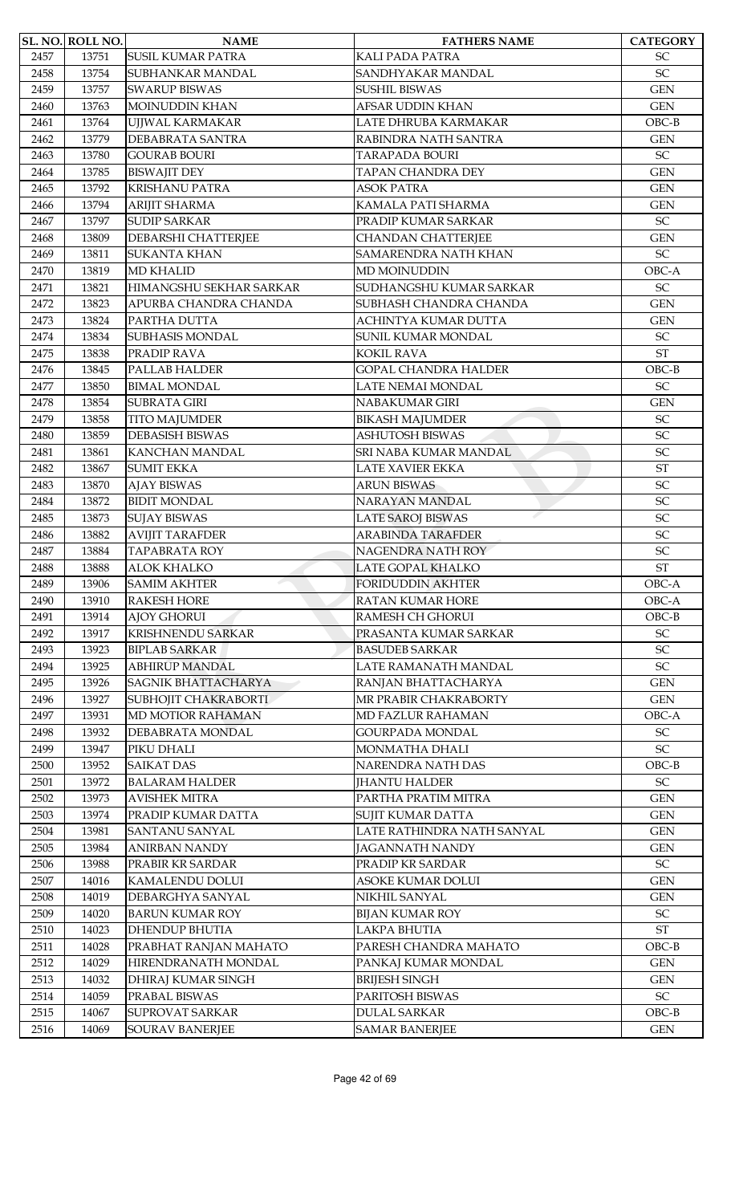| SL. NO. | ROLL NO. | NAME | FATHERS NAME | CATEGORY |
|---|---|---|---|---|
| 2457 | 13751 | SUSIL KUMAR PATRA | KALI PADA PATRA | SC |
| 2458 | 13754 | SUBHANKAR MANDAL | SANDHYAKAR MANDAL | SC |
| 2459 | 13757 | SWARUP BISWAS | SUSHIL BISWAS | GEN |
| 2460 | 13763 | MOINUDDIN KHAN | AFSAR UDDIN KHAN | GEN |
| 2461 | 13764 | UJJWAL KARMAKAR | LATE DHRUBA KARMAKAR | OBC-B |
| 2462 | 13779 | DEBABRATA SANTRA | RABINDRA NATH SANTRA | GEN |
| 2463 | 13780 | GOURAB BOURI | TARAPADA BOURI | SC |
| 2464 | 13785 | BISWAJIT DEY | TAPAN CHANDRA DEY | GEN |
| 2465 | 13792 | KRISHANU PATRA | ASOK PATRA | GEN |
| 2466 | 13794 | ARIJIT SHARMA | KAMALA PATI SHARMA | GEN |
| 2467 | 13797 | SUDIP SARKAR | PRADIP KUMAR SARKAR | SC |
| 2468 | 13809 | DEBARSHI CHATTERJEE | CHANDAN CHATTERJEE | GEN |
| 2469 | 13811 | SUKANTA KHAN | SAMARENDRA NATH KHAN | SC |
| 2470 | 13819 | MD KHALID | MD MOINUDDIN | OBC-A |
| 2471 | 13821 | HIMANGSHU SEKHAR SARKAR | SUDHANGSHU KUMAR SARKAR | SC |
| 2472 | 13823 | APURBA CHANDRA CHANDA | SUBHASH CHANDRA CHANDA | GEN |
| 2473 | 13824 | PARTHA DUTTA | ACHINTYA KUMAR DUTTA | GEN |
| 2474 | 13834 | SUBHASIS MONDAL | SUNIL KUMAR MONDAL | SC |
| 2475 | 13838 | PRADIP RAVA | KOKIL RAVA | ST |
| 2476 | 13845 | PALLAB HALDER | GOPAL CHANDRA HALDER | OBC-B |
| 2477 | 13850 | BIMAL MONDAL | LATE NEMAI MONDAL | SC |
| 2478 | 13854 | SUBRATA GIRI | NABAKUMAR GIRI | GEN |
| 2479 | 13858 | TITO MAJUMDER | BIKASH MAJUMDER | SC |
| 2480 | 13859 | DEBASISH BISWAS | ASHUTOSH BISWAS | SC |
| 2481 | 13861 | KANCHAN MANDAL | SRI NABA KUMAR MANDAL | SC |
| 2482 | 13867 | SUMIT EKKA | LATE XAVIER EKKA | ST |
| 2483 | 13870 | AJAY BISWAS | ARUN BISWAS | SC |
| 2484 | 13872 | BIDIT MONDAL | NARAYAN MANDAL | SC |
| 2485 | 13873 | SUJAY BISWAS | LATE SAROJ BISWAS | SC |
| 2486 | 13882 | AVIJIT TARAFDER | ARABINDA TARAFDER | SC |
| 2487 | 13884 | TAPABRATA ROY | NAGENDRA NATH ROY | SC |
| 2488 | 13888 | ALOK KHALKO | LATE GOPAL KHALKO | ST |
| 2489 | 13906 | SAMIM AKHTER | FORIDUDDIN AKHTER | OBC-A |
| 2490 | 13910 | RAKESH HORE | RATAN KUMAR HORE | OBC-A |
| 2491 | 13914 | AJOY GHORUI | RAMESH CH GHORUI | OBC-B |
| 2492 | 13917 | KRISHNENDU SARKAR | PRASANTA KUMAR SARKAR | SC |
| 2493 | 13923 | BIPLAB SARKAR | BASUDEB SARKAR | SC |
| 2494 | 13925 | ABHIRUP MANDAL | LATE RAMANATH MANDAL | SC |
| 2495 | 13926 | SAGNIK BHATTACHARYA | RANJAN BHATTACHARYA | GEN |
| 2496 | 13927 | SUBHOJIT CHAKRABORTI | MR PRABIR CHAKRABORTY | GEN |
| 2497 | 13931 | MD MOTIOR RAHAMAN | MD FAZLUR RAHAMAN | OBC-A |
| 2498 | 13932 | DEBABRATA MONDAL | GOURPADA MONDAL | SC |
| 2499 | 13947 | PIKU DHALI | MONMATHA DHALI | SC |
| 2500 | 13952 | SAIKAT DAS | NARENDRA NATH DAS | OBC-B |
| 2501 | 13972 | BALARAM HALDER | JHANTU HALDER | SC |
| 2502 | 13973 | AVISHEK MITRA | PARTHA PRATIM MITRA | GEN |
| 2503 | 13974 | PRADIP KUMAR DATTA | SUJIT KUMAR DATTA | GEN |
| 2504 | 13981 | SANTANU SANYAL | LATE RATHINDRA NATH SANYAL | GEN |
| 2505 | 13984 | ANIRBAN NANDY | JAGANNATH NANDY | GEN |
| 2506 | 13988 | PRABIR KR SARDAR | PRADIP KR SARDAR | SC |
| 2507 | 14016 | KAMALENDU DOLUI | ASOKE KUMAR DOLUI | GEN |
| 2508 | 14019 | DEBARGHYA SANYAL | NIKHIL SANYAL | GEN |
| 2509 | 14020 | BARUN KUMAR ROY | BIJAN KUMAR ROY | SC |
| 2510 | 14023 | DHENDUP BHUTIA | LAKPA BHUTIA | ST |
| 2511 | 14028 | PRABHAT RANJAN MAHATO | PARESH CHANDRA MAHATO | OBC-B |
| 2512 | 14029 | HIRENDRANATH MONDAL | PANKAJ KUMAR MONDAL | GEN |
| 2513 | 14032 | DHIRAJ KUMAR SINGH | BRIJESH SINGH | GEN |
| 2514 | 14059 | PRABAL BISWAS | PARITOSH BISWAS | SC |
| 2515 | 14067 | SUPROVAT SARKAR | DULAL SARKAR | OBC-B |
| 2516 | 14069 | SOURAV BANERJEE | SAMAR BANERJEE | GEN |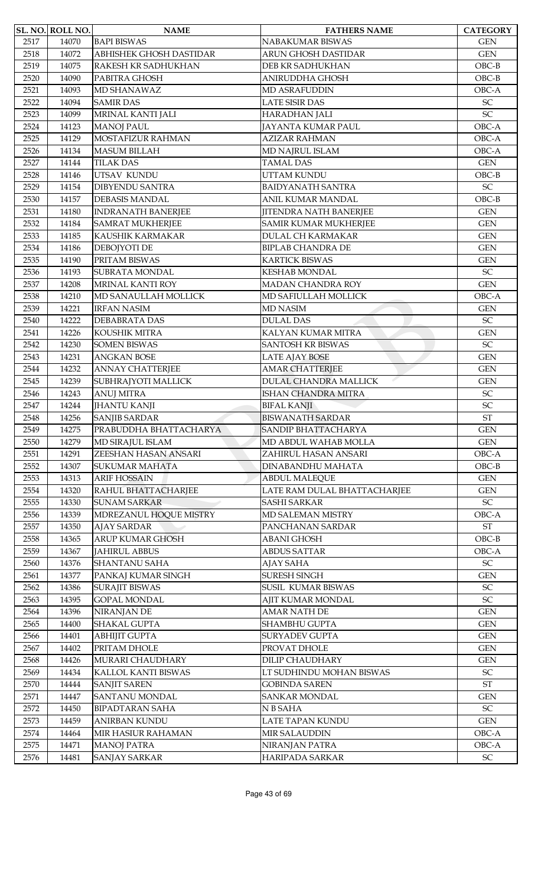| SL. NO. | ROLL NO. | NAME | FATHERS NAME | CATEGORY |
|---|---|---|---|---|
| 2517 | 14070 | BAPI BISWAS | NABAKUMAR BISWAS | GEN |
| 2518 | 14072 | ABHISHEK GHOSH DASTIDAR | ARUN GHOSH DASTIDAR | GEN |
| 2519 | 14075 | RAKESH KR SADHUKHAN | DEB KR SADHUKHAN | OBC-B |
| 2520 | 14090 | PABITRA GHOSH | ANIRUDDHA GHOSH | OBC-B |
| 2521 | 14093 | MD SHANAWAZ | MD ASRAFUDDIN | OBC-A |
| 2522 | 14094 | SAMIR DAS | LATE SISIR DAS | SC |
| 2523 | 14099 | MRINAL KANTI JALI | HARADHAN JALI | SC |
| 2524 | 14123 | MANOJ PAUL | JAYANTA KUMAR PAUL | OBC-A |
| 2525 | 14129 | MOSTAFIZUR RAHMAN | AZIZAR RAHMAN | OBC-A |
| 2526 | 14134 | MASUM BILLAH | MD NAJRUL ISLAM | OBC-A |
| 2527 | 14144 | TILAK DAS | TAMAL DAS | GEN |
| 2528 | 14146 | UTSAV KUNDU | UTTAM KUNDU | OBC-B |
| 2529 | 14154 | DIBYENDU SANTRA | BAIDYANATH SANTRA | SC |
| 2530 | 14157 | DEBASIS MANDAL | ANIL KUMAR MANDAL | OBC-B |
| 2531 | 14180 | INDRANATH BANERJEE | JITENDRA NATH BANERJEE | GEN |
| 2532 | 14184 | SAMRAT MUKHERJEE | SAMIR KUMAR MUKHERJEE | GEN |
| 2533 | 14185 | KAUSHIK KARMAKAR | DULAL CH KARMAKAR | GEN |
| 2534 | 14186 | DEBOJYOTI DE | BIPLAB CHANDRA DE | GEN |
| 2535 | 14190 | PRITAM BISWAS | KARTICK BISWAS | GEN |
| 2536 | 14193 | SUBRATA MONDAL | KESHAB MONDAL | SC |
| 2537 | 14208 | MRINAL KANTI ROY | MADAN CHANDRA ROY | GEN |
| 2538 | 14210 | MD SANAULLAH MOLLICK | MD SAFIULLAH MOLLICK | OBC-A |
| 2539 | 14221 | IRFAN NASIM | MD NASIM | GEN |
| 2540 | 14222 | DEBABRATA DAS | DULAL DAS | SC |
| 2541 | 14226 | KOUSHIK MITRA | KALYAN KUMAR MITRA | GEN |
| 2542 | 14230 | SOMEN BISWAS | SANTOSH KR BISWAS | SC |
| 2543 | 14231 | ANGKAN BOSE | LATE AJAY BOSE | GEN |
| 2544 | 14232 | ANNAY CHATTERJEE | AMAR CHATTERJEE | GEN |
| 2545 | 14239 | SUBHRAJYOTI MALLICK | DULAL CHANDRA MALLICK | GEN |
| 2546 | 14243 | ANUJ MITRA | ISHAN CHANDRA MITRA | SC |
| 2547 | 14244 | JHANTU KANJI | BIFAL KANJI | SC |
| 2548 | 14256 | SANJIB SARDAR | BISWANATH SARDAR | ST |
| 2549 | 14275 | PRABUDDHA BHATTACHARYA | SANDIP BHATTACHARYA | GEN |
| 2550 | 14279 | MD SIRAJUL ISLAM | MD ABDUL WAHAB MOLLA | GEN |
| 2551 | 14291 | ZEESHAN HASAN ANSARI | ZAHIRUL HASAN ANSARI | OBC-A |
| 2552 | 14307 | SUKUMAR MAHATA | DINABANDHU MAHATA | OBC-B |
| 2553 | 14313 | ARIF HOSSAIN | ABDUL MALEQUE | GEN |
| 2554 | 14320 | RAHUL BHATTACHARJEE | LATE RAM DULAL BHATTACHARJEE | GEN |
| 2555 | 14330 | SUNAM SARKAR | SASHI SARKAR | SC |
| 2556 | 14339 | MDREZANUL HOQUE MISTRY | MD SALEMAN MISTRY | OBC-A |
| 2557 | 14350 | AJAY SARDAR | PANCHANAN SARDAR | ST |
| 2558 | 14365 | ARUP KUMAR GHOSH | ABANI GHOSH | OBC-B |
| 2559 | 14367 | JAHIRUL ABBUS | ABDUS SATTAR | OBC-A |
| 2560 | 14376 | SHANTANU SAHA | AJAY SAHA | SC |
| 2561 | 14377 | PANKAJ KUMAR SINGH | SURESH SINGH | GEN |
| 2562 | 14386 | SURAJIT BISWAS | SUSIL KUMAR BISWAS | SC |
| 2563 | 14395 | GOPAL MONDAL | AJIT KUMAR MONDAL | SC |
| 2564 | 14396 | NIRANJAN DE | AMAR NATH DE | GEN |
| 2565 | 14400 | SHAKAL GUPTA | SHAMBHU GUPTA | GEN |
| 2566 | 14401 | ABHIJIT GUPTA | SURYADEV GUPTA | GEN |
| 2567 | 14402 | PRITAM DHOLE | PROVAT DHOLE | GEN |
| 2568 | 14426 | MURARI CHAUDHARY | DILIP CHAUDHARY | GEN |
| 2569 | 14434 | KALLOL KANTI BISWAS | LT SUDHINDU MOHAN BISWAS | SC |
| 2570 | 14444 | SANJIT SAREN | GOBINDA SAREN | ST |
| 2571 | 14447 | SANTANU MONDAL | SANKAR MONDAL | GEN |
| 2572 | 14450 | BIPADTARAN SAHA | N B SAHA | SC |
| 2573 | 14459 | ANIRBAN KUNDU | LATE TAPAN KUNDU | GEN |
| 2574 | 14464 | MIR HASIUR RAHAMAN | MIR SALAUDDIN | OBC-A |
| 2575 | 14471 | MANOJ PATRA | NIRANJAN PATRA | OBC-A |
| 2576 | 14481 | SANJAY SARKAR | HARIPADA SARKAR | SC |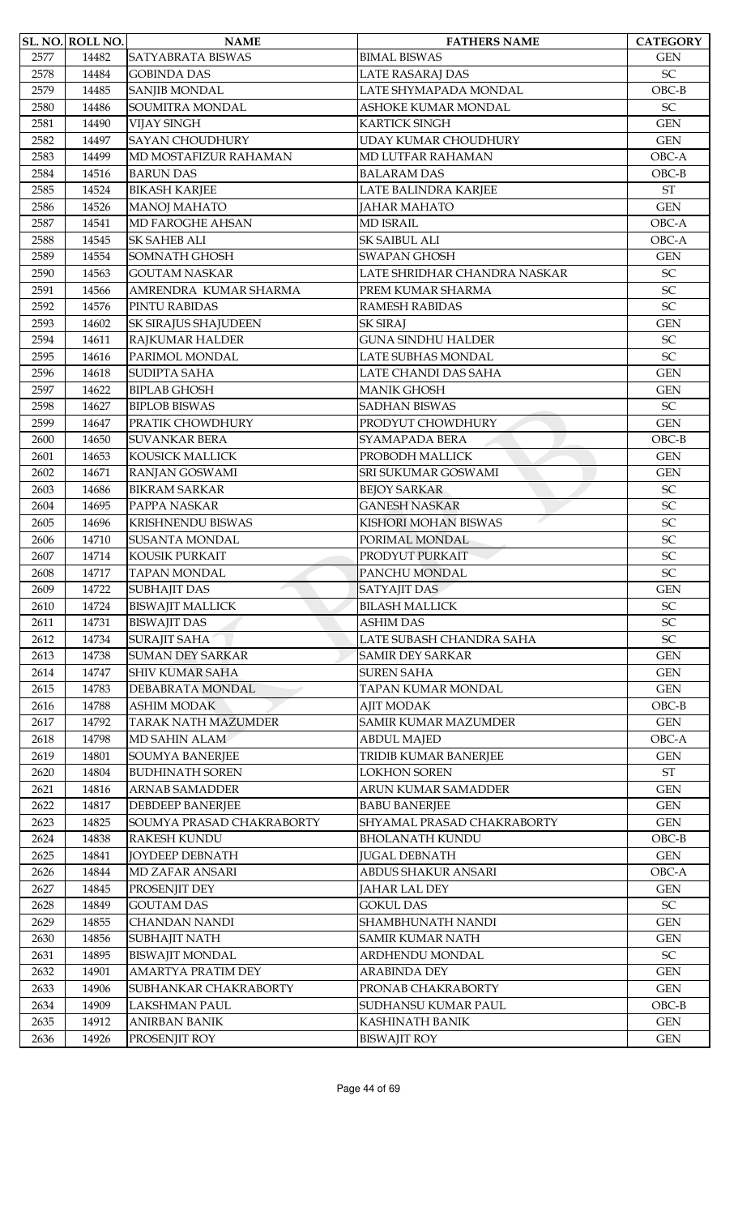| SL. NO. | ROLL NO. | NAME | FATHERS NAME | CATEGORY |
|---|---|---|---|---|
| 2577 | 14482 | SATYABRATA BISWAS | BIMAL BISWAS | GEN |
| 2578 | 14484 | GOBINDA DAS | LATE RASARAJ DAS | SC |
| 2579 | 14485 | SANJIB MONDAL | LATE SHYMAPADA MONDAL | OBC-B |
| 2580 | 14486 | SOUMITRA MONDAL | ASHOKE KUMAR MONDAL | SC |
| 2581 | 14490 | VIJAY SINGH | KARTICK SINGH | GEN |
| 2582 | 14497 | SAYAN CHOUDHURY | UDAY KUMAR CHOUDHURY | GEN |
| 2583 | 14499 | MD MOSTAFIZUR RAHAMAN | MD LUTFAR RAHAMAN | OBC-A |
| 2584 | 14516 | BARUN DAS | BALARAM DAS | OBC-B |
| 2585 | 14524 | BIKASH KARJEE | LATE BALINDRA KARJEE | ST |
| 2586 | 14526 | MANOJ MAHATO | JAHAR MAHATO | GEN |
| 2587 | 14541 | MD FAROGHE AHSAN | MD ISRAIL | OBC-A |
| 2588 | 14545 | SK SAHEB ALI | SK SAIBUL ALI | OBC-A |
| 2589 | 14554 | SOMNATH GHOSH | SWAPAN GHOSH | GEN |
| 2590 | 14563 | GOUTAM NASKAR | LATE SHRIDHAR CHANDRA NASKAR | SC |
| 2591 | 14566 | AMRENDRA KUMAR SHARMA | PREM KUMAR SHARMA | SC |
| 2592 | 14576 | PINTU RABIDAS | RAMESH RABIDAS | SC |
| 2593 | 14602 | SK SIRAJUS SHAJUDEEN | SK SIRAJ | GEN |
| 2594 | 14611 | RAJKUMAR HALDER | GUNA SINDHU HALDER | SC |
| 2595 | 14616 | PARIMOL MONDAL | LATE SUBHAS MONDAL | SC |
| 2596 | 14618 | SUDIPTA SAHA | LATE CHANDI DAS SAHA | GEN |
| 2597 | 14622 | BIPLAB GHOSH | MANIK GHOSH | GEN |
| 2598 | 14627 | BIPLOB BISWAS | SADHAN BISWAS | SC |
| 2599 | 14647 | PRATIK CHOWDHURY | PRODYUT CHOWDHURY | GEN |
| 2600 | 14650 | SUVANKAR BERA | SYAMAPADA BERA | OBC-B |
| 2601 | 14653 | KOUSICK MALLICK | PROBODH MALLICK | GEN |
| 2602 | 14671 | RANJAN GOSWAMI | SRI SUKUMAR GOSWAMI | GEN |
| 2603 | 14686 | BIKRAM SARKAR | BEJOY SARKAR | SC |
| 2604 | 14695 | PAPPA NASKAR | GANESH NASKAR | SC |
| 2605 | 14696 | KRISHNENDU BISWAS | KISHORI MOHAN BISWAS | SC |
| 2606 | 14710 | SUSANTA MONDAL | PORIMAL MONDAL | SC |
| 2607 | 14714 | KOUSIK PURKAIT | PRODYUT PURKAIT | SC |
| 2608 | 14717 | TAPAN MONDAL | PANCHU MONDAL | SC |
| 2609 | 14722 | SUBHAJIT DAS | SATYAJIT DAS | GEN |
| 2610 | 14724 | BISWAJIT MALLICK | BILASH MALLICK | SC |
| 2611 | 14731 | BISWAJIT DAS | ASHIM DAS | SC |
| 2612 | 14734 | SURAJIT SAHA | LATE SUBASH CHANDRA SAHA | SC |
| 2613 | 14738 | SUMAN DEY SARKAR | SAMIR DEY SARKAR | GEN |
| 2614 | 14747 | SHIV KUMAR SAHA | SUREN SAHA | GEN |
| 2615 | 14783 | DEBABRATA MONDAL | TAPAN KUMAR MONDAL | GEN |
| 2616 | 14788 | ASHIM MODAK | AJIT MODAK | OBC-B |
| 2617 | 14792 | TARAK NATH MAZUMDER | SAMIR KUMAR MAZUMDER | GEN |
| 2618 | 14798 | MD SAHIN ALAM | ABDUL MAJED | OBC-A |
| 2619 | 14801 | SOUMYA BANERJEE | TRIDIB KUMAR BANERJEE | GEN |
| 2620 | 14804 | BUDHINATH SOREN | LOKHON SOREN | ST |
| 2621 | 14816 | ARNAB SAMADDER | ARUN KUMAR SAMADDER | GEN |
| 2622 | 14817 | DEBDEEP BANERJEE | BABU BANERJEE | GEN |
| 2623 | 14825 | SOUMYA PRASAD CHAKRABORTY | SHYAMAL PRASAD CHAKRABORTY | GEN |
| 2624 | 14838 | RAKESH KUNDU | BHOLANATH KUNDU | OBC-B |
| 2625 | 14841 | JOYDEEP DEBNATH | JUGAL DEBNATH | GEN |
| 2626 | 14844 | MD ZAFAR ANSARI | ABDUS SHAKUR ANSARI | OBC-A |
| 2627 | 14845 | PROSENJIT DEY | JAHAR LAL DEY | GEN |
| 2628 | 14849 | GOUTAM DAS | GOKUL DAS | SC |
| 2629 | 14855 | CHANDAN NANDI | SHAMBHUNATH NANDI | GEN |
| 2630 | 14856 | SUBHAJIT NATH | SAMIR KUMAR NATH | GEN |
| 2631 | 14895 | BISWAJIT MONDAL | ARDHENDU MONDAL | SC |
| 2632 | 14901 | AMARTYA PRATIM DEY | ARABINDA DEY | GEN |
| 2633 | 14906 | SUBHANKAR CHAKRABORTY | PRONAB CHAKRABORTY | GEN |
| 2634 | 14909 | LAKSHMAN PAUL | SUDHANSU KUMAR PAUL | OBC-B |
| 2635 | 14912 | ANIRBAN BANIK | KASHINATH BANIK | GEN |
| 2636 | 14926 | PROSENJIT ROY | BISWAJIT ROY | GEN |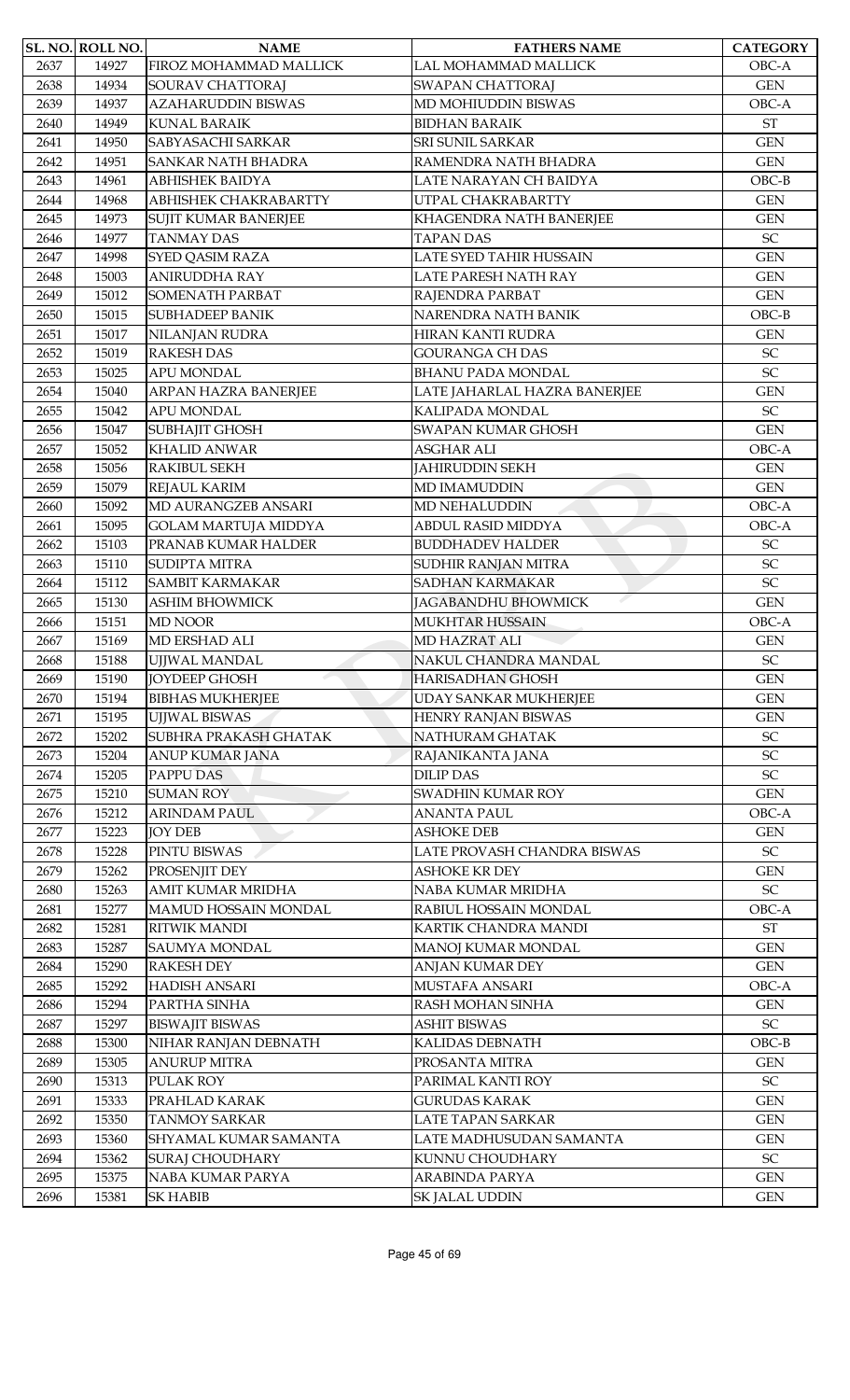| SL. NO. | ROLL NO. | NAME | FATHERS NAME | CATEGORY |
|---|---|---|---|---|
| 2637 | 14927 | FIROZ MOHAMMAD MALLICK | LAL MOHAMMAD MALLICK | OBC-A |
| 2638 | 14934 | SOURAV CHATTORAJ | SWAPAN CHATTORAJ | GEN |
| 2639 | 14937 | AZAHARUDDIN BISWAS | MD MOHIUDDIN BISWAS | OBC-A |
| 2640 | 14949 | KUNAL BARAIK | BIDHAN BARAIK | ST |
| 2641 | 14950 | SABYASACHI SARKAR | SRI SUNIL SARKAR | GEN |
| 2642 | 14951 | SANKAR NATH BHADRA | RAMENDRA NATH BHADRA | GEN |
| 2643 | 14961 | ABHISHEK BAIDYA | LATE NARAYAN CH BAIDYA | OBC-B |
| 2644 | 14968 | ABHISHEK CHAKRABARTTY | UTPAL CHAKRABARTTY | GEN |
| 2645 | 14973 | SUJIT KUMAR BANERJEE | KHAGENDRA NATH BANERJEE | GEN |
| 2646 | 14977 | TANMAY DAS | TAPAN DAS | SC |
| 2647 | 14998 | SYED QASIM RAZA | LATE SYED TAHIR HUSSAIN | GEN |
| 2648 | 15003 | ANIRUDDHA RAY | LATE PARESH NATH RAY | GEN |
| 2649 | 15012 | SOMENATH PARBAT | RAJENDRA PARBAT | GEN |
| 2650 | 15015 | SUBHADEEP BANIK | NARENDRA NATH BANIK | OBC-B |
| 2651 | 15017 | NILANJAN RUDRA | HIRAN KANTI RUDRA | GEN |
| 2652 | 15019 | RAKESH DAS | GOURANGA CH DAS | SC |
| 2653 | 15025 | APU MONDAL | BHANU PADA MONDAL | SC |
| 2654 | 15040 | ARPAN HAZRA BANERJEE | LATE JAHARLAL HAZRA BANERJEE | GEN |
| 2655 | 15042 | APU MONDAL | KALIPADA MONDAL | SC |
| 2656 | 15047 | SUBHAJIT GHOSH | SWAPAN KUMAR GHOSH | GEN |
| 2657 | 15052 | KHALID ANWAR | ASGHAR ALI | OBC-A |
| 2658 | 15056 | RAKIBUL SEKH | JAHIRUDDIN SEKH | GEN |
| 2659 | 15079 | REJAUL KARIM | MD IMAMUDDIN | GEN |
| 2660 | 15092 | MD AURANGZEB ANSARI | MD NEHALUDDIN | OBC-A |
| 2661 | 15095 | GOLAM MARTUJA MIDDYA | ABDUL RASID MIDDYA | OBC-A |
| 2662 | 15103 | PRANAB KUMAR HALDER | BUDDHADEV HALDER | SC |
| 2663 | 15110 | SUDIPTA MITRA | SUDHIR RANJAN MITRA | SC |
| 2664 | 15112 | SAMBIT KARMAKAR | SADHAN KARMAKAR | SC |
| 2665 | 15130 | ASHIM BHOWMICK | JAGABANDHU BHOWMICK | GEN |
| 2666 | 15151 | MD NOOR | MUKHTAR HUSSAIN | OBC-A |
| 2667 | 15169 | MD ERSHAD ALI | MD HAZRAT ALI | GEN |
| 2668 | 15188 | UJJWAL MANDAL | NAKUL CHANDRA MANDAL | SC |
| 2669 | 15190 | JOYDEEP GHOSH | HARISADHAN GHOSH | GEN |
| 2670 | 15194 | BIBHAS MUKHERJEE | UDAY SANKAR MUKHERJEE | GEN |
| 2671 | 15195 | UJJWAL BISWAS | HENRY RANJAN BISWAS | GEN |
| 2672 | 15202 | SUBHRA PRAKASH GHATAK | NATHURAM GHATAK | SC |
| 2673 | 15204 | ANUP KUMAR JANA | RAJANIKANTA JANA | SC |
| 2674 | 15205 | PAPPU DAS | DILIP DAS | SC |
| 2675 | 15210 | SUMAN ROY | SWADHIN KUMAR ROY | GEN |
| 2676 | 15212 | ARINDAM PAUL | ANANTA PAUL | OBC-A |
| 2677 | 15223 | JOY DEB | ASHOKE DEB | GEN |
| 2678 | 15228 | PINTU BISWAS | LATE PROVASH CHANDRA BISWAS | SC |
| 2679 | 15262 | PROSENJIT DEY | ASHOKE KR DEY | GEN |
| 2680 | 15263 | AMIT KUMAR MRIDHA | NABA KUMAR MRIDHA | SC |
| 2681 | 15277 | MAMUD HOSSAIN MONDAL | RABIUL HOSSAIN MONDAL | OBC-A |
| 2682 | 15281 | RITWIK MANDI | KARTIK CHANDRA MANDI | ST |
| 2683 | 15287 | SAUMYA MONDAL | MANOJ KUMAR MONDAL | GEN |
| 2684 | 15290 | RAKESH DEY | ANJAN KUMAR DEY | GEN |
| 2685 | 15292 | HADISH ANSARI | MUSTAFA ANSARI | OBC-A |
| 2686 | 15294 | PARTHA SINHA | RASH MOHAN SINHA | GEN |
| 2687 | 15297 | BISWAJIT BISWAS | ASHIT BISWAS | SC |
| 2688 | 15300 | NIHAR RANJAN DEBNATH | KALIDAS DEBNATH | OBC-B |
| 2689 | 15305 | ANURUP MITRA | PROSANTA MITRA | GEN |
| 2690 | 15313 | PULAK ROY | PARIMAL KANTI ROY | SC |
| 2691 | 15333 | PRAHLAD KARAK | GURUDAS KARAK | GEN |
| 2692 | 15350 | TANMOY SARKAR | LATE TAPAN SARKAR | GEN |
| 2693 | 15360 | SHYAMAL KUMAR SAMANTA | LATE MADHUSUDAN SAMANTA | GEN |
| 2694 | 15362 | SURAJ CHOUDHARY | KUNNU CHOUDHARY | SC |
| 2695 | 15375 | NABA KUMAR PARYA | ARABINDA PARYA | GEN |
| 2696 | 15381 | SK HABIB | SK JALAL UDDIN | GEN |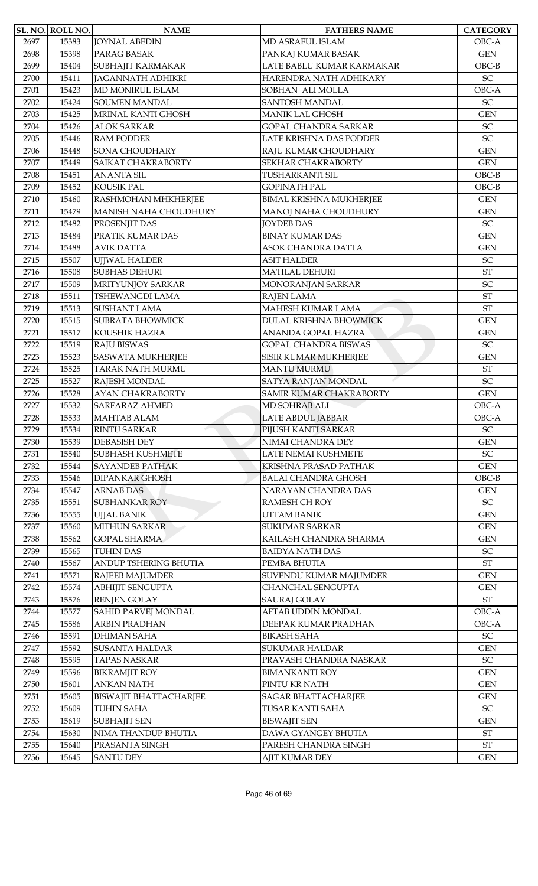| SL. NO. | ROLL NO. | NAME | FATHERS NAME | CATEGORY |
|---|---|---|---|---|
| 2697 | 15383 | JOYNAL ABEDIN | MD ASRAFUL ISLAM | OBC-A |
| 2698 | 15398 | PARAG BASAK | PANKAJ KUMAR BASAK | GEN |
| 2699 | 15404 | SUBHAJIT KARMAKAR | LATE BABLU KUMAR KARMAKAR | OBC-B |
| 2700 | 15411 | JAGANNATH ADHIKRI | HARENDRA NATH ADHIKARY | SC |
| 2701 | 15423 | MD MONIRUL ISLAM | SOBHAN ALI MOLLA | OBC-A |
| 2702 | 15424 | SOUMEN MANDAL | SANTOSH MANDAL | SC |
| 2703 | 15425 | MRINAL KANTI GHOSH | MANIK LAL GHOSH | GEN |
| 2704 | 15426 | ALOK SARKAR | GOPAL CHANDRA SARKAR | SC |
| 2705 | 15446 | RAM PODDER | LATE KRISHNA DAS PODDER | SC |
| 2706 | 15448 | SONA CHOUDHARY | RAJU KUMAR CHOUDHARY | GEN |
| 2707 | 15449 | SAIKAT CHAKRABORTY | SEKHAR CHAKRABORTY | GEN |
| 2708 | 15451 | ANANTA SIL | TUSHARKANTI SIL | OBC-B |
| 2709 | 15452 | KOUSIK PAL | GOPINATH PAL | OBC-B |
| 2710 | 15460 | RASHMOHAN MHKHERJEE | BIMAL KRISHNA MUKHERJEE | GEN |
| 2711 | 15479 | MANISH NAHA CHOUDHURY | MANOJ NAHA CHOUDHURY | GEN |
| 2712 | 15482 | PROSENJIT DAS | JOYDEB DAS | SC |
| 2713 | 15484 | PRATIK KUMAR DAS | BINAY KUMAR DAS | GEN |
| 2714 | 15488 | AVIK DATTA | ASOK CHANDRA DATTA | GEN |
| 2715 | 15507 | UJJWAL HALDER | ASIT HALDER | SC |
| 2716 | 15508 | SUBHAS DEHURI | MATILAL DEHURI | ST |
| 2717 | 15509 | MRITYUNJOY SARKAR | MONORANJAN SARKAR | SC |
| 2718 | 15511 | TSHEWANGDI LAMA | RAJEN LAMA | ST |
| 2719 | 15513 | SUSHANT LAMA | MAHESH KUMAR LAMA | ST |
| 2720 | 15515 | SUBRATA BHOWMICK | DULAL KRISHNA BHOWMICK | GEN |
| 2721 | 15517 | KOUSHIK HAZRA | ANANDA GOPAL HAZRA | GEN |
| 2722 | 15519 | RAJU BISWAS | GOPAL CHANDRA BISWAS | SC |
| 2723 | 15523 | SASWATA MUKHERJEE | SISIR KUMAR MUKHERJEE | GEN |
| 2724 | 15525 | TARAK NATH MURMU | MANTU MURMU | ST |
| 2725 | 15527 | RAJESH MONDAL | SATYA RANJAN MONDAL | SC |
| 2726 | 15528 | AYAN CHAKRABORTY | SAMIR KUMAR CHAKRABORTY | GEN |
| 2727 | 15532 | SARFARAZ AHMED | MD SOHRAB ALI | OBC-A |
| 2728 | 15533 | MAHTAB ALAM | LATE ABDUL JABBAR | OBC-A |
| 2729 | 15534 | RINTU SARKAR | PIJUSH KANTI SARKAR | SC |
| 2730 | 15539 | DEBASISH DEY | NIMAI CHANDRA DEY | GEN |
| 2731 | 15540 | SUBHASH KUSHMETE | LATE NEMAI KUSHMETE | SC |
| 2732 | 15544 | SAYANDEB PATHAK | KRISHNA PRASAD PATHAK | GEN |
| 2733 | 15546 | DIPANKAR GHOSH | BALAI CHANDRA GHOSH | OBC-B |
| 2734 | 15547 | ARNAB DAS | NARAYAN CHANDRA DAS | GEN |
| 2735 | 15551 | SUBHANKAR ROY | RAMESH CH ROY | SC |
| 2736 | 15555 | UJJAL BANIK | UTTAM BANIK | GEN |
| 2737 | 15560 | MITHUN SARKAR | SUKUMAR SARKAR | GEN |
| 2738 | 15562 | GOPAL SHARMA | KAILASH CHANDRA SHARMA | GEN |
| 2739 | 15565 | TUHIN DAS | BAIDYA NATH DAS | SC |
| 2740 | 15567 | ANDUP TSHERING BHUTIA | PEMBA BHUTIA | ST |
| 2741 | 15571 | RAJEEB MAJUMDER | SUVENDU KUMAR MAJUMDER | GEN |
| 2742 | 15574 | ABHIJIT SENGUPTA | CHANCHAL SENGUPTA | GEN |
| 2743 | 15576 | RENJEN GOLAY | SAURAJ GOLAY | ST |
| 2744 | 15577 | SAHID PARVEJ MONDAL | AFTAB UDDIN MONDAL | OBC-A |
| 2745 | 15586 | ARBIN PRADHAN | DEEPAK KUMAR PRADHAN | OBC-A |
| 2746 | 15591 | DHIMAN SAHA | BIKASH SAHA | SC |
| 2747 | 15592 | SUSANTA HALDAR | SUKUMAR HALDAR | GEN |
| 2748 | 15595 | TAPAS NASKAR | PRAVASH CHANDRA NASKAR | SC |
| 2749 | 15596 | BIKRAMJIT ROY | BIMANKANTI ROY | GEN |
| 2750 | 15601 | ANKAN NATH | PINTU KR NATH | GEN |
| 2751 | 15605 | BISWAJIT BHATTACHARJEE | SAGAR BHATTACHARJEE | GEN |
| 2752 | 15609 | TUHIN SAHA | TUSAR KANTI SAHA | SC |
| 2753 | 15619 | SUBHAJIT SEN | BISWAJIT SEN | GEN |
| 2754 | 15630 | NIMA THANDUP BHUTIA | DAWA GYANGEY BHUTIA | ST |
| 2755 | 15640 | PRASANTA SINGH | PARESH CHANDRA SINGH | ST |
| 2756 | 15645 | SANTU DEY | AJIT KUMAR DEY | GEN |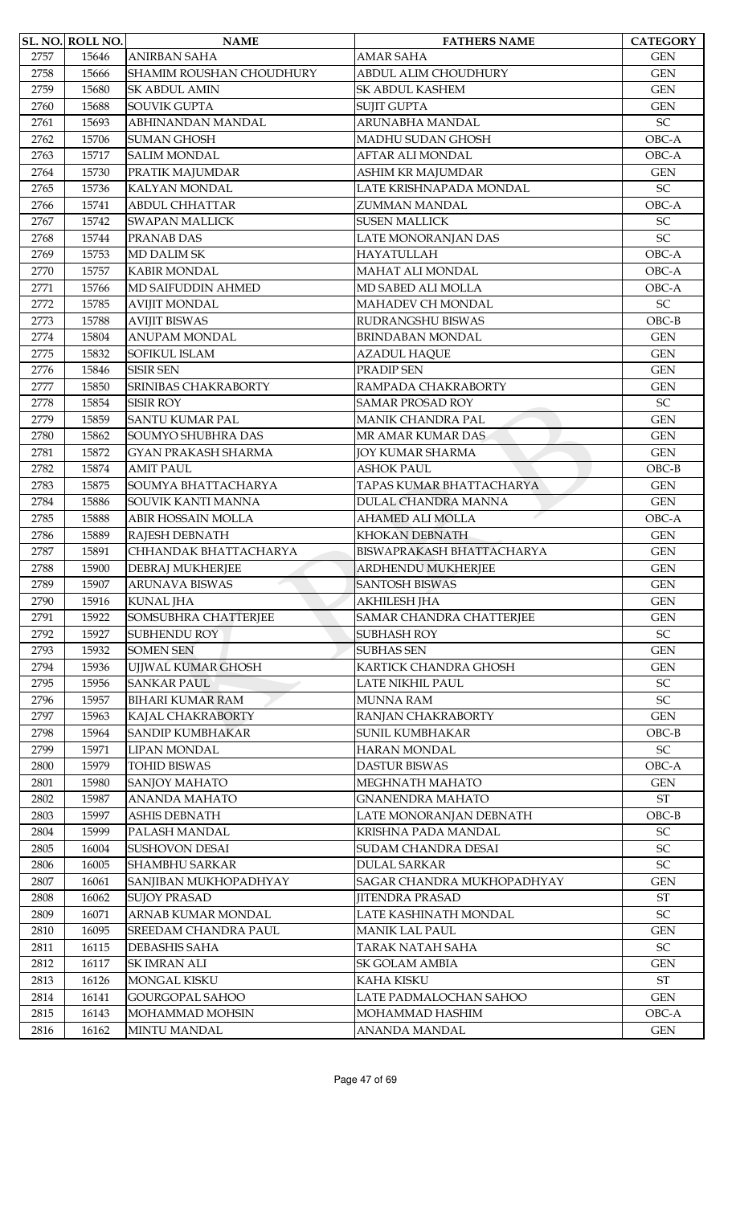| SL. NO. | ROLL NO. | NAME | FATHERS NAME | CATEGORY |
|---|---|---|---|---|
| 2757 | 15646 | ANIRBAN SAHA | AMAR SAHA | GEN |
| 2758 | 15666 | SHAMIM ROUSHAN CHOUDHURY | ABDUL ALIM CHOUDHURY | GEN |
| 2759 | 15680 | SK ABDUL AMIN | SK ABDUL KASHEM | GEN |
| 2760 | 15688 | SOUVIK GUPTA | SUJIT GUPTA | GEN |
| 2761 | 15693 | ABHINANDAN MANDAL | ARUNABHA MANDAL | SC |
| 2762 | 15706 | SUMAN GHOSH | MADHU SUDAN GHOSH | OBC-A |
| 2763 | 15717 | SALIM MONDAL | AFTAR ALI MONDAL | OBC-A |
| 2764 | 15730 | PRATIK MAJUMDAR | ASHIM KR MAJUMDAR | GEN |
| 2765 | 15736 | KALYAN MONDAL | LATE KRISHNAPADA MONDAL | SC |
| 2766 | 15741 | ABDUL CHHATTAR | ZUMMAN MANDAL | OBC-A |
| 2767 | 15742 | SWAPAN MALLICK | SUSEN MALLICK | SC |
| 2768 | 15744 | PRANAB DAS | LATE MONORANJAN DAS | SC |
| 2769 | 15753 | MD DALIM SK | HAYATULLAH | OBC-A |
| 2770 | 15757 | KABIR MONDAL | MAHAT ALI MONDAL | OBC-A |
| 2771 | 15766 | MD SAIFUDDIN AHMED | MD SABED ALI MOLLA | OBC-A |
| 2772 | 15785 | AVIJIT MONDAL | MAHADEV CH MONDAL | SC |
| 2773 | 15788 | AVIJIT BISWAS | RUDRANGSHU BISWAS | OBC-B |
| 2774 | 15804 | ANUPAM MONDAL | BRINDABAN MONDAL | GEN |
| 2775 | 15832 | SOFIKUL ISLAM | AZADUL HAQUE | GEN |
| 2776 | 15846 | SISIR SEN | PRADIP SEN | GEN |
| 2777 | 15850 | SRINIBAS CHAKRABORTY | RAMPADA CHAKRABORTY | GEN |
| 2778 | 15854 | SISIR ROY | SAMAR PROSAD ROY | SC |
| 2779 | 15859 | SANTU KUMAR PAL | MANIK CHANDRA PAL | GEN |
| 2780 | 15862 | SOUMYO SHUBHRA DAS | MR AMAR KUMAR DAS | GEN |
| 2781 | 15872 | GYAN PRAKASH SHARMA | JOY KUMAR SHARMA | GEN |
| 2782 | 15874 | AMIT PAUL | ASHOK PAUL | OBC-B |
| 2783 | 15875 | SOUMYA BHATTACHARYA | TAPAS KUMAR BHATTACHARYA | GEN |
| 2784 | 15886 | SOUVIK KANTI MANNA | DULAL CHANDRA MANNA | GEN |
| 2785 | 15888 | ABIR HOSSAIN MOLLA | AHAMED ALI MOLLA | OBC-A |
| 2786 | 15889 | RAJESH DEBNATH | KHOKAN DEBNATH | GEN |
| 2787 | 15891 | CHHANDAK BHATTACHARYA | BISWAPRAKASH BHATTACHARYA | GEN |
| 2788 | 15900 | DEBRAJ MUKHERJEE | ARDHENDU MUKHERJEE | GEN |
| 2789 | 15907 | ARUNAVA BISWAS | SANTOSH BISWAS | GEN |
| 2790 | 15916 | KUNAL JHA | AKHILESH JHA | GEN |
| 2791 | 15922 | SOMSUBHRA CHATTERJEE | SAMAR CHANDRA CHATTERJEE | GEN |
| 2792 | 15927 | SUBHENDU ROY | SUBHASH ROY | SC |
| 2793 | 15932 | SOMEN SEN | SUBHAS SEN | GEN |
| 2794 | 15936 | UJJWAL KUMAR GHOSH | KARTICK CHANDRA GHOSH | GEN |
| 2795 | 15956 | SANKAR PAUL | LATE NIKHIL PAUL | SC |
| 2796 | 15957 | BIHARI KUMAR RAM | MUNNA RAM | SC |
| 2797 | 15963 | KAJAL CHAKRABORTY | RANJAN CHAKRABORTY | GEN |
| 2798 | 15964 | SANDIP KUMBHAKAR | SUNIL KUMBHAKAR | OBC-B |
| 2799 | 15971 | LIPAN MONDAL | HARAN MONDAL | SC |
| 2800 | 15979 | TOHID BISWAS | DASTUR BISWAS | OBC-A |
| 2801 | 15980 | SANJOY MAHATO | MEGHNATH MAHATO | GEN |
| 2802 | 15987 | ANANDA MAHATO | GNANENDRA MAHATO | ST |
| 2803 | 15997 | ASHIS DEBNATH | LATE MONORANJAN DEBNATH | OBC-B |
| 2804 | 15999 | PALASH MANDAL | KRISHNA PADA MANDAL | SC |
| 2805 | 16004 | SUSHOVON DESAI | SUDAM CHANDRA DESAI | SC |
| 2806 | 16005 | SHAMBHU SARKAR | DULAL SARKAR | SC |
| 2807 | 16061 | SANJIBAN MUKHOPADHYAY | SAGAR CHANDRA MUKHOPADHYAY | GEN |
| 2808 | 16062 | SUJOY PRASAD | JITENDRA PRASAD | ST |
| 2809 | 16071 | ARNAB KUMAR MONDAL | LATE KASHINATH MONDAL | SC |
| 2810 | 16095 | SREEDAM CHANDRA PAUL | MANIK LAL PAUL | GEN |
| 2811 | 16115 | DEBASHIS SAHA | TARAK NATAH SAHA | SC |
| 2812 | 16117 | SK IMRAN ALI | SK GOLAM AMBIA | GEN |
| 2813 | 16126 | MONGAL KISKU | KAHA KISKU | ST |
| 2814 | 16141 | GOURGOPAL SAHOO | LATE PADMALOCHAN SAHOO | GEN |
| 2815 | 16143 | MOHAMMAD MOHSIN | MOHAMMAD HASHIM | OBC-A |
| 2816 | 16162 | MINTU MANDAL | ANANDA MANDAL | GEN |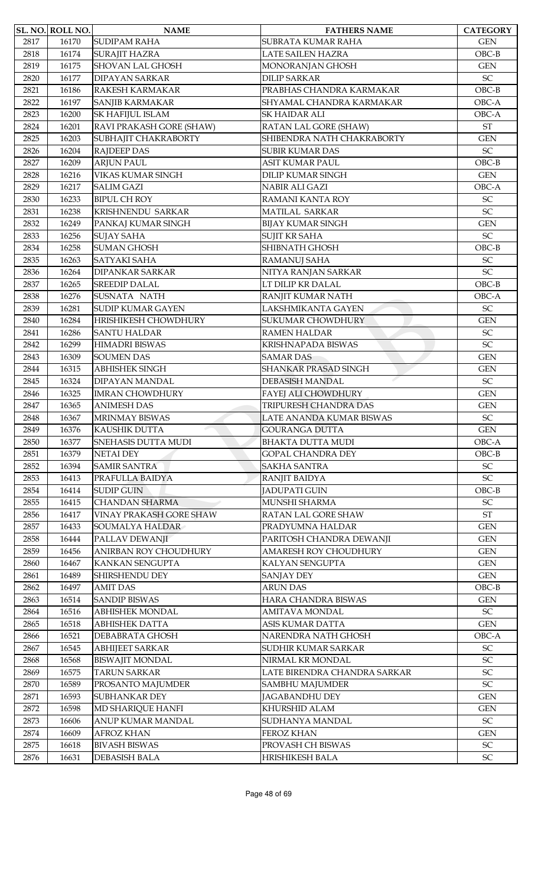| SL. NO. | ROLL NO. | NAME | FATHERS NAME | CATEGORY |
|---|---|---|---|---|
| 2817 | 16170 | SUDIPAM RAHA | SUBRATA KUMAR RAHA | GEN |
| 2818 | 16174 | SURAJIT HAZRA | LATE SAILEN HAZRA | OBC-B |
| 2819 | 16175 | SHOVAN LAL GHOSH | MONORANJAN GHOSH | GEN |
| 2820 | 16177 | DIPAYAN SARKAR | DILIP SARKAR | SC |
| 2821 | 16186 | RAKESH KARMAKAR | PRABHAS CHANDRA KARMAKAR | OBC-B |
| 2822 | 16197 | SANJIB KARMAKAR | SHYAMAL CHANDRA KARMAKAR | OBC-A |
| 2823 | 16200 | SK HAFIJUL ISLAM | SK HAIDAR ALI | OBC-A |
| 2824 | 16201 | RAVI PRAKASH GORE (SHAW) | RATAN LAL GORE (SHAW) | ST |
| 2825 | 16203 | SUBHAJIT CHAKRABORTY | SHIBENDRA NATH CHAKRABORTY | GEN |
| 2826 | 16204 | RAJDEEP DAS | SUBIR KUMAR DAS | SC |
| 2827 | 16209 | ARJUN PAUL | ASIT KUMAR PAUL | OBC-B |
| 2828 | 16216 | VIKAS KUMAR SINGH | DILIP KUMAR SINGH | GEN |
| 2829 | 16217 | SALIM GAZI | NABIR ALI GAZI | OBC-A |
| 2830 | 16233 | BIPUL CH ROY | RAMANI KANTA ROY | SC |
| 2831 | 16238 | KRISHNENDU SARKAR | MATILAL SARKAR | SC |
| 2832 | 16249 | PANKAJ KUMAR SINGH | BIJAY KUMAR SINGH | GEN |
| 2833 | 16256 | SUJAY SAHA | SUJIT KR SAHA | SC |
| 2834 | 16258 | SUMAN GHOSH | SHIBNATH GHOSH | OBC-B |
| 2835 | 16263 | SATYAKI SAHA | RAMANUJ SAHA | SC |
| 2836 | 16264 | DIPANKAR SARKAR | NITYA RANJAN SARKAR | SC |
| 2837 | 16265 | SREEDIP DALAL | LT DILIP KR DALAL | OBC-B |
| 2838 | 16276 | SUSNATA NATH | RANJIT KUMAR NATH | OBC-A |
| 2839 | 16281 | SUDIP KUMAR GAYEN | LAKSHMIKANTA GAYEN | SC |
| 2840 | 16284 | HRISHIKESH CHOWDHURY | SUKUMAR CHOWDHURY | GEN |
| 2841 | 16286 | SANTU HALDAR | RAMEN HALDAR | SC |
| 2842 | 16299 | HIMADRI BISWAS | KRISHNAPADA BISWAS | SC |
| 2843 | 16309 | SOUMEN DAS | SAMAR DAS | GEN |
| 2844 | 16315 | ABHISHEK SINGH | SHANKAR PRASAD SINGH | GEN |
| 2845 | 16324 | DIPAYAN MANDAL | DEBASISH MANDAL | SC |
| 2846 | 16325 | IMRAN CHOWDHURY | FAYEJ ALI CHOWDHURY | GEN |
| 2847 | 16365 | ANIMESH DAS | TRIPURESH CHANDRA DAS | GEN |
| 2848 | 16367 | MRINMAY BISWAS | LATE ANANDA KUMAR BISWAS | SC |
| 2849 | 16376 | KAUSHIK DUTTA | GOURANGA DUTTA | GEN |
| 2850 | 16377 | SNEHASIS DUTTA MUDI | BHAKTA DUTTA MUDI | OBC-A |
| 2851 | 16379 | NETAI DEY | GOPAL CHANDRA DEY | OBC-B |
| 2852 | 16394 | SAMIR SANTRA | SAKHA SANTRA | SC |
| 2853 | 16413 | PRAFULLA BAIDYA | RANJIT BAIDYA | SC |
| 2854 | 16414 | SUDIP GUIN | JADUPATI GUIN | OBC-B |
| 2855 | 16415 | CHANDAN SHARMA | MUNSHI SHARMA | SC |
| 2856 | 16417 | VINAY PRAKASH GORE SHAW | RATAN LAL GORE SHAW | ST |
| 2857 | 16433 | SOUMALYA HALDAR | PRADYUMNA HALDAR | GEN |
| 2858 | 16444 | PALLAV DEWANJI | PARITOSH CHANDRA DEWANJI | GEN |
| 2859 | 16456 | ANIRBAN ROY CHOUDHURY | AMARESH ROY CHOUDHURY | GEN |
| 2860 | 16467 | KANKAN SENGUPTA | KALYAN SENGUPTA | GEN |
| 2861 | 16489 | SHIRSHENDU DEY | SANJAY DEY | GEN |
| 2862 | 16497 | AMIT DAS | ARUN DAS | OBC-B |
| 2863 | 16514 | SANDIP BISWAS | HARA CHANDRA BISWAS | GEN |
| 2864 | 16516 | ABHISHEK MONDAL | AMITAVA MONDAL | SC |
| 2865 | 16518 | ABHISHEK DATTA | ASIS KUMAR DATTA | GEN |
| 2866 | 16521 | DEBABRATA GHOSH | NARENDRA NATH GHOSH | OBC-A |
| 2867 | 16545 | ABHIJEET SARKAR | SUDHIR KUMAR SARKAR | SC |
| 2868 | 16568 | BISWAJIT MONDAL | NIRMAL KR MONDAL | SC |
| 2869 | 16575 | TARUN SARKAR | LATE BIRENDRA CHANDRA SARKAR | SC |
| 2870 | 16589 | PROSANTO MAJUMDER | SAMBHU MAJUMDER | SC |
| 2871 | 16593 | SUBHANKAR DEY | JAGABANDHU DEY | GEN |
| 2872 | 16598 | MD SHARIQUE HANFI | KHURSHID ALAM | GEN |
| 2873 | 16606 | ANUP KUMAR MANDAL | SUDHANYA MANDAL | SC |
| 2874 | 16609 | AFROZ KHAN | FEROZ KHAN | GEN |
| 2875 | 16618 | BIVASH BISWAS | PROVASH CH BISWAS | SC |
| 2876 | 16631 | DEBASISH BALA | HRISHIKESH BALA | SC |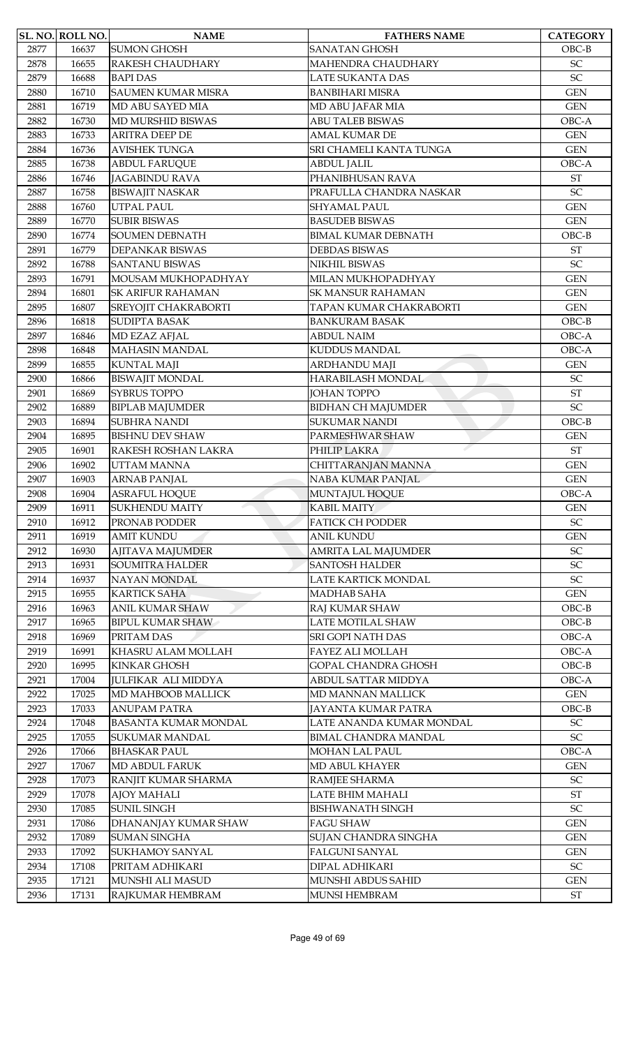| SL. NO. | ROLL NO. | NAME | FATHERS NAME | CATEGORY |
|---|---|---|---|---|
| 2877 | 16637 | SUMON GHOSH | SANATAN GHOSH | OBC-B |
| 2878 | 16655 | RAKESH CHAUDHARY | MAHENDRA CHAUDHARY | SC |
| 2879 | 16688 | BAPI DAS | LATE SUKANTA DAS | SC |
| 2880 | 16710 | SAUMEN KUMAR MISRA | BANBIHARI MISRA | GEN |
| 2881 | 16719 | MD ABU SAYED MIA | MD ABU JAFAR MIA | GEN |
| 2882 | 16730 | MD MURSHID BISWAS | ABU TALEB BISWAS | OBC-A |
| 2883 | 16733 | ARITRA DEEP DE | AMAL KUMAR DE | GEN |
| 2884 | 16736 | AVISHEK TUNGA | SRI CHAMELI KANTA TUNGA | GEN |
| 2885 | 16738 | ABDUL FARUQUE | ABDUL JALIL | OBC-A |
| 2886 | 16746 | JAGABINDU RAVA | PHANIBHUSAN RAVA | ST |
| 2887 | 16758 | BISWAJIT NASKAR | PRAFULLA CHANDRA NASKAR | SC |
| 2888 | 16760 | UTPAL PAUL | SHYAMAL PAUL | GEN |
| 2889 | 16770 | SUBIR BISWAS | BASUDEB BISWAS | GEN |
| 2890 | 16774 | SOUMEN DEBNATH | BIMAL KUMAR DEBNATH | OBC-B |
| 2891 | 16779 | DEPANKAR BISWAS | DEBDAS BISWAS | ST |
| 2892 | 16788 | SANTANU BISWAS | NIKHIL BISWAS | SC |
| 2893 | 16791 | MOUSAM MUKHOPADHYAY | MILAN MUKHOPADHYAY | GEN |
| 2894 | 16801 | SK ARIFUR RAHAMAN | SK MANSUR RAHAMAN | GEN |
| 2895 | 16807 | SREYOJIT CHAKRABORTI | TAPAN KUMAR CHAKRABORTI | GEN |
| 2896 | 16818 | SUDIPTA BASAK | BANKURAM BASAK | OBC-B |
| 2897 | 16846 | MD EZAZ AFJAL | ABDUL NAIM | OBC-A |
| 2898 | 16848 | MAHASIN MANDAL | KUDDUS MANDAL | OBC-A |
| 2899 | 16855 | KUNTAL MAJI | ARDHANDU MAJI | GEN |
| 2900 | 16866 | BISWAJIT MONDAL | HARABILASH MONDAL | SC |
| 2901 | 16869 | SYBRUS TOPPO | JOHAN TOPPO | ST |
| 2902 | 16889 | BIPLAB MAJUMDER | BIDHAN CH MAJUMDER | SC |
| 2903 | 16894 | SUBHRA NANDI | SUKUMAR NANDI | OBC-B |
| 2904 | 16895 | BISHNU DEV SHAW | PARMESHWAR SHAW | GEN |
| 2905 | 16901 | RAKESH ROSHAN LAKRA | PHILIP LAKRA | ST |
| 2906 | 16902 | UTTAM MANNA | CHITTARANJAN MANNA | GEN |
| 2907 | 16903 | ARNAB PANJAL | NABA KUMAR PANJAL | GEN |
| 2908 | 16904 | ASRAFUL HOQUE | MUNTAJUL HOQUE | OBC-A |
| 2909 | 16911 | SUKHENDU MAITY | KABIL MAITY | GEN |
| 2910 | 16912 | PRONAB PODDER | FATICK CH PODDER | SC |
| 2911 | 16919 | AMIT KUNDU | ANIL KUNDU | GEN |
| 2912 | 16930 | AJITAVA MAJUMDER | AMRITA LAL MAJUMDER | SC |
| 2913 | 16931 | SOUMITRA HALDER | SANTOSH HALDER | SC |
| 2914 | 16937 | NAYAN MONDAL | LATE KARTICK MONDAL | SC |
| 2915 | 16955 | KARTICK SAHA | MADHAB SAHA | GEN |
| 2916 | 16963 | ANIL KUMAR SHAW | RAJ KUMAR SHAW | OBC-B |
| 2917 | 16965 | BIPUL KUMAR SHAW | LATE MOTILAL SHAW | OBC-B |
| 2918 | 16969 | PRITAM DAS | SRI GOPI NATH DAS | OBC-A |
| 2919 | 16991 | KHASRU ALAM MOLLAH | FAYEZ ALI MOLLAH | OBC-A |
| 2920 | 16995 | KINKAR GHOSH | GOPAL CHANDRA GHOSH | OBC-B |
| 2921 | 17004 | JULFIKAR ALI MIDDYA | ABDUL SATTAR MIDDYA | OBC-A |
| 2922 | 17025 | MD MAHBOOB MALLICK | MD MANNAN MALLICK | GEN |
| 2923 | 17033 | ANUPAM PATRA | JAYANTA KUMAR PATRA | OBC-B |
| 2924 | 17048 | BASANTA KUMAR MONDAL | LATE ANANDA KUMAR MONDAL | SC |
| 2925 | 17055 | SUKUMAR MANDAL | BIMAL CHANDRA MANDAL | SC |
| 2926 | 17066 | BHASKAR PAUL | MOHAN LAL PAUL | OBC-A |
| 2927 | 17067 | MD ABDUL FARUK | MD ABUL KHAYER | GEN |
| 2928 | 17073 | RANJIT KUMAR SHARMA | RAMJEE SHARMA | SC |
| 2929 | 17078 | AJOY MAHALI | LATE BHIM MAHALI | ST |
| 2930 | 17085 | SUNIL SINGH | BISHWANATH SINGH | SC |
| 2931 | 17086 | DHANANJAY KUMAR SHAW | FAGU SHAW | GEN |
| 2932 | 17089 | SUMAN SINGHA | SUJAN CHANDRA SINGHA | GEN |
| 2933 | 17092 | SUKHAMOY SANYAL | FALGUNI SANYAL | GEN |
| 2934 | 17108 | PRITAM ADHIKARI | DIPAL ADHIKARI | SC |
| 2935 | 17121 | MUNSHI ALI MASUD | MUNSHI ABDUS SAHID | GEN |
| 2936 | 17131 | RAJKUMAR HEMBRAM | MUNSI HEMBRAM | ST |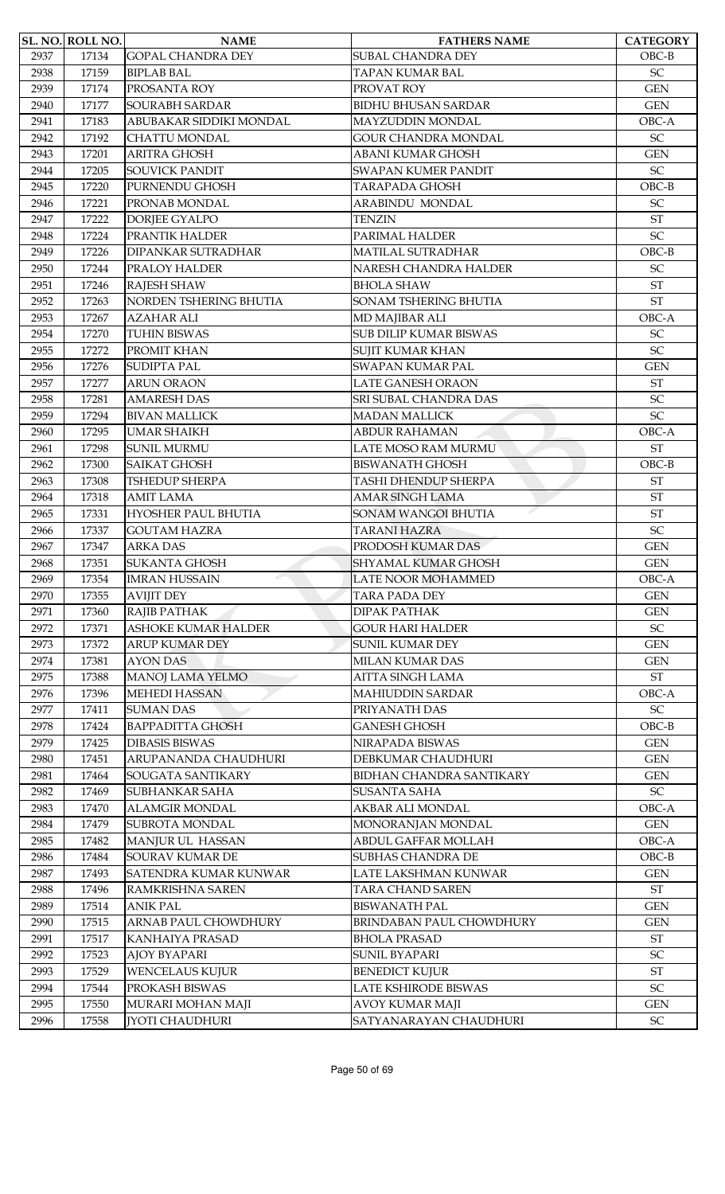| SL. NO. | ROLL NO. | NAME | FATHERS NAME | CATEGORY |
|---|---|---|---|---|
| 2937 | 17134 | GOPAL CHANDRA DEY | SUBAL CHANDRA DEY | OBC-B |
| 2938 | 17159 | BIPLAB BAL | TAPAN KUMAR BAL | SC |
| 2939 | 17174 | PROSANTA ROY | PROVAT ROY | GEN |
| 2940 | 17177 | SOURABH SARDAR | BIDHU BHUSAN SARDAR | GEN |
| 2941 | 17183 | ABUBAKAR SIDDIKI MONDAL | MAYZUDDIN MONDAL | OBC-A |
| 2942 | 17192 | CHATTU MONDAL | GOUR CHANDRA MONDAL | SC |
| 2943 | 17201 | ARITRA GHOSH | ABANI KUMAR GHOSH | GEN |
| 2944 | 17205 | SOUVICK PANDIT | SWAPAN KUMER PANDIT | SC |
| 2945 | 17220 | PURNENDU GHOSH | TARAPADA GHOSH | OBC-B |
| 2946 | 17221 | PRONAB MONDAL | ARABINDU MONDAL | SC |
| 2947 | 17222 | DORJEE GYALPO | TENZIN | ST |
| 2948 | 17224 | PRANTIK HALDER | PARIMAL HALDER | SC |
| 2949 | 17226 | DIPANKAR SUTRADHAR | MATILAL SUTRADHAR | OBC-B |
| 2950 | 17244 | PRALOY HALDER | NARESH CHANDRA HALDER | SC |
| 2951 | 17246 | RAJESH SHAW | BHOLA SHAW | ST |
| 2952 | 17263 | NORDEN TSHERING BHUTIA | SONAM TSHERING BHUTIA | ST |
| 2953 | 17267 | AZAHAR ALI | MD MAJIBAR ALI | OBC-A |
| 2954 | 17270 | TUHIN BISWAS | SUB DILIP KUMAR BISWAS | SC |
| 2955 | 17272 | PROMIT KHAN | SUJIT KUMAR KHAN | SC |
| 2956 | 17276 | SUDIPTA PAL | SWAPAN KUMAR PAL | GEN |
| 2957 | 17277 | ARUN ORAON | LATE GANESH ORAON | ST |
| 2958 | 17281 | AMARESH DAS | SRI SUBAL CHANDRA DAS | SC |
| 2959 | 17294 | BIVAN MALLICK | MADAN MALLICK | SC |
| 2960 | 17295 | UMAR SHAIKH | ABDUR RAHAMAN | OBC-A |
| 2961 | 17298 | SUNIL MURMU | LATE MOSO RAM MURMU | ST |
| 2962 | 17300 | SAIKAT GHOSH | BISWANATH GHOSH | OBC-B |
| 2963 | 17308 | TSHEDUP SHERPA | TASHI DHENDUP SHERPA | ST |
| 2964 | 17318 | AMIT LAMA | AMAR SINGH LAMA | ST |
| 2965 | 17331 | HYOSHER PAUL BHUTIA | SONAM WANGOI BHUTIA | ST |
| 2966 | 17337 | GOUTAM HAZRA | TARANI HAZRA | SC |
| 2967 | 17347 | ARKA DAS | PRODOSH KUMAR DAS | GEN |
| 2968 | 17351 | SUKANTA GHOSH | SHYAMAL KUMAR GHOSH | GEN |
| 2969 | 17354 | IMRAN HUSSAIN | LATE NOOR MOHAMMED | OBC-A |
| 2970 | 17355 | AVIJIT DEY | TARA PADA DEY | GEN |
| 2971 | 17360 | RAJIB PATHAK | DIPAK PATHAK | GEN |
| 2972 | 17371 | ASHOKE KUMAR HALDER | GOUR HARI HALDER | SC |
| 2973 | 17372 | ARUP KUMAR DEY | SUNIL KUMAR DEY | GEN |
| 2974 | 17381 | AYON DAS | MILAN KUMAR DAS | GEN |
| 2975 | 17388 | MANOJ LAMA YELMO | AITTA SINGH LAMA | ST |
| 2976 | 17396 | MEHEDI HASSAN | MAHIUDDIN SARDAR | OBC-A |
| 2977 | 17411 | SUMAN DAS | PRIYANATH DAS | SC |
| 2978 | 17424 | BAPPADITTA GHOSH | GANESH GHOSH | OBC-B |
| 2979 | 17425 | DIBASIS BISWAS | NIRAPADA BISWAS | GEN |
| 2980 | 17451 | ARUPANANDA CHAUDHURI | DEBKUMAR CHAUDHURI | GEN |
| 2981 | 17464 | SOUGATA SANTIKARY | BIDHAN CHANDRA SANTIKARY | GEN |
| 2982 | 17469 | SUBHANKAR SAHA | SUSANTA SAHA | SC |
| 2983 | 17470 | ALAMGIR MONDAL | AKBAR ALI MONDAL | OBC-A |
| 2984 | 17479 | SUBROTA MONDAL | MONORANJAN MONDAL | GEN |
| 2985 | 17482 | MANJUR UL HASSAN | ABDUL GAFFAR MOLLAH | OBC-A |
| 2986 | 17484 | SOURAV KUMAR DE | SUBHAS CHANDRA DE | OBC-B |
| 2987 | 17493 | SATENDRA KUMAR KUNWAR | LATE LAKSHMAN KUNWAR | GEN |
| 2988 | 17496 | RAMKRISHNA SAREN | TARA CHAND SAREN | ST |
| 2989 | 17514 | ANIK PAL | BISWANATH PAL | GEN |
| 2990 | 17515 | ARNAB PAUL CHOWDHURY | BRINDABAN PAUL CHOWDHURY | GEN |
| 2991 | 17517 | KANHAIYA PRASAD | BHOLA PRASAD | ST |
| 2992 | 17523 | AJOY BYAPARI | SUNIL BYAPARI | SC |
| 2993 | 17529 | WENCELAUS KUJUR | BENEDICT KUJUR | ST |
| 2994 | 17544 | PROKASH BISWAS | LATE KSHIRODE BISWAS | SC |
| 2995 | 17550 | MURARI MOHAN MAJI | AVOY KUMAR MAJI | GEN |
| 2996 | 17558 | JYOTI CHAUDHURI | SATYANARAYAN CHAUDHURI | SC |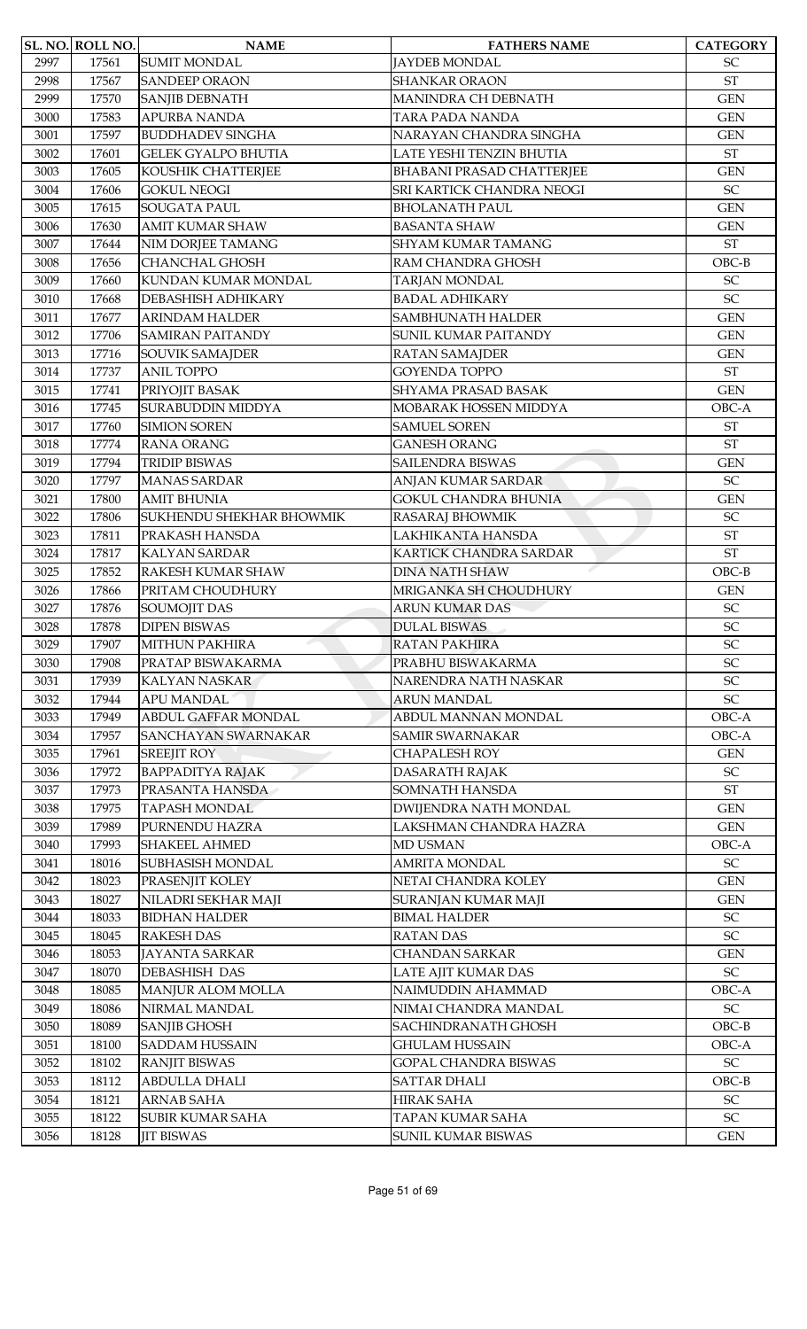| SL. NO. | ROLL NO. | NAME | FATHERS NAME | CATEGORY |
|---|---|---|---|---|
| 2997 | 17561 | SUMIT MONDAL | JAYDEB MONDAL | SC |
| 2998 | 17567 | SANDEEP ORAON | SHANKAR ORAON | ST |
| 2999 | 17570 | SANJIB DEBNATH | MANINDRA CH DEBNATH | GEN |
| 3000 | 17583 | APURBA NANDA | TARA PADA NANDA | GEN |
| 3001 | 17597 | BUDDHADEV SINGHA | NARAYAN CHANDRA SINGHA | GEN |
| 3002 | 17601 | GELEK GYALPO BHUTIA | LATE YESHI TENZIN BHUTIA | ST |
| 3003 | 17605 | KOUSHIK CHATTERJEE | BHABANI PRASAD CHATTERJEE | GEN |
| 3004 | 17606 | GOKUL NEOGI | SRI KARTICK CHANDRA NEOGI | SC |
| 3005 | 17615 | SOUGATA PAUL | BHOLANATH PAUL | GEN |
| 3006 | 17630 | AMIT KUMAR SHAW | BASANTA SHAW | GEN |
| 3007 | 17644 | NIM DORJEE TAMANG | SHYAM KUMAR TAMANG | ST |
| 3008 | 17656 | CHANCHAL GHOSH | RAM CHANDRA GHOSH | OBC-B |
| 3009 | 17660 | KUNDAN KUMAR MONDAL | TARJAN MONDAL | SC |
| 3010 | 17668 | DEBASHISH ADHIKARY | BADAL ADHIKARY | SC |
| 3011 | 17677 | ARINDAM HALDER | SAMBHUNATH HALDER | GEN |
| 3012 | 17706 | SAMIRAN PAITANDY | SUNIL KUMAR PAITANDY | GEN |
| 3013 | 17716 | SOUVIK SAMAJDER | RATAN SAMAJDER | GEN |
| 3014 | 17737 | ANIL TOPPO | GOYENDA TOPPO | ST |
| 3015 | 17741 | PRIYOJIT BASAK | SHYAMA PRASAD BASAK | GEN |
| 3016 | 17745 | SURABUDDIN MIDDYA | MOBARAK HOSSEN MIDDYA | OBC-A |
| 3017 | 17760 | SIMION SOREN | SAMUEL SOREN | ST |
| 3018 | 17774 | RANA ORANG | GANESH ORANG | ST |
| 3019 | 17794 | TRIDIP BISWAS | SAILENDRA BISWAS | GEN |
| 3020 | 17797 | MANAS SARDAR | ANJAN KUMAR SARDAR | SC |
| 3021 | 17800 | AMIT BHUNIA | GOKUL CHANDRA BHUNIA | GEN |
| 3022 | 17806 | SUKHENDU SHEKHAR BHOWMIK | RASARAJ BHOWMIK | SC |
| 3023 | 17811 | PRAKASH HANSDA | LAKHIKANTA HANSDA | ST |
| 3024 | 17817 | KALYAN SARDAR | KARTICK CHANDRA SARDAR | ST |
| 3025 | 17852 | RAKESH KUMAR SHAW | DINA NATH SHAW | OBC-B |
| 3026 | 17866 | PRITAM CHOUDHURY | MRIGANKA SH CHOUDHURY | GEN |
| 3027 | 17876 | SOUMOJIT DAS | ARUN KUMAR DAS | SC |
| 3028 | 17878 | DIPEN BISWAS | DULAL BISWAS | SC |
| 3029 | 17907 | MITHUN PAKHIRA | RATAN PAKHIRA | SC |
| 3030 | 17908 | PRATAP BISWAKARMA | PRABHU BISWAKARMA | SC |
| 3031 | 17939 | KALYAN NASKAR | NARENDRA NATH NASKAR | SC |
| 3032 | 17944 | APU MANDAL | ARUN MANDAL | SC |
| 3033 | 17949 | ABDUL GAFFAR MONDAL | ABDUL MANNAN MONDAL | OBC-A |
| 3034 | 17957 | SANCHAYAN SWARNAKAR | SAMIR SWARNAKAR | OBC-A |
| 3035 | 17961 | SREEJIT ROY | CHAPALESH ROY | GEN |
| 3036 | 17972 | BAPPADITYA RAJAK | DASARATH RAJAK | SC |
| 3037 | 17973 | PRASANTA HANSDA | SOMNATH HANSDA | ST |
| 3038 | 17975 | TAPASH MONDAL | DWIJENDRA NATH MONDAL | GEN |
| 3039 | 17989 | PURNENDU HAZRA | LAKSHMAN CHANDRA HAZRA | GEN |
| 3040 | 17993 | SHAKEEL AHMED | MD USMAN | OBC-A |
| 3041 | 18016 | SUBHASISH MONDAL | AMRITA MONDAL | SC |
| 3042 | 18023 | PRASENJIT KOLEY | NETAI CHANDRA KOLEY | GEN |
| 3043 | 18027 | NILADRI SEKHAR MAJI | SURANJAN KUMAR MAJI | GEN |
| 3044 | 18033 | BIDHAN HALDER | BIMAL HALDER | SC |
| 3045 | 18045 | RAKESH DAS | RATAN DAS | SC |
| 3046 | 18053 | JAYANTA SARKAR | CHANDAN SARKAR | GEN |
| 3047 | 18070 | DEBASHISH DAS | LATE AJIT KUMAR DAS | SC |
| 3048 | 18085 | MANJUR ALOM MOLLA | NAIMUDDIN AHAMMAD | OBC-A |
| 3049 | 18086 | NIRMAL MANDAL | NIMAI CHANDRA MANDAL | SC |
| 3050 | 18089 | SANJIB GHOSH | SACHINDRANATH GHOSH | OBC-B |
| 3051 | 18100 | SADDAM HUSSAIN | GHULAM HUSSAIN | OBC-A |
| 3052 | 18102 | RANJIT BISWAS | GOPAL CHANDRA BISWAS | SC |
| 3053 | 18112 | ABDULLA DHALI | SATTAR DHALI | OBC-B |
| 3054 | 18121 | ARNAB SAHA | HIRAK SAHA | SC |
| 3055 | 18122 | SUBIR KUMAR SAHA | TAPAN KUMAR SAHA | SC |
| 3056 | 18128 | JIT BISWAS | SUNIL KUMAR BISWAS | GEN |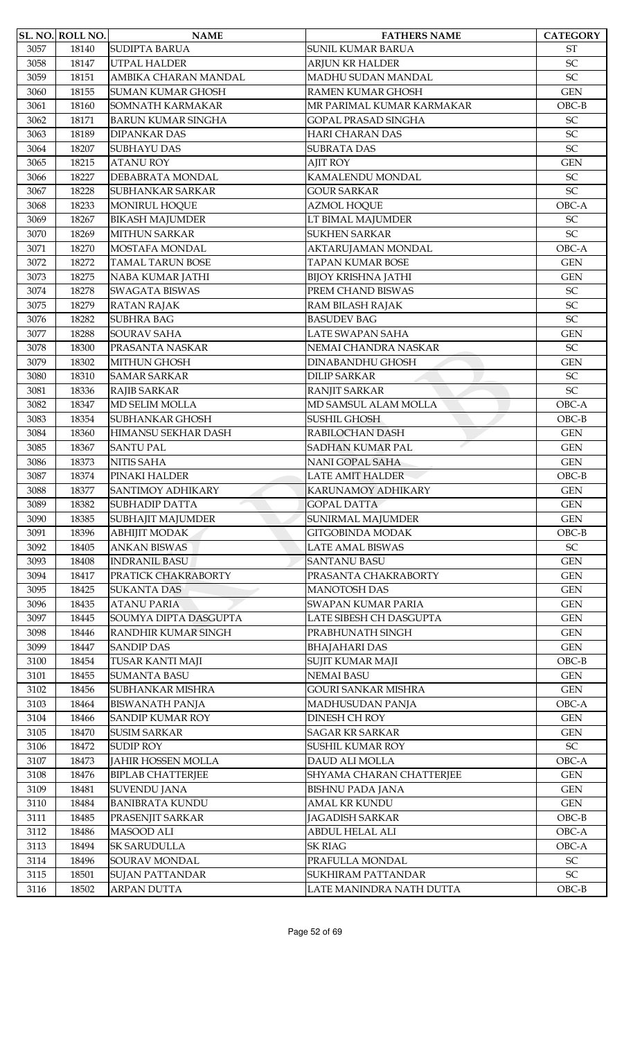| SL. NO. | ROLL NO. | NAME | FATHERS NAME | CATEGORY |
|---|---|---|---|---|
| 3057 | 18140 | SUDIPTA BARUA | SUNIL KUMAR BARUA | ST |
| 3058 | 18147 | UTPAL HALDER | ARJUN KR HALDER | SC |
| 3059 | 18151 | AMBIKA CHARAN MANDAL | MADHU SUDAN MANDAL | SC |
| 3060 | 18155 | SUMAN KUMAR GHOSH | RAMEN KUMAR GHOSH | GEN |
| 3061 | 18160 | SOMNATH KARMAKAR | MR PARIMAL KUMAR KARMAKAR | OBC-B |
| 3062 | 18171 | BARUN KUMAR SINGHA | GOPAL PRASAD SINGHA | SC |
| 3063 | 18189 | DIPANKAR DAS | HARI CHARAN DAS | SC |
| 3064 | 18207 | SUBHAYU DAS | SUBRATA DAS | SC |
| 3065 | 18215 | ATANU ROY | AJIT ROY | GEN |
| 3066 | 18227 | DEBABRATA MONDAL | KAMALENDU MONDAL | SC |
| 3067 | 18228 | SUBHANKAR SARKAR | GOUR SARKAR | SC |
| 3068 | 18233 | MONIRUL HOQUE | AZMOL HOQUE | OBC-A |
| 3069 | 18267 | BIKASH MAJUMDER | LT BIMAL MAJUMDER | SC |
| 3070 | 18269 | MITHUN SARKAR | SUKHEN SARKAR | SC |
| 3071 | 18270 | MOSTAFA MONDAL | AKTARUJAMAN MONDAL | OBC-A |
| 3072 | 18272 | TAMAL TARUN BOSE | TAPAN KUMAR BOSE | GEN |
| 3073 | 18275 | NABA KUMAR JATHI | BIJOY KRISHNA JATHI | GEN |
| 3074 | 18278 | SWAGATA BISWAS | PREM CHAND BISWAS | SC |
| 3075 | 18279 | RATAN RAJAK | RAM BILASH RAJAK | SC |
| 3076 | 18282 | SUBHRA BAG | BASUDEV BAG | SC |
| 3077 | 18288 | SOURAV SAHA | LATE SWAPAN SAHA | GEN |
| 3078 | 18300 | PRASANTA NASKAR | NEMAI CHANDRA NASKAR | SC |
| 3079 | 18302 | MITHUN GHOSH | DINABANDHU GHOSH | GEN |
| 3080 | 18310 | SAMAR SARKAR | DILIP SARKAR | SC |
| 3081 | 18336 | RAJIB SARKAR | RANJIT SARKAR | SC |
| 3082 | 18347 | MD SELIM MOLLA | MD SAMSUL ALAM MOLLA | OBC-A |
| 3083 | 18354 | SUBHANKAR GHOSH | SUSHIL GHOSH | OBC-B |
| 3084 | 18360 | HIMANSU SEKHAR DASH | RABILOCHAN DASH | GEN |
| 3085 | 18367 | SANTU PAL | SADHAN KUMAR PAL | GEN |
| 3086 | 18373 | NITIS SAHA | NANI GOPAL SAHA | GEN |
| 3087 | 18374 | PINAKI HALDER | LATE AMIT HALDER | OBC-B |
| 3088 | 18377 | SANTIMOY ADHIKARY | KARUNAMOY ADHIKARY | GEN |
| 3089 | 18382 | SUBHADIP DATTA | GOPAL DATTA | GEN |
| 3090 | 18385 | SUBHAJIT MAJUMDER | SUNIRMAL MAJUMDER | GEN |
| 3091 | 18396 | ABHIJIT MODAK | GITGOBINDA MODAK | OBC-B |
| 3092 | 18405 | ANKAN BISWAS | LATE AMAL BISWAS | SC |
| 3093 | 18408 | INDRANIL BASU | SANTANU BASU | GEN |
| 3094 | 18417 | PRATICK CHAKRABORTY | PRASANTA CHAKRABORTY | GEN |
| 3095 | 18425 | SUKANTA DAS | MANOTOSH DAS | GEN |
| 3096 | 18435 | ATANU PARIA | SWAPAN KUMAR PARIA | GEN |
| 3097 | 18445 | SOUMYA DIPTA DASGUPTA | LATE SIBESH CH DASGUPTA | GEN |
| 3098 | 18446 | RANDHIR KUMAR SINGH | PRABHUNATH SINGH | GEN |
| 3099 | 18447 | SANDIP DAS | BHAJAHARI DAS | GEN |
| 3100 | 18454 | TUSAR KANTI MAJI | SUJIT KUMAR MAJI | OBC-B |
| 3101 | 18455 | SUMANTA BASU | NEMAI BASU | GEN |
| 3102 | 18456 | SUBHANKAR MISHRA | GOURI SANKAR MISHRA | GEN |
| 3103 | 18464 | BISWANATH PANJA | MADHUSUDAN PANJA | OBC-A |
| 3104 | 18466 | SANDIP KUMAR ROY | DINESH CH ROY | GEN |
| 3105 | 18470 | SUSIM SARKAR | SAGAR KR SARKAR | GEN |
| 3106 | 18472 | SUDIP ROY | SUSHIL KUMAR ROY | SC |
| 3107 | 18473 | JAHIR HOSSEN MOLLA | DAUD ALI MOLLA | OBC-A |
| 3108 | 18476 | BIPLAB CHATTERJEE | SHYAMA CHARAN CHATTERJEE | GEN |
| 3109 | 18481 | SUVENDU JANA | BISHNU PADA JANA | GEN |
| 3110 | 18484 | BANIBRATA KUNDU | AMAL KR KUNDU | GEN |
| 3111 | 18485 | PRASENJIT SARKAR | JAGADISH SARKAR | OBC-B |
| 3112 | 18486 | MASOOD ALI | ABDUL HELAL ALI | OBC-A |
| 3113 | 18494 | SK SARUDULLA | SK RIAG | OBC-A |
| 3114 | 18496 | SOURAV MONDAL | PRAFULLA MONDAL | SC |
| 3115 | 18501 | SUJAN PATTANDAR | SUKHIRAM PATTANDAR | SC |
| 3116 | 18502 | ARPAN DUTTA | LATE MANINDRA NATH DUTTA | OBC-B |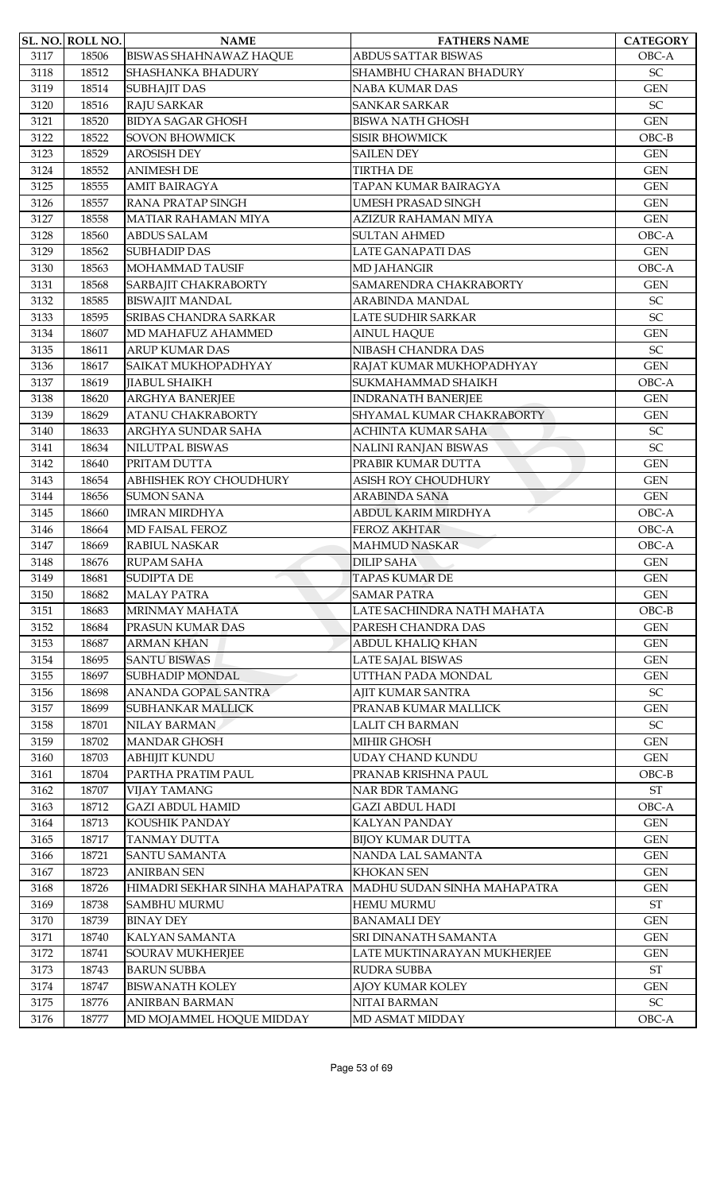| SL. NO. | ROLL NO. | NAME | FATHERS NAME | CATEGORY |
|---|---|---|---|---|
| 3117 | 18506 | BISWAS SHAHNAWAZ HAQUE | ABDUS SATTAR BISWAS | OBC-A |
| 3118 | 18512 | SHASHANKA BHADURY | SHAMBHU CHARAN BHADURY | SC |
| 3119 | 18514 | SUBHAJIT DAS | NABA KUMAR DAS | GEN |
| 3120 | 18516 | RAJU SARKAR | SANKAR SARKAR | SC |
| 3121 | 18520 | BIDYA SAGAR GHOSH | BISWA NATH GHOSH | GEN |
| 3122 | 18522 | SOVON BHOWMICK | SISIR BHOWMICK | OBC-B |
| 3123 | 18529 | AROSISH DEY | SAILEN DEY | GEN |
| 3124 | 18552 | ANIMESH DE | TIRTHA DE | GEN |
| 3125 | 18555 | AMIT BAIRAGYA | TAPAN KUMAR BAIRAGYA | GEN |
| 3126 | 18557 | RANA PRATAP SINGH | UMESH PRASAD SINGH | GEN |
| 3127 | 18558 | MATIAR RAHAMAN MIYA | AZIZUR RAHAMAN MIYA | GEN |
| 3128 | 18560 | ABDUS SALAM | SULTAN AHMED | OBC-A |
| 3129 | 18562 | SUBHADIP DAS | LATE GANAPATI DAS | GEN |
| 3130 | 18563 | MOHAMMAD TAUSIF | MD JAHANGIR | OBC-A |
| 3131 | 18568 | SARBAJIT CHAKRABORTY | SAMARENDRA CHAKRABORTY | GEN |
| 3132 | 18585 | BISWAJIT MANDAL | ARABINDA MANDAL | SC |
| 3133 | 18595 | SRIBAS CHANDRA SARKAR | LATE SUDHIR SARKAR | SC |
| 3134 | 18607 | MD MAHAFUZ AHAMMED | AINUL HAQUE | GEN |
| 3135 | 18611 | ARUP KUMAR DAS | NIBASH CHANDRA DAS | SC |
| 3136 | 18617 | SAIKAT MUKHOPADHYAY | RAJAT KUMAR MUKHOPADHYAY | GEN |
| 3137 | 18619 | JIABUL SHAIKH | SUKMAHAMMAD SHAIKH | OBC-A |
| 3138 | 18620 | ARGHYA BANERJEE | INDRANATH BANERJEE | GEN |
| 3139 | 18629 | ATANU CHAKRABORTY | SHYAMAL KUMAR CHAKRABORTY | GEN |
| 3140 | 18633 | ARGHYA SUNDAR SAHA | ACHINTA KUMAR SAHA | SC |
| 3141 | 18634 | NILUTPAL BISWAS | NALINI RANJAN BISWAS | SC |
| 3142 | 18640 | PRITAM DUTTA | PRABIR KUMAR DUTTA | GEN |
| 3143 | 18654 | ABHISHEK ROY CHOUDHURY | ASISH ROY CHOUDHURY | GEN |
| 3144 | 18656 | SUMON SANA | ARABINDA SANA | GEN |
| 3145 | 18660 | IMRAN MIRDHYA | ABDUL KARIM MIRDHYA | OBC-A |
| 3146 | 18664 | MD FAISAL FEROZ | FEROZ AKHTAR | OBC-A |
| 3147 | 18669 | RABIUL NASKAR | MAHMUD NASKAR | OBC-A |
| 3148 | 18676 | RUPAM SAHA | DILIP SAHA | GEN |
| 3149 | 18681 | SUDIPTA DE | TAPAS KUMAR DE | GEN |
| 3150 | 18682 | MALAY PATRA | SAMAR PATRA | GEN |
| 3151 | 18683 | MRINMAY MAHATA | LATE SACHINDRA NATH MAHATA | OBC-B |
| 3152 | 18684 | PRASUN KUMAR DAS | PARESH CHANDRA DAS | GEN |
| 3153 | 18687 | ARMAN KHAN | ABDUL KHALIQ KHAN | GEN |
| 3154 | 18695 | SANTU BISWAS | LATE SAJAL BISWAS | GEN |
| 3155 | 18697 | SUBHADIP MONDAL | UTTHAN PADA MONDAL | GEN |
| 3156 | 18698 | ANANDA GOPAL SANTRA | AJIT KUMAR SANTRA | SC |
| 3157 | 18699 | SUBHANKAR MALLICK | PRANAB KUMAR MALLICK | GEN |
| 3158 | 18701 | NILAY BARMAN | LALIT CH BARMAN | SC |
| 3159 | 18702 | MANDAR GHOSH | MIHIR GHOSH | GEN |
| 3160 | 18703 | ABHIJIT KUNDU | UDAY CHAND KUNDU | GEN |
| 3161 | 18704 | PARTHA PRATIM PAUL | PRANAB KRISHNA PAUL | OBC-B |
| 3162 | 18707 | VIJAY TAMANG | NAR BDR TAMANG | ST |
| 3163 | 18712 | GAZI ABDUL HAMID | GAZI ABDUL HADI | OBC-A |
| 3164 | 18713 | KOUSHIK PANDAY | KALYAN PANDAY | GEN |
| 3165 | 18717 | TANMAY DUTTA | BIJOY KUMAR DUTTA | GEN |
| 3166 | 18721 | SANTU SAMANTA | NANDA LAL SAMANTA | GEN |
| 3167 | 18723 | ANIRBAN SEN | KHOKAN SEN | GEN |
| 3168 | 18726 | HIMADRI SEKHAR SINHA MAHAPATRA | MADHU SUDAN SINHA MAHAPATRA | GEN |
| 3169 | 18738 | SAMBHU MURMU | HEMU MURMU | ST |
| 3170 | 18739 | BINAY DEY | BANAMALI DEY | GEN |
| 3171 | 18740 | KALYAN SAMANTA | SRI DINANATH SAMANTA | GEN |
| 3172 | 18741 | SOURAV MUKHERJEE | LATE MUKTINARAYAN MUKHERJEE | GEN |
| 3173 | 18743 | BARUN SUBBA | RUDRA SUBBA | ST |
| 3174 | 18747 | BISWANATH KOLEY | AJOY KUMAR KOLEY | GEN |
| 3175 | 18776 | ANIRBAN BARMAN | NITAI BARMAN | SC |
| 3176 | 18777 | MD MOJAMMEL HOQUE MIDDAY | MD ASMAT MIDDAY | OBC-A |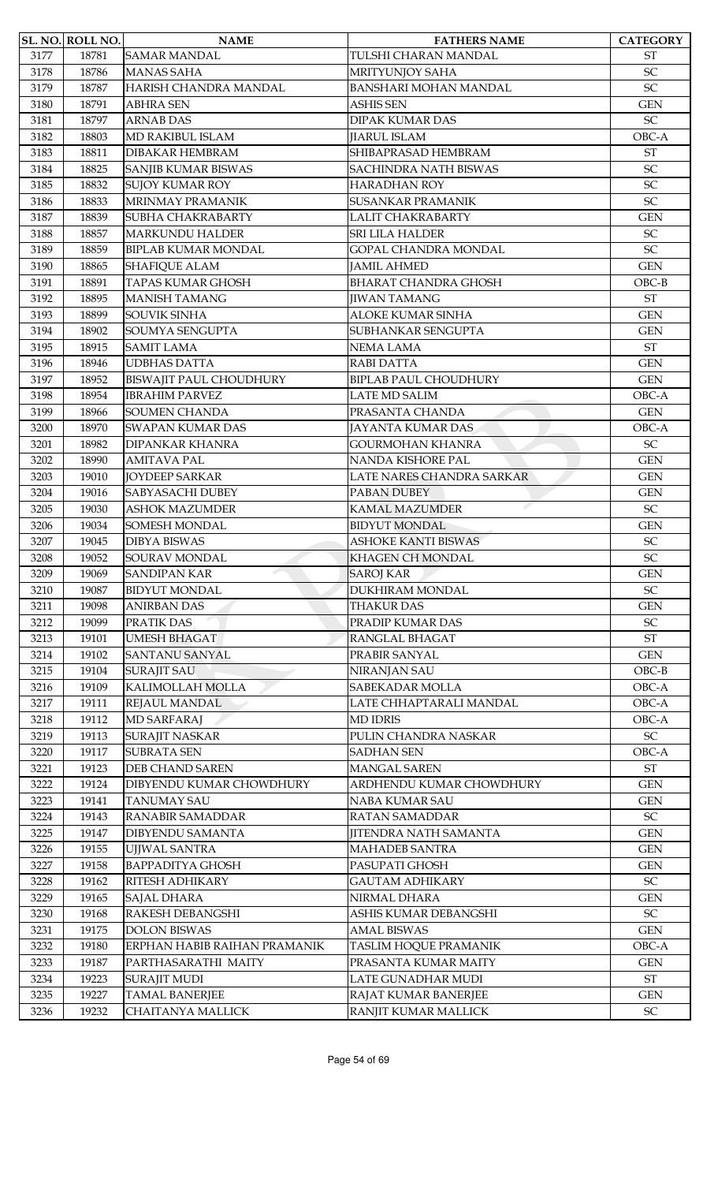| SL. NO. | ROLL NO. | NAME | FATHERS NAME | CATEGORY |
|---|---|---|---|---|
| 3177 | 18781 | SAMAR MANDAL | TULSHI CHARAN MANDAL | ST |
| 3178 | 18786 | MANAS SAHA | MRITYUNJOY SAHA | SC |
| 3179 | 18787 | HARISH CHANDRA MANDAL | BANSHARI MOHAN MANDAL | SC |
| 3180 | 18791 | ABHRA SEN | ASHIS SEN | GEN |
| 3181 | 18797 | ARNAB DAS | DIPAK KUMAR DAS | SC |
| 3182 | 18803 | MD RAKIBUL ISLAM | JIARUL ISLAM | OBC-A |
| 3183 | 18811 | DIBAKAR HEMBRAM | SHIBAPRASAD HEMBRAM | ST |
| 3184 | 18825 | SANJIB KUMAR BISWAS | SACHINDRA NATH BISWAS | SC |
| 3185 | 18832 | SUJOY KUMAR ROY | HARADHAN ROY | SC |
| 3186 | 18833 | MRINMAY PRAMANIK | SUSANKAR PRAMANIK | SC |
| 3187 | 18839 | SUBHA CHAKRABARTY | LALIT CHAKRABARTY | GEN |
| 3188 | 18857 | MARKUNDU HALDER | SRI LILA HALDER | SC |
| 3189 | 18859 | BIPLAB KUMAR MONDAL | GOPAL CHANDRA MONDAL | SC |
| 3190 | 18865 | SHAFIQUE ALAM | JAMIL AHMED | GEN |
| 3191 | 18891 | TAPAS KUMAR GHOSH | BHARAT CHANDRA GHOSH | OBC-B |
| 3192 | 18895 | MANISH TAMANG | JIWAN TAMANG | ST |
| 3193 | 18899 | SOUVIK SINHA | ALOKE KUMAR SINHA | GEN |
| 3194 | 18902 | SOUMYA SENGUPTA | SUBHANKAR SENGUPTA | GEN |
| 3195 | 18915 | SAMIT LAMA | NEMA LAMA | ST |
| 3196 | 18946 | UDBHAS DATTA | RABI DATTA | GEN |
| 3197 | 18952 | BISWAJIT PAUL CHOUDHURY | BIPLAB PAUL CHOUDHURY | GEN |
| 3198 | 18954 | IBRAHIM PARVEZ | LATE MD SALIM | OBC-A |
| 3199 | 18966 | SOUMEN CHANDA | PRASANTA CHANDA | GEN |
| 3200 | 18970 | SWAPAN KUMAR DAS | JAYANTA KUMAR DAS | OBC-A |
| 3201 | 18982 | DIPANKAR KHANRA | GOURMOHAN KHANRA | SC |
| 3202 | 18990 | AMITAVA PAL | NANDA KISHORE PAL | GEN |
| 3203 | 19010 | JOYDEEP SARKAR | LATE NARES CHANDRA SARKAR | GEN |
| 3204 | 19016 | SABYASACHI DUBEY | PABAN DUBEY | GEN |
| 3205 | 19030 | ASHOK MAZUMDER | KAMAL MAZUMDER | SC |
| 3206 | 19034 | SOMESH MONDAL | BIDYUT MONDAL | GEN |
| 3207 | 19045 | DIBYA BISWAS | ASHOKE KANTI BISWAS | SC |
| 3208 | 19052 | SOURAV MONDAL | KHAGEN CH MONDAL | SC |
| 3209 | 19069 | SANDIPAN KAR | SAROJ KAR | GEN |
| 3210 | 19087 | BIDYUT MONDAL | DUKHIRAM MONDAL | SC |
| 3211 | 19098 | ANIRBAN DAS | THAKUR DAS | GEN |
| 3212 | 19099 | PRATIK DAS | PRADIP KUMAR DAS | SC |
| 3213 | 19101 | UMESH BHAGAT | RANGLAL BHAGAT | ST |
| 3214 | 19102 | SANTANU SANYAL | PRABIR SANYAL | GEN |
| 3215 | 19104 | SURAJIT SAU | NIRANJAN SAU | OBC-B |
| 3216 | 19109 | KALIMOLLAH MOLLA | SABEKADAR MOLLA | OBC-A |
| 3217 | 19111 | REJAUL MANDAL | LATE CHHAPTARALI MANDAL | OBC-A |
| 3218 | 19112 | MD SARFARAJ | MD IDRIS | OBC-A |
| 3219 | 19113 | SURAJIT NASKAR | PULIN CHANDRA NASKAR | SC |
| 3220 | 19117 | SUBRATA SEN | SADHAN SEN | OBC-A |
| 3221 | 19123 | DEB CHAND SAREN | MANGAL SAREN | ST |
| 3222 | 19124 | DIBYENDU KUMAR CHOWDHURY | ARDHENDU KUMAR CHOWDHURY | GEN |
| 3223 | 19141 | TANUMAY SAU | NABA KUMAR SAU | GEN |
| 3224 | 19143 | RANABIR SAMADDAR | RATAN SAMADDAR | SC |
| 3225 | 19147 | DIBYENDU SAMANTA | JITENDRA NATH SAMANTA | GEN |
| 3226 | 19155 | UJJWAL SANTRA | MAHADEB SANTRA | GEN |
| 3227 | 19158 | BAPPADITYA GHOSH | PASUPATI GHOSH | GEN |
| 3228 | 19162 | RITESH ADHIKARY | GAUTAM ADHIKARY | SC |
| 3229 | 19165 | SAJAL DHARA | NIRMAL DHARA | GEN |
| 3230 | 19168 | RAKESH DEBANGSHI | ASHIS KUMAR DEBANGSHI | SC |
| 3231 | 19175 | DOLON BISWAS | AMAL BISWAS | GEN |
| 3232 | 19180 | ERPHAN HABIB RAIHAN PRAMANIK | TASLIM HOQUE PRAMANIK | OBC-A |
| 3233 | 19187 | PARTHASARATHI MAITY | PRASANTA KUMAR MAITY | GEN |
| 3234 | 19223 | SURAJIT MUDI | LATE GUNADHAR MUDI | ST |
| 3235 | 19227 | TAMAL BANERJEE | RAJAT KUMAR BANERJEE | GEN |
| 3236 | 19232 | CHAITANYA MALLICK | RANJIT KUMAR MALLICK | SC |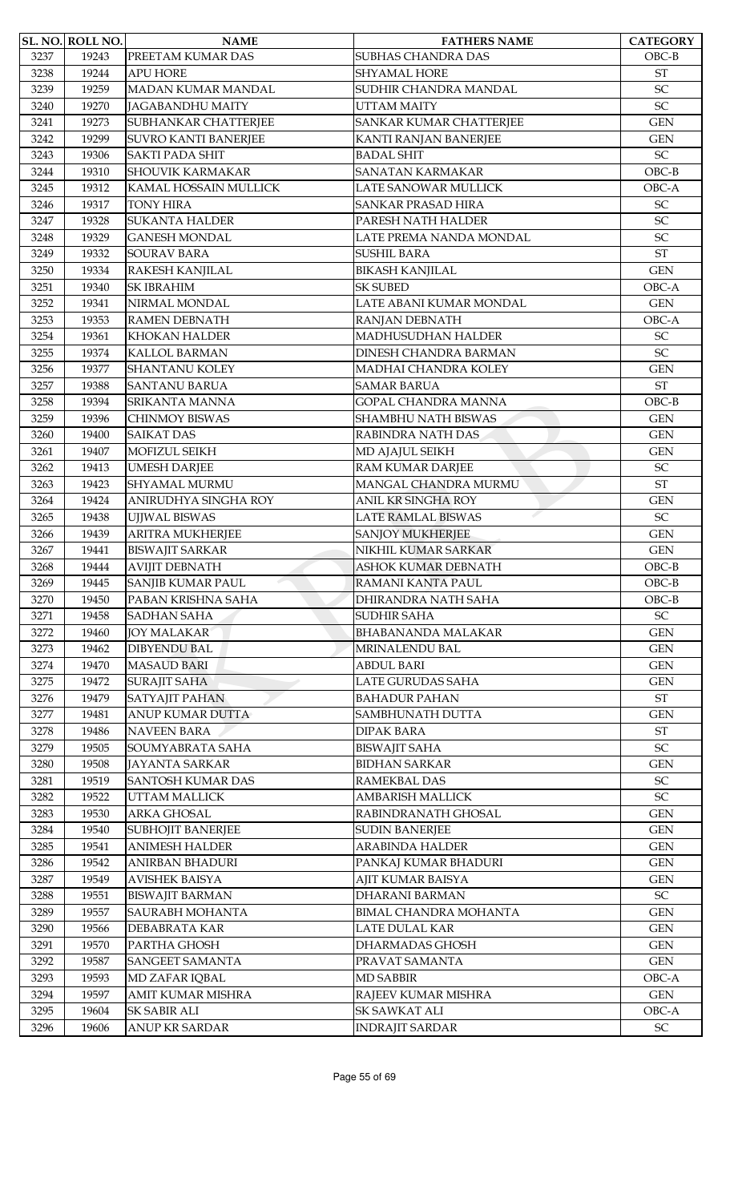| SL. NO. | ROLL NO. | NAME | FATHERS NAME | CATEGORY |
|---|---|---|---|---|
| 3237 | 19243 | PREETAM KUMAR DAS | SUBHAS CHANDRA DAS | OBC-B |
| 3238 | 19244 | APU HORE | SHYAMAL HORE | ST |
| 3239 | 19259 | MADAN KUMAR MANDAL | SUDHIR CHANDRA MANDAL | SC |
| 3240 | 19270 | JAGABANDHU MAITY | UTTAM MAITY | SC |
| 3241 | 19273 | SUBHANKAR CHATTERJEE | SANKAR KUMAR CHATTERJEE | GEN |
| 3242 | 19299 | SUVRO KANTI BANERJEE | KANTI RANJAN BANERJEE | GEN |
| 3243 | 19306 | SAKTI PADA SHIT | BADAL SHIT | SC |
| 3244 | 19310 | SHOUVIK KARMAKAR | SANATAN KARMAKAR | OBC-B |
| 3245 | 19312 | KAMAL HOSSAIN MULLICK | LATE SANOWAR MULLICK | OBC-A |
| 3246 | 19317 | TONY HIRA | SANKAR PRASAD HIRA | SC |
| 3247 | 19328 | SUKANTA HALDER | PARESH NATH HALDER | SC |
| 3248 | 19329 | GANESH MONDAL | LATE PREMA NANDA MONDAL | SC |
| 3249 | 19332 | SOURAV BARA | SUSHIL BARA | ST |
| 3250 | 19334 | RAKESH KANJILAL | BIKASH KANJILAL | GEN |
| 3251 | 19340 | SK IBRAHIM | SK SUBED | OBC-A |
| 3252 | 19341 | NIRMAL MONDAL | LATE ABANI KUMAR MONDAL | GEN |
| 3253 | 19353 | RAMEN DEBNATH | RANJAN DEBNATH | OBC-A |
| 3254 | 19361 | KHOKAN HALDER | MADHUSUDHAN HALDER | SC |
| 3255 | 19374 | KALLOL BARMAN | DINESH CHANDRA BARMAN | SC |
| 3256 | 19377 | SHANTANU KOLEY | MADHAI CHANDRA KOLEY | GEN |
| 3257 | 19388 | SANTANU BARUA | SAMAR BARUA | ST |
| 3258 | 19394 | SRIKANTA MANNA | GOPAL CHANDRA MANNA | OBC-B |
| 3259 | 19396 | CHINMOY BISWAS | SHAMBHU NATH BISWAS | GEN |
| 3260 | 19400 | SAIKAT DAS | RABINDRA NATH DAS | GEN |
| 3261 | 19407 | MOFIZUL SEIKH | MD AJAJUL SEIKH | GEN |
| 3262 | 19413 | UMESH DARJEE | RAM KUMAR DARJEE | SC |
| 3263 | 19423 | SHYAMAL MURMU | MANGAL CHANDRA MURMU | ST |
| 3264 | 19424 | ANIRUDHYA SINGHA ROY | ANIL KR SINGHA ROY | GEN |
| 3265 | 19438 | UJJWAL BISWAS | LATE RAMLAL BISWAS | SC |
| 3266 | 19439 | ARITRA MUKHERJEE | SANJOY MUKHERJEE | GEN |
| 3267 | 19441 | BISWAJIT SARKAR | NIKHIL KUMAR SARKAR | GEN |
| 3268 | 19444 | AVIJIT DEBNATH | ASHOK KUMAR DEBNATH | OBC-B |
| 3269 | 19445 | SANJIB KUMAR PAUL | RAMANI KANTA PAUL | OBC-B |
| 3270 | 19450 | PABAN KRISHNA SAHA | DHIRANDRA NATH SAHA | OBC-B |
| 3271 | 19458 | SADHAN SAHA | SUDHIR SAHA | SC |
| 3272 | 19460 | JOY MALAKAR | BHABANANDA MALAKAR | GEN |
| 3273 | 19462 | DIBYENDU BAL | MRINALENDU BAL | GEN |
| 3274 | 19470 | MASAUD BARI | ABDUL BARI | GEN |
| 3275 | 19472 | SURAJIT SAHA | LATE GURUDAS SAHA | GEN |
| 3276 | 19479 | SATYAJIT PAHAN | BAHADUR PAHAN | ST |
| 3277 | 19481 | ANUP KUMAR DUTTA | SAMBHUNATH DUTTA | GEN |
| 3278 | 19486 | NAVEEN BARA | DIPAK BARA | ST |
| 3279 | 19505 | SOUMYABRATA SAHA | BISWAJIT SAHA | SC |
| 3280 | 19508 | JAYANTA SARKAR | BIDHAN SARKAR | GEN |
| 3281 | 19519 | SANTOSH KUMAR DAS | RAMEKBAL DAS | SC |
| 3282 | 19522 | UTTAM MALLICK | AMBARISH MALLICK | SC |
| 3283 | 19530 | ARKA GHOSAL | RABINDRANATH GHOSAL | GEN |
| 3284 | 19540 | SUBHOJIT BANERJEE | SUDIN BANERJEE | GEN |
| 3285 | 19541 | ANIMESH HALDER | ARABINDA HALDER | GEN |
| 3286 | 19542 | ANIRBAN BHADURI | PANKAJ KUMAR BHADURI | GEN |
| 3287 | 19549 | AVISHEK BAISYA | AJIT KUMAR BAISYA | GEN |
| 3288 | 19551 | BISWAJIT BARMAN | DHARANI BARMAN | SC |
| 3289 | 19557 | SAURABH MOHANTA | BIMAL CHANDRA MOHANTA | GEN |
| 3290 | 19566 | DEBABRATA KAR | LATE DULAL KAR | GEN |
| 3291 | 19570 | PARTHA GHOSH | DHARMADAS GHOSH | GEN |
| 3292 | 19587 | SANGEET SAMANTA | PRAVAT SAMANTA | GEN |
| 3293 | 19593 | MD ZAFAR IQBAL | MD SABBIR | OBC-A |
| 3294 | 19597 | AMIT KUMAR MISHRA | RAJEEV KUMAR MISHRA | GEN |
| 3295 | 19604 | SK SABIR ALI | SK SAWKAT ALI | OBC-A |
| 3296 | 19606 | ANUP KR SARDAR | INDRAJIT SARDAR | SC |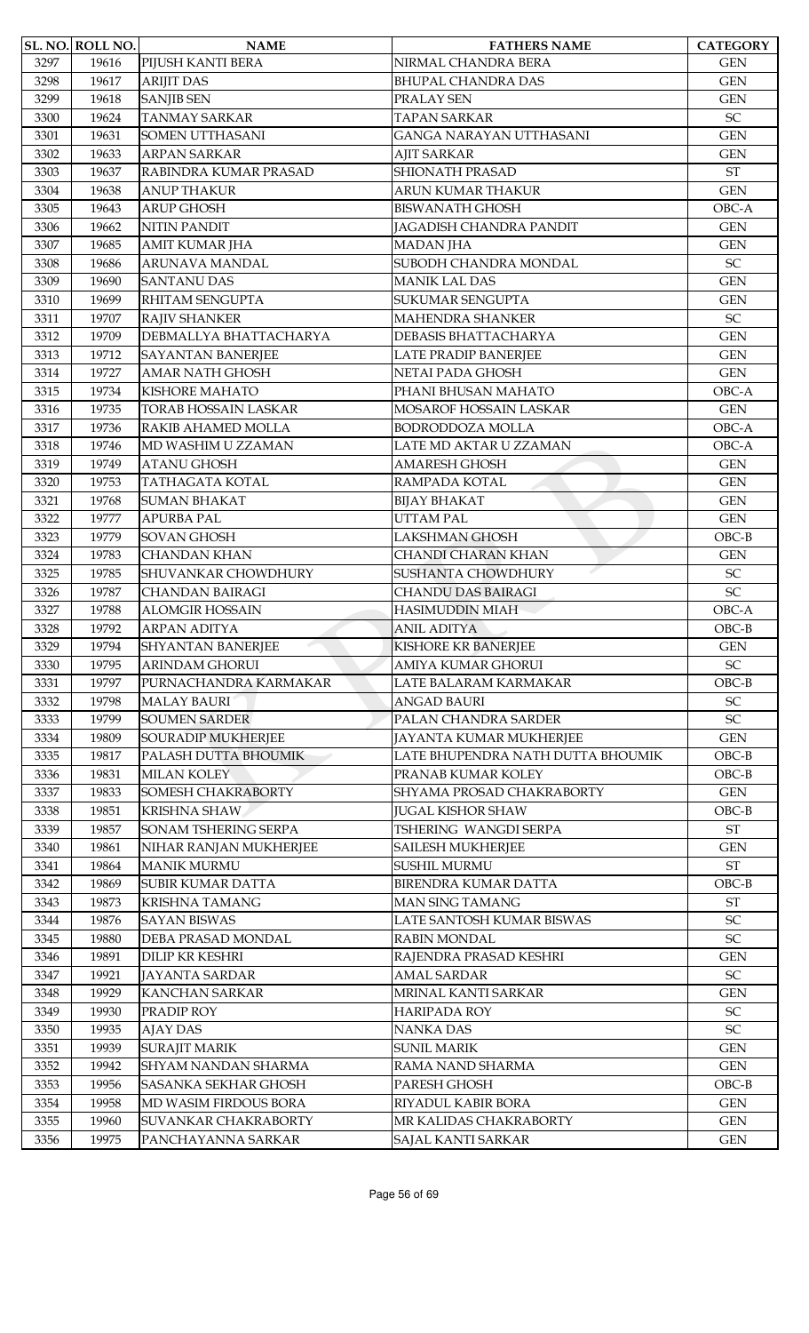| SL. NO. | ROLL NO. | NAME | FATHERS NAME | CATEGORY |
|---|---|---|---|---|
| 3297 | 19616 | PIJUSH KANTI BERA | NIRMAL CHANDRA BERA | GEN |
| 3298 | 19617 | ARIJIT DAS | BHUPAL CHANDRA DAS | GEN |
| 3299 | 19618 | SANJIB SEN | PRALAY SEN | GEN |
| 3300 | 19624 | TANMAY SARKAR | TAPAN SARKAR | SC |
| 3301 | 19631 | SOMEN UTTHASANI | GANGA NARAYAN UTTHASANI | GEN |
| 3302 | 19633 | ARPAN SARKAR | AJIT SARKAR | GEN |
| 3303 | 19637 | RABINDRA KUMAR PRASAD | SHIONATH PRASAD | ST |
| 3304 | 19638 | ANUP THAKUR | ARUN KUMAR THAKUR | GEN |
| 3305 | 19643 | ARUP GHOSH | BISWANATH GHOSH | OBC-A |
| 3306 | 19662 | NITIN PANDIT | JAGADISH CHANDRA PANDIT | GEN |
| 3307 | 19685 | AMIT KUMAR JHA | MADAN JHA | GEN |
| 3308 | 19686 | ARUNAVA MANDAL | SUBODH CHANDRA MONDAL | SC |
| 3309 | 19690 | SANTANU DAS | MANIK LAL DAS | GEN |
| 3310 | 19699 | RHITAM SENGUPTA | SUKUMAR SENGUPTA | GEN |
| 3311 | 19707 | RAJIV SHANKER | MAHENDRA SHANKER | SC |
| 3312 | 19709 | DEBMALLYA BHATTACHARYA | DEBASIS BHATTACHARYA | GEN |
| 3313 | 19712 | SAYANTAN BANERJEE | LATE PRADIP BANERJEE | GEN |
| 3314 | 19727 | AMAR NATH GHOSH | NETAI PADA GHOSH | GEN |
| 3315 | 19734 | KISHORE MAHATO | PHANI BHUSAN MAHATO | OBC-A |
| 3316 | 19735 | TORAB HOSSAIN LASKAR | MOSAROF HOSSAIN LASKAR | GEN |
| 3317 | 19736 | RAKIB AHAMED MOLLA | BODRODDOZA MOLLA | OBC-A |
| 3318 | 19746 | MD WASHIM U ZZAMAN | LATE MD AKTAR U ZZAMAN | OBC-A |
| 3319 | 19749 | ATANU GHOSH | AMARESH GHOSH | GEN |
| 3320 | 19753 | TATHAGATA KOTAL | RAMPADA KOTAL | GEN |
| 3321 | 19768 | SUMAN BHAKAT | BIJAY BHAKAT | GEN |
| 3322 | 19777 | APURBA PAL | UTTAM PAL | GEN |
| 3323 | 19779 | SOVAN GHOSH | LAKSHMAN GHOSH | OBC-B |
| 3324 | 19783 | CHANDAN KHAN | CHANDI CHARAN KHAN | GEN |
| 3325 | 19785 | SHUVANKAR CHOWDHURY | SUSHANTA CHOWDHURY | SC |
| 3326 | 19787 | CHANDAN BAIRAGI | CHANDU DAS BAIRAGI | SC |
| 3327 | 19788 | ALOMGIR HOSSAIN | HASIMUDDIN MIAH | OBC-A |
| 3328 | 19792 | ARPAN ADITYA | ANIL ADITYA | OBC-B |
| 3329 | 19794 | SHYANTAN BANERJEE | KISHORE KR BANERJEE | GEN |
| 3330 | 19795 | ARINDAM GHORUI | AMIYA KUMAR GHORUI | SC |
| 3331 | 19797 | PURNACHANDRA KARMAKAR | LATE BALARAM KARMAKAR | OBC-B |
| 3332 | 19798 | MALAY BAURI | ANGAD BAURI | SC |
| 3333 | 19799 | SOUMEN SARDER | PALAN CHANDRA SARDER | SC |
| 3334 | 19809 | SOURADIP MUKHERJEE | JAYANTA KUMAR MUKHERJEE | GEN |
| 3335 | 19817 | PALASH DUTTA BHOUMIK | LATE BHUPENDRA NATH DUTTA BHOUMIK | OBC-B |
| 3336 | 19831 | MILAN KOLEY | PRANAB KUMAR KOLEY | OBC-B |
| 3337 | 19833 | SOMESH CHAKRABORTY | SHYAMA PROSAD CHAKRABORTY | GEN |
| 3338 | 19851 | KRISHNA SHAW | JUGAL KISHOR SHAW | OBC-B |
| 3339 | 19857 | SONAM TSHERING SERPA | TSHERING WANGDI SERPA | ST |
| 3340 | 19861 | NIHAR RANJAN MUKHERJEE | SAILESH MUKHERJEE | GEN |
| 3341 | 19864 | MANIK MURMU | SUSHIL MURMU | ST |
| 3342 | 19869 | SUBIR KUMAR DATTA | BIRENDRA KUMAR DATTA | OBC-B |
| 3343 | 19873 | KRISHNA TAMANG | MAN SING TAMANG | ST |
| 3344 | 19876 | SAYAN BISWAS | LATE SANTOSH KUMAR BISWAS | SC |
| 3345 | 19880 | DEBA PRASAD MONDAL | RABIN MONDAL | SC |
| 3346 | 19891 | DILIP KR KESHRI | RAJENDRA PRASAD KESHRI | GEN |
| 3347 | 19921 | JAYANTA SARDAR | AMAL SARDAR | SC |
| 3348 | 19929 | KANCHAN SARKAR | MRINAL KANTI SARKAR | GEN |
| 3349 | 19930 | PRADIP ROY | HARIPADA ROY | SC |
| 3350 | 19935 | AJAY DAS | NANKA DAS | SC |
| 3351 | 19939 | SURAJIT MARIK | SUNIL MARIK | GEN |
| 3352 | 19942 | SHYAM NANDAN SHARMA | RAMA NAND SHARMA | GEN |
| 3353 | 19956 | SASANKA SEKHAR GHOSH | PARESH GHOSH | OBC-B |
| 3354 | 19958 | MD WASIM FIRDOUS BORA | RIYADUL KABIR BORA | GEN |
| 3355 | 19960 | SUVANKAR CHAKRABORTY | MR KALIDAS CHAKRABORTY | GEN |
| 3356 | 19975 | PANCHAYANNA SARKAR | SAJAL KANTI SARKAR | GEN |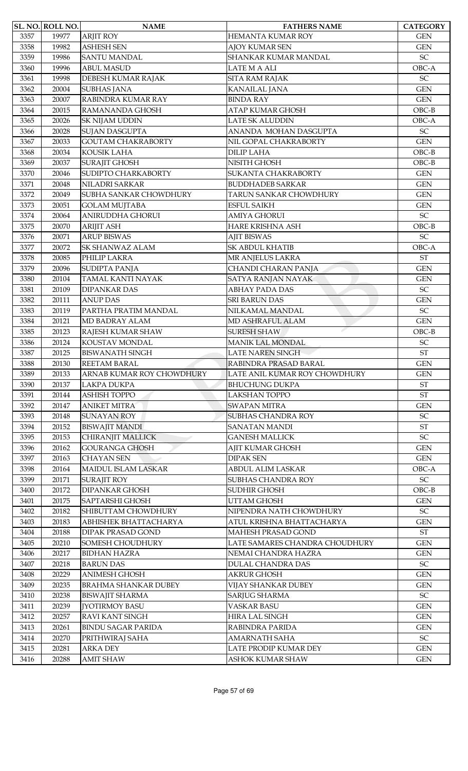| SL. NO. | ROLL NO. | NAME | FATHERS NAME | CATEGORY |
|---|---|---|---|---|
| 3357 | 19977 | ARJIT ROY | HEMANTA KUMAR ROY | GEN |
| 3358 | 19982 | ASHESH SEN | AJOY KUMAR SEN | GEN |
| 3359 | 19986 | SANTU MANDAL | SHANKAR KUMAR MANDAL | SC |
| 3360 | 19996 | ABUL MASUD | LATE M A ALI | OBC-A |
| 3361 | 19998 | DEBESH KUMAR RAJAK | SITA RAM RAJAK | SC |
| 3362 | 20004 | SUBHAS JANA | KANAILAL JANA | GEN |
| 3363 | 20007 | RABINDRA KUMAR RAY | BINDA RAY | GEN |
| 3364 | 20015 | RAMANANDA GHOSH | ATAP KUMAR GHOSH | OBC-B |
| 3365 | 20026 | SK NIJAM UDDIN | LATE SK ALUDDIN | OBC-A |
| 3366 | 20028 | SUJAN DASGUPTA | ANANDA MOHAN DASGUPTA | SC |
| 3367 | 20033 | GOUTAM CHAKRABORTY | NIL GOPAL CHAKRABORTY | GEN |
| 3368 | 20034 | KOUSIK LAHA | DILIP LAHA | OBC-B |
| 3369 | 20037 | SURAJIT GHOSH | NISITH GHOSH | OBC-B |
| 3370 | 20046 | SUDIPTO CHARKABORTY | SUKANTA CHAKRABORTY | GEN |
| 3371 | 20048 | NILADRI SARKAR | BUDDHADEB SARKAR | GEN |
| 3372 | 20049 | SUBHA SANKAR CHOWDHURY | TARUN SANKAR CHOWDHURY | GEN |
| 3373 | 20051 | GOLAM MUJTABA | ESFUL SAIKH | GEN |
| 3374 | 20064 | ANIRUDDHA GHORUI | AMIYA GHORUI | SC |
| 3375 | 20070 | ARIJIT ASH | HARE KRISHNA ASH | OBC-B |
| 3376 | 20071 | ARUP BISWAS | AJIT BISWAS | SC |
| 3377 | 20072 | SK SHANWAZ ALAM | SK ABDUL KHATIB | OBC-A |
| 3378 | 20085 | PHILIP LAKRA | MR ANJELUS LAKRA | ST |
| 3379 | 20096 | SUDIPTA PANJA | CHANDI CHARAN PANJA | GEN |
| 3380 | 20104 | TAMAL KANTI NAYAK | SATYA RANJAN NAYAK | GEN |
| 3381 | 20109 | DIPANKAR DAS | ABHAY PADA DAS | SC |
| 3382 | 20111 | ANUP DAS | SRI BARUN DAS | GEN |
| 3383 | 20119 | PARTHA PRATIM MANDAL | NILKAMAL MANDAL | SC |
| 3384 | 20121 | MD BADRAY ALAM | MD ASHRAFUL ALAM | GEN |
| 3385 | 20123 | RAJESH KUMAR SHAW | SURESH SHAW | OBC-B |
| 3386 | 20124 | KOUSTAV MONDAL | MANIK LAL MONDAL | SC |
| 3387 | 20125 | BISWANATH SINGH | LATE NAREN SINGH | ST |
| 3388 | 20130 | REETAM BARAL | RABINDRA PRASAD BARAL | GEN |
| 3389 | 20133 | ARNAB KUMAR ROY CHOWDHURY | LATE ANIL KUMAR ROY CHOWDHURY | GEN |
| 3390 | 20137 | LAKPA DUKPA | BHUCHUNG DUKPA | ST |
| 3391 | 20144 | ASHISH TOPPO | LAKSHAN TOPPO | ST |
| 3392 | 20147 | ANIKET MITRA | SWAPAN MITRA | GEN |
| 3393 | 20148 | SUNAYAN ROY | SUBHAS CHANDRA ROY | SC |
| 3394 | 20152 | BISWAJIT MANDI | SANATAN MANDI | ST |
| 3395 | 20153 | CHIRANJIT MALLICK | GANESH MALLICK | SC |
| 3396 | 20162 | GOURANGA GHOSH | AJIT KUMAR GHOSH | GEN |
| 3397 | 20163 | CHAYAN SEN | DIPAK SEN | GEN |
| 3398 | 20164 | MAIDUL ISLAM LASKAR | ABDUL ALIM LASKAR | OBC-A |
| 3399 | 20171 | SURAJIT ROY | SUBHAS CHANDRA ROY | SC |
| 3400 | 20172 | DIPANKAR GHOSH | SUDHIR GHOSH | OBC-B |
| 3401 | 20175 | SAPTARSHI GHOSH | UTTAM GHOSH | GEN |
| 3402 | 20182 | SHIBUTTAM CHOWDHURY | NIPENDRA NATH CHOWDHURY | SC |
| 3403 | 20183 | ABHISHEK BHATTACHARYA | ATUL KRISHNA BHATTACHARYA | GEN |
| 3404 | 20188 | DIPAK PRASAD GOND | MAHESH PRASAD GOND | ST |
| 3405 | 20210 | SOMESH CHOUDHURY | LATE SAMARES CHANDRA CHOUDHURY | GEN |
| 3406 | 20217 | BIDHAN HAZRA | NEMAI CHANDRA HAZRA | GEN |
| 3407 | 20218 | BARUN DAS | DULAL CHANDRA DAS | SC |
| 3408 | 20229 | ANIMESH GHOSH | AKRUR GHOSH | GEN |
| 3409 | 20235 | BRAHMA SHANKAR DUBEY | VIJAY SHANKAR DUBEY | GEN |
| 3410 | 20238 | BISWAJIT SHARMA | SARJUG SHARMA | SC |
| 3411 | 20239 | JYOTIRMOY BASU | VASKAR BASU | GEN |
| 3412 | 20257 | RAVI KANT SINGH | HIRA LAL SINGH | GEN |
| 3413 | 20261 | BINDU SAGAR PARIDA | RABINDRA PARIDA | GEN |
| 3414 | 20270 | PRITHWIRAJ SAHA | AMARNATH SAHA | SC |
| 3415 | 20281 | ARKA DEY | LATE PRODIP KUMAR DEY | GEN |
| 3416 | 20288 | AMIT SHAW | ASHOK KUMAR SHAW | GEN |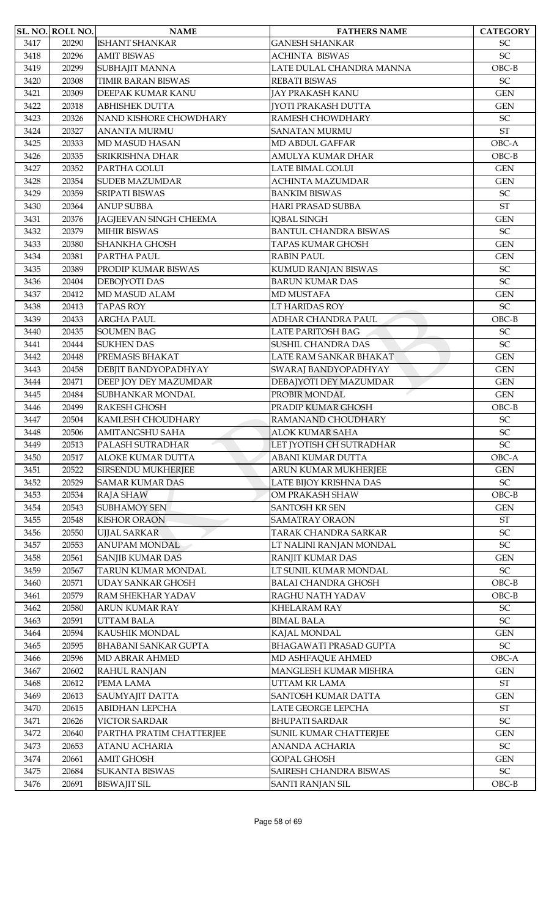| SL. NO. | ROLL NO. | NAME | FATHERS NAME | CATEGORY |
|---|---|---|---|---|
| 3417 | 20290 | ISHANT SHANKAR | GANESH SHANKAR | SC |
| 3418 | 20296 | AMIT BISWAS | ACHINTA BISWAS | SC |
| 3419 | 20299 | SUBHAJIT MANNA | LATE DULAL CHANDRA MANNA | OBC-B |
| 3420 | 20308 | TIMIR BARAN BISWAS | REBATI BISWAS | SC |
| 3421 | 20309 | DEEPAK KUMAR KANU | JAY PRAKASH KANU | GEN |
| 3422 | 20318 | ABHISHEK DUTTA | JYOTI PRAKASH DUTTA | GEN |
| 3423 | 20326 | NAND KISHORE CHOWDHARY | RAMESH CHOWDHARY | SC |
| 3424 | 20327 | ANANTA MURMU | SANATAN MURMU | ST |
| 3425 | 20333 | MD MASUD HASAN | MD ABDUL GAFFAR | OBC-A |
| 3426 | 20335 | SRIKRISHNA DHAR | AMULYA KUMAR DHAR | OBC-B |
| 3427 | 20352 | PARTHA GOLUI | LATE BIMAL GOLUI | GEN |
| 3428 | 20354 | SUDEB MAZUMDAR | ACHINTA MAZUMDAR | GEN |
| 3429 | 20359 | SRIPATI BISWAS | BANKIM BISWAS | SC |
| 3430 | 20364 | ANUP SUBBA | HARI PRASAD SUBBA | ST |
| 3431 | 20376 | JAGJEEVAN SINGH CHEEMA | IQBAL SINGH | GEN |
| 3432 | 20379 | MIHIR BISWAS | BANTUL CHANDRA BISWAS | SC |
| 3433 | 20380 | SHANKHA GHOSH | TAPAS KUMAR GHOSH | GEN |
| 3434 | 20381 | PARTHA PAUL | RABIN PAUL | GEN |
| 3435 | 20389 | PRODIP KUMAR BISWAS | KUMUD RANJAN BISWAS | SC |
| 3436 | 20404 | DEBOJYOTI DAS | BARUN KUMAR DAS | SC |
| 3437 | 20412 | MD MASUD ALAM | MD MUSTAFA | GEN |
| 3438 | 20413 | TAPAS ROY | LT HARIDAS ROY | SC |
| 3439 | 20433 | ARGHA PAUL | ADHAR CHANDRA PAUL | OBC-B |
| 3440 | 20435 | SOUMEN BAG | LATE PARITOSH BAG | SC |
| 3441 | 20444 | SUKHEN DAS | SUSHIL CHANDRA DAS | SC |
| 3442 | 20448 | PREMASIS BHAKAT | LATE RAM SANKAR BHAKAT | GEN |
| 3443 | 20458 | DEBJIT BANDYOPADHYAY | SWARAJ BANDYOPADHYAY | GEN |
| 3444 | 20471 | DEEP JOY DEY MAZUMDAR | DEBAJYOTI DEY MAZUMDAR | GEN |
| 3445 | 20484 | SUBHANKAR MONDAL | PROBIR MONDAL | GEN |
| 3446 | 20499 | RAKESH GHOSH | PRADIP KUMAR GHOSH | OBC-B |
| 3447 | 20504 | KAMLESH CHOUDHARY | RAMANAND CHOUDHARY | SC |
| 3448 | 20506 | AMITANGSHU SAHA | ALOK KUMAR SAHA | SC |
| 3449 | 20513 | PALASH SUTRADHAR | LET JYOTISH CH SUTRADHAR | SC |
| 3450 | 20517 | ALOKE KUMAR DUTTA | ABANI KUMAR DUTTA | OBC-A |
| 3451 | 20522 | SIRSENDU MUKHERJEE | ARUN KUMAR MUKHERJEE | GEN |
| 3452 | 20529 | SAMAR KUMAR DAS | LATE BIJOY KRISHNA DAS | SC |
| 3453 | 20534 | RAJA SHAW | OM PRAKASH SHAW | OBC-B |
| 3454 | 20543 | SUBHAMOY SEN | SANTOSH KR SEN | GEN |
| 3455 | 20548 | KISHOR ORAON | SAMATRAY ORAON | ST |
| 3456 | 20550 | UJJAL SARKAR | TARAK CHANDRA SARKAR | SC |
| 3457 | 20553 | ANUPAM MONDAL | LT NALINI RANJAN MONDAL | SC |
| 3458 | 20561 | SANJIB KUMAR DAS | RANJIT KUMAR DAS | GEN |
| 3459 | 20567 | TARUN KUMAR MONDAL | LT SUNIL KUMAR MONDAL | SC |
| 3460 | 20571 | UDAY SANKAR GHOSH | BALAI CHANDRA GHOSH | OBC-B |
| 3461 | 20579 | RAM SHEKHAR YADAV | RAGHU NATH YADAV | OBC-B |
| 3462 | 20580 | ARUN KUMAR RAY | KHELARAM RAY | SC |
| 3463 | 20591 | UTTAM BALA | BIMAL BALA | SC |
| 3464 | 20594 | KAUSHIK MONDAL | KAJAL MONDAL | GEN |
| 3465 | 20595 | BHABANI SANKAR GUPTA | BHAGAWATI PRASAD GUPTA | SC |
| 3466 | 20596 | MD ABRAR AHMED | MD ASHFAQUE AHMED | OBC-A |
| 3467 | 20602 | RAHUL RANJAN | MANGLESH KUMAR MISHRA | GEN |
| 3468 | 20612 | PEMA LAMA | UTTAM KR LAMA | ST |
| 3469 | 20613 | SAUMYAJIT DATTA | SANTOSH KUMAR DATTA | GEN |
| 3470 | 20615 | ABIDHAN LEPCHA | LATE GEORGE LEPCHA | ST |
| 3471 | 20626 | VICTOR SARDAR | BHUPATI SARDAR | SC |
| 3472 | 20640 | PARTHA PRATIM CHATTERJEE | SUNIL KUMAR CHATTERJEE | GEN |
| 3473 | 20653 | ATANU ACHARIA | ANANDA ACHARIA | SC |
| 3474 | 20661 | AMIT GHOSH | GOPAL GHOSH | GEN |
| 3475 | 20684 | SUKANTA BISWAS | SAIRESH CHANDRA BISWAS | SC |
| 3476 | 20691 | BISWAJIT SIL | SANTI RANJAN SIL | OBC-B |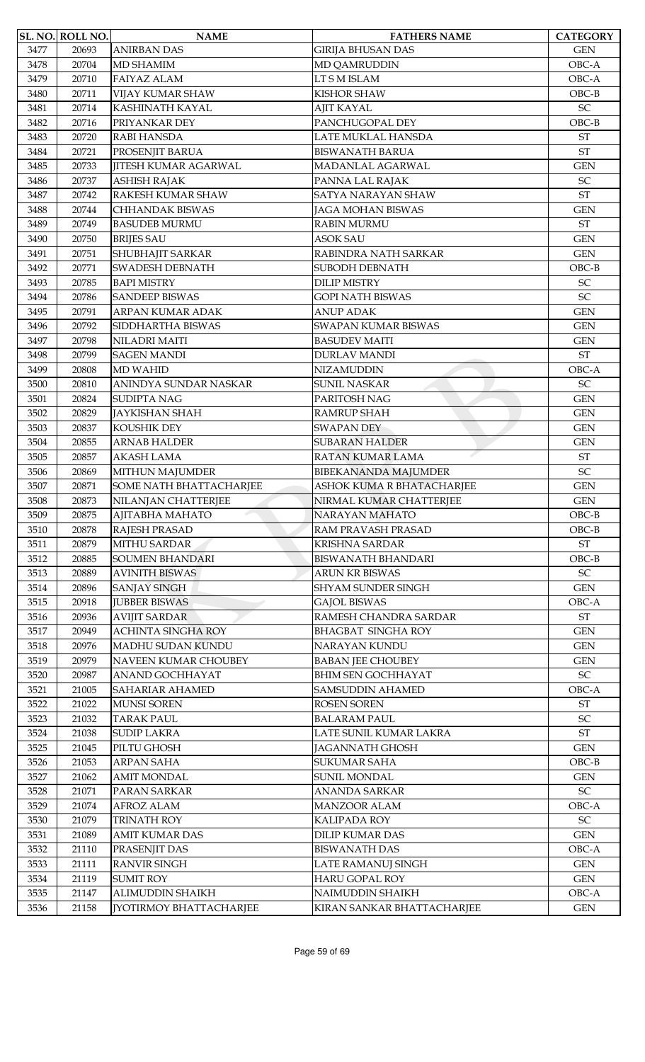| SL. NO. | ROLL NO. | NAME | FATHERS NAME | CATEGORY |
|---|---|---|---|---|
| 3477 | 20693 | ANIRBAN DAS | GIRIJA BHUSAN DAS | GEN |
| 3478 | 20704 | MD SHAMIM | MD QAMRUDDIN | OBC-A |
| 3479 | 20710 | FAIYAZ ALAM | LT S M ISLAM | OBC-A |
| 3480 | 20711 | VIJAY KUMAR SHAW | KISHOR SHAW | OBC-B |
| 3481 | 20714 | KASHINATH KAYAL | AJIT KAYAL | SC |
| 3482 | 20716 | PRIYANKAR DEY | PANCHUGOPAL DEY | OBC-B |
| 3483 | 20720 | RABI HANSDA | LATE MUKLAL HANSDA | ST |
| 3484 | 20721 | PROSENJIT BARUA | BISWANATH BARUA | ST |
| 3485 | 20733 | JITESH KUMAR AGARWAL | MADANLAL AGARWAL | GEN |
| 3486 | 20737 | ASHISH RAJAK | PANNA LAL RAJAK | SC |
| 3487 | 20742 | RAKESH KUMAR SHAW | SATYA NARAYAN SHAW | ST |
| 3488 | 20744 | CHHANDAK BISWAS | JAGA MOHAN BISWAS | GEN |
| 3489 | 20749 | BASUDEB MURMU | RABIN MURMU | ST |
| 3490 | 20750 | BRIJES SAU | ASOK SAU | GEN |
| 3491 | 20751 | SHUBHAJIT SARKAR | RABINDRA NATH SARKAR | GEN |
| 3492 | 20771 | SWADESH DEBNATH | SUBODH DEBNATH | OBC-B |
| 3493 | 20785 | BAPI MISTRY | DILIP MISTRY | SC |
| 3494 | 20786 | SANDEEP BISWAS | GOPI NATH BISWAS | SC |
| 3495 | 20791 | ARPAN KUMAR ADAK | ANUP ADAK | GEN |
| 3496 | 20792 | SIDDHARTHA BISWAS | SWAPAN KUMAR BISWAS | GEN |
| 3497 | 20798 | NILADRI MAITI | BASUDEV MAITI | GEN |
| 3498 | 20799 | SAGEN MANDI | DURLAV MANDI | ST |
| 3499 | 20808 | MD WAHID | NIZAMUDDIN | OBC-A |
| 3500 | 20810 | ANINDYA SUNDAR NASKAR | SUNIL NASKAR | SC |
| 3501 | 20824 | SUDIPTA NAG | PARITOSH NAG | GEN |
| 3502 | 20829 | JAYKISHAN SHAH | RAMRUP SHAH | GEN |
| 3503 | 20837 | KOUSHIK DEY | SWAPAN DEY | GEN |
| 3504 | 20855 | ARNAB HALDER | SUBARAN HALDER | GEN |
| 3505 | 20857 | AKASH LAMA | RATAN KUMAR LAMA | ST |
| 3506 | 20869 | MITHUN MAJUMDER | BIBEKANANDA MAJUMDER | SC |
| 3507 | 20871 | SOME NATH BHATTACHARJEE | ASHOK KUMA R BHATACHARJEE | GEN |
| 3508 | 20873 | NILANJAN CHATTERJEE | NIRMAL KUMAR CHATTERJEE | GEN |
| 3509 | 20875 | AJITABHA MAHATO | NARAYAN MAHATO | OBC-B |
| 3510 | 20878 | RAJESH PRASAD | RAM PRAVASH PRASAD | OBC-B |
| 3511 | 20879 | MITHU SARDAR | KRISHNA SARDAR | ST |
| 3512 | 20885 | SOUMEN BHANDARI | BISWANATH BHANDARI | OBC-B |
| 3513 | 20889 | AVINITH BISWAS | ARUN KR BISWAS | SC |
| 3514 | 20896 | SANJAY SINGH | SHYAM SUNDER SINGH | GEN |
| 3515 | 20918 | JUBBER BISWAS | GAJOL BISWAS | OBC-A |
| 3516 | 20936 | AVIJIT SARDAR | RAMESH CHANDRA SARDAR | ST |
| 3517 | 20949 | ACHINTA SINGHA ROY | BHAGBAT SINGHA ROY | GEN |
| 3518 | 20976 | MADHU SUDAN KUNDU | NARAYAN KUNDU | GEN |
| 3519 | 20979 | NAVEEN KUMAR CHOUBEY | BABAN JEE CHOUBEY | GEN |
| 3520 | 20987 | ANAND GOCHHAYAT | BHIM SEN GOCHHAYAT | SC |
| 3521 | 21005 | SAHARIAR AHAMED | SAMSUDDIN AHAMED | OBC-A |
| 3522 | 21022 | MUNSI SOREN | ROSEN SOREN | ST |
| 3523 | 21032 | TARAK PAUL | BALARAM PAUL | SC |
| 3524 | 21038 | SUDIP LAKRA | LATE SUNIL KUMAR LAKRA | ST |
| 3525 | 21045 | PILTU GHOSH | JAGANNATH GHOSH | GEN |
| 3526 | 21053 | ARPAN SAHA | SUKUMAR SAHA | OBC-B |
| 3527 | 21062 | AMIT MONDAL | SUNIL MONDAL | GEN |
| 3528 | 21071 | PARAN SARKAR | ANANDA SARKAR | SC |
| 3529 | 21074 | AFROZ ALAM | MANZOOR ALAM | OBC-A |
| 3530 | 21079 | TRINATH ROY | KALIPADA ROY | SC |
| 3531 | 21089 | AMIT KUMAR DAS | DILIP KUMAR DAS | GEN |
| 3532 | 21110 | PRASENJIT DAS | BISWANATH DAS | OBC-A |
| 3533 | 21111 | RANVIR SINGH | LATE RAMANUJ SINGH | GEN |
| 3534 | 21119 | SUMIT ROY | HARU GOPAL ROY | GEN |
| 3535 | 21147 | ALIMUDDIN SHAIKH | NAIMUDDIN SHAIKH | OBC-A |
| 3536 | 21158 | JYOTIRMOY BHATTACHARJEE | KIRAN SANKAR BHATTACHARJEE | GEN |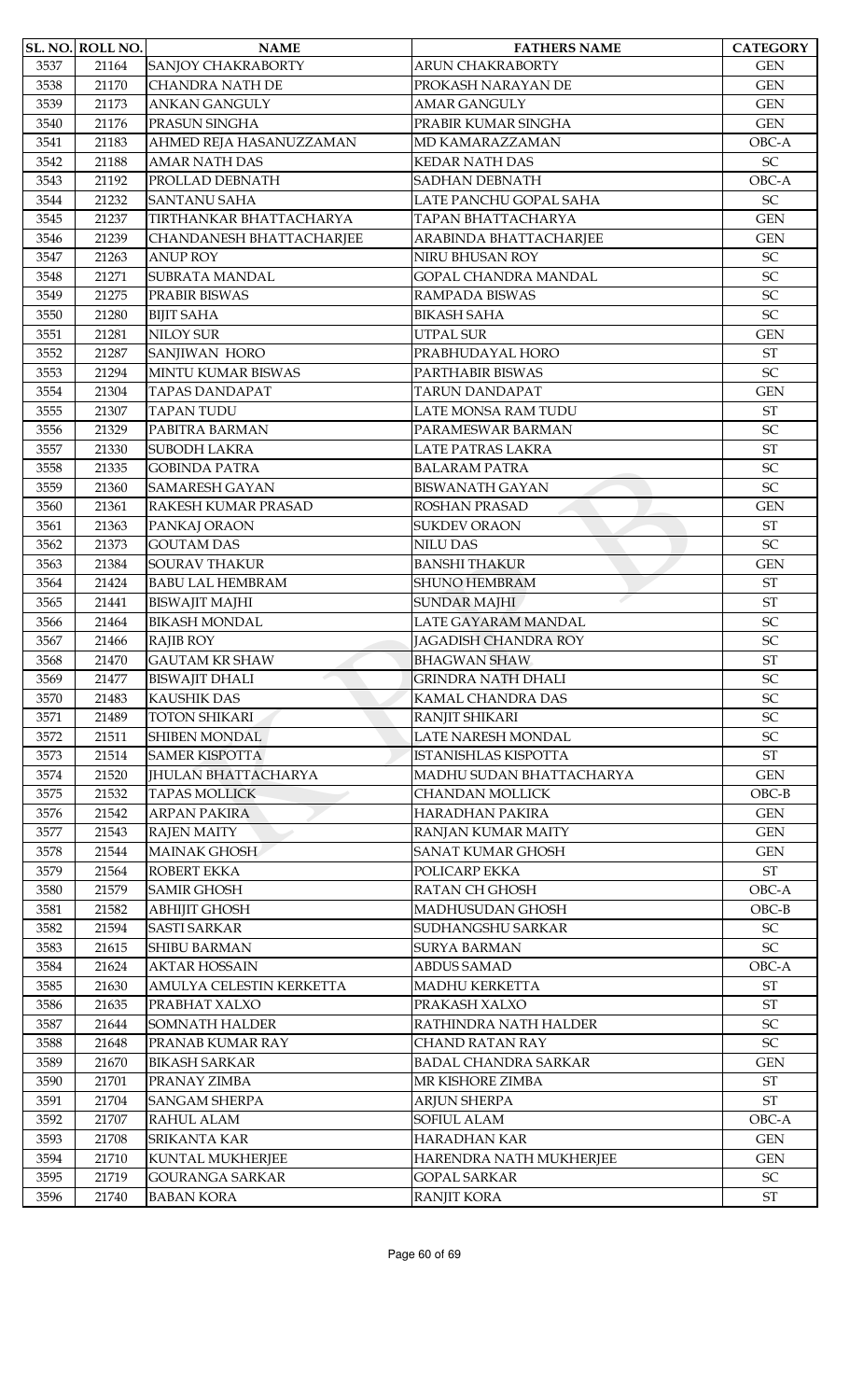| SL. NO. | ROLL NO. | NAME | FATHERS NAME | CATEGORY |
|---|---|---|---|---|
| 3537 | 21164 | SANJOY CHAKRABORTY | ARUN CHAKRABORTY | GEN |
| 3538 | 21170 | CHANDRA NATH DE | PROKASH NARAYAN DE | GEN |
| 3539 | 21173 | ANKAN GANGULY | AMAR GANGULY | GEN |
| 3540 | 21176 | PRASUN SINGHA | PRABIR KUMAR SINGHA | GEN |
| 3541 | 21183 | AHMED REJA HASANUZZAMAN | MD KAMARAZZAMAN | OBC-A |
| 3542 | 21188 | AMAR NATH DAS | KEDAR NATH DAS | SC |
| 3543 | 21192 | PROLLAD DEBNATH | SADHAN DEBNATH | OBC-A |
| 3544 | 21232 | SANTANU SAHA | LATE PANCHU GOPAL SAHA | SC |
| 3545 | 21237 | TIRTHANKAR BHATTACHARYA | TAPAN BHATTACHARYA | GEN |
| 3546 | 21239 | CHANDANESH BHATTACHARJEE | ARABINDA BHATTACHARJEE | GEN |
| 3547 | 21263 | ANUP ROY | NIRU BHUSAN ROY | SC |
| 3548 | 21271 | SUBRATA MANDAL | GOPAL CHANDRA MANDAL | SC |
| 3549 | 21275 | PRABIR BISWAS | RAMPADA BISWAS | SC |
| 3550 | 21280 | BIJIT SAHA | BIKASH SAHA | SC |
| 3551 | 21281 | NILOY SUR | UTPAL SUR | GEN |
| 3552 | 21287 | SANJIWAN HORO | PRABHUDAYAL HORO | ST |
| 3553 | 21294 | MINTU KUMAR BISWAS | PARTHABIR BISWAS | SC |
| 3554 | 21304 | TAPAS DANDAPAT | TARUN DANDAPAT | GEN |
| 3555 | 21307 | TAPAN TUDU | LATE MONSA RAM TUDU | ST |
| 3556 | 21329 | PABITRA BARMAN | PARAMESWAR BARMAN | SC |
| 3557 | 21330 | SUBODH LAKRA | LATE PATRAS LAKRA | ST |
| 3558 | 21335 | GOBINDA PATRA | BALARAM PATRA | SC |
| 3559 | 21360 | SAMARESH GAYAN | BISWANATH GAYAN | SC |
| 3560 | 21361 | RAKESH KUMAR PRASAD | ROSHAN PRASAD | GEN |
| 3561 | 21363 | PANKAJ ORAON | SUKDEV ORAON | ST |
| 3562 | 21373 | GOUTAM DAS | NILU DAS | SC |
| 3563 | 21384 | SOURAV THAKUR | BANSHI THAKUR | GEN |
| 3564 | 21424 | BABU LAL HEMBRAM | SHUNO HEMBRAM | ST |
| 3565 | 21441 | BISWAJIT MAJHI | SUNDAR MAJHI | ST |
| 3566 | 21464 | BIKASH MONDAL | LATE GAYARAM MANDAL | SC |
| 3567 | 21466 | RAJIB ROY | JAGADISH CHANDRA ROY | SC |
| 3568 | 21470 | GAUTAM KR SHAW | BHAGWAN SHAW | ST |
| 3569 | 21477 | BISWAJIT DHALI | GRINDRA NATH DHALI | SC |
| 3570 | 21483 | KAUSHIK DAS | KAMAL CHANDRA DAS | SC |
| 3571 | 21489 | TOTON SHIKARI | RANJIT SHIKARI | SC |
| 3572 | 21511 | SHIBEN MONDAL | LATE NARESH MONDAL | SC |
| 3573 | 21514 | SAMER KISPOTTA | ISTANISHLAS KISPOTTA | ST |
| 3574 | 21520 | JHULAN BHATTACHARYA | MADHU SUDAN BHATTACHARYA | GEN |
| 3575 | 21532 | TAPAS MOLLICK | CHANDAN MOLLICK | OBC-B |
| 3576 | 21542 | ARPAN PAKIRA | HARADHAN PAKIRA | GEN |
| 3577 | 21543 | RAJEN MAITY | RANJAN KUMAR MAITY | GEN |
| 3578 | 21544 | MAINAK GHOSH | SANAT KUMAR GHOSH | GEN |
| 3579 | 21564 | ROBERT EKKA | POLICARP EKKA | ST |
| 3580 | 21579 | SAMIR GHOSH | RATAN CH GHOSH | OBC-A |
| 3581 | 21582 | ABHIJIT GHOSH | MADHUSUDAN GHOSH | OBC-B |
| 3582 | 21594 | SASTI SARKAR | SUDHANGSHU SARKAR | SC |
| 3583 | 21615 | SHIBU BARMAN | SURYA BARMAN | SC |
| 3584 | 21624 | AKTAR HOSSAIN | ABDUS SAMAD | OBC-A |
| 3585 | 21630 | AMULYA CELESTIN KERKETTA | MADHU KERKETTA | ST |
| 3586 | 21635 | PRABHAT XALXO | PRAKASH XALXO | ST |
| 3587 | 21644 | SOMNATH HALDER | RATHINDRA NATH HALDER | SC |
| 3588 | 21648 | PRANAB KUMAR RAY | CHAND RATAN RAY | SC |
| 3589 | 21670 | BIKASH SARKAR | BADAL CHANDRA SARKAR | GEN |
| 3590 | 21701 | PRANAY ZIMBA | MR KISHORE ZIMBA | ST |
| 3591 | 21704 | SANGAM SHERPA | ARJUN SHERPA | ST |
| 3592 | 21707 | RAHUL ALAM | SOFIUL ALAM | OBC-A |
| 3593 | 21708 | SRIKANTA KAR | HARADHAN KAR | GEN |
| 3594 | 21710 | KUNTAL MUKHERJEE | HARENDRA NATH MUKHERJEE | GEN |
| 3595 | 21719 | GOURANGA SARKAR | GOPAL SARKAR | SC |
| 3596 | 21740 | BABAN KORA | RANJIT KORA | ST |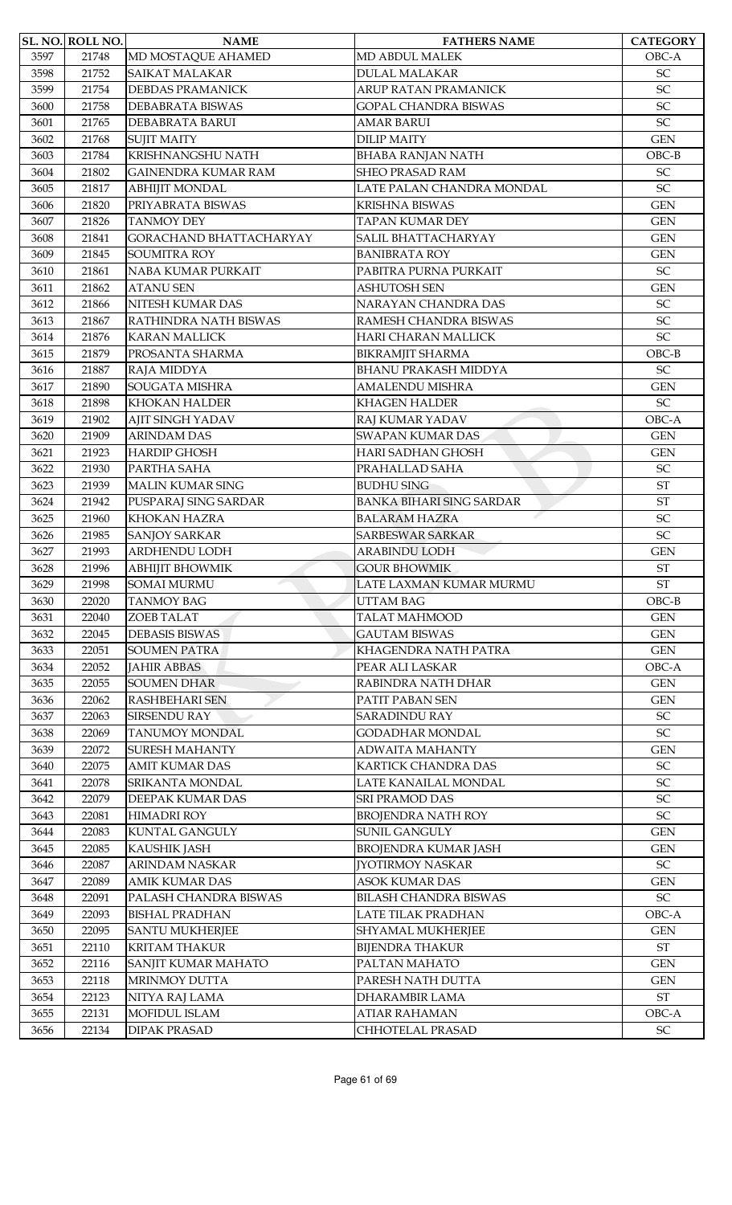| SL. NO. | ROLL NO. | NAME | FATHERS NAME | CATEGORY |
|---|---|---|---|---|
| 3597 | 21748 | MD MOSTAQUE AHAMED | MD ABDUL MALEK | OBC-A |
| 3598 | 21752 | SAIKAT MALAKAR | DULAL MALAKAR | SC |
| 3599 | 21754 | DEBDAS PRAMANICK | ARUP RATAN PRAMANICK | SC |
| 3600 | 21758 | DEBABRATA BISWAS | GOPAL CHANDRA BISWAS | SC |
| 3601 | 21765 | DEBABRATA BARUI | AMAR BARUI | SC |
| 3602 | 21768 | SUJIT MAITY | DILIP MAITY | GEN |
| 3603 | 21784 | KRISHNANGSHU NATH | BHABA RANJAN NATH | OBC-B |
| 3604 | 21802 | GAINENDRA KUMAR RAM | SHEO PRASAD RAM | SC |
| 3605 | 21817 | ABHIJIT MONDAL | LATE PALAN CHANDRA MONDAL | SC |
| 3606 | 21820 | PRIYABRATA BISWAS | KRISHNA BISWAS | GEN |
| 3607 | 21826 | TANMOY DEY | TAPAN KUMAR DEY | GEN |
| 3608 | 21841 | GORACHAND BHATTACHARYAY | SALIL BHATTACHARYAY | GEN |
| 3609 | 21845 | SOUMITRA ROY | BANIBRATA ROY | GEN |
| 3610 | 21861 | NABA KUMAR PURKAIT | PABITRA PURNA PURKAIT | SC |
| 3611 | 21862 | ATANU SEN | ASHUTOSH SEN | GEN |
| 3612 | 21866 | NITESH KUMAR DAS | NARAYAN CHANDRA DAS | SC |
| 3613 | 21867 | RATHINDRA NATH BISWAS | RAMESH CHANDRA BISWAS | SC |
| 3614 | 21876 | KARAN MALLICK | HARI CHARAN MALLICK | SC |
| 3615 | 21879 | PROSANTA SHARMA | BIKRAMJIT SHARMA | OBC-B |
| 3616 | 21887 | RAJA MIDDYA | BHANU PRAKASH MIDDYA | SC |
| 3617 | 21890 | SOUGATA MISHRA | AMALENDU MISHRA | GEN |
| 3618 | 21898 | KHOKAN HALDER | KHAGEN HALDER | SC |
| 3619 | 21902 | AJIT SINGH YADAV | RAJ KUMAR YADAV | OBC-A |
| 3620 | 21909 | ARINDAM DAS | SWAPAN KUMAR DAS | GEN |
| 3621 | 21923 | HARDIP GHOSH | HARI SADHAN GHOSH | GEN |
| 3622 | 21930 | PARTHA SAHA | PRAHALLAD SAHA | SC |
| 3623 | 21939 | MALIN KUMAR SING | BUDHU SING | ST |
| 3624 | 21942 | PUSPARAJ SING SARDAR | BANKA BIHARI SING SARDAR | ST |
| 3625 | 21960 | KHOKAN HAZRA | BALARAM HAZRA | SC |
| 3626 | 21985 | SANJOY SARKAR | SARBESWAR SARKAR | SC |
| 3627 | 21993 | ARDHENDU LODH | ARABINDU LODH | GEN |
| 3628 | 21996 | ABHIJIT BHOWMIK | GOUR BHOWMIK | ST |
| 3629 | 21998 | SOMAI MURMU | LATE LAXMAN KUMAR MURMU | ST |
| 3630 | 22020 | TANMOY BAG | UTTAM BAG | OBC-B |
| 3631 | 22040 | ZOEB TALAT | TALAT MAHMOOD | GEN |
| 3632 | 22045 | DEBASIS BISWAS | GAUTAM BISWAS | GEN |
| 3633 | 22051 | SOUMEN PATRA | KHAGENDRA NATH PATRA | GEN |
| 3634 | 22052 | JAHIR ABBAS | PEAR ALI LASKAR | OBC-A |
| 3635 | 22055 | SOUMEN DHAR | RABINDRA NATH DHAR | GEN |
| 3636 | 22062 | RASHBEHARI SEN | PATIT PABAN SEN | GEN |
| 3637 | 22063 | SIRSENDU RAY | SARADINDU RAY | SC |
| 3638 | 22069 | TANUMOY MONDAL | GODADHAR MONDAL | SC |
| 3639 | 22072 | SURESH MAHANTY | ADWAITA MAHANTY | GEN |
| 3640 | 22075 | AMIT KUMAR DAS | KARTICK CHANDRA DAS | SC |
| 3641 | 22078 | SRIKANTA MONDAL | LATE KANAILAL MONDAL | SC |
| 3642 | 22079 | DEEPAK KUMAR DAS | SRI PRAMOD DAS | SC |
| 3643 | 22081 | HIMADRI ROY | BROJENDRA NATH ROY | SC |
| 3644 | 22083 | KUNTAL GANGULY | SUNIL GANGULY | GEN |
| 3645 | 22085 | KAUSHIK JASH | BROJENDRA KUMAR JASH | GEN |
| 3646 | 22087 | ARINDAM NASKAR | JYOTIRMOY NASKAR | SC |
| 3647 | 22089 | AMIK KUMAR DAS | ASOK KUMAR DAS | GEN |
| 3648 | 22091 | PALASH CHANDRA BISWAS | BILASH CHANDRA BISWAS | SC |
| 3649 | 22093 | BISHAL PRADHAN | LATE TILAK PRADHAN | OBC-A |
| 3650 | 22095 | SANTU MUKHERJEE | SHYAMAL MUKHERJEE | GEN |
| 3651 | 22110 | KRITAM THAKUR | BIJENDRA THAKUR | ST |
| 3652 | 22116 | SANJIT KUMAR MAHATO | PALTAN MAHATO | GEN |
| 3653 | 22118 | MRINMOY DUTTA | PARESH NATH DUTTA | GEN |
| 3654 | 22123 | NITYA RAJ LAMA | DHARAMBIR LAMA | ST |
| 3655 | 22131 | MOFIDUL ISLAM | ATIAR RAHAMAN | OBC-A |
| 3656 | 22134 | DIPAK PRASAD | CHHOTELAL PRASAD | SC |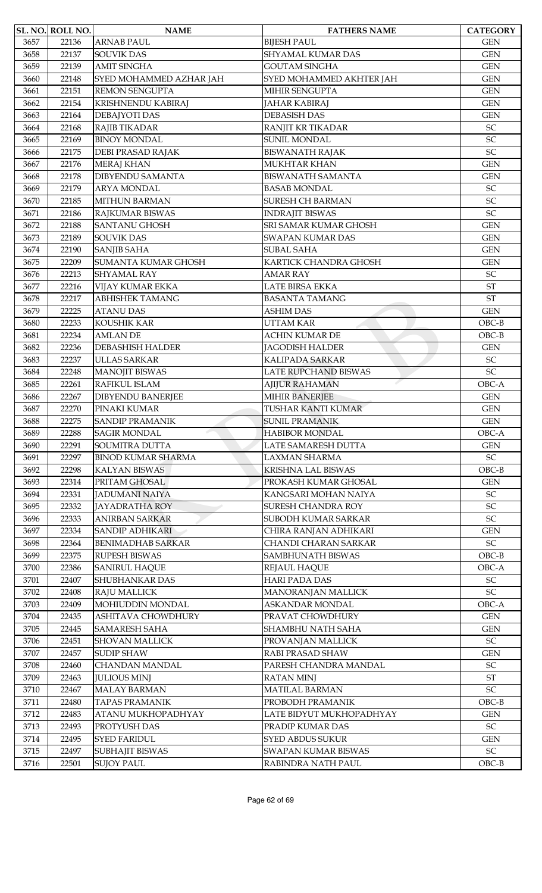| SL. NO. | ROLL NO. | NAME | FATHERS NAME | CATEGORY |
|---|---|---|---|---|
| 3657 | 22136 | ARNAB PAUL | BIJESH PAUL | GEN |
| 3658 | 22137 | SOUVIK DAS | SHYAMAL KUMAR DAS | GEN |
| 3659 | 22139 | AMIT SINGHA | GOUTAM SINGHA | GEN |
| 3660 | 22148 | SYED MOHAMMED AZHAR JAH | SYED MOHAMMED AKHTER JAH | GEN |
| 3661 | 22151 | REMON SENGUPTA | MIHIR SENGUPTA | GEN |
| 3662 | 22154 | KRISHNENDU KABIRAJ | JAHAR KABIRAJ | GEN |
| 3663 | 22164 | DEBAJYOTI DAS | DEBASISH DAS | GEN |
| 3664 | 22168 | RAJIB TIKADAR | RANJIT KR TIKADAR | SC |
| 3665 | 22169 | BINOY MONDAL | SUNIL MONDAL | SC |
| 3666 | 22175 | DEBI PRASAD RAJAK | BISWANATH RAJAK | SC |
| 3667 | 22176 | MERAJ KHAN | MUKHTAR KHAN | GEN |
| 3668 | 22178 | DIBYENDU SAMANTA | BISWANATH SAMANTA | GEN |
| 3669 | 22179 | ARYA MONDAL | BASAB MONDAL | SC |
| 3670 | 22185 | MITHUN BARMAN | SURESH CH BARMAN | SC |
| 3671 | 22186 | RAJKUMAR BISWAS | INDRAJIT BISWAS | SC |
| 3672 | 22188 | SANTANU GHOSH | SRI SAMAR KUMAR GHOSH | GEN |
| 3673 | 22189 | SOUVIK DAS | SWAPAN KUMAR DAS | GEN |
| 3674 | 22190 | SANJIB SAHA | SUBAL SAHA | GEN |
| 3675 | 22209 | SUMANTA KUMAR GHOSH | KARTICK CHANDRA GHOSH | GEN |
| 3676 | 22213 | SHYAMAL RAY | AMAR RAY | SC |
| 3677 | 22216 | VIJAY KUMAR EKKA | LATE BIRSA EKKA | ST |
| 3678 | 22217 | ABHISHEK TAMANG | BASANTA TAMANG | ST |
| 3679 | 22225 | ATANU DAS | ASHIM DAS | GEN |
| 3680 | 22233 | KOUSHIK KAR | UTTAM KAR | OBC-B |
| 3681 | 22234 | AMLAN DE | ACHIN KUMAR DE | OBC-B |
| 3682 | 22236 | DEBASHISH HALDER | JAGODISH HALDER | GEN |
| 3683 | 22237 | ULLAS SARKAR | KALIPADA SARKAR | SC |
| 3684 | 22248 | MANOJIT BISWAS | LATE RUPCHAND BISWAS | SC |
| 3685 | 22261 | RAFIKUL ISLAM | AJIJUR RAHAMAN | OBC-A |
| 3686 | 22267 | DIBYENDU BANERJEE | MIHIR BANERJEE | GEN |
| 3687 | 22270 | PINAKI KUMAR | TUSHAR KANTI KUMAR | GEN |
| 3688 | 22275 | SANDIP PRAMANIK | SUNIL PRAMANIK | GEN |
| 3689 | 22288 | SAGIR MONDAL | HABIBOR MONDAL | OBC-A |
| 3690 | 22291 | SOUMITRA DUTTA | LATE SAMARESH DUTTA | GEN |
| 3691 | 22297 | BINOD KUMAR SHARMA | LAXMAN SHARMA | SC |
| 3692 | 22298 | KALYAN BISWAS | KRISHNA LAL BISWAS | OBC-B |
| 3693 | 22314 | PRITAM GHOSAL | PROKASH KUMAR GHOSAL | GEN |
| 3694 | 22331 | JADUMANI NAIYA | KANGSARI MOHAN NAIYA | SC |
| 3695 | 22332 | JAYADRATHA ROY | SURESH CHANDRA ROY | SC |
| 3696 | 22333 | ANIRBAN SARKAR | SUBODH KUMAR SARKAR | SC |
| 3697 | 22334 | SANDIP ADHIKARI | CHIRA RANJAN ADHIKARI | GEN |
| 3698 | 22364 | BENIMADHAB SARKAR | CHANDI CHARAN SARKAR | SC |
| 3699 | 22375 | RUPESH BISWAS | SAMBHUNATH BISWAS | OBC-B |
| 3700 | 22386 | SANIRUL HAQUE | REJAUL HAQUE | OBC-A |
| 3701 | 22407 | SHUBHANKAR DAS | HARI PADA DAS | SC |
| 3702 | 22408 | RAJU MALLICK | MANORANJAN MALLICK | SC |
| 3703 | 22409 | MOHIUDDIN MONDAL | ASKANDAR MONDAL | OBC-A |
| 3704 | 22435 | ASHITAVA CHOWDHURY | PRAVAT CHOWDHURY | GEN |
| 3705 | 22445 | SAMARESH SAHA | SHAMBHU NATH SAHA | GEN |
| 3706 | 22451 | SHOVAN MALLICK | PROVANJAN MALLICK | SC |
| 3707 | 22457 | SUDIP SHAW | RABI PRASAD SHAW | GEN |
| 3708 | 22460 | CHANDAN MANDAL | PARESH CHANDRA MANDAL | SC |
| 3709 | 22463 | JULIOUS MINJ | RATAN MINJ | ST |
| 3710 | 22467 | MALAY BARMAN | MATILAL BARMAN | SC |
| 3711 | 22480 | TAPAS PRAMANIK | PROBODH PRAMANIK | OBC-B |
| 3712 | 22483 | ATANU MUKHOPADHYAY | LATE BIDYUT MUKHOPADHYAY | GEN |
| 3713 | 22493 | PROTYUSH DAS | PRADIP KUMAR DAS | SC |
| 3714 | 22495 | SYED FARIDUL | SYED ABDUS SUKUR | GEN |
| 3715 | 22497 | SUBHAJIT BISWAS | SWAPAN KUMAR BISWAS | SC |
| 3716 | 22501 | SUJOY PAUL | RABINDRA NATH PAUL | OBC-B |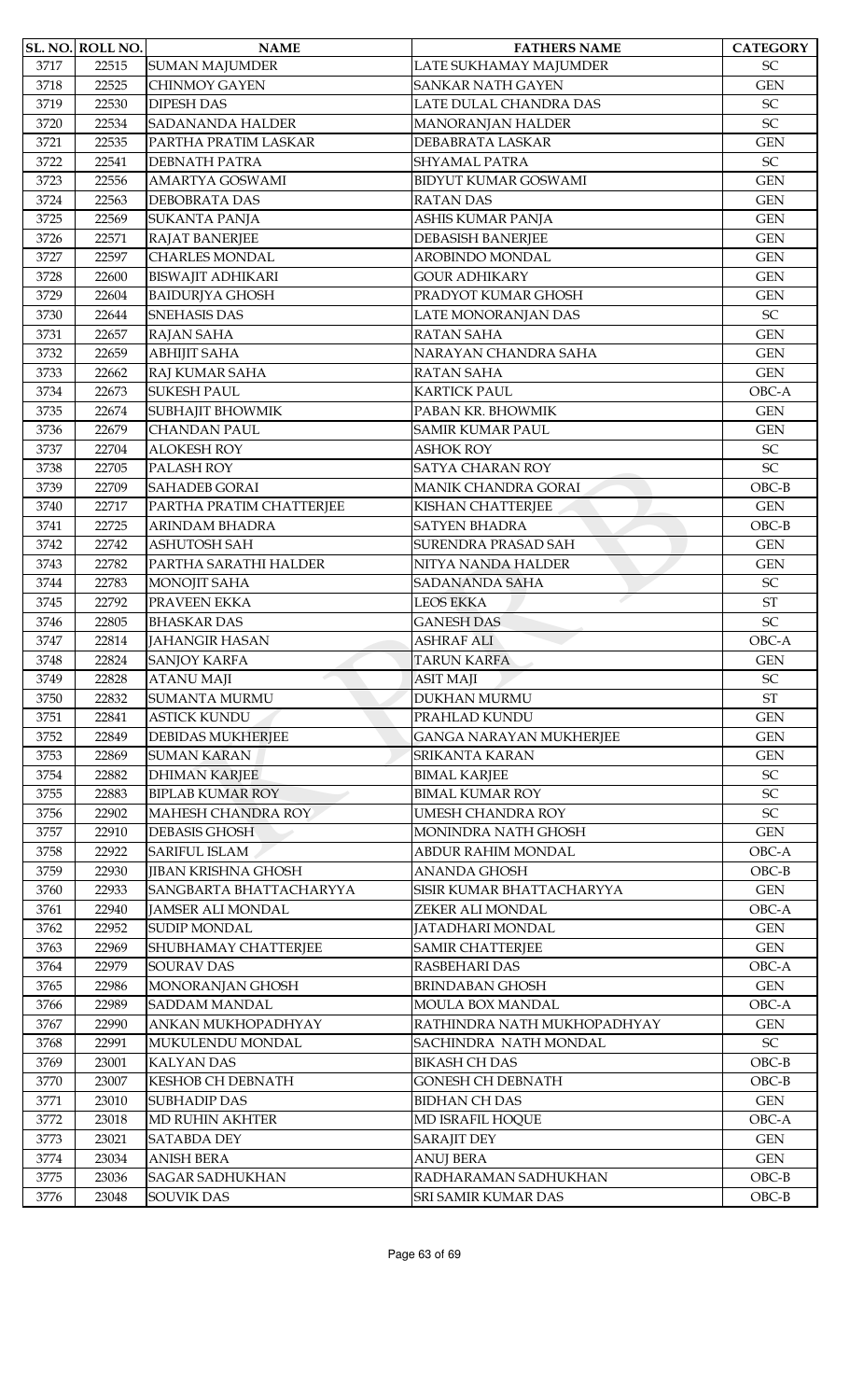| SL. NO. | ROLL NO. | NAME | FATHERS NAME | CATEGORY |
|---|---|---|---|---|
| 3717 | 22515 | SUMAN MAJUMDER | LATE SUKHAMAY MAJUMDER | SC |
| 3718 | 22525 | CHINMOY GAYEN | SANKAR NATH GAYEN | GEN |
| 3719 | 22530 | DIPESH DAS | LATE DULAL CHANDRA DAS | SC |
| 3720 | 22534 | SADANANDA HALDER | MANORANJAN HALDER | SC |
| 3721 | 22535 | PARTHA PRATIM LASKAR | DEBABRATA LASKAR | GEN |
| 3722 | 22541 | DEBNATH PATRA | SHYAMAL PATRA | SC |
| 3723 | 22556 | AMARTYA GOSWAMI | BIDYUT KUMAR GOSWAMI | GEN |
| 3724 | 22563 | DEBOBRATA DAS | RATAN DAS | GEN |
| 3725 | 22569 | SUKANTA PANJA | ASHIS KUMAR PANJA | GEN |
| 3726 | 22571 | RAJAT BANERJEE | DEBASISH BANERJEE | GEN |
| 3727 | 22597 | CHARLES MONDAL | AROBINDO MONDAL | GEN |
| 3728 | 22600 | BISWAJIT ADHIKARI | GOUR ADHIKARY | GEN |
| 3729 | 22604 | BAIDURJYA GHOSH | PRADYOT KUMAR GHOSH | GEN |
| 3730 | 22644 | SNEHASIS DAS | LATE MONORANJAN DAS | SC |
| 3731 | 22657 | RAJAN SAHA | RATAN SAHA | GEN |
| 3732 | 22659 | ABHIJIT SAHA | NARAYAN CHANDRA SAHA | GEN |
| 3733 | 22662 | RAJ KUMAR SAHA | RATAN SAHA | GEN |
| 3734 | 22673 | SUKESH PAUL | KARTICK PAUL | OBC-A |
| 3735 | 22674 | SUBHAJIT BHOWMIK | PABAN KR. BHOWMIK | GEN |
| 3736 | 22679 | CHANDAN PAUL | SAMIR KUMAR PAUL | GEN |
| 3737 | 22704 | ALOKESH ROY | ASHOK ROY | SC |
| 3738 | 22705 | PALASH ROY | SATYA CHARAN ROY | SC |
| 3739 | 22709 | SAHADEB GORAI | MANIK CHANDRA GORAI | OBC-B |
| 3740 | 22717 | PARTHA PRATIM CHATTERJEE | KISHAN CHATTERJEE | GEN |
| 3741 | 22725 | ARINDAM BHADRA | SATYEN BHADRA | OBC-B |
| 3742 | 22742 | ASHUTOSH SAH | SURENDRA PRASAD SAH | GEN |
| 3743 | 22782 | PARTHA SARATHI HALDER | NITYA NANDA HALDER | GEN |
| 3744 | 22783 | MONOJIT SAHA | SADANANDA SAHA | SC |
| 3745 | 22792 | PRAVEEN EKKA | LEOS EKKA | ST |
| 3746 | 22805 | BHASKAR DAS | GANESH DAS | SC |
| 3747 | 22814 | JAHANGIR HASAN | ASHRAF ALI | OBC-A |
| 3748 | 22824 | SANJOY KARFA | TARUN KARFA | GEN |
| 3749 | 22828 | ATANU MAJI | ASIT MAJI | SC |
| 3750 | 22832 | SUMANTA MURMU | DUKHAN MURMU | ST |
| 3751 | 22841 | ASTICK KUNDU | PRAHLAD KUNDU | GEN |
| 3752 | 22849 | DEBIDAS MUKHERJEE | GANGA NARAYAN MUKHERJEE | GEN |
| 3753 | 22869 | SUMAN KARAN | SRIKANTA KARAN | GEN |
| 3754 | 22882 | DHIMAN KARJEE | BIMAL KARJEE | SC |
| 3755 | 22883 | BIPLAB KUMAR ROY | BIMAL KUMAR ROY | SC |
| 3756 | 22902 | MAHESH CHANDRA ROY | UMESH CHANDRA ROY | SC |
| 3757 | 22910 | DEBASIS GHOSH | MONINDRA NATH GHOSH | GEN |
| 3758 | 22922 | SARIFUL ISLAM | ABDUR RAHIM MONDAL | OBC-A |
| 3759 | 22930 | JIBAN KRISHNA GHOSH | ANANDA GHOSH | OBC-B |
| 3760 | 22933 | SANGBARTA BHATTACHARYYA | SISIR KUMAR BHATTACHARYYA | GEN |
| 3761 | 22940 | JAMSER ALI MONDAL | ZEKER ALI MONDAL | OBC-A |
| 3762 | 22952 | SUDIP MONDAL | JATADHARI MONDAL | GEN |
| 3763 | 22969 | SHUBHAMAY CHATTERJEE | SAMIR CHATTERJEE | GEN |
| 3764 | 22979 | SOURAV DAS | RASBEHARI DAS | OBC-A |
| 3765 | 22986 | MONORANJAN GHOSH | BRINDABAN GHOSH | GEN |
| 3766 | 22989 | SADDAM MANDAL | MOULA BOX MANDAL | OBC-A |
| 3767 | 22990 | ANKAN MUKHOPADHYAY | RATHINDRA NATH MUKHOPADHYAY | GEN |
| 3768 | 22991 | MUKULENDU MONDAL | SACHINDRA NATH MONDAL | SC |
| 3769 | 23001 | KALYAN DAS | BIKASH CH DAS | OBC-B |
| 3770 | 23007 | KESHOB CH DEBNATH | GONESH CH DEBNATH | OBC-B |
| 3771 | 23010 | SUBHADIP DAS | BIDHAN CH DAS | GEN |
| 3772 | 23018 | MD RUHIN AKHTER | MD ISRAFIL HOQUE | OBC-A |
| 3773 | 23021 | SATABDA DEY | SARAJIT DEY | GEN |
| 3774 | 23034 | ANISH BERA | ANUJ BERA | GEN |
| 3775 | 23036 | SAGAR SADHUKHAN | RADHARAMAN SADHUKHAN | OBC-B |
| 3776 | 23048 | SOUVIK DAS | SRI SAMIR KUMAR DAS | OBC-B |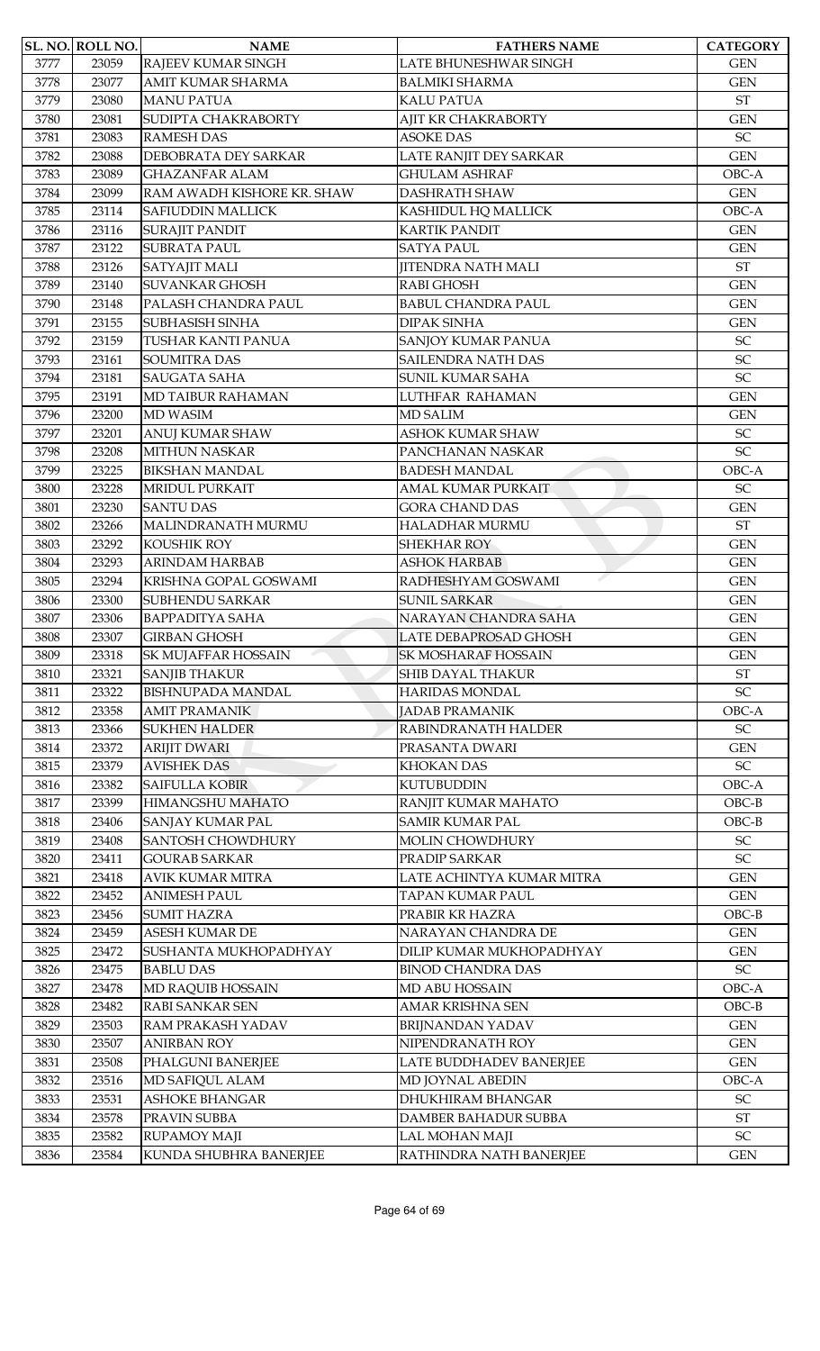| SL. NO. | ROLL NO. | NAME | FATHERS NAME | CATEGORY |
|---|---|---|---|---|
| 3777 | 23059 | RAJEEV KUMAR SINGH | LATE BHUNESHWAR SINGH | GEN |
| 3778 | 23077 | AMIT KUMAR SHARMA | BALMIKI SHARMA | GEN |
| 3779 | 23080 | MANU PATUA | KALU PATUA | ST |
| 3780 | 23081 | SUDIPTA CHAKRABORTY | AJIT KR CHAKRABORTY | GEN |
| 3781 | 23083 | RAMESH DAS | ASOKE DAS | SC |
| 3782 | 23088 | DEBOBRATA DEY SARKAR | LATE RANJIT DEY SARKAR | GEN |
| 3783 | 23089 | GHAZANFAR ALAM | GHULAM ASHRAF | OBC-A |
| 3784 | 23099 | RAM AWADH KISHORE KR. SHAW | DASHRATH SHAW | GEN |
| 3785 | 23114 | SAFIUDDIN MALLICK | KASHIDUL HQ MALLICK | OBC-A |
| 3786 | 23116 | SURAJIT PANDIT | KARTIK PANDIT | GEN |
| 3787 | 23122 | SUBRATA PAUL | SATYA PAUL | GEN |
| 3788 | 23126 | SATYAJIT MALI | JITENDRA NATH MALI | ST |
| 3789 | 23140 | SUVANKAR GHOSH | RABI GHOSH | GEN |
| 3790 | 23148 | PALASH CHANDRA PAUL | BABUL CHANDRA PAUL | GEN |
| 3791 | 23155 | SUBHASISH SINHA | DIPAK SINHA | GEN |
| 3792 | 23159 | TUSHAR KANTI PANUA | SANJOY KUMAR PANUA | SC |
| 3793 | 23161 | SOUMITRA DAS | SAILENDRA NATH DAS | SC |
| 3794 | 23181 | SAUGATA SAHA | SUNIL KUMAR SAHA | SC |
| 3795 | 23191 | MD TAIBUR RAHAMAN | LUTHFAR RAHAMAN | GEN |
| 3796 | 23200 | MD WASIM | MD SALIM | GEN |
| 3797 | 23201 | ANUJ KUMAR SHAW | ASHOK KUMAR SHAW | SC |
| 3798 | 23208 | MITHUN NASKAR | PANCHANAN NASKAR | SC |
| 3799 | 23225 | BIKSHAN MANDAL | BADESH MANDAL | OBC-A |
| 3800 | 23228 | MRIDUL PURKAIT | AMAL KUMAR PURKAIT | SC |
| 3801 | 23230 | SANTU DAS | GORA CHAND DAS | GEN |
| 3802 | 23266 | MALINDRANATH MURMU | HALADHAR MURMU | ST |
| 3803 | 23292 | KOUSHIK ROY | SHEKHAR ROY | GEN |
| 3804 | 23293 | ARINDAM HARBAB | ASHOK HARBAB | GEN |
| 3805 | 23294 | KRISHNA GOPAL GOSWAMI | RADHESHYAM GOSWAMI | GEN |
| 3806 | 23300 | SUBHENDU SARKAR | SUNIL SARKAR | GEN |
| 3807 | 23306 | BAPPADITYA SAHA | NARAYAN CHANDRA SAHA | GEN |
| 3808 | 23307 | GIRBAN GHOSH | LATE DEBAPROSAD GHOSH | GEN |
| 3809 | 23318 | SK MUJAFFAR HOSSAIN | SK MOSHARAF HOSSAIN | GEN |
| 3810 | 23321 | SANJIB THAKUR | SHIB DAYAL THAKUR | ST |
| 3811 | 23322 | BISHNUPADA MANDAL | HARIDAS MONDAL | SC |
| 3812 | 23358 | AMIT PRAMANIK | JADAB PRAMANIK | OBC-A |
| 3813 | 23366 | SUKHEN HALDER | RABINDRANATH HALDER | SC |
| 3814 | 23372 | ARIJIT DWARI | PRASANTA DWARI | GEN |
| 3815 | 23379 | AVISHEK DAS | KHOKAN DAS | SC |
| 3816 | 23382 | SAIFULLA KOBIR | KUTUBUDDIN | OBC-A |
| 3817 | 23399 | HIMANGSHU MAHATO | RANJIT KUMAR MAHATO | OBC-B |
| 3818 | 23406 | SANJAY KUMAR PAL | SAMIR KUMAR PAL | OBC-B |
| 3819 | 23408 | SANTOSH CHOWDHURY | MOLIN CHOWDHURY | SC |
| 3820 | 23411 | GOURAB SARKAR | PRADIP SARKAR | SC |
| 3821 | 23418 | AVIK KUMAR MITRA | LATE ACHINTYA KUMAR MITRA | GEN |
| 3822 | 23452 | ANIMESH PAUL | TAPAN KUMAR PAUL | GEN |
| 3823 | 23456 | SUMIT HAZRA | PRABIR KR HAZRA | OBC-B |
| 3824 | 23459 | ASESH KUMAR DE | NARAYAN CHANDRA DE | GEN |
| 3825 | 23472 | SUSHANTA MUKHOPADHYAY | DILIP KUMAR MUKHOPADHYAY | GEN |
| 3826 | 23475 | BABLU DAS | BINOD CHANDRA DAS | SC |
| 3827 | 23478 | MD RAQUIB HOSSAIN | MD ABU HOSSAIN | OBC-A |
| 3828 | 23482 | RABI SANKAR SEN | AMAR KRISHNA SEN | OBC-B |
| 3829 | 23503 | RAM PRAKASH YADAV | BRIJNANDAN YADAV | GEN |
| 3830 | 23507 | ANIRBAN ROY | NIPENDRANATH ROY | GEN |
| 3831 | 23508 | PHALGUNI BANERJEE | LATE BUDDHADEV BANERJEE | GEN |
| 3832 | 23516 | MD SAFIQUL ALAM | MD JOYNAL ABEDIN | OBC-A |
| 3833 | 23531 | ASHOKE BHANGAR | DHUKHIRAM BHANGAR | SC |
| 3834 | 23578 | PRAVIN SUBBA | DAMBER BAHADUR SUBBA | ST |
| 3835 | 23582 | RUPAMOY MAJI | LAL MOHAN MAJI | SC |
| 3836 | 23584 | KUNDA SHUBHRA BANERJEE | RATHINDRA NATH BANERJEE | GEN |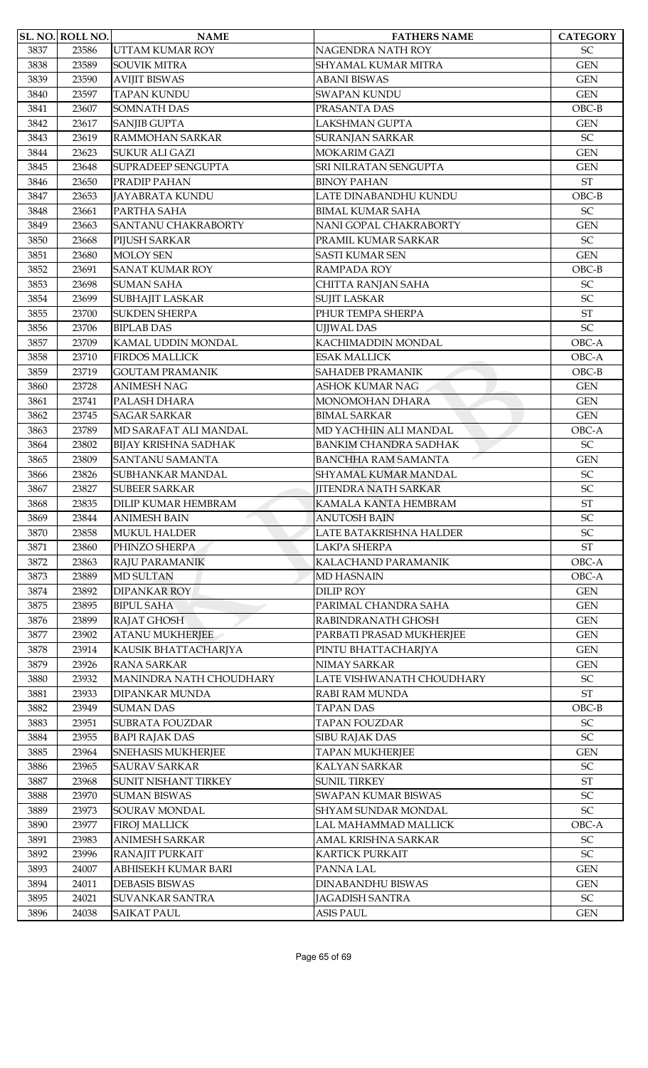| SL. NO. | ROLL NO. | NAME | FATHERS NAME | CATEGORY |
| --- | --- | --- | --- | --- |
| 3837 | 23586 | UTTAM KUMAR ROY | NAGENDRA NATH ROY | SC |
| 3838 | 23589 | SOUVIK MITRA | SHYAMAL KUMAR MITRA | GEN |
| 3839 | 23590 | AVIJIT BISWAS | ABANI BISWAS | GEN |
| 3840 | 23597 | TAPAN KUNDU | SWAPAN KUNDU | GEN |
| 3841 | 23607 | SOMNATH DAS | PRASANTA DAS | OBC-B |
| 3842 | 23617 | SANJIB GUPTA | LAKSHMAN GUPTA | GEN |
| 3843 | 23619 | RAMMOHAN SARKAR | SURANJAN SARKAR | SC |
| 3844 | 23623 | SUKUR ALI GAZI | MOKARIM GAZI | GEN |
| 3845 | 23648 | SUPRADEEP SENGUPTA | SRI NILRATAN SENGUPTA | GEN |
| 3846 | 23650 | PRADIP PAHAN | BINOY PAHAN | ST |
| 3847 | 23653 | JAYABRATA KUNDU | LATE DINABANDHU KUNDU | OBC-B |
| 3848 | 23661 | PARTHA SAHA | BIMAL KUMAR SAHA | SC |
| 3849 | 23663 | SANTANU CHAKRABORTY | NANI GOPAL CHAKRABORTY | GEN |
| 3850 | 23668 | PIJUSH SARKAR | PRAMIL KUMAR SARKAR | SC |
| 3851 | 23680 | MOLOY SEN | SASTI KUMAR SEN | GEN |
| 3852 | 23691 | SANAT KUMAR ROY | RAMPADA ROY | OBC-B |
| 3853 | 23698 | SUMAN SAHA | CHITTA RANJAN SAHA | SC |
| 3854 | 23699 | SUBHAJIT LASKAR | SUJIT LASKAR | SC |
| 3855 | 23700 | SUKDEN SHERPA | PHUR TEMPA SHERPA | ST |
| 3856 | 23706 | BIPLAB DAS | UJJWAL DAS | SC |
| 3857 | 23709 | KAMAL UDDIN MONDAL | KACHIMADDIN MONDAL | OBC-A |
| 3858 | 23710 | FIRDOS MALLICK | ESAK MALLICK | OBC-A |
| 3859 | 23719 | GOUTAM PRAMANIK | SAHADEB PRAMANIK | OBC-B |
| 3860 | 23728 | ANIMESH NAG | ASHOK KUMAR NAG | GEN |
| 3861 | 23741 | PALASH DHARA | MONOMOHAN DHARA | GEN |
| 3862 | 23745 | SAGAR SARKAR | BIMAL SARKAR | GEN |
| 3863 | 23789 | MD SARAFAT ALI MANDAL | MD YACHHIN ALI MANDAL | OBC-A |
| 3864 | 23802 | BIJAY KRISHNA SADHAK | BANKIM CHANDRA SADHAK | SC |
| 3865 | 23809 | SANTANU SAMANTA | BANCHHA RAM SAMANTA | GEN |
| 3866 | 23826 | SUBHANKAR MANDAL | SHYAMAL KUMAR MANDAL | SC |
| 3867 | 23827 | SUBEER SARKAR | JITENDRA NATH SARKAR | SC |
| 3868 | 23835 | DILIP KUMAR HEMBRAM | KAMALA KANTA HEMBRAM | ST |
| 3869 | 23844 | ANIMESH BAIN | ANUTOSH BAIN | SC |
| 3870 | 23858 | MUKUL HALDER | LATE BATAKRISHNA HALDER | SC |
| 3871 | 23860 | PHINZO SHERPA | LAKPA SHERPA | ST |
| 3872 | 23863 | RAJU PARAMANIK | KALACHAND PARAMANIK | OBC-A |
| 3873 | 23889 | MD SULTAN | MD HASNAIN | OBC-A |
| 3874 | 23892 | DIPANKAR ROY | DILIP ROY | GEN |
| 3875 | 23895 | BIPUL SAHA | PARIMAL CHANDRA SAHA | GEN |
| 3876 | 23899 | RAJAT GHOSH | RABINDRANATH GHOSH | GEN |
| 3877 | 23902 | ATANU MUKHERJEE | PARBATI PRASAD MUKHERJEE | GEN |
| 3878 | 23914 | KAUSIK BHATTACHARJYA | PINTU BHATTACHARJYA | GEN |
| 3879 | 23926 | RANA SARKAR | NIMAY SARKAR | GEN |
| 3880 | 23932 | MANINDRA NATH CHOUDHARY | LATE VISHWANATH CHOUDHARY | SC |
| 3881 | 23933 | DIPANKAR MUNDA | RABI RAM MUNDA | ST |
| 3882 | 23949 | SUMAN DAS | TAPAN DAS | OBC-B |
| 3883 | 23951 | SUBRATA FOUZDAR | TAPAN FOUZDAR | SC |
| 3884 | 23955 | BAPI RAJAK DAS | SIBU RAJAK DAS | SC |
| 3885 | 23964 | SNEHASIS MUKHERJEE | TAPAN MUKHERJEE | GEN |
| 3886 | 23965 | SAURAV SARKAR | KALYAN SARKAR | SC |
| 3887 | 23968 | SUNIT NISHANT TIRKEY | SUNIL TIRKEY | ST |
| 3888 | 23970 | SUMAN BISWAS | SWAPAN KUMAR BISWAS | SC |
| 3889 | 23973 | SOURAV MONDAL | SHYAM SUNDAR MONDAL | SC |
| 3890 | 23977 | FIROJ MALLICK | LAL MAHAMMAD MALLICK | OBC-A |
| 3891 | 23983 | ANIMESH SARKAR | AMAL KRISHNA SARKAR | SC |
| 3892 | 23996 | RANAJIT PURKAIT | KARTICK PURKAIT | SC |
| 3893 | 24007 | ABHISEKH KUMAR BARI | PANNA LAL | GEN |
| 3894 | 24011 | DEBASIS BISWAS | DINABANDHU BISWAS | GEN |
| 3895 | 24021 | SUVANKAR SANTRA | JAGADISH SANTRA | SC |
| 3896 | 24038 | SAIKAT PAUL | ASIS PAUL | GEN |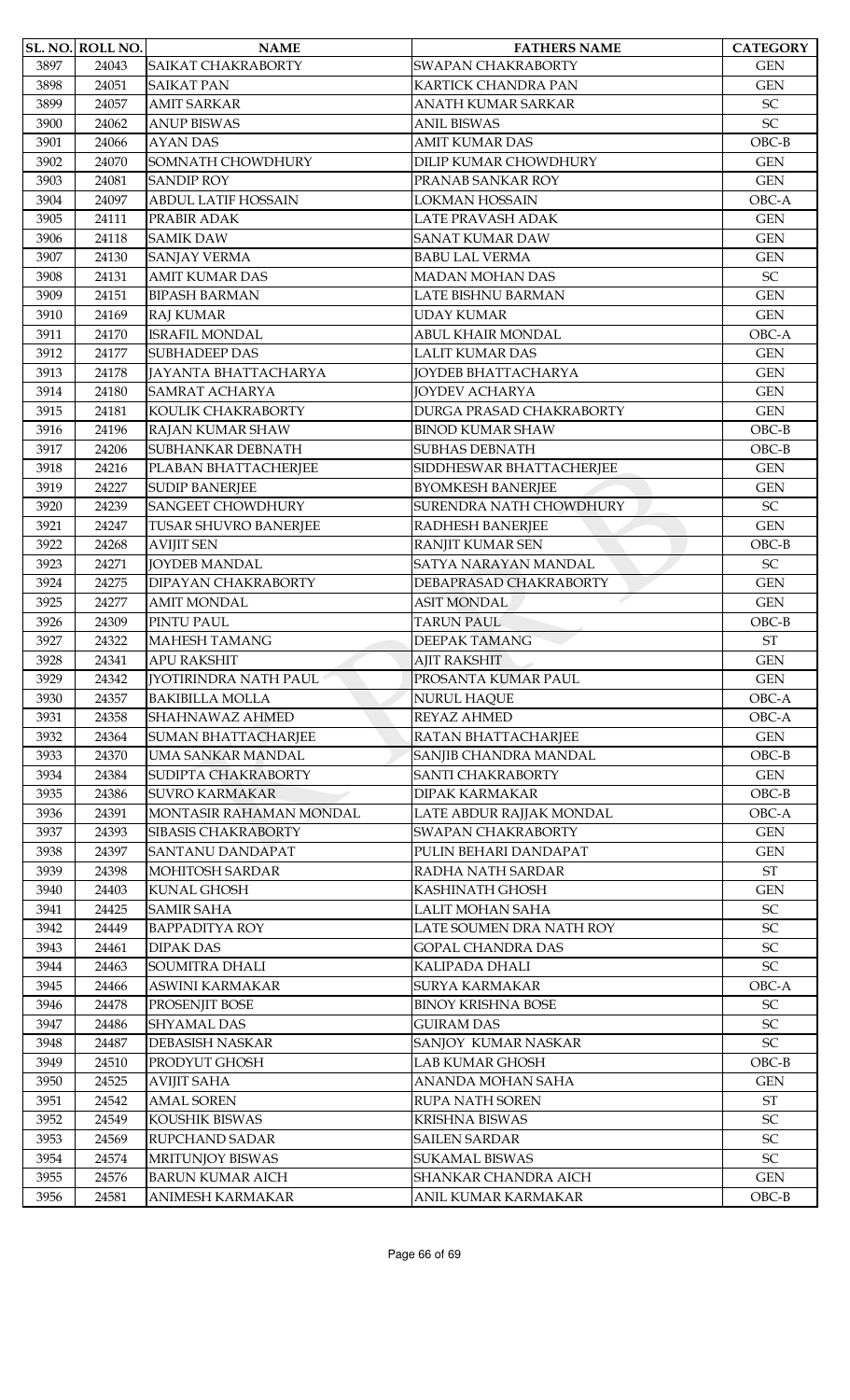| SL. NO. | ROLL NO. | NAME | FATHERS NAME | CATEGORY |
|---|---|---|---|---|
| 3897 | 24043 | SAIKAT CHAKRABORTY | SWAPAN CHAKRABORTY | GEN |
| 3898 | 24051 | SAIKAT PAN | KARTICK CHANDRA PAN | GEN |
| 3899 | 24057 | AMIT SARKAR | ANATH KUMAR SARKAR | SC |
| 3900 | 24062 | ANUP BISWAS | ANIL BISWAS | SC |
| 3901 | 24066 | AYAN DAS | AMIT KUMAR DAS | OBC-B |
| 3902 | 24070 | SOMNATH CHOWDHURY | DILIP KUMAR CHOWDHURY | GEN |
| 3903 | 24081 | SANDIP ROY | PRANAB SANKAR ROY | GEN |
| 3904 | 24097 | ABDUL LATIF HOSSAIN | LOKMAN HOSSAIN | OBC-A |
| 3905 | 24111 | PRABIR ADAK | LATE PRAVASH ADAK | GEN |
| 3906 | 24118 | SAMIK DAW | SANAT KUMAR DAW | GEN |
| 3907 | 24130 | SANJAY VERMA | BABU LAL VERMA | GEN |
| 3908 | 24131 | AMIT KUMAR DAS | MADAN MOHAN DAS | SC |
| 3909 | 24151 | BIPASH BARMAN | LATE BISHNU BARMAN | GEN |
| 3910 | 24169 | RAJ KUMAR | UDAY KUMAR | GEN |
| 3911 | 24170 | ISRAFIL MONDAL | ABUL KHAIR MONDAL | OBC-A |
| 3912 | 24177 | SUBHADEEP DAS | LALIT KUMAR DAS | GEN |
| 3913 | 24178 | JAYANTA BHATTACHARYA | JOYDEB BHATTACHARYA | GEN |
| 3914 | 24180 | SAMRAT ACHARYA | JOYDEV ACHARYA | GEN |
| 3915 | 24181 | KOULIK CHAKRABORTY | DURGA PRASAD CHAKRABORTY | GEN |
| 3916 | 24196 | RAJAN KUMAR SHAW | BINOD KUMAR SHAW | OBC-B |
| 3917 | 24206 | SUBHANKAR DEBNATH | SUBHAS DEBNATH | OBC-B |
| 3918 | 24216 | PLABAN BHATTACHERJEE | SIDDHESWAR BHATTACHERJEE | GEN |
| 3919 | 24227 | SUDIP BANERJEE | BYOMKESH BANERJEE | GEN |
| 3920 | 24239 | SANGEET CHOWDHURY | SURENDRA NATH CHOWDHURY | SC |
| 3921 | 24247 | TUSAR SHUVRO BANERJEE | RADHESH BANERJEE | GEN |
| 3922 | 24268 | AVIJIT SEN | RANJIT KUMAR SEN | OBC-B |
| 3923 | 24271 | JOYDEB MANDAL | SATYA NARAYAN MANDAL | SC |
| 3924 | 24275 | DIPAYAN CHAKRABORTY | DEBAPRASAD CHAKRABORTY | GEN |
| 3925 | 24277 | AMIT MONDAL | ASIT MONDAL | GEN |
| 3926 | 24309 | PINTU PAUL | TARUN PAUL | OBC-B |
| 3927 | 24322 | MAHESH TAMANG | DEEPAK TAMANG | ST |
| 3928 | 24341 | APU RAKSHIT | AJIT RAKSHIT | GEN |
| 3929 | 24342 | JYOTIRINDRA NATH PAUL | PROSANTA KUMAR PAUL | GEN |
| 3930 | 24357 | BAKIBILLA MOLLA | NURUL HAQUE | OBC-A |
| 3931 | 24358 | SHAHNAWAZ AHMED | REYAZ AHMED | OBC-A |
| 3932 | 24364 | SUMAN BHATTACHARJEE | RATAN BHATTACHARJEE | GEN |
| 3933 | 24370 | UMA SANKAR MANDAL | SANJIB CHANDRA MANDAL | OBC-B |
| 3934 | 24384 | SUDIPTA CHAKRABORTY | SANTI CHAKRABORTY | GEN |
| 3935 | 24386 | SUVRO KARMAKAR | DIPAK KARMAKAR | OBC-B |
| 3936 | 24391 | MONTASIR RAHAMAN MONDAL | LATE ABDUR RAJJAK MONDAL | OBC-A |
| 3937 | 24393 | SIBASIS CHAKRABORTY | SWAPAN CHAKRABORTY | GEN |
| 3938 | 24397 | SANTANU DANDAPAT | PULIN BEHARI DANDAPAT | GEN |
| 3939 | 24398 | MOHITOSH SARDAR | RADHA NATH SARDAR | ST |
| 3940 | 24403 | KUNAL GHOSH | KASHINATH GHOSH | GEN |
| 3941 | 24425 | SAMIR SAHA | LALIT MOHAN SAHA | SC |
| 3942 | 24449 | BAPPADITYA ROY | LATE SOUMEN DRA NATH ROY | SC |
| 3943 | 24461 | DIPAK DAS | GOPAL CHANDRA DAS | SC |
| 3944 | 24463 | SOUMITRA DHALI | KALIPADA DHALI | SC |
| 3945 | 24466 | ASWINI KARMAKAR | SURYA KARMAKAR | OBC-A |
| 3946 | 24478 | PROSENJIT BOSE | BINOY KRISHNA BOSE | SC |
| 3947 | 24486 | SHYAMAL DAS | GUIRAM DAS | SC |
| 3948 | 24487 | DEBASISH NASKAR | SANJOY KUMAR NASKAR | SC |
| 3949 | 24510 | PRODYUT GHOSH | LAB KUMAR GHOSH | OBC-B |
| 3950 | 24525 | AVIJIT SAHA | ANANDA MOHAN SAHA | GEN |
| 3951 | 24542 | AMAL SOREN | RUPA NATH SOREN | ST |
| 3952 | 24549 | KOUSHIK BISWAS | KRISHNA BISWAS | SC |
| 3953 | 24569 | RUPCHAND SADAR | SAILEN SARDAR | SC |
| 3954 | 24574 | MRITUNJOY BISWAS | SUKAMAL BISWAS | SC |
| 3955 | 24576 | BARUN KUMAR AICH | SHANKAR CHANDRA AICH | GEN |
| 3956 | 24581 | ANIMESH KARMAKAR | ANIL KUMAR KARMAKAR | OBC-B |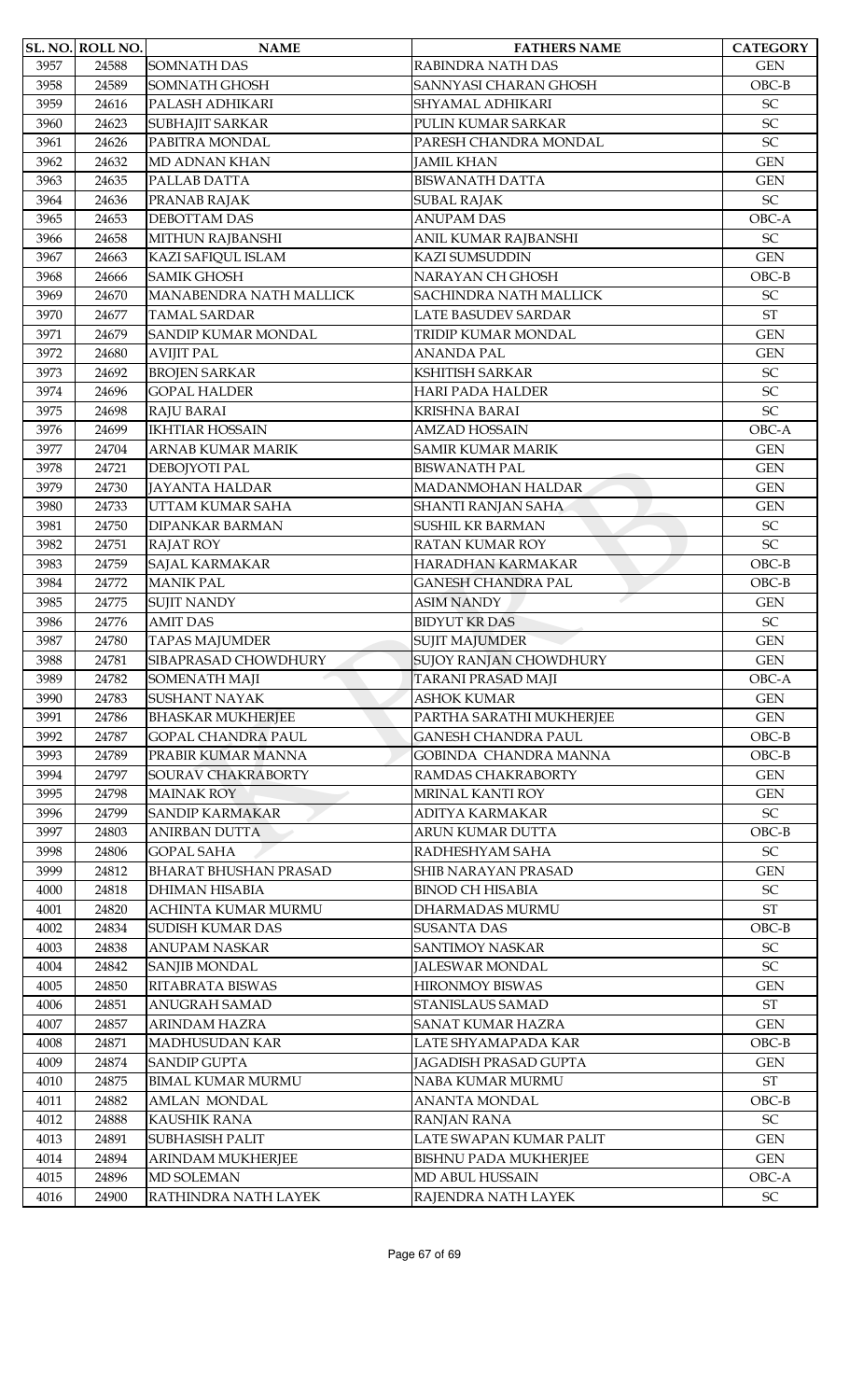| SL. NO. | ROLL NO. | NAME | FATHERS NAME | CATEGORY |
|---|---|---|---|---|
| 3957 | 24588 | SOMNATH DAS | RABINDRA NATH DAS | GEN |
| 3958 | 24589 | SOMNATH GHOSH | SANNYASI CHARAN GHOSH | OBC-B |
| 3959 | 24616 | PALASH ADHIKARI | SHYAMAL ADHIKARI | SC |
| 3960 | 24623 | SUBHAJIT SARKAR | PULIN KUMAR SARKAR | SC |
| 3961 | 24626 | PABITRA MONDAL | PARESH CHANDRA MONDAL | SC |
| 3962 | 24632 | MD ADNAN KHAN | JAMIL KHAN | GEN |
| 3963 | 24635 | PALLAB DATTA | BISWANATH DATTA | GEN |
| 3964 | 24636 | PRANAB RAJAK | SUBAL RAJAK | SC |
| 3965 | 24653 | DEBOTTAM DAS | ANUPAM DAS | OBC-A |
| 3966 | 24658 | MITHUN RAJBANSHI | ANIL KUMAR RAJBANSHI | SC |
| 3967 | 24663 | KAZI SAFIQUL ISLAM | KAZI SUMSUDDIN | GEN |
| 3968 | 24666 | SAMIK GHOSH | NARAYAN CH GHOSH | OBC-B |
| 3969 | 24670 | MANABENDRA NATH MALLICK | SACHINDRA NATH MALLICK | SC |
| 3970 | 24677 | TAMAL SARDAR | LATE BASUDEV SARDAR | ST |
| 3971 | 24679 | SANDIP KUMAR MONDAL | TRIDIP KUMAR MONDAL | GEN |
| 3972 | 24680 | AVIJIT PAL | ANANDA PAL | GEN |
| 3973 | 24692 | BROJEN SARKAR | KSHITISH SARKAR | SC |
| 3974 | 24696 | GOPAL HALDER | HARI PADA HALDER | SC |
| 3975 | 24698 | RAJU BARAI | KRISHNA BARAI | SC |
| 3976 | 24699 | IKHTIAR HOSSAIN | AMZAD HOSSAIN | OBC-A |
| 3977 | 24704 | ARNAB KUMAR MARIK | SAMIR KUMAR MARIK | GEN |
| 3978 | 24721 | DEBOJYOTI PAL | BISWANATH PAL | GEN |
| 3979 | 24730 | JAYANTA HALDAR | MADANMOHAN HALDAR | GEN |
| 3980 | 24733 | UTTAM KUMAR SAHA | SHANTI RANJAN SAHA | GEN |
| 3981 | 24750 | DIPANKAR BARMAN | SUSHIL KR BARMAN | SC |
| 3982 | 24751 | RAJAT ROY | RATAN KUMAR ROY | SC |
| 3983 | 24759 | SAJAL KARMAKAR | HARADHAN KARMAKAR | OBC-B |
| 3984 | 24772 | MANIK PAL | GANESH CHANDRA PAL | OBC-B |
| 3985 | 24775 | SUJIT NANDY | ASIM NANDY | GEN |
| 3986 | 24776 | AMIT DAS | BIDYUT KR DAS | SC |
| 3987 | 24780 | TAPAS MAJUMDER | SUJIT MAJUMDER | GEN |
| 3988 | 24781 | SIBAPRASAD CHOWDHURY | SUJOY RANJAN CHOWDHURY | GEN |
| 3989 | 24782 | SOMENATH MAJI | TARANI PRASAD MAJI | OBC-A |
| 3990 | 24783 | SUSHANT NAYAK | ASHOK KUMAR | GEN |
| 3991 | 24786 | BHASKAR MUKHERJEE | PARTHA SARATHI MUKHERJEE | GEN |
| 3992 | 24787 | GOPAL CHANDRA PAUL | GANESH CHANDRA PAUL | OBC-B |
| 3993 | 24789 | PRABIR KUMAR MANNA | GOBINDA CHANDRA MANNA | OBC-B |
| 3994 | 24797 | SOURAV CHAKRABORTY | RAMDAS CHAKRABORTY | GEN |
| 3995 | 24798 | MAINAK ROY | MRINAL KANTI ROY | GEN |
| 3996 | 24799 | SANDIP KARMAKAR | ADITYA KARMAKAR | SC |
| 3997 | 24803 | ANIRBAN DUTTA | ARUN KUMAR DUTTA | OBC-B |
| 3998 | 24806 | GOPAL SAHA | RADHESHYAM SAHA | SC |
| 3999 | 24812 | BHARAT BHUSHAN PRASAD | SHIB NARAYAN PRASAD | GEN |
| 4000 | 24818 | DHIMAN HISABIA | BINOD CH HISABIA | SC |
| 4001 | 24820 | ACHINTA KUMAR MURMU | DHARMADAS MURMU | ST |
| 4002 | 24834 | SUDISH KUMAR DAS | SUSANTA DAS | OBC-B |
| 4003 | 24838 | ANUPAM NASKAR | SANTIMOY NASKAR | SC |
| 4004 | 24842 | SANJIB MONDAL | JALESWAR MONDAL | SC |
| 4005 | 24850 | RITABRATA BISWAS | HIRONMOY BISWAS | GEN |
| 4006 | 24851 | ANUGRAH SAMAD | STANISLAUS SAMAD | ST |
| 4007 | 24857 | ARINDAM HAZRA | SANAT KUMAR HAZRA | GEN |
| 4008 | 24871 | MADHUSUDAN KAR | LATE SHYAMAPADA KAR | OBC-B |
| 4009 | 24874 | SANDIP GUPTA | JAGADISH PRASAD GUPTA | GEN |
| 4010 | 24875 | BIMAL KUMAR MURMU | NABA KUMAR MURMU | ST |
| 4011 | 24882 | AMLAN MONDAL | ANANTA MONDAL | OBC-B |
| 4012 | 24888 | KAUSHIK RANA | RANJAN RANA | SC |
| 4013 | 24891 | SUBHASISH PALIT | LATE SWAPAN KUMAR PALIT | GEN |
| 4014 | 24894 | ARINDAM MUKHERJEE | BISHNU PADA MUKHERJEE | GEN |
| 4015 | 24896 | MD SOLEMAN | MD ABUL HUSSAIN | OBC-A |
| 4016 | 24900 | RATHINDRA NATH LAYEK | RAJENDRA NATH LAYEK | SC |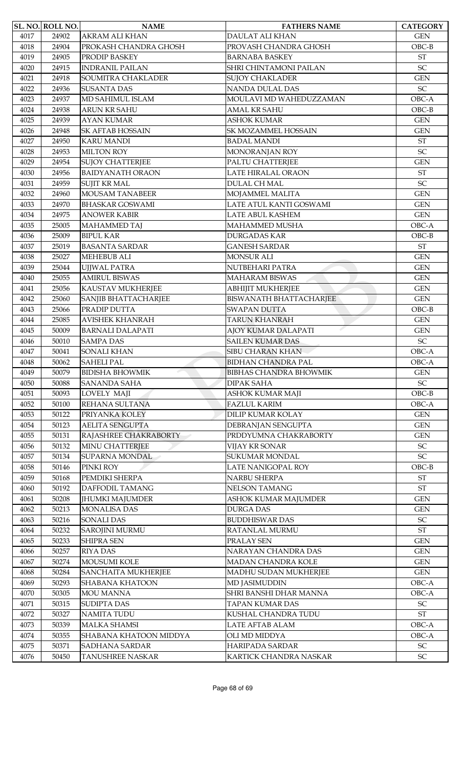| SL. NO. | ROLL NO. | NAME | FATHERS NAME | CATEGORY |
|---|---|---|---|---|
| 4017 | 24902 | AKRAM ALI KHAN | DAULAT ALI KHAN | GEN |
| 4018 | 24904 | PROKASH CHANDRA GHOSH | PROVASH CHANDRA GHOSH | OBC-B |
| 4019 | 24905 | PRODIP BASKEY | BARNABA BASKEY | ST |
| 4020 | 24915 | INDRANIL PAILAN | SHRI CHINTAMONI PAILAN | SC |
| 4021 | 24918 | SOUMITRA CHAKLADER | SUJOY CHAKLADER | GEN |
| 4022 | 24936 | SUSANTA DAS | NANDA DULAL DAS | SC |
| 4023 | 24937 | MD SAHIMUL ISLAM | MOULAVI MD WAHEDUZZAMAN | OBC-A |
| 4024 | 24938 | ARUN KR SAHU | AMAL KR SAHU | OBC-B |
| 4025 | 24939 | AYAN KUMAR | ASHOK KUMAR | GEN |
| 4026 | 24948 | SK AFTAB HOSSAIN | SK MOZAMMEL HOSSAIN | GEN |
| 4027 | 24950 | KARU MANDI | BADAL MANDI | ST |
| 4028 | 24953 | MILTON ROY | MONORANJAN ROY | SC |
| 4029 | 24954 | SUJOY CHATTERJEE | PALTU CHATTERJEE | GEN |
| 4030 | 24956 | BAIDYANATH ORAON | LATE HIRALAL ORAON | ST |
| 4031 | 24959 | SUJIT KR MAL | DULAL CH MAL | SC |
| 4032 | 24960 | MOUSAM TANABEER | MOJAMMEL MALITA | GEN |
| 4033 | 24970 | BHASKAR GOSWAMI | LATE ATUL KANTI GOSWAMI | GEN |
| 4034 | 24975 | ANOWER KABIR | LATE ABUL KASHEM | GEN |
| 4035 | 25005 | MAHAMMED TAJ | MAHAMMED MUSHA | OBC-A |
| 4036 | 25009 | BIPUL KAR | DURGADAS KAR | OBC-B |
| 4037 | 25019 | BASANTA SARDAR | GANESH SARDAR | ST |
| 4038 | 25027 | MEHEBUB ALI | MONSUR ALI | GEN |
| 4039 | 25044 | UJJWAL PATRA | NUTBEHARI PATRA | GEN |
| 4040 | 25055 | AMIRUL BISWAS | MAHARAM BISWAS | GEN |
| 4041 | 25056 | KAUSTAV MUKHERJEE | ABHIJIT MUKHERJEE | GEN |
| 4042 | 25060 | SANJIB BHATTACHARJEE | BISWANATH BHATTACHARJEE | GEN |
| 4043 | 25066 | PRADIP DUTTA | SWAPAN DUTTA | OBC-B |
| 4044 | 25085 | AVISHEK KHANRAH | TARUN KHANRAH | GEN |
| 4045 | 50009 | BARNALI DALAPATI | AJOY KUMAR DALAPATI | GEN |
| 4046 | 50010 | SAMPA DAS | SAILEN KUMAR DAS | SC |
| 4047 | 50041 | SONALI KHAN | SIBU CHARAN KHAN | OBC-A |
| 4048 | 50062 | SAHELI PAL | BIDHAN CHANDRA PAL | OBC-A |
| 4049 | 50079 | BIDISHA BHOWMIK | BIBHAS CHANDRA BHOWMIK | GEN |
| 4050 | 50088 | SANANDA SAHA | DIPAK SAHA | SC |
| 4051 | 50093 | LOVELY MAJI | ASHOK KUMAR MAJI | OBC-B |
| 4052 | 50100 | REHANA SULTANA | FAZLUL KARIM | OBC-A |
| 4053 | 50122 | PRIYANKA KOLEY | DILIP KUMAR KOLAY | GEN |
| 4054 | 50123 | AELITA SENGUPTA | DEBRANJAN SENGUPTA | GEN |
| 4055 | 50131 | RAJASHREE CHAKRABORTY | PRDDYUMNA CHAKRABORTY | GEN |
| 4056 | 50132 | MINU CHATTERJEE | VIJAY KR SONAR | SC |
| 4057 | 50134 | SUPARNA MONDAL | SUKUMAR MONDAL | SC |
| 4058 | 50146 | PINKI ROY | LATE NANIGOPAL ROY | OBC-B |
| 4059 | 50168 | PEMDIKI SHERPA | NARBU SHERPA | ST |
| 4060 | 50192 | DAFFODIL TAMANG | NELSON TAMANG | ST |
| 4061 | 50208 | JHUMKI MAJUMDER | ASHOK KUMAR MAJUMDER | GEN |
| 4062 | 50213 | MONALISA DAS | DURGA DAS | GEN |
| 4063 | 50216 | SONALI DAS | BUDDHISWAR DAS | SC |
| 4064 | 50232 | SAROJINI MURMU | RATANLAL MURMU | ST |
| 4065 | 50233 | SHIPRA SEN | PRALAY SEN | GEN |
| 4066 | 50257 | RIYA DAS | NARAYAN CHANDRA DAS | GEN |
| 4067 | 50274 | MOUSUMI KOLE | MADAN CHANDRA KOLE | GEN |
| 4068 | 50284 | SANCHAITA MUKHERJEE | MADHU SUDAN MUKHERJEE | GEN |
| 4069 | 50293 | SHABANA KHATOON | MD JASIMUDDIN | OBC-A |
| 4070 | 50305 | MOU MANNA | SHRI BANSHI DHAR MANNA | OBC-A |
| 4071 | 50315 | SUDIPTA DAS | TAPAN KUMAR DAS | SC |
| 4072 | 50327 | NAMITA TUDU | KUSHAL CHANDRA TUDU | ST |
| 4073 | 50339 | MALKA SHAMSI | LATE AFTAB ALAM | OBC-A |
| 4074 | 50355 | SHABANA KHATOON MIDDYA | OLI MD MIDDYA | OBC-A |
| 4075 | 50371 | SADHANA SARDAR | HARIPADA SARDAR | SC |
| 4076 | 50450 | TANUSHREE NASKAR | KARTICK CHANDRA NASKAR | SC |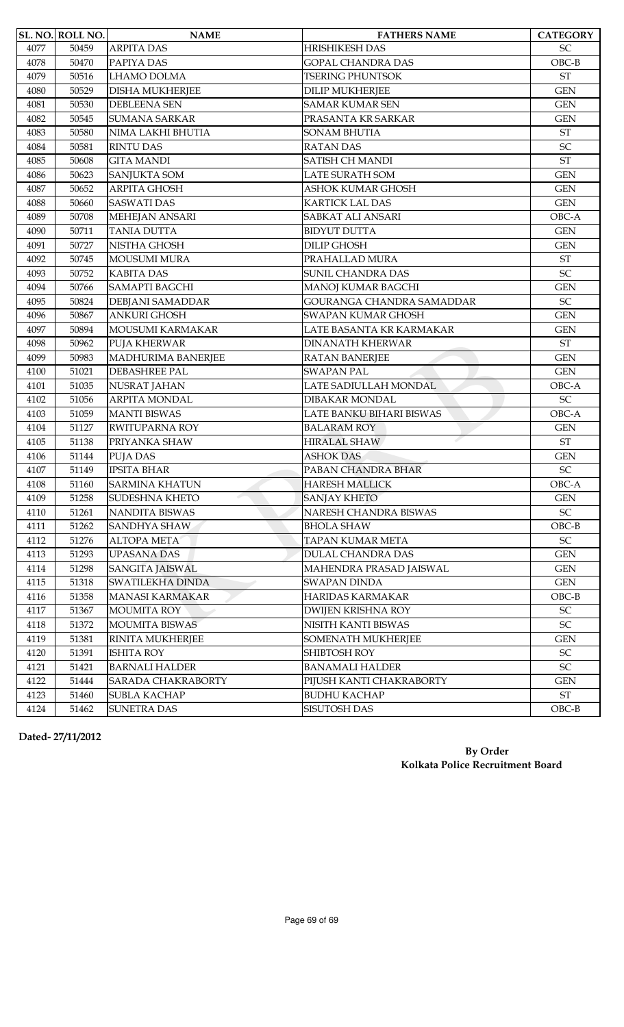| SL. NO. | ROLL NO. | NAME | FATHERS NAME | CATEGORY |
|---|---|---|---|---|
| 4077 | 50459 | ARPITA DAS | HRISHIKESH DAS | SC |
| 4078 | 50470 | PAPIYA DAS | GOPAL CHANDRA DAS | OBC-B |
| 4079 | 50516 | LHAMO DOLMA | TSERING PHUNTSOK | ST |
| 4080 | 50529 | DISHA MUKHERJEE | DILIP MUKHERJEE | GEN |
| 4081 | 50530 | DEBLEENA SEN | SAMAR KUMAR SEN | GEN |
| 4082 | 50545 | SUMANA SARKAR | PRASANTA KR SARKAR | GEN |
| 4083 | 50580 | NIMA LAKHI BHUTIA | SONAM BHUTIA | ST |
| 4084 | 50581 | RINTU DAS | RATAN DAS | SC |
| 4085 | 50608 | GITA MANDI | SATISH CH MANDI | ST |
| 4086 | 50623 | SANJUKTA SOM | LATE SURATH SOM | GEN |
| 4087 | 50652 | ARPITA GHOSH | ASHOK KUMAR GHOSH | GEN |
| 4088 | 50660 | SASWATI DAS | KARTICK LAL DAS | GEN |
| 4089 | 50708 | MEHEJAN ANSARI | SABKAT ALI ANSARI | OBC-A |
| 4090 | 50711 | TANIA DUTTA | BIDYUT DUTTA | GEN |
| 4091 | 50727 | NISTHA GHOSH | DILIP GHOSH | GEN |
| 4092 | 50745 | MOUSUMI MURA | PRAHALLAD MURA | ST |
| 4093 | 50752 | KABITA DAS | SUNIL CHANDRA DAS | SC |
| 4094 | 50766 | SAMAPTI BAGCHI | MANOJ KUMAR BAGCHI | GEN |
| 4095 | 50824 | DEBJANI SAMADDAR | GOURANGA CHANDRA SAMADDAR | SC |
| 4096 | 50867 | ANKURI GHOSH | SWAPAN KUMAR GHOSH | GEN |
| 4097 | 50894 | MOUSUMI KARMAKAR | LATE BASANTA KR KARMAKAR | GEN |
| 4098 | 50962 | PUJA KHERWAR | DINANATH KHERWAR | ST |
| 4099 | 50983 | MADHURIMA BANERJEE | RATAN BANERJEE | GEN |
| 4100 | 51021 | DEBASHREE PAL | SWAPAN PAL | GEN |
| 4101 | 51035 | NUSRAT JAHAN | LATE SADIULLAH MONDAL | OBC-A |
| 4102 | 51056 | ARPITA MONDAL | DIBAKAR MONDAL | SC |
| 4103 | 51059 | MANTI BISWAS | LATE BANKU BIHARI BISWAS | OBC-A |
| 4104 | 51127 | RWITUPARNA ROY | BALARAM ROY | GEN |
| 4105 | 51138 | PRIYANKA SHAW | HIRALAL SHAW | ST |
| 4106 | 51144 | PUJA DAS | ASHOK DAS | GEN |
| 4107 | 51149 | IPSITA BHAR | PABAN CHANDRA BHAR | SC |
| 4108 | 51160 | SARMINA KHATUN | HARESH MALLICK | OBC-A |
| 4109 | 51258 | SUDESHNA KHETO | SANJAY KHETO | GEN |
| 4110 | 51261 | NANDITA BISWAS | NARESH CHANDRA BISWAS | SC |
| 4111 | 51262 | SANDHYA SHAW | BHOLA SHAW | OBC-B |
| 4112 | 51276 | ALTOPA META | TAPAN KUMAR META | SC |
| 4113 | 51293 | UPASANA DAS | DULAL CHANDRA DAS | GEN |
| 4114 | 51298 | SANGITA JAISWAL | MAHENDRA PRASAD JAISWAL | GEN |
| 4115 | 51318 | SWATILEKHA DINDA | SWAPAN DINDA | GEN |
| 4116 | 51358 | MANASI KARMAKAR | HARIDAS KARMAKAR | OBC-B |
| 4117 | 51367 | MOUMITA ROY | DWIJEN KRISHNA ROY | SC |
| 4118 | 51372 | MOUMITA BISWAS | NISITH KANTI BISWAS | SC |
| 4119 | 51381 | RINITA MUKHERJEE | SOMENATH MUKHERJEE | GEN |
| 4120 | 51391 | ISHITA ROY | SHIBTOSH ROY | SC |
| 4121 | 51421 | BARNALI HALDER | BANAMALI HALDER | SC |
| 4122 | 51444 | SARADA CHAKRABORTY | PIJUSH KANTI CHAKRABORTY | GEN |
| 4123 | 51460 | SUBLA KACHAP | BUDHU KACHAP | ST |
| 4124 | 51462 | SUNETRA DAS | SISUTOSH DAS | OBC-B |

**Dated- 27/11/2012**

**By Order**
**Kolkata Police Recruitment Board**